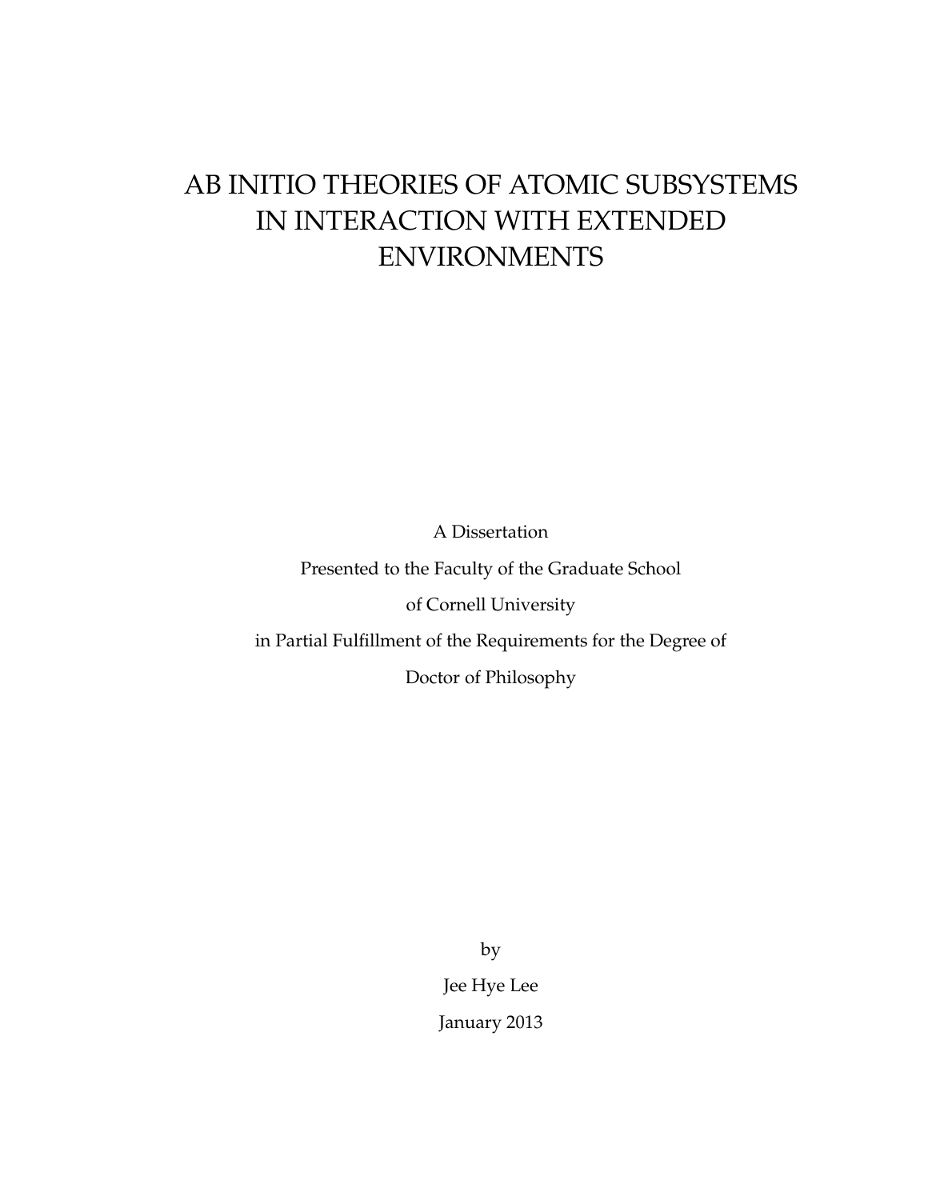# AB INITIO THEORIES OF ATOMIC SUBSYSTEMS IN INTERACTION WITH EXTENDED ENVIRONMENTS

A Dissertation

Presented to the Faculty of the Graduate School

of Cornell University

in Partial Fulfillment of the Requirements for the Degree of

Doctor of Philosophy

by

Jee Hye Lee

January 2013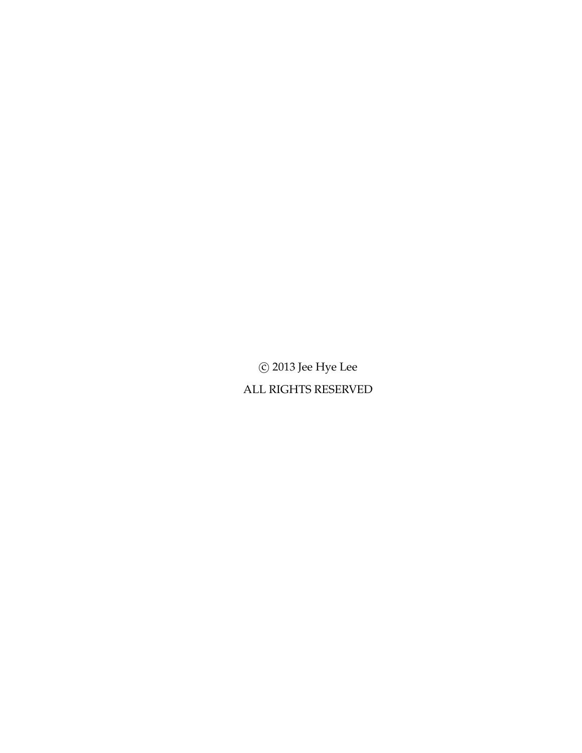© 2013 Jee Hye Lee

ALL RIGHTS RESERVED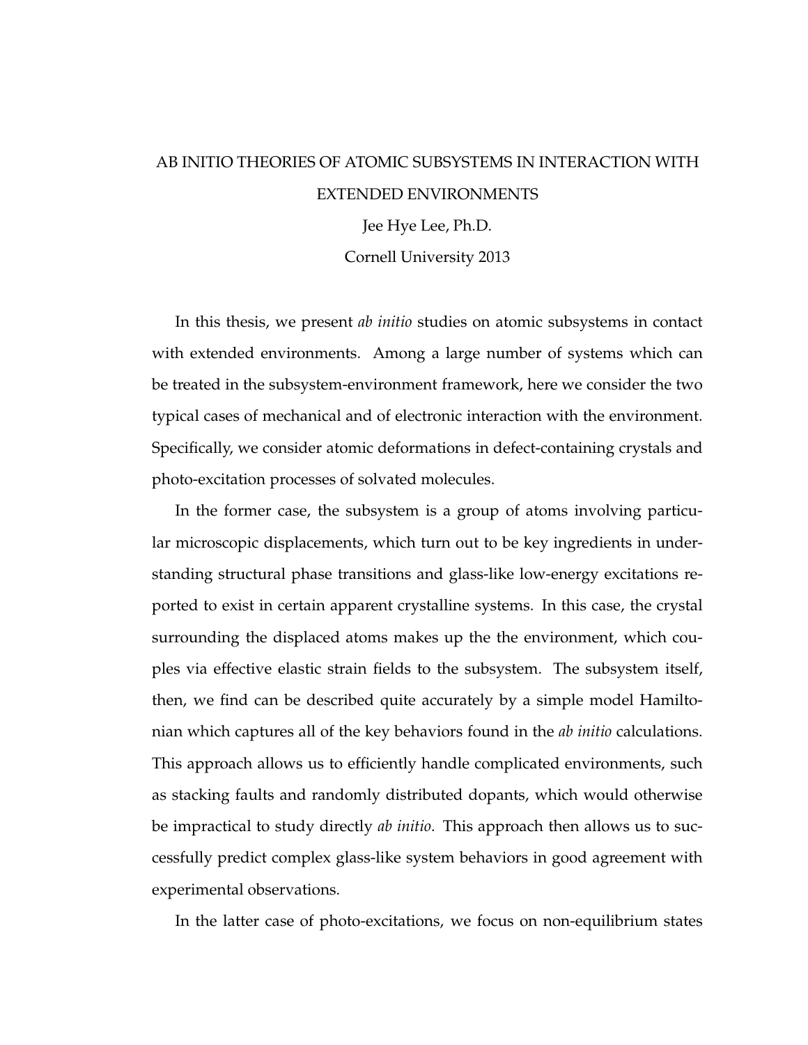AB INITIO THEORIES OF ATOMIC SUBSYSTEMS IN INTERACTION WITH EXTENDED ENVIRONMENTS

Jee Hye Lee, Ph.D.

Cornell University 2013

In this thesis, we present *ab initio* studies on atomic subsystems in contact with extended environments. Among a large number of systems which can be treated in the subsystem-environment framework, here we consider the two typical cases of mechanical and of electronic interaction with the environment. Specifically, we consider atomic deformations in defect-containing crystals and photo-excitation processes of solvated molecules.

In the former case, the subsystem is a group of atoms involving particular microscopic displacements, which turn out to be key ingredients in understanding structural phase transitions and glass-like low-energy excitations reported to exist in certain apparent crystalline systems. In this case, the crystal surrounding the displaced atoms makes up the the environment, which couples via effective elastic strain fields to the subsystem. The subsystem itself, then, we find can be described quite accurately by a simple model Hamiltonian which captures all of the key behaviors found in the *ab initio* calculations. This approach allows us to efficiently handle complicated environments, such as stacking faults and randomly distributed dopants, which would otherwise be impractical to study directly *ab initio*. This approach then allows us to successfully predict complex glass-like system behaviors in good agreement with experimental observations.

In the latter case of photo-excitations, we focus on non-equilibrium states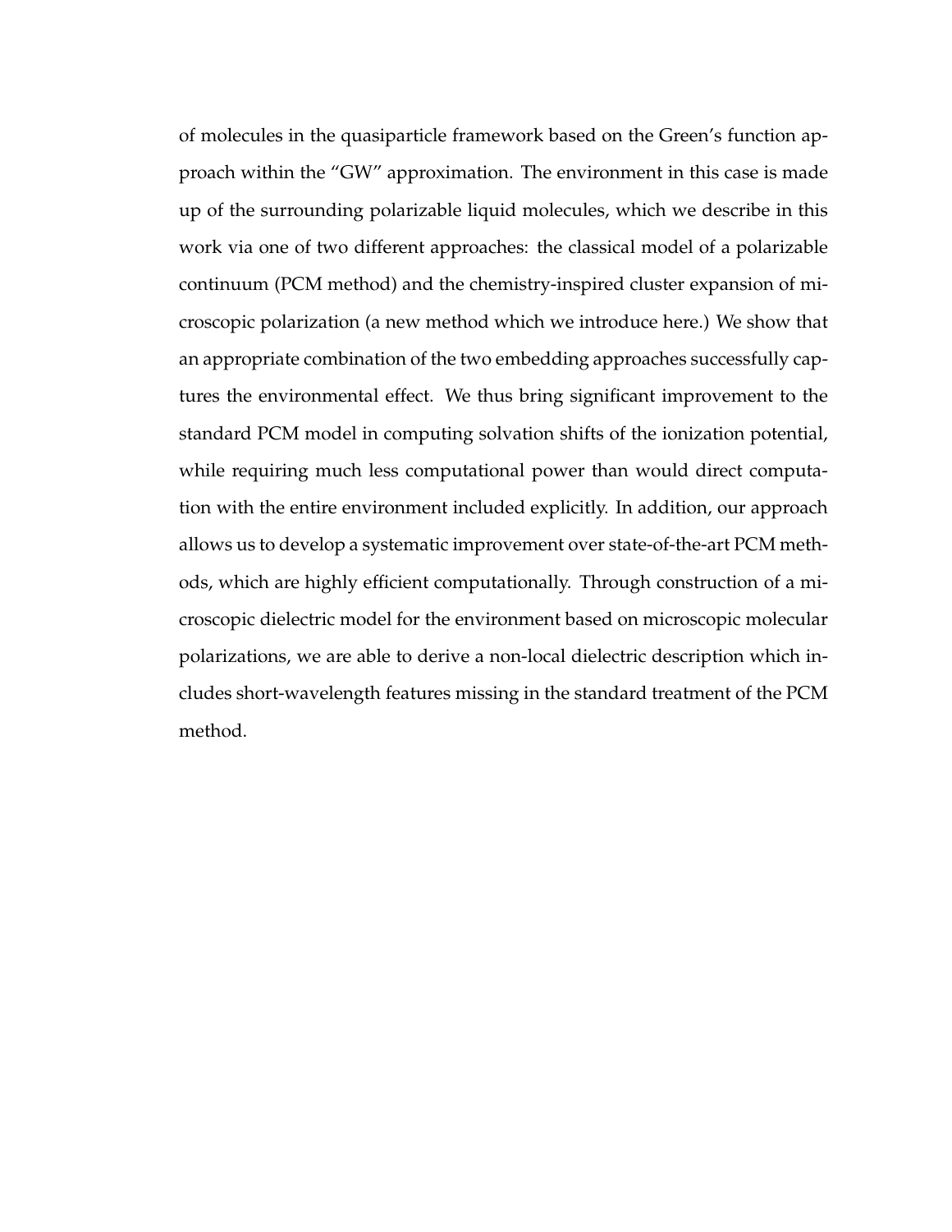of molecules in the quasiparticle framework based on the Green's function approach within the "GW" approximation. The environment in this case is made up of the surrounding polarizable liquid molecules, which we describe in this work via one of two different approaches: the classical model of a polarizable continuum (PCM method) and the chemistry-inspired cluster expansion of microscopic polarization (a new method which we introduce here.) We show that an appropriate combination of the two embedding approaches successfully captures the environmental effect. We thus bring significant improvement to the standard PCM model in computing solvation shifts of the ionization potential, while requiring much less computational power than would direct computation with the entire environment included explicitly. In addition, our approach allows us to develop a systematic improvement over state-of-the-art PCM methods, which are highly efficient computationally. Through construction of a microscopic dielectric model for the environment based on microscopic molecular polarizations, we are able to derive a non-local dielectric description which includes short-wavelength features missing in the standard treatment of the PCM method.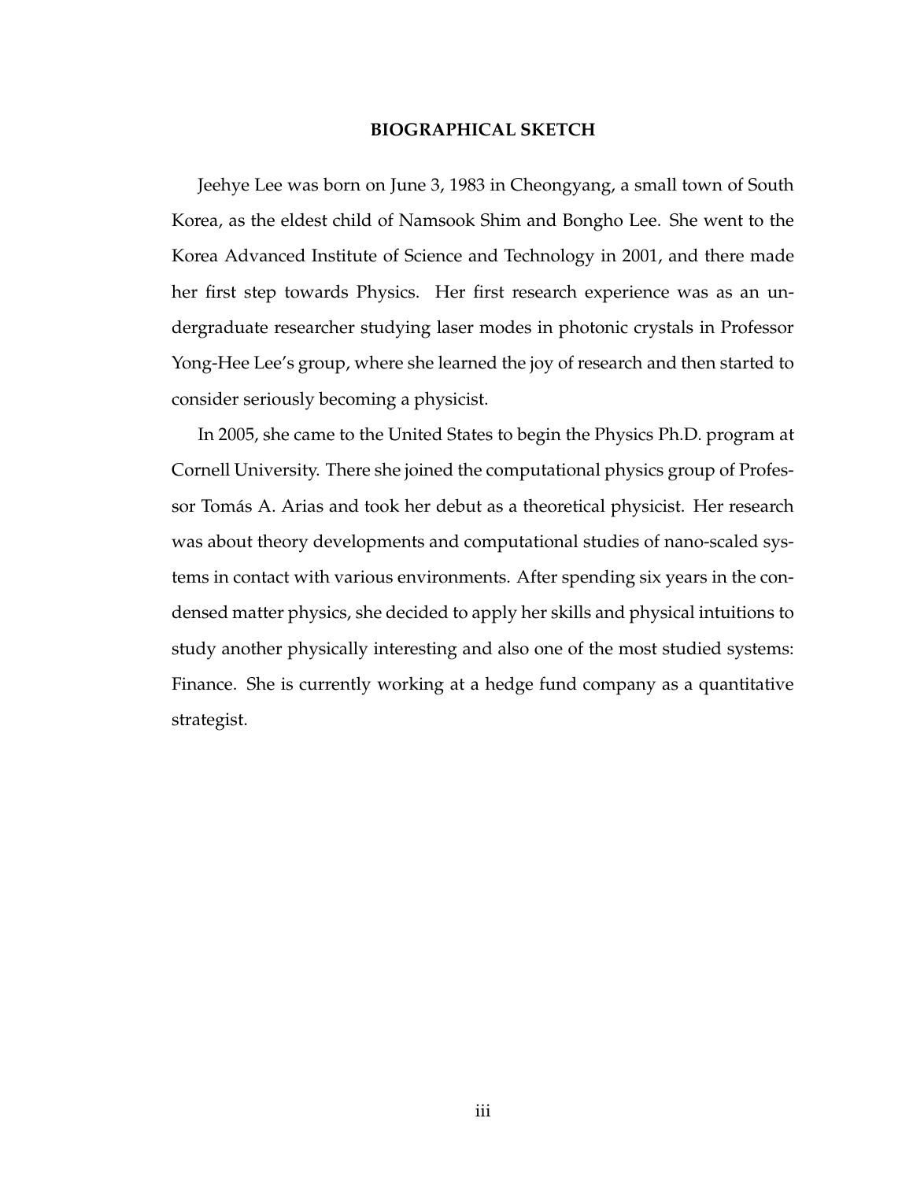## BIOGRAPHICAL SKETCH

Jeehye Lee was born on June 3, 1983 in Cheongyang, a small town of South Korea, as the eldest child of Namsook Shim and Bongho Lee. She went to the Korea Advanced Institute of Science and Technology in 2001, and there made her first step towards Physics. Her first research experience was as an undergraduate researcher studying laser modes in photonic crystals in Professor Yong-Hee Lee's group, where she learned the joy of research and then started to consider seriously becoming a physicist.

In 2005, she came to the United States to begin the Physics Ph.D. program at Cornell University. There she joined the computational physics group of Professor Tomás A. Arias and took her debut as a theoretical physicist. Her research was about theory developments and computational studies of nano-scaled systems in contact with various environments. After spending six years in the condensed matter physics, she decided to apply her skills and physical intuitions to study another physically interesting and also one of the most studied systems: Finance. She is currently working at a hedge fund company as a quantitative strategist.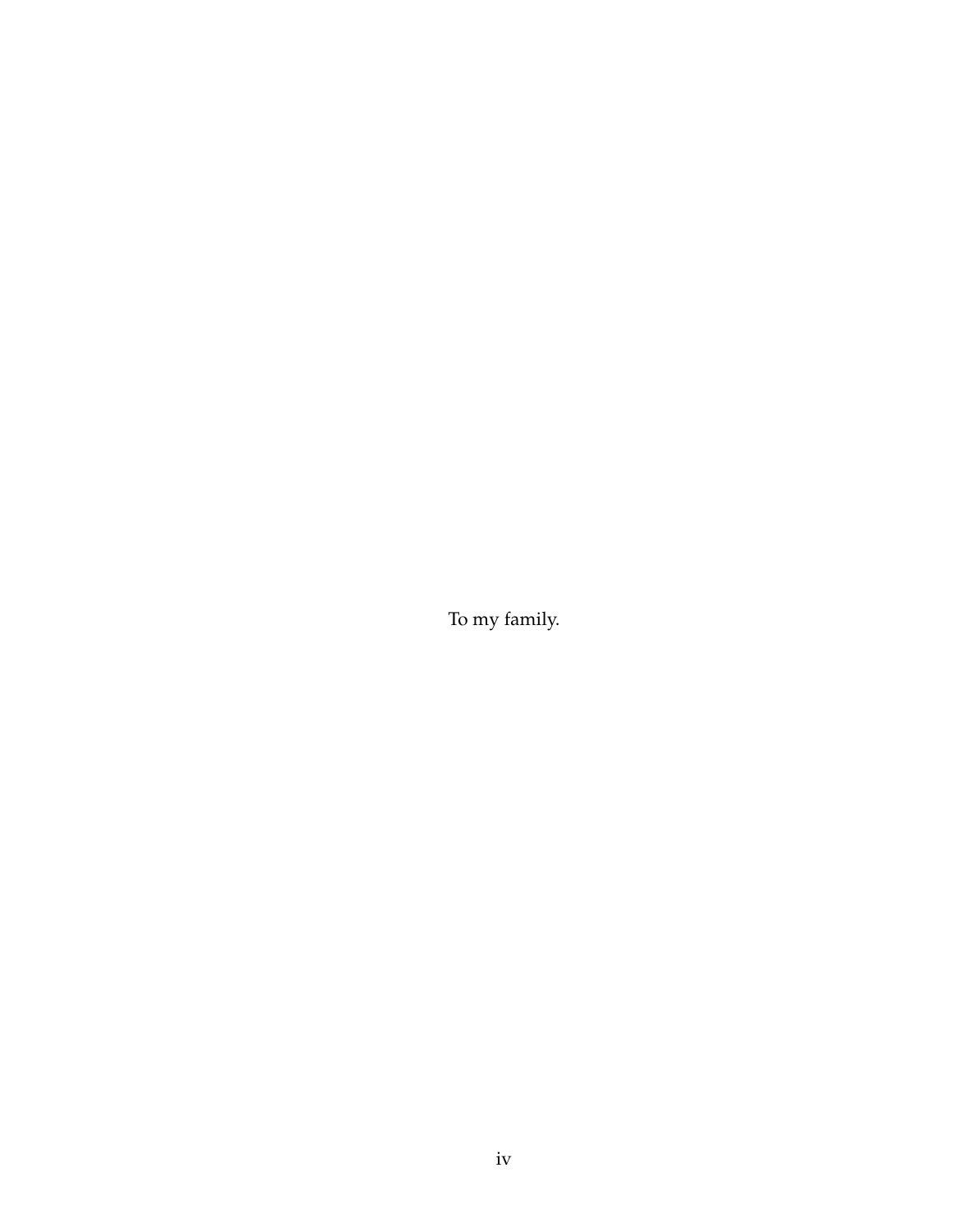To my family.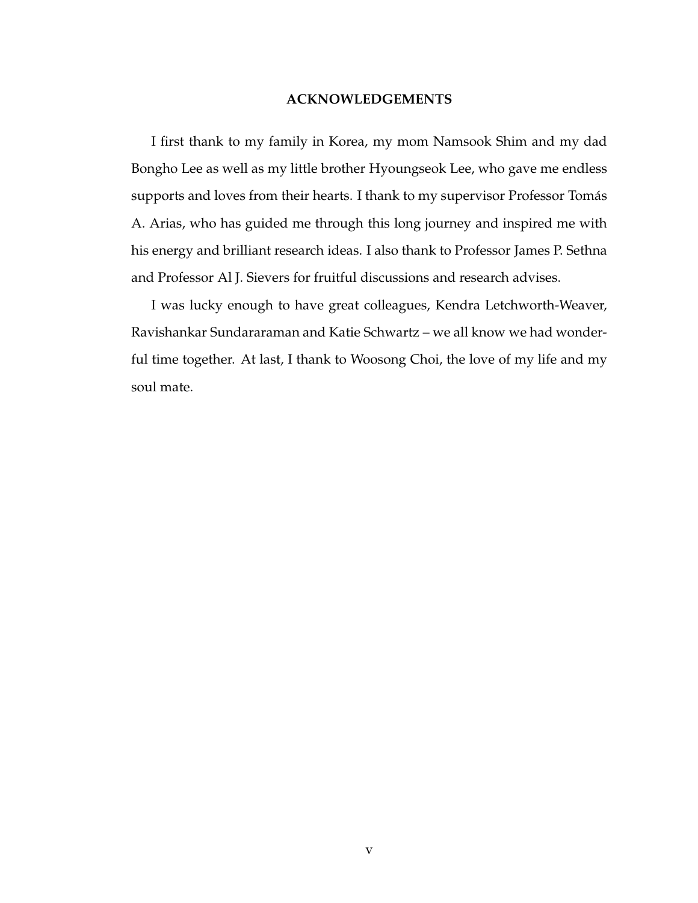## ACKNOWLEDGEMENTS

I first thank to my family in Korea, my mom Namsook Shim and my dad Bongho Lee as well as my little brother Hyoungseok Lee, who gave me endless supports and loves from their hearts. I thank to my supervisor Professor Tomás A. Arias, who has guided me through this long journey and inspired me with his energy and brilliant research ideas. I also thank to Professor James P. Sethna and Professor Al J. Sievers for fruitful discussions and research advises.

I was lucky enough to have great colleagues, Kendra Letchworth-Weaver, Ravishankar Sundararaman and Katie Schwartz – we all know we had wonderful time together. At last, I thank to Woosong Choi, the love of my life and my soul mate.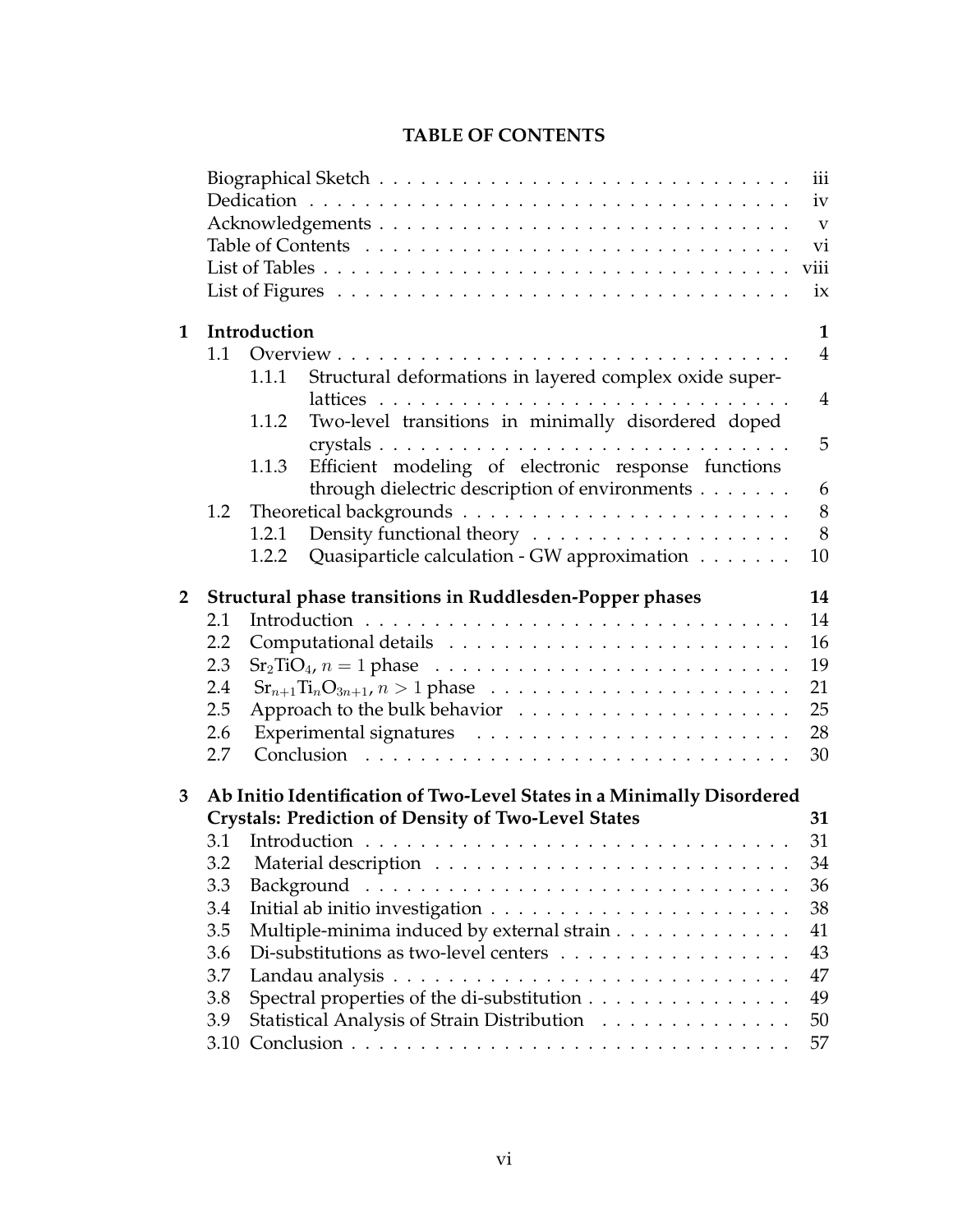# TABLE OF CONTENTS

| | | | |
|---|---|---|---|
| | Biographical Sketch | | iii |
| | Dedication | | iv |
| | Acknowledgements | | v |
| | Table of Contents | | vi |
| | List of Tables | | viii |
| | List of Figures | | ix |
| **1** | **Introduction** | | **1** |
| | 1.1 | Overview | 4 |
| | | 1.1.1 Structural deformations in layered complex oxide superlattices | 4 |
| | | 1.1.2 Two-level transitions in minimally disordered doped crystals | 5 |
| | | 1.1.3 Efficient modeling of electronic response functions through dielectric description of environments | 6 |
| | 1.2 | Theoretical backgrounds | 8 |
| | | 1.2.1 Density functional theory | 8 |
| | | 1.2.2 Quasiparticle calculation - GW approximation | 10 |
| **2** | **Structural phase transitions in Ruddlesden-Popper phases** | | **14** |
| | 2.1 | Introduction | 14 |
| | 2.2 | Computational details | 16 |
| | 2.3 | $Sr_2TiO_4$, $n = 1$ phase | 19 |
| | 2.4 | $Sr_{n+1}Ti_nO_{3n+1}$, $n > 1$ phase | 21 |
| | 2.5 | Approach to the bulk behavior | 25 |
| | 2.6 | Experimental signatures | 28 |
| | 2.7 | Conclusion | 30 |
| **3** | **Ab Initio Identification of Two-Level States in a Minimally Disordered Crystals: Prediction of Density of Two-Level States** | | **31** |
| | 3.1 | Introduction | 31 |
| | 3.2 | Material description | 34 |
| | 3.3 | Background | 36 |
| | 3.4 | Initial ab initio investigation | 38 |
| | 3.5 | Multiple-minima induced by external strain | 41 |
| | 3.6 | Di-substitutions as two-level centers | 43 |
| | 3.7 | Landau analysis | 47 |
| | 3.8 | Spectral properties of the di-substitution | 49 |
| | 3.9 | Statistical Analysis of Strain Distribution | 50 |
| | 3.10 | Conclusion | 57 |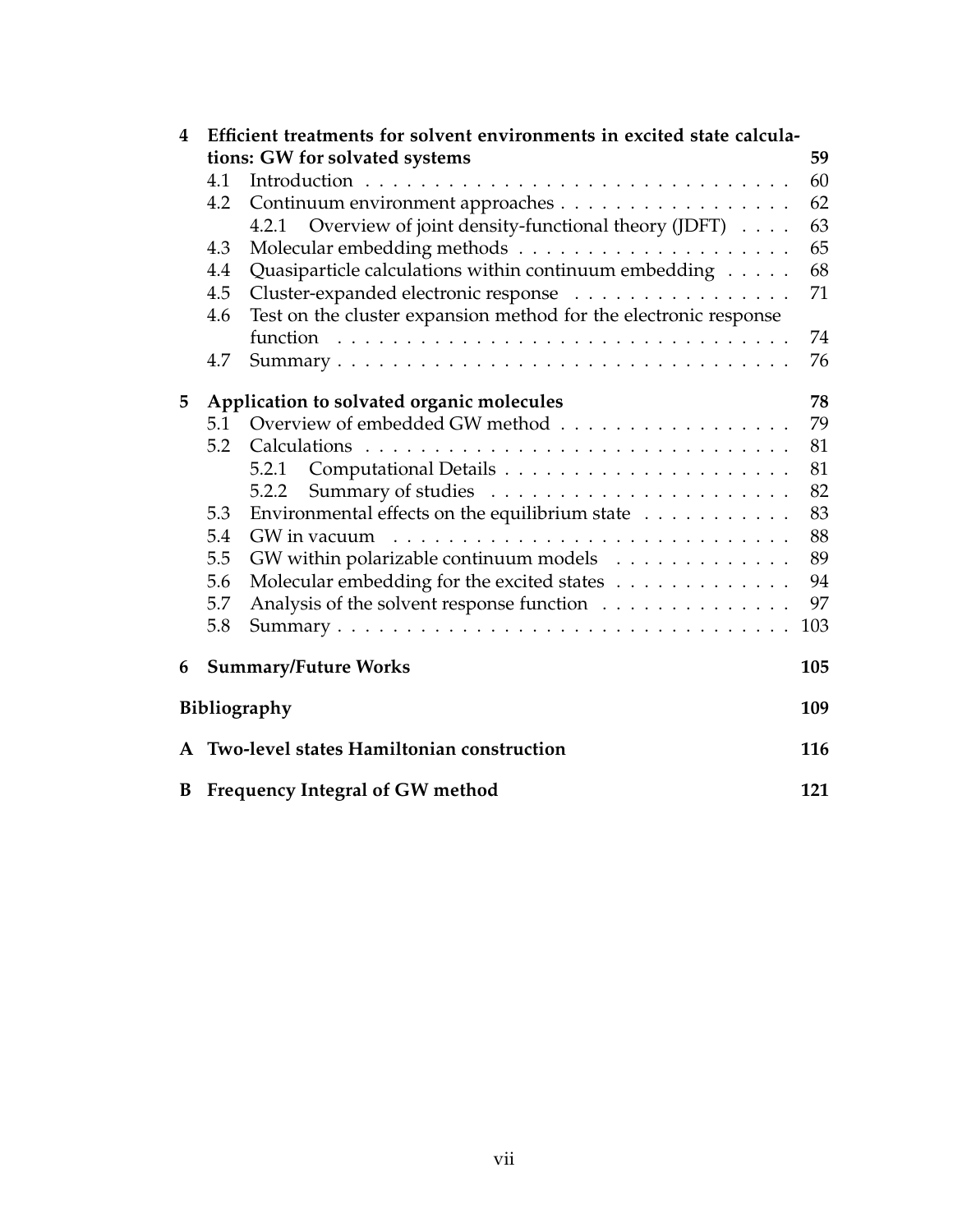**4 Efficient treatments for solvent environments in excited state calculations: GW for solvated systems** 59

- 4.1 Introduction . . . . . . . . . . . . . . . . . . . . . . . . . . . . . . . . 60
- 4.2 Continuum environment approaches . . . . . . . . . . . . . . . . . 62
  - 4.2.1 Overview of joint density-functional theory (JDFT) . . . . 63
- 4.3 Molecular embedding methods . . . . . . . . . . . . . . . . . . . . 65
- 4.4 Quasiparticle calculations within continuum embedding . . . . . 68
- 4.5 Cluster-expanded electronic response . . . . . . . . . . . . . . . . 71
- 4.6 Test on the cluster expansion method for the electronic response function . . . . . . . . . . . . . . . . . . . . . . . . . . . . . . . . . 74
- 4.7 Summary . . . . . . . . . . . . . . . . . . . . . . . . . . . . . . . . . 76

**5 Application to solvated organic molecules** 78

- 5.1 Overview of embedded GW method . . . . . . . . . . . . . . . . . 79
- 5.2 Calculations . . . . . . . . . . . . . . . . . . . . . . . . . . . . . . . 81
  - 5.2.1 Computational Details . . . . . . . . . . . . . . . . . . . . . 81
  - 5.2.2 Summary of studies . . . . . . . . . . . . . . . . . . . . . . 82
- 5.3 Environmental effects on the equilibrium state . . . . . . . . . . . 83
- 5.4 GW in vacuum . . . . . . . . . . . . . . . . . . . . . . . . . . . . . 88
- 5.5 GW within polarizable continuum models . . . . . . . . . . . . . 89
- 5.6 Molecular embedding for the excited states . . . . . . . . . . . . . 94
- 5.7 Analysis of the solvent response function . . . . . . . . . . . . . . 97
- 5.8 Summary . . . . . . . . . . . . . . . . . . . . . . . . . . . . . . . . . 103

**6 Summary/Future Works** 105

**Bibliography** 109

**A Two-level states Hamiltonian construction** 116

**B Frequency Integral of GW method** 121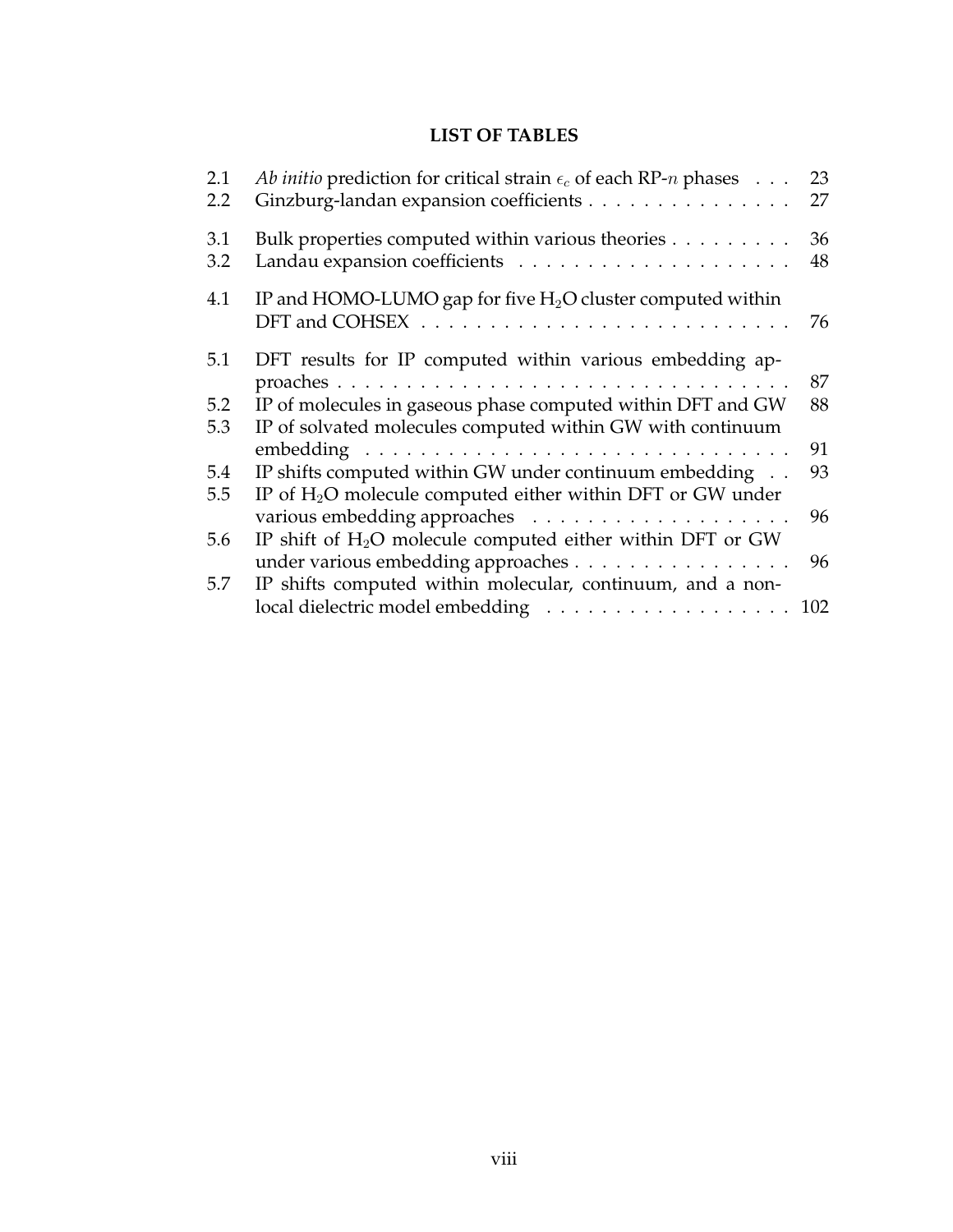# LIST OF TABLES

| | | |
|---|---|---|
| 2.1 | *Ab initio* prediction for critical strain $\epsilon_c$ of each RP-$n$ phases | 23 |
| 2.2 | Ginzburg-landan expansion coefficients | 27 |
| 3.1 | Bulk properties computed within various theories | 36 |
| 3.2 | Landau expansion coefficients | 48 |
| 4.1 | IP and HOMO-LUMO gap for five $H_2O$ cluster computed within DFT and COHSEX | 76 |
| 5.1 | DFT results for IP computed within various embedding approaches | 87 |
| 5.2 | IP of molecules in gaseous phase computed within DFT and GW | 88 |
| 5.3 | IP of solvated molecules computed within GW with continuum embedding | 91 |
| 5.4 | IP shifts computed within GW under continuum embedding | 93 |
| 5.5 | IP of $H_2O$ molecule computed either within DFT or GW under various embedding approaches | 96 |
| 5.6 | IP shift of $H_2O$ molecule computed either within DFT or GW under various embedding approaches | 96 |
| 5.7 | IP shifts computed within molecular, continuum, and a non-local dielectric model embedding | 102 |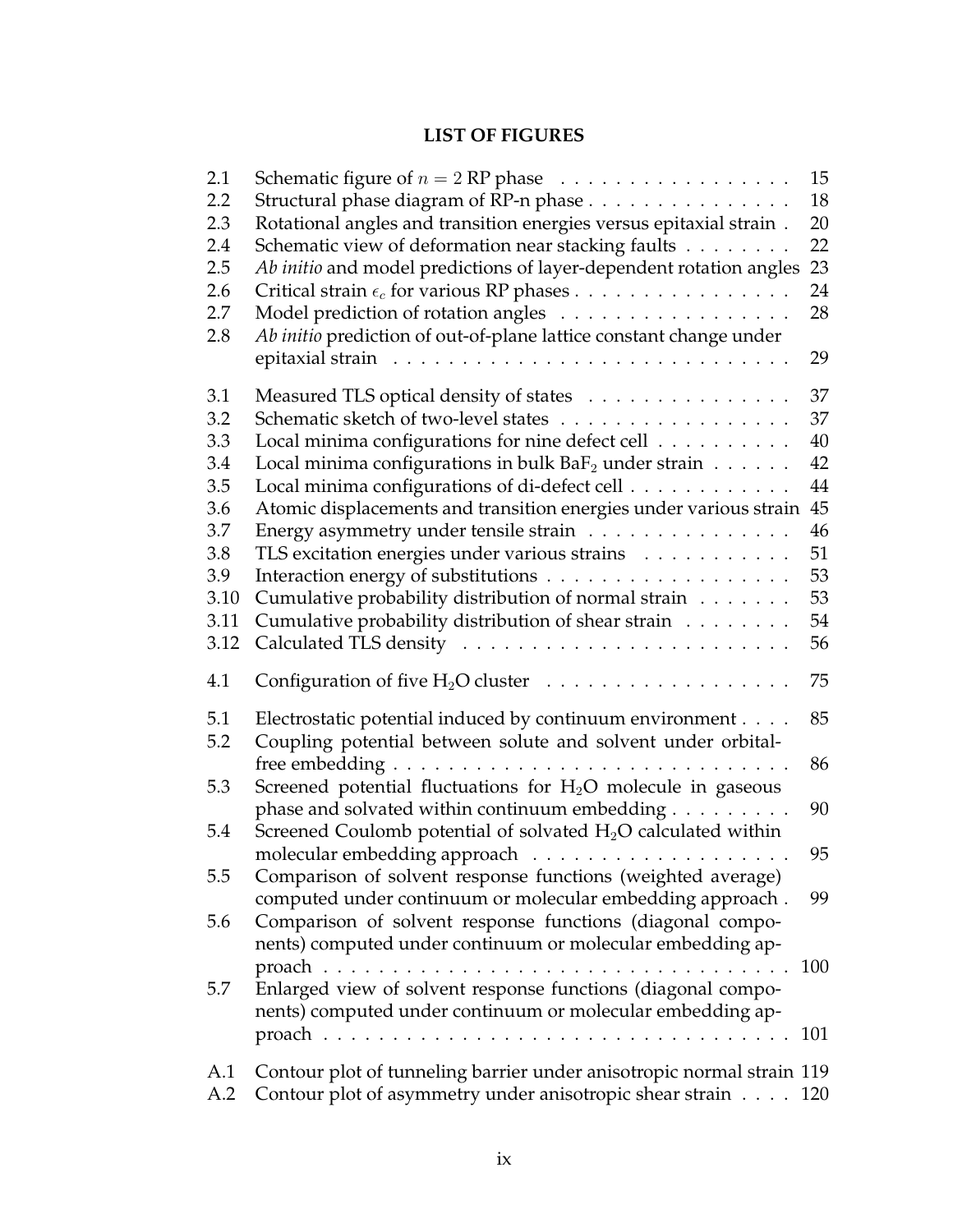# LIST OF FIGURES

| | | |
|---|---|---|
| 2.1 | Schematic figure of $n = 2$ RP phase | 15 |
| 2.2 | Structural phase diagram of RP-n phase | 18 |
| 2.3 | Rotational angles and transition energies versus epitaxial strain | 20 |
| 2.4 | Schematic view of deformation near stacking faults | 22 |
| 2.5 | *Ab initio* and model predictions of layer-dependent rotation angles | 23 |
| 2.6 | Critical strain $\epsilon_c$ for various RP phases | 24 |
| 2.7 | Model prediction of rotation angles | 28 |
| 2.8 | *Ab initio* prediction of out-of-plane lattice constant change under epitaxial strain | 29 |
| 3.1 | Measured TLS optical density of states | 37 |
| 3.2 | Schematic sketch of two-level states | 37 |
| 3.3 | Local minima configurations for nine defect cell | 40 |
| 3.4 | Local minima configurations in bulk $BaF_2$ under strain | 42 |
| 3.5 | Local minima configurations of di-defect cell | 44 |
| 3.6 | Atomic displacements and transition energies under various strain | 45 |
| 3.7 | Energy asymmetry under tensile strain | 46 |
| 3.8 | TLS excitation energies under various strains | 51 |
| 3.9 | Interaction energy of substitutions | 53 |
| 3.10 | Cumulative probability distribution of normal strain | 53 |
| 3.11 | Cumulative probability distribution of shear strain | 54 |
| 3.12 | Calculated TLS density | 56 |
| 4.1 | Configuration of five $H_2O$ cluster | 75 |
| 5.1 | Electrostatic potential induced by continuum environment | 85 |
| 5.2 | Coupling potential between solute and solvent under orbital-free embedding | 86 |
| 5.3 | Screened potential fluctuations for $H_2O$ molecule in gaseous phase and solvated within continuum embedding | 90 |
| 5.4 | Screened Coulomb potential of solvated $H_2O$ calculated within molecular embedding approach | 95 |
| 5.5 | Comparison of solvent response functions (weighted average) computed under continuum or molecular embedding approach | 99 |
| 5.6 | Comparison of solvent response functions (diagonal components) computed under continuum or molecular embedding approach | 100 |
| 5.7 | Enlarged view of solvent response functions (diagonal components) computed under continuum or molecular embedding approach | 101 |
| A.1 | Contour plot of tunneling barrier under anisotropic normal strain | 119 |
| A.2 | Contour plot of asymmetry under anisotropic shear strain | 120 |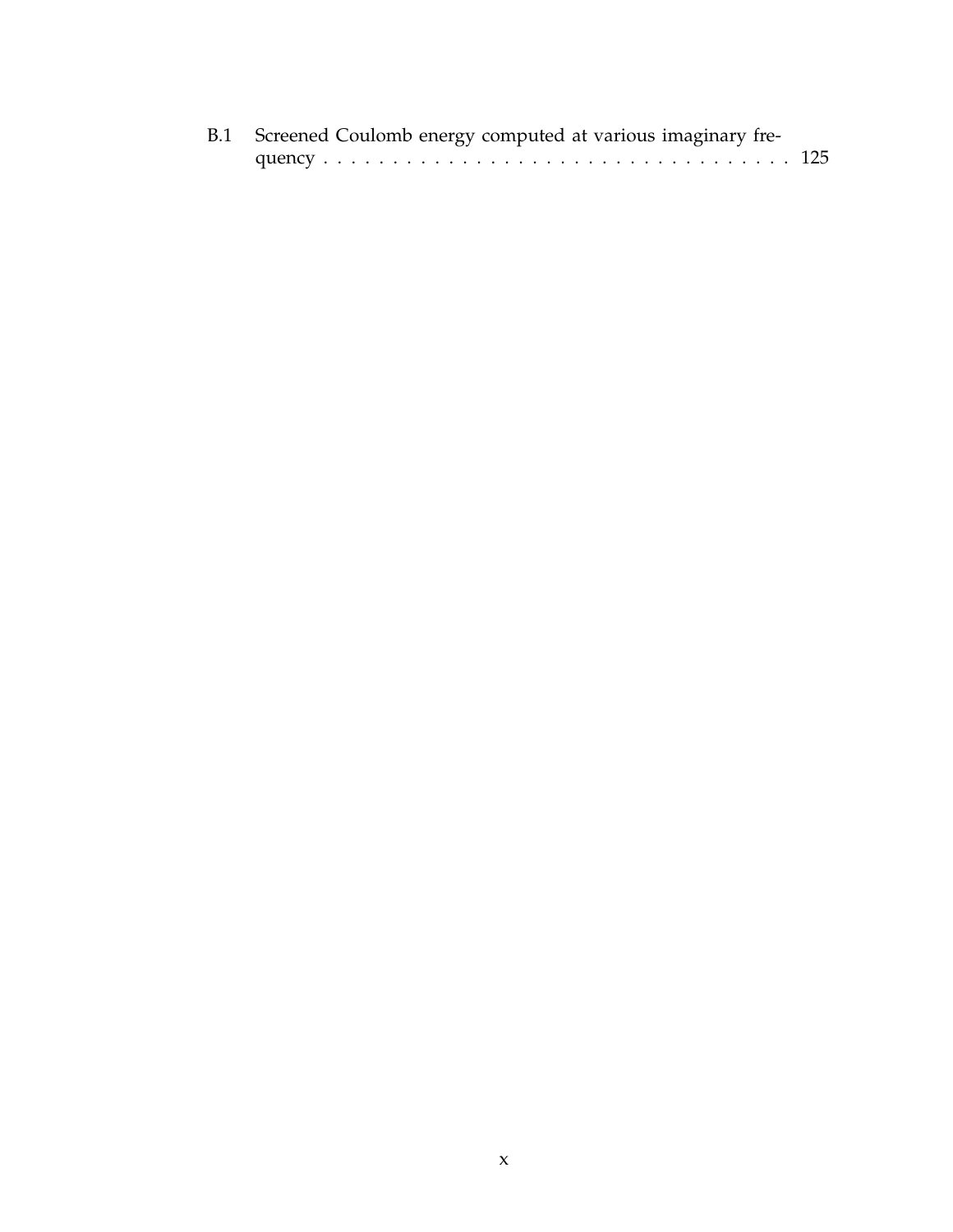B.1 Screened Coulomb energy computed at various imaginary frequency . . . . . . . . . . . . . . . . . . . . . . . . . . . . . . . . . . 125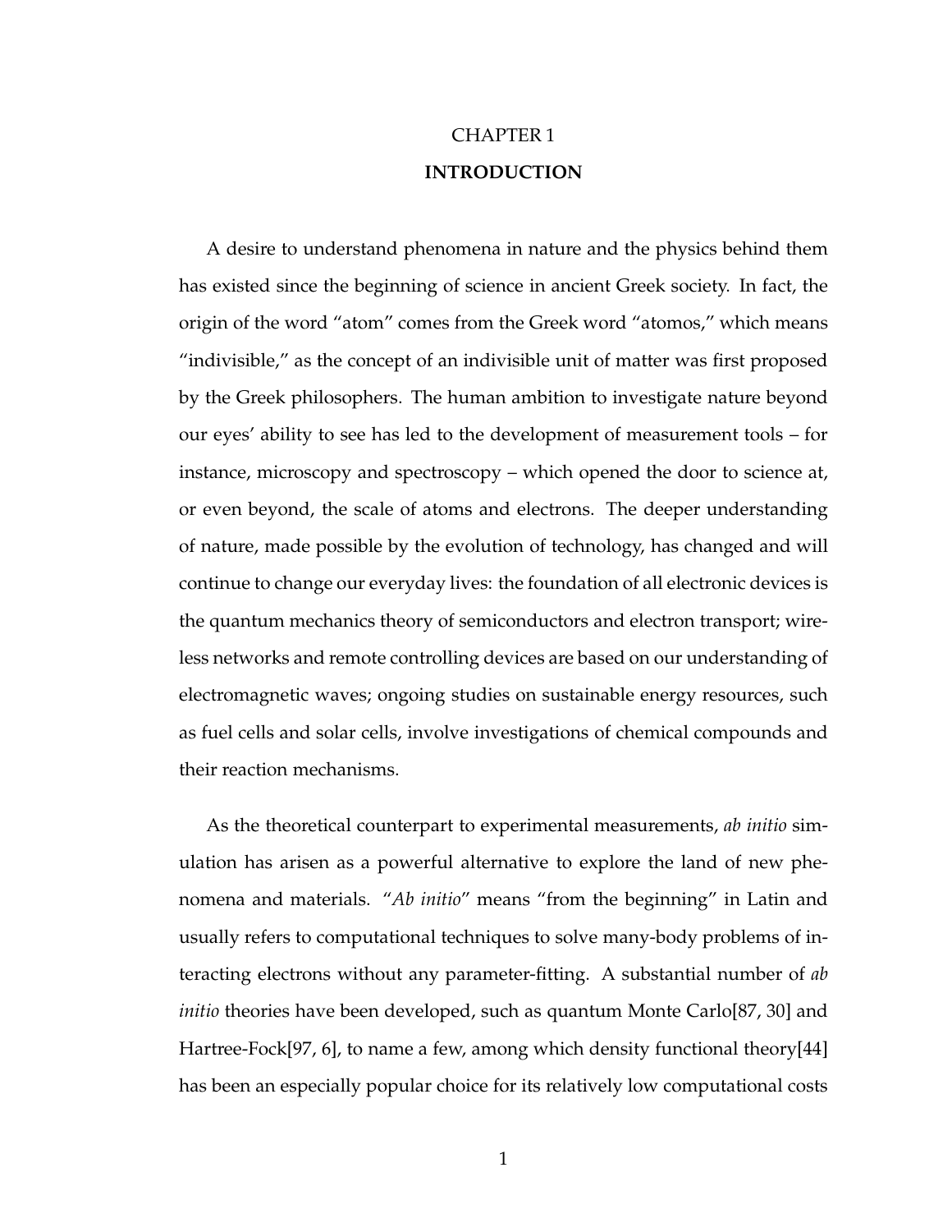# CHAPTER 1

# INTRODUCTION

A desire to understand phenomena in nature and the physics behind them has existed since the beginning of science in ancient Greek society. In fact, the origin of the word "atom" comes from the Greek word "atomos," which means "indivisible," as the concept of an indivisible unit of matter was first proposed by the Greek philosophers. The human ambition to investigate nature beyond our eyes' ability to see has led to the development of measurement tools – for instance, microscopy and spectroscopy – which opened the door to science at, or even beyond, the scale of atoms and electrons. The deeper understanding of nature, made possible by the evolution of technology, has changed and will continue to change our everyday lives: the foundation of all electronic devices is the quantum mechanics theory of semiconductors and electron transport; wireless networks and remote controlling devices are based on our understanding of electromagnetic waves; ongoing studies on sustainable energy resources, such as fuel cells and solar cells, involve investigations of chemical compounds and their reaction mechanisms.

As the theoretical counterpart to experimental measurements, *ab initio* simulation has arisen as a powerful alternative to explore the land of new phenomena and materials. "*Ab initio*" means "from the beginning" in Latin and usually refers to computational techniques to solve many-body problems of interacting electrons without any parameter-fitting. A substantial number of *ab initio* theories have been developed, such as quantum Monte Carlo[87, 30] and Hartree-Fock[97, 6], to name a few, among which density functional theory[44] has been an especially popular choice for its relatively low computational costs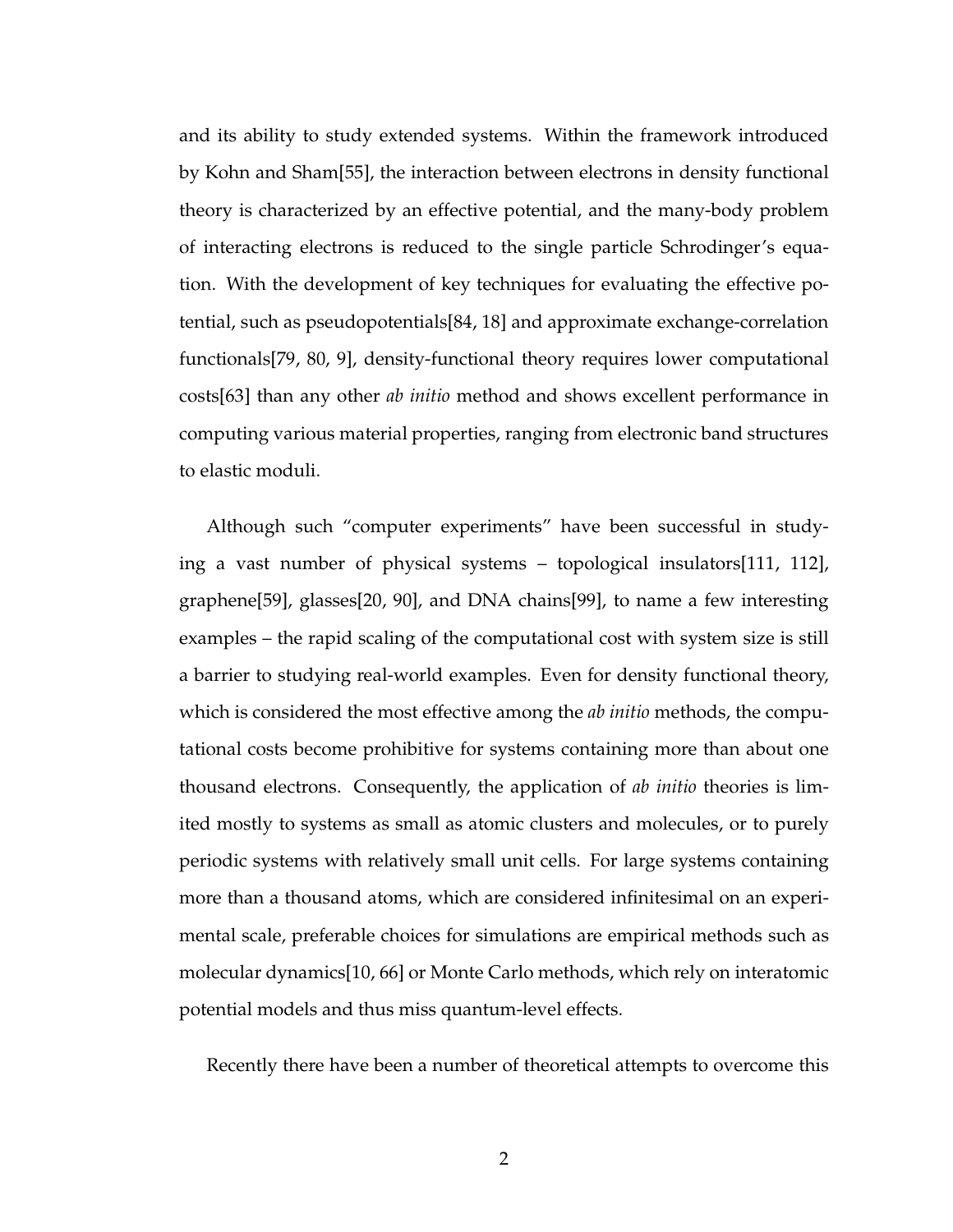and its ability to study extended systems. Within the framework introduced by Kohn and Sham[55], the interaction between electrons in density functional theory is characterized by an effective potential, and the many-body problem of interacting electrons is reduced to the single particle Schrodinger's equation. With the development of key techniques for evaluating the effective potential, such as pseudopotentials[84, 18] and approximate exchange-correlation functionals[79, 80, 9], density-functional theory requires lower computational costs[63] than any other *ab initio* method and shows excellent performance in computing various material properties, ranging from electronic band structures to elastic moduli.

Although such "computer experiments" have been successful in studying a vast number of physical systems – topological insulators[111, 112], graphene[59], glasses[20, 90], and DNA chains[99], to name a few interesting examples – the rapid scaling of the computational cost with system size is still a barrier to studying real-world examples. Even for density functional theory, which is considered the most effective among the *ab initio* methods, the computational costs become prohibitive for systems containing more than about one thousand electrons. Consequently, the application of *ab initio* theories is limited mostly to systems as small as atomic clusters and molecules, or to purely periodic systems with relatively small unit cells. For large systems containing more than a thousand atoms, which are considered infinitesimal on an experimental scale, preferable choices for simulations are empirical methods such as molecular dynamics[10, 66] or Monte Carlo methods, which rely on interatomic potential models and thus miss quantum-level effects.

Recently there have been a number of theoretical attempts to overcome this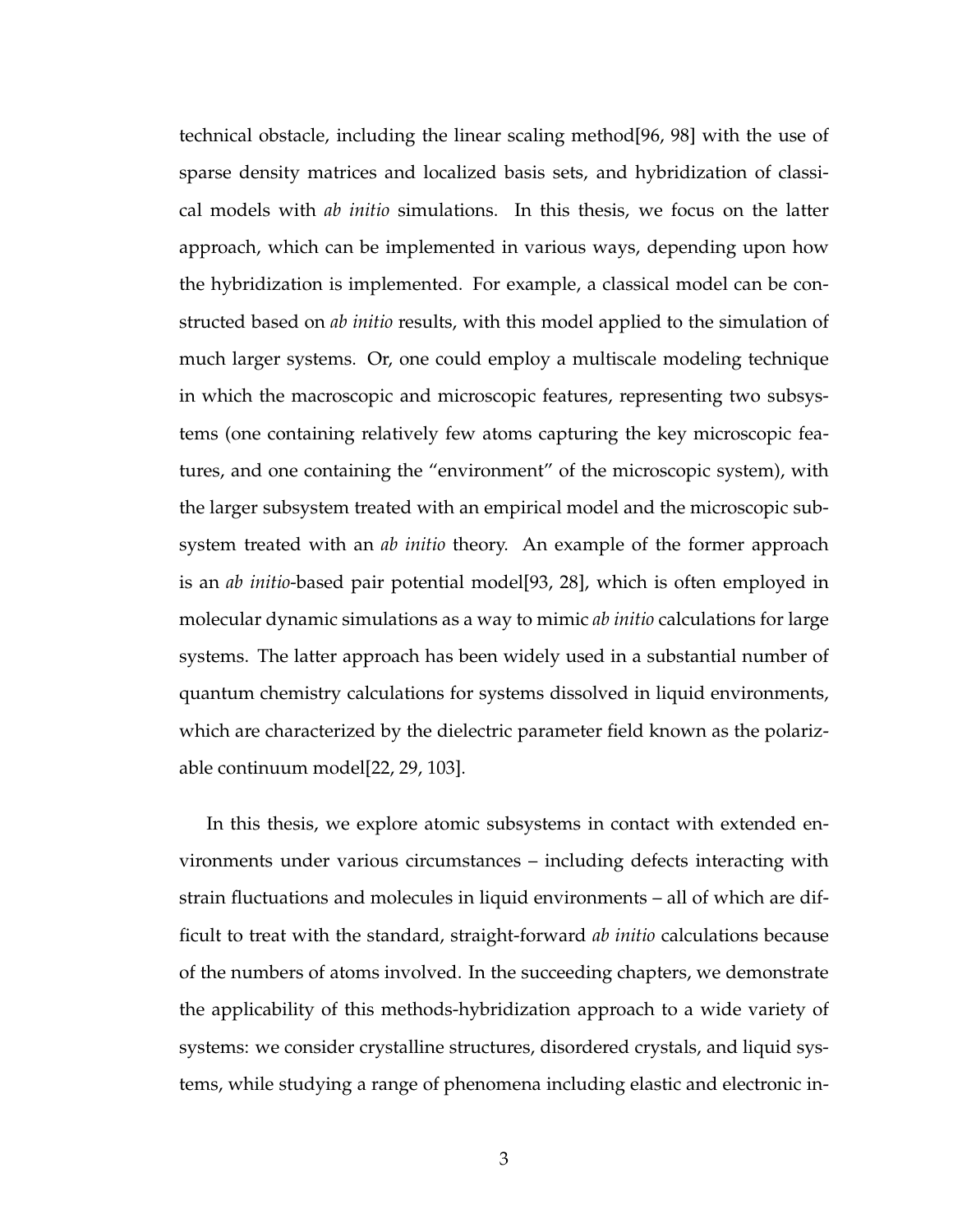technical obstacle, including the linear scaling method[96, 98] with the use of sparse density matrices and localized basis sets, and hybridization of classical models with *ab initio* simulations. In this thesis, we focus on the latter approach, which can be implemented in various ways, depending upon how the hybridization is implemented. For example, a classical model can be constructed based on *ab initio* results, with this model applied to the simulation of much larger systems. Or, one could employ a multiscale modeling technique in which the macroscopic and microscopic features, representing two subsystems (one containing relatively few atoms capturing the key microscopic features, and one containing the "environment" of the microscopic system), with the larger subsystem treated with an empirical model and the microscopic subsystem treated with an *ab initio* theory. An example of the former approach is an *ab initio*-based pair potential model[93, 28], which is often employed in molecular dynamic simulations as a way to mimic *ab initio* calculations for large systems. The latter approach has been widely used in a substantial number of quantum chemistry calculations for systems dissolved in liquid environments, which are characterized by the dielectric parameter field known as the polarizable continuum model[22, 29, 103].

In this thesis, we explore atomic subsystems in contact with extended environments under various circumstances – including defects interacting with strain fluctuations and molecules in liquid environments – all of which are difficult to treat with the standard, straight-forward *ab initio* calculations because of the numbers of atoms involved. In the succeeding chapters, we demonstrate the applicability of this methods-hybridization approach to a wide variety of systems: we consider crystalline structures, disordered crystals, and liquid systems, while studying a range of phenomena including elastic and electronic in-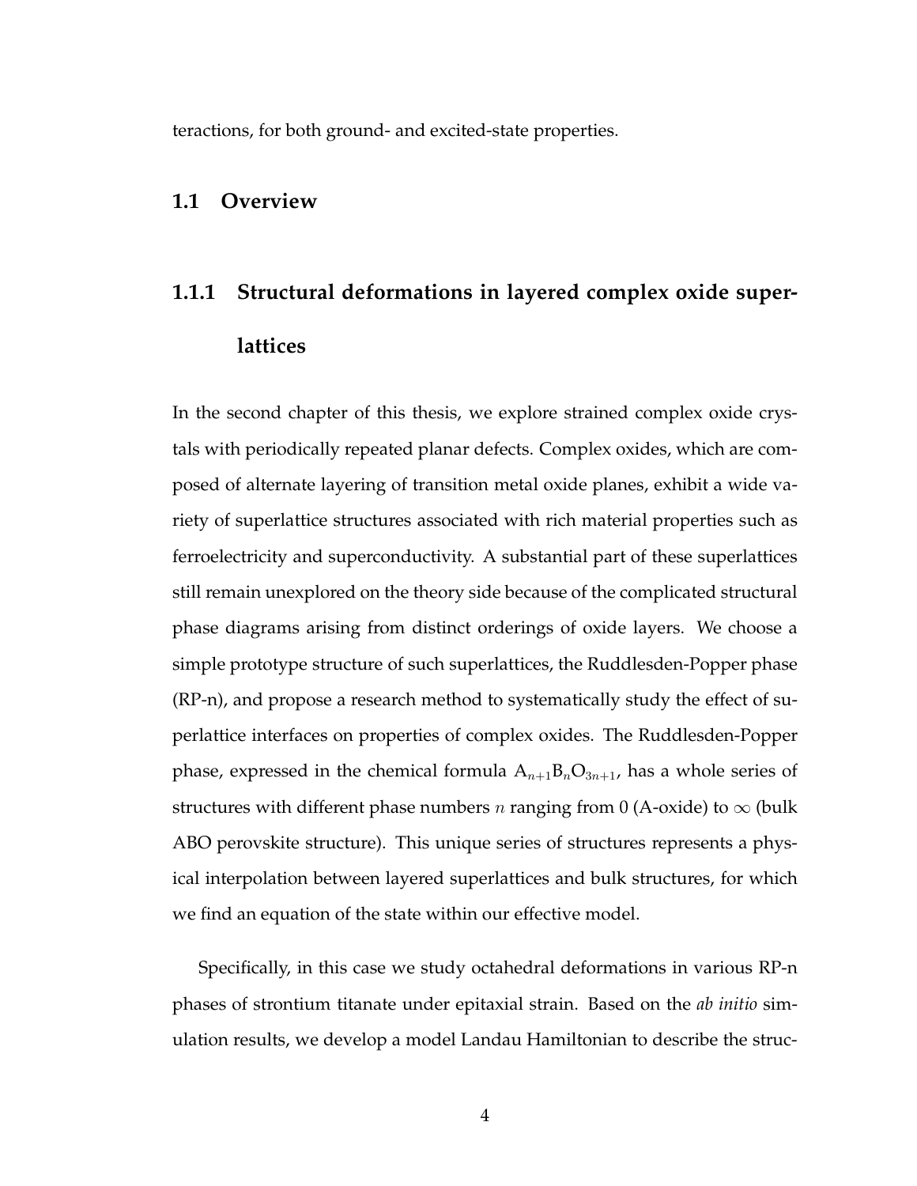teractions, for both ground- and excited-state properties.

## 1.1 Overview

### 1.1.1 Structural deformations in layered complex oxide superlattices

In the second chapter of this thesis, we explore strained complex oxide crystals with periodically repeated planar defects. Complex oxides, which are composed of alternate layering of transition metal oxide planes, exhibit a wide variety of superlattice structures associated with rich material properties such as ferroelectricity and superconductivity. A substantial part of these superlattices still remain unexplored on the theory side because of the complicated structural phase diagrams arising from distinct orderings of oxide layers. We choose a simple prototype structure of such superlattices, the Ruddlesden-Popper phase (RP-n), and propose a research method to systematically study the effect of superlattice interfaces on properties of complex oxides. The Ruddlesden-Popper phase, expressed in the chemical formula $A_{n+1}B_nO_{3n+1}$, has a whole series of structures with different phase numbers $n$ ranging from 0 (A-oxide) to $\infty$ (bulk ABO perovskite structure). This unique series of structures represents a physical interpolation between layered superlattices and bulk structures, for which we find an equation of the state within our effective model.

Specifically, in this case we study octahedral deformations in various RP-n phases of strontium titanate under epitaxial strain. Based on the *ab initio* simulation results, we develop a model Landau Hamiltonian to describe the struc-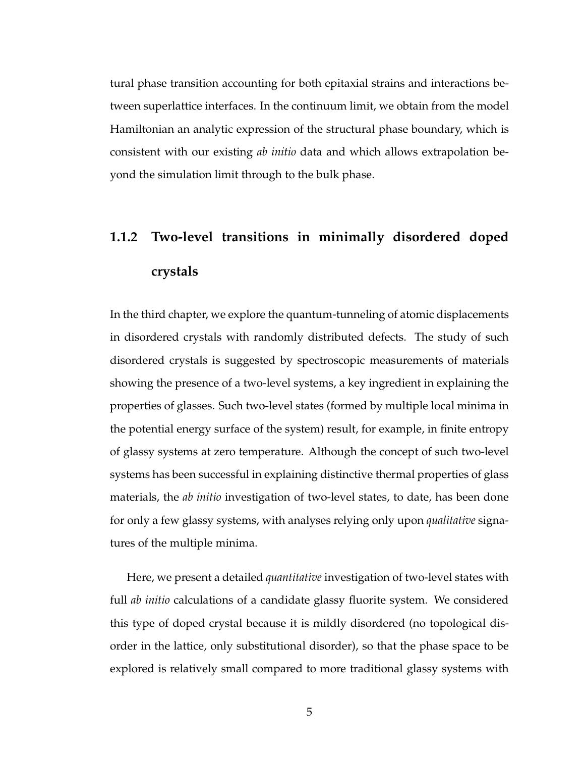tural phase transition accounting for both epitaxial strains and interactions between superlattice interfaces. In the continuum limit, we obtain from the model Hamiltonian an analytic expression of the structural phase boundary, which is consistent with our existing *ab initio* data and which allows extrapolation beyond the simulation limit through to the bulk phase.

### 1.1.2 Two-level transitions in minimally disordered doped crystals

In the third chapter, we explore the quantum-tunneling of atomic displacements in disordered crystals with randomly distributed defects. The study of such disordered crystals is suggested by spectroscopic measurements of materials showing the presence of a two-level systems, a key ingredient in explaining the properties of glasses. Such two-level states (formed by multiple local minima in the potential energy surface of the system) result, for example, in finite entropy of glassy systems at zero temperature. Although the concept of such two-level systems has been successful in explaining distinctive thermal properties of glass materials, the *ab initio* investigation of two-level states, to date, has been done for only a few glassy systems, with analyses relying only upon *qualitative* signatures of the multiple minima.

Here, we present a detailed *quantitative* investigation of two-level states with full *ab initio* calculations of a candidate glassy fluorite system. We considered this type of doped crystal because it is mildly disordered (no topological disorder in the lattice, only substitutional disorder), so that the phase space to be explored is relatively small compared to more traditional glassy systems with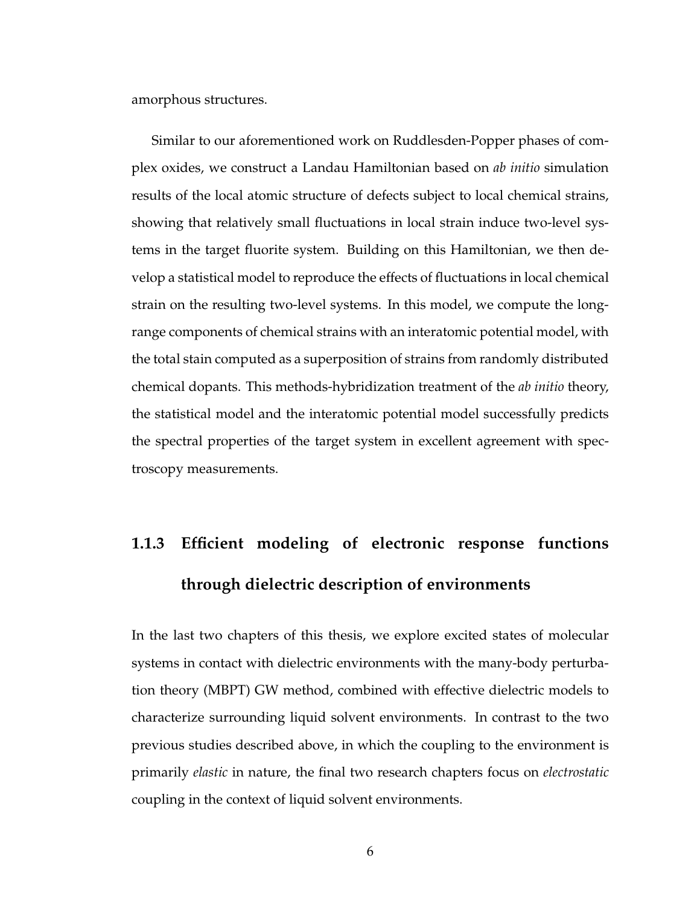amorphous structures.

Similar to our aforementioned work on Ruddlesden-Popper phases of complex oxides, we construct a Landau Hamiltonian based on *ab initio* simulation results of the local atomic structure of defects subject to local chemical strains, showing that relatively small fluctuations in local strain induce two-level systems in the target fluorite system. Building on this Hamiltonian, we then develop a statistical model to reproduce the effects of fluctuations in local chemical strain on the resulting two-level systems. In this model, we compute the long-range components of chemical strains with an interatomic potential model, with the total stain computed as a superposition of strains from randomly distributed chemical dopants. This methods-hybridization treatment of the *ab initio* theory, the statistical model and the interatomic potential model successfully predicts the spectral properties of the target system in excellent agreement with spectroscopy measurements.

### 1.1.3 Efficient modeling of electronic response functions through dielectric description of environments

In the last two chapters of this thesis, we explore excited states of molecular systems in contact with dielectric environments with the many-body perturbation theory (MBPT) GW method, combined with effective dielectric models to characterize surrounding liquid solvent environments. In contrast to the two previous studies described above, in which the coupling to the environment is primarily *elastic* in nature, the final two research chapters focus on *electrostatic* coupling in the context of liquid solvent environments.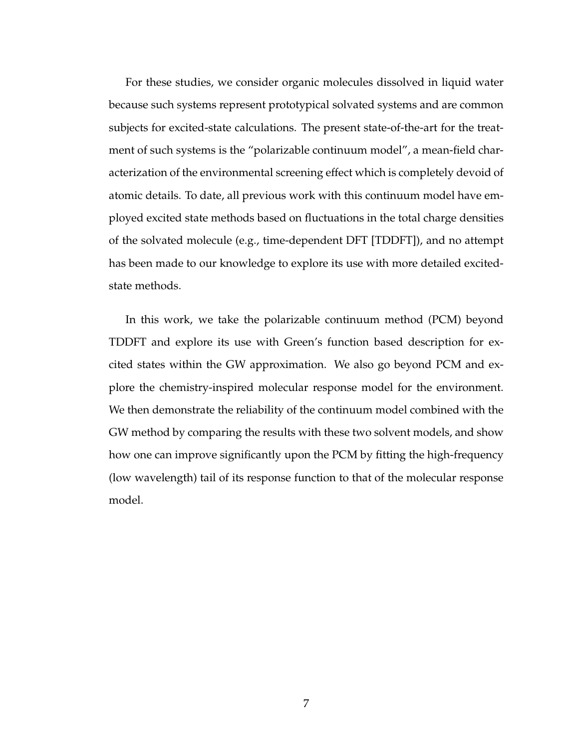For these studies, we consider organic molecules dissolved in liquid water because such systems represent prototypical solvated systems and are common subjects for excited-state calculations. The present state-of-the-art for the treatment of such systems is the "polarizable continuum model", a mean-field characterization of the environmental screening effect which is completely devoid of atomic details. To date, all previous work with this continuum model have employed excited state methods based on fluctuations in the total charge densities of the solvated molecule (e.g., time-dependent DFT [TDDFT]), and no attempt has been made to our knowledge to explore its use with more detailed excited-state methods.

In this work, we take the polarizable continuum method (PCM) beyond TDDFT and explore its use with Green's function based description for excited states within the GW approximation. We also go beyond PCM and explore the chemistry-inspired molecular response model for the environment. We then demonstrate the reliability of the continuum model combined with the GW method by comparing the results with these two solvent models, and show how one can improve significantly upon the PCM by fitting the high-frequency (low wavelength) tail of its response function to that of the molecular response model.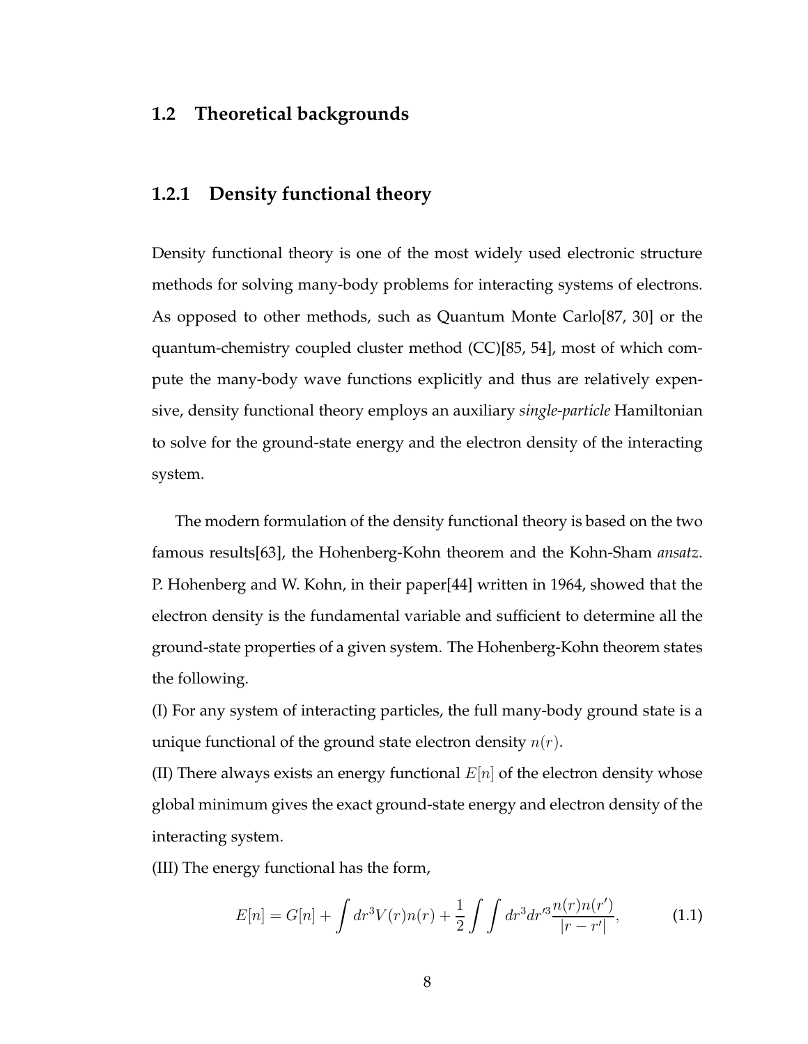## 1.2 Theoretical backgrounds

### 1.2.1 Density functional theory

Density functional theory is one of the most widely used electronic structure methods for solving many-body problems for interacting systems of electrons. As opposed to other methods, such as Quantum Monte Carlo[87, 30] or the quantum-chemistry coupled cluster method (CC)[85, 54], most of which compute the many-body wave functions explicitly and thus are relatively expensive, density functional theory employs an auxiliary *single-particle* Hamiltonian to solve for the ground-state energy and the electron density of the interacting system.

The modern formulation of the density functional theory is based on the two famous results[63], the Hohenberg-Kohn theorem and the Kohn-Sham *ansatz*. P. Hohenberg and W. Kohn, in their paper[44] written in 1964, showed that the electron density is the fundamental variable and sufficient to determine all the ground-state properties of a given system. The Hohenberg-Kohn theorem states the following.

(I) For any system of interacting particles, the full many-body ground state is a unique functional of the ground state electron density $n(r)$.

(II) There always exists an energy functional $E[n]$ of the electron density whose global minimum gives the exact ground-state energy and electron density of the interacting system.

(III) The energy functional has the form,

$$E[n] = G[n] + \int dr^3 V(r) n(r) + \frac{1}{2} \int \int dr^3 dr'^3 \frac{n(r)n(r')}{|r - r'|}, \tag{1.1}$$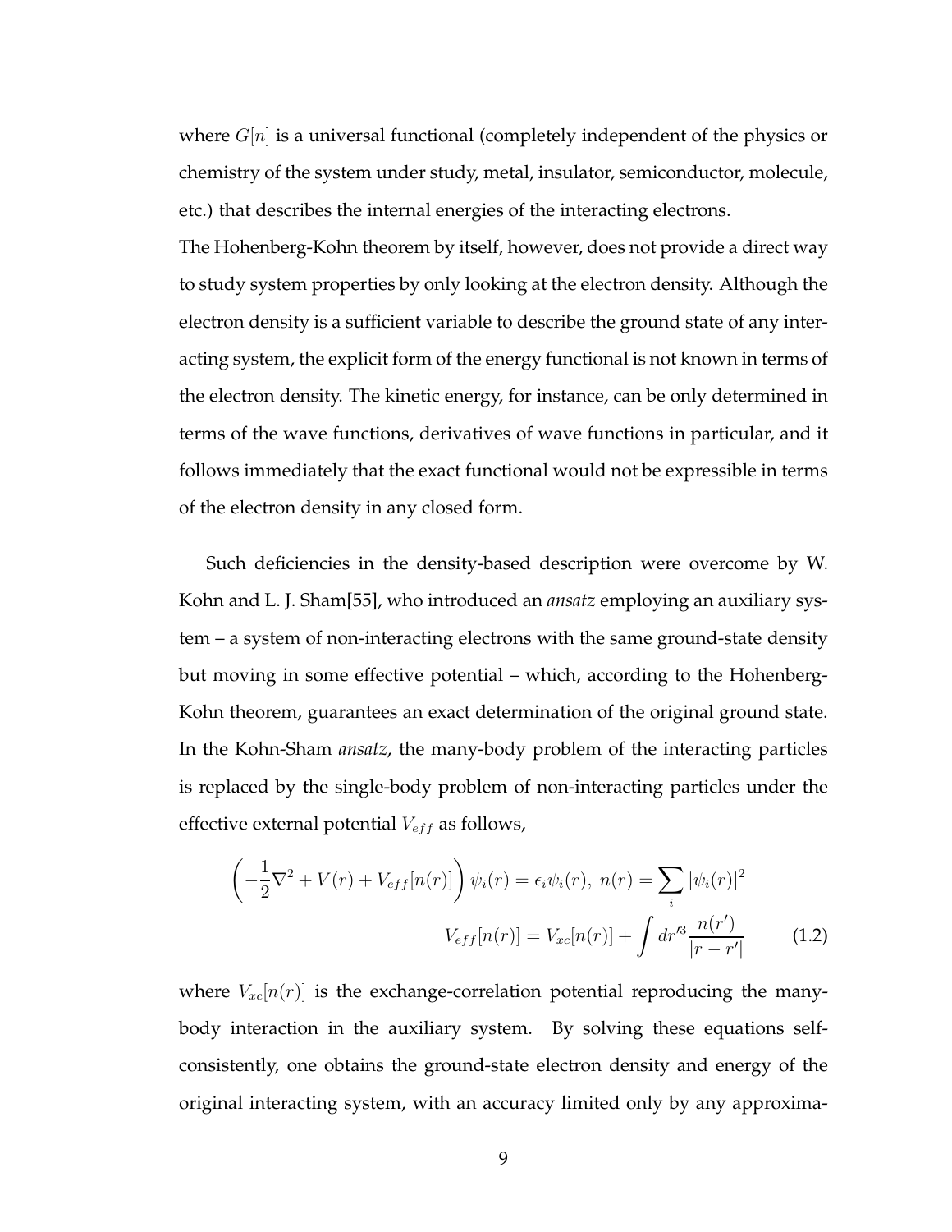where $G[n]$ is a universal functional (completely independent of the physics or chemistry of the system under study, metal, insulator, semiconductor, molecule, etc.) that describes the internal energies of the interacting electrons.
The Hohenberg-Kohn theorem by itself, however, does not provide a direct way to study system properties by only looking at the electron density. Although the electron density is a sufficient variable to describe the ground state of any interacting system, the explicit form of the energy functional is not known in terms of the electron density. The kinetic energy, for instance, can be only determined in terms of the wave functions, derivatives of wave functions in particular, and it follows immediately that the exact functional would not be expressible in terms of the electron density in any closed form.

Such deficiencies in the density-based description were overcome by W. Kohn and L. J. Sham[55], who introduced an *ansatz* employing an auxiliary system – a system of non-interacting electrons with the same ground-state density but moving in some effective potential – which, according to the Hohenberg-Kohn theorem, guarantees an exact determination of the original ground state. In the Kohn-Sham *ansatz*, the many-body problem of the interacting particles is replaced by the single-body problem of non-interacting particles under the effective external potential $V_{eff}$ as follows,

$$
\begin{aligned}
\left(-\frac{1}{2}\nabla^2 + V(r) + V_{eff}[n(r)]\right)\psi_i(r) = \epsilon_i\psi_i(r),\ n(r) = \sum_i |\psi_i(r)|^2 \\
V_{eff}[n(r)] = V_{xc}[n(r)] + \int dr'^3 \frac{n(r')}{|r - r'|}
\end{aligned}
\tag{1.2}
$$

where $V_{xc}[n(r)]$ is the exchange-correlation potential reproducing the many-body interaction in the auxiliary system. By solving these equations self-consistently, one obtains the ground-state electron density and energy of the original interacting system, with an accuracy limited only by any approxima-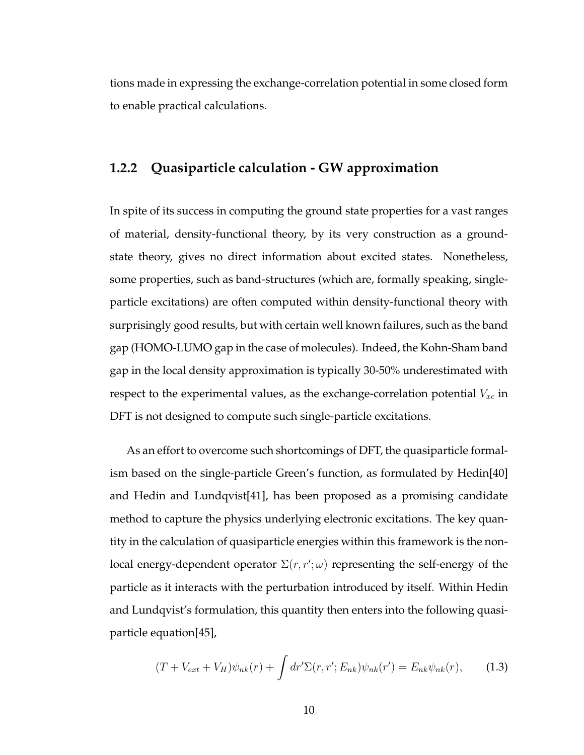tions made in expressing the exchange-correlation potential in some closed form to enable practical calculations.

### 1.2.2 Quasiparticle calculation - GW approximation

In spite of its success in computing the ground state properties for a vast ranges of material, density-functional theory, by its very construction as a ground-state theory, gives no direct information about excited states. Nonetheless, some properties, such as band-structures (which are, formally speaking, single-particle excitations) are often computed within density-functional theory with surprisingly good results, but with certain well known failures, such as the band gap (HOMO-LUMO gap in the case of molecules). Indeed, the Kohn-Sham band gap in the local density approximation is typically 30-50% underestimated with respect to the experimental values, as the exchange-correlation potential $V_{xc}$ in DFT is not designed to compute such single-particle excitations.

As an effort to overcome such shortcomings of DFT, the quasiparticle formalism based on the single-particle Green's function, as formulated by Hedin[40] and Hedin and Lundqvist[41], has been proposed as a promising candidate method to capture the physics underlying electronic excitations. The key quantity in the calculation of quasiparticle energies within this framework is the non-local energy-dependent operator $\Sigma(r, r'; \omega)$ representing the self-energy of the particle as it interacts with the perturbation introduced by itself. Within Hedin and Lundqvist's formulation, this quantity then enters into the following quasiparticle equation[45],

$$(T + V_{ext} + V_H)\psi_{nk}(r) + \int dr' \Sigma(r, r'; E_{nk})\psi_{nk}(r') = E_{nk}\psi_{nk}(r), \tag{1.3}$$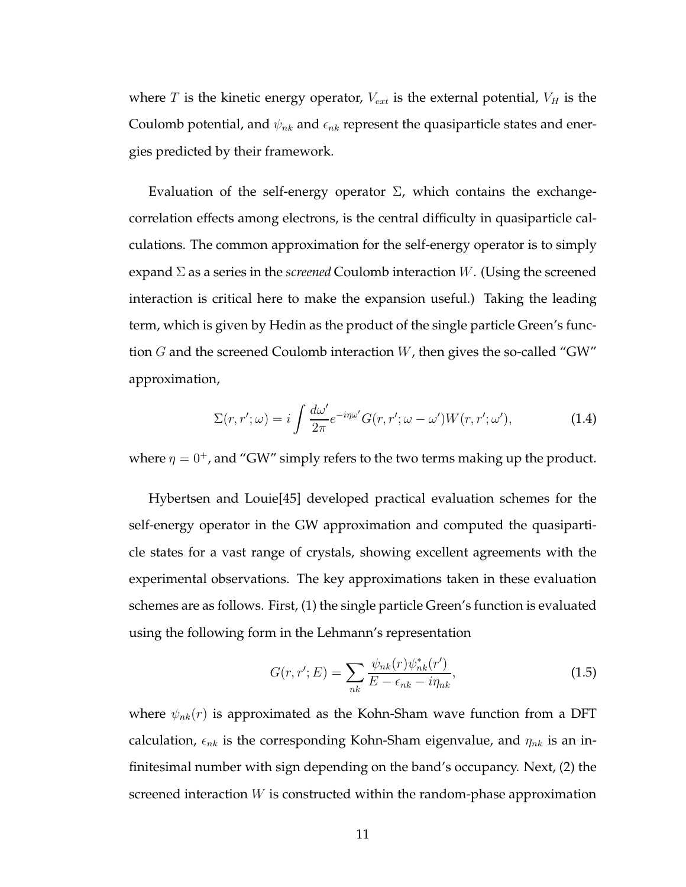where $T$ is the kinetic energy operator, $V_{ext}$ is the external potential, $V_H$ is the Coulomb potential, and $\psi_{nk}$ and $\epsilon_{nk}$ represent the quasiparticle states and energies predicted by their framework.

Evaluation of the self-energy operator $\Sigma$, which contains the exchange-correlation effects among electrons, is the central difficulty in quasiparticle calculations. The common approximation for the self-energy operator is to simply expand $\Sigma$ as a series in the *screened* Coulomb interaction $W$. (Using the screened interaction is critical here to make the expansion useful.) Taking the leading term, which is given by Hedin as the product of the single particle Green's function $G$ and the screened Coulomb interaction $W$, then gives the so-called "GW" approximation,

$$\Sigma(r, r'; \omega) = i \int \frac{d\omega'}{2\pi} e^{-i\eta\omega'} G(r, r'; \omega - \omega') W(r, r'; \omega'), \tag{1.4}$$

where $\eta = 0^+$, and "GW" simply refers to the two terms making up the product.

Hybertsen and Louie[45] developed practical evaluation schemes for the self-energy operator in the GW approximation and computed the quasiparticle states for a vast range of crystals, showing excellent agreements with the experimental observations. The key approximations taken in these evaluation schemes are as follows. First, (1) the single particle Green's function is evaluated using the following form in the Lehmann's representation

$$G(r, r'; E) = \sum_{nk} \frac{\psi_{nk}(r)\psi^*_{nk}(r')}{E - \epsilon_{nk} - i\eta_{nk}}, \tag{1.5}$$

where $\psi_{nk}(r)$ is approximated as the Kohn-Sham wave function from a DFT calculation, $\epsilon_{nk}$ is the corresponding Kohn-Sham eigenvalue, and $\eta_{nk}$ is an infinitesimal number with sign depending on the band's occupancy. Next, (2) the screened interaction $W$ is constructed within the random-phase approximation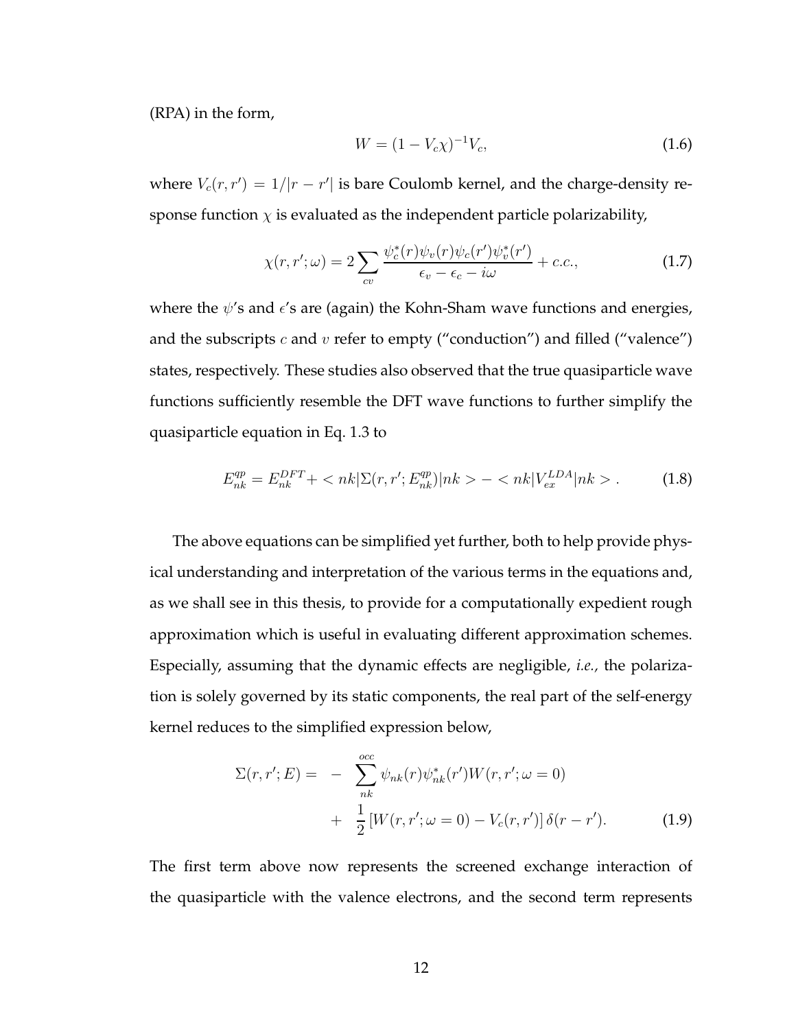(RPA) in the form,

$$W = (1 - V_c \chi)^{-1} V_c, \tag{1.6}$$

where $V_c(r, r') = 1/|r - r'|$ is bare Coulomb kernel, and the charge-density response function $\chi$ is evaluated as the independent particle polarizability,

$$\chi(r, r'; \omega) = 2 \sum_{cv} \frac{\psi_c^*(r)\psi_v(r)\psi_c(r')\psi_v^*(r')}{\epsilon_v - \epsilon_c - i\omega} + c.c., \tag{1.7}$$

where the $\psi$'s and $\epsilon$'s are (again) the Kohn-Sham wave functions and energies, and the subscripts $c$ and $v$ refer to empty ("conduction") and filled ("valence") states, respectively. These studies also observed that the true quasiparticle wave functions sufficiently resemble the DFT wave functions to further simplify the quasiparticle equation in Eq. 1.3 to

$$E_{nk}^{qp} = E_{nk}^{DFT} + < nk|\Sigma(r, r'; E_{nk}^{qp})|nk > - < nk|V_{ex}^{LDA}|nk > . \tag{1.8}$$

The above equations can be simplified yet further, both to help provide physical understanding and interpretation of the various terms in the equations and, as we shall see in this thesis, to provide for a computationally expedient rough approximation which is useful in evaluating different approximation schemes. Especially, assuming that the dynamic effects are negligible, *i.e.,* the polarization is solely governed by its static components, the real part of the self-energy kernel reduces to the simplified expression below,

$$\begin{aligned} \Sigma(r, r'; E) = & - \sum_{nk}^{occ} \psi_{nk}(r)\psi_{nk}^*(r')W(r, r'; \omega = 0) \\ & + \frac{1}{2}\left[W(r, r'; \omega = 0) - V_c(r, r')\right]\delta(r - r'). \end{aligned} \tag{1.9}$$

The first term above now represents the screened exchange interaction of the quasiparticle with the valence electrons, and the second term represents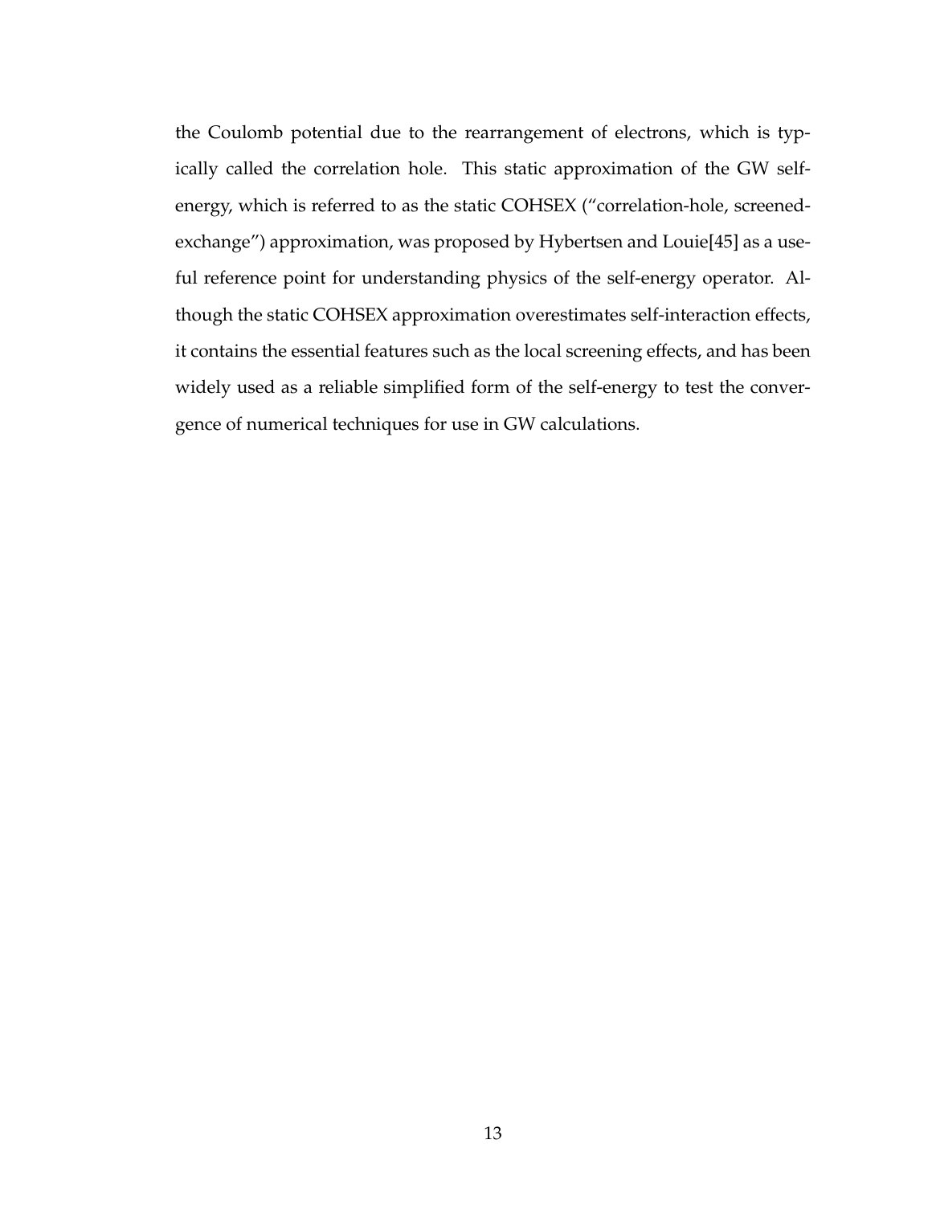the Coulomb potential due to the rearrangement of electrons, which is typically called the correlation hole. This static approximation of the GW self-energy, which is referred to as the static COHSEX ("correlation-hole, screened-exchange") approximation, was proposed by Hybertsen and Louie[45] as a useful reference point for understanding physics of the self-energy operator. Although the static COHSEX approximation overestimates self-interaction effects, it contains the essential features such as the local screening effects, and has been widely used as a reliable simplified form of the self-energy to test the convergence of numerical techniques for use in GW calculations.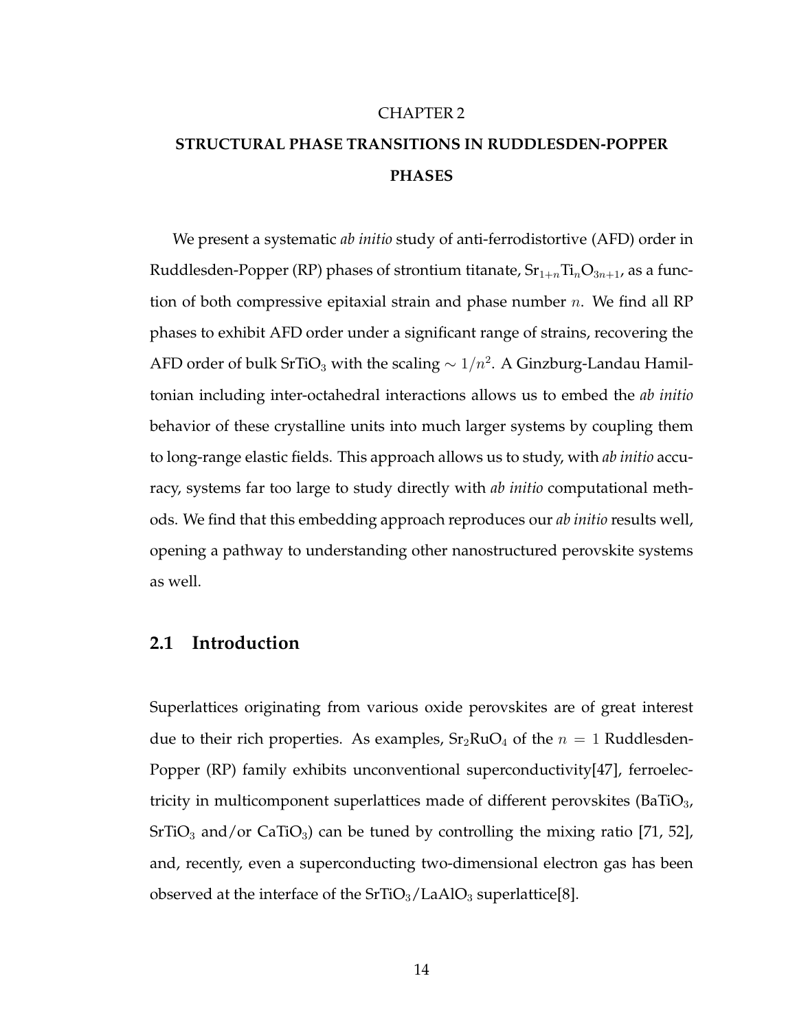CHAPTER 2

# STRUCTURAL PHASE TRANSITIONS IN RUDDLESDEN-POPPER PHASES

We present a systematic *ab initio* study of anti-ferrodistortive (AFD) order in Ruddlesden-Popper (RP) phases of strontium titanate, $Sr_{1+n}Ti_nO_{3n+1}$, as a function of both compressive epitaxial strain and phase number $n$. We find all RP phases to exhibit AFD order under a significant range of strains, recovering the AFD order of bulk $SrTiO_3$ with the scaling $\sim 1/n^2$. A Ginzburg-Landau Hamiltonian including inter-octahedral interactions allows us to embed the *ab initio* behavior of these crystalline units into much larger systems by coupling them to long-range elastic fields. This approach allows us to study, with *ab initio* accuracy, systems far too large to study directly with *ab initio* computational methods. We find that this embedding approach reproduces our *ab initio* results well, opening a pathway to understanding other nanostructured perovskite systems as well.

## 2.1 Introduction

Superlattices originating from various oxide perovskites are of great interest due to their rich properties. As examples, $Sr_2RuO_4$ of the $n = 1$ Ruddlesden-Popper (RP) family exhibits unconventional superconductivity[47], ferroelectricity in multicomponent superlattices made of different perovskites ($BaTiO_3$, $SrTiO_3$ and/or $CaTiO_3$) can be tuned by controlling the mixing ratio [71, 52], and, recently, even a superconducting two-dimensional electron gas has been observed at the interface of the $SrTiO_3/LaAlO_3$ superlattice[8].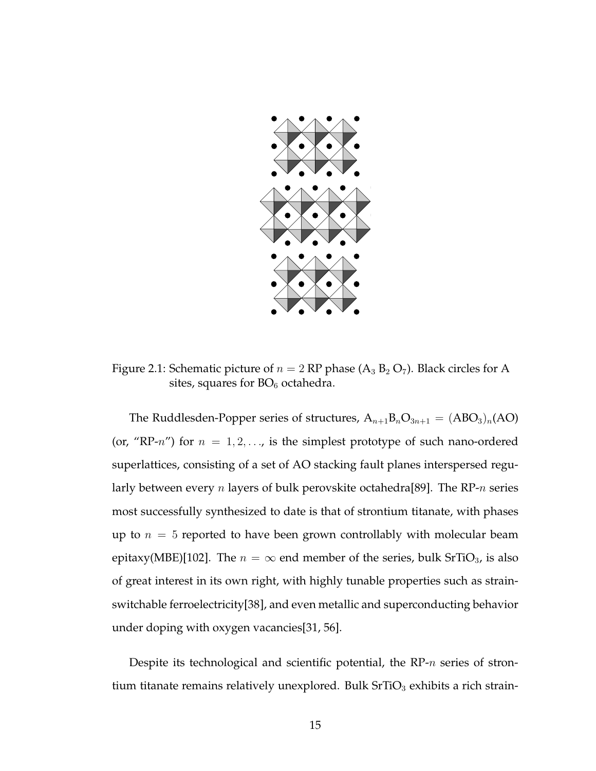Figure 2.1: Schematic picture of $n = 2$ RP phase ($A_3 B_2 O_7$). Black circles for A sites, squares for $BO_6$ octahedra.

The Ruddlesden-Popper series of structures, $A_{n+1}B_nO_{3n+1} = (ABO_3)_n(AO)$ (or, "RP-$n$") for $n = 1, 2, \ldots$, is the simplest prototype of such nano-ordered superlattices, consisting of a set of AO stacking fault planes interspersed regularly between every $n$ layers of bulk perovskite octahedra[89]. The RP-$n$ series most successfully synthesized to date is that of strontium titanate, with phases up to $n = 5$ reported to have been grown controllably with molecular beam epitaxy(MBE)[102]. The $n = \infty$ end member of the series, bulk $SrTiO_3$, is also of great interest in its own right, with highly tunable properties such as strain-switchable ferroelectricity[38], and even metallic and superconducting behavior under doping with oxygen vacancies[31, 56].

Despite its technological and scientific potential, the RP-$n$ series of strontium titanate remains relatively unexplored. Bulk $SrTiO_3$ exhibits a rich strain-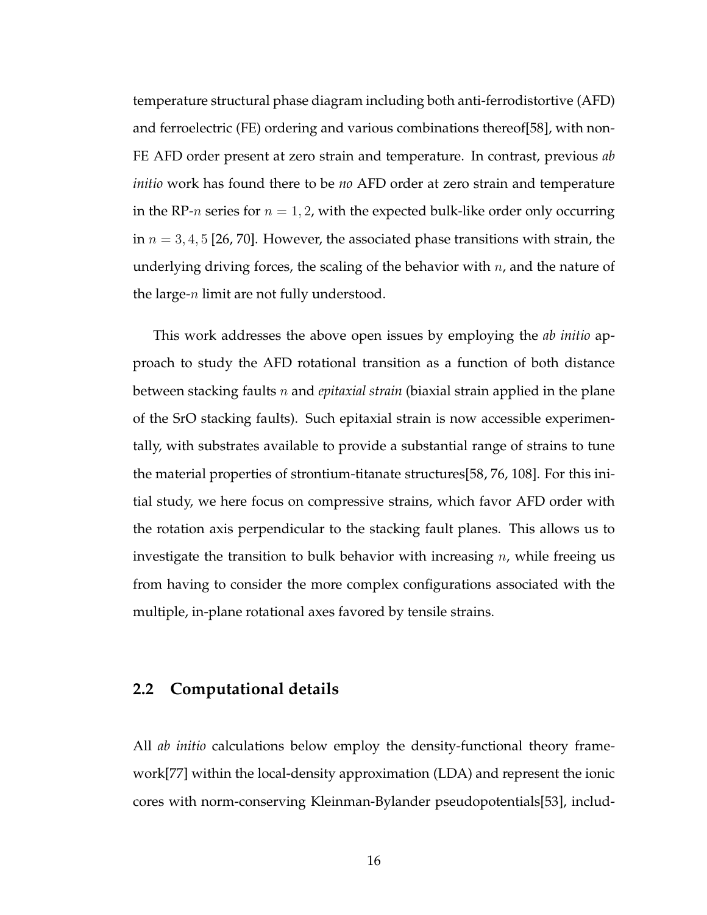temperature structural phase diagram including both anti-ferrodistortive (AFD) and ferroelectric (FE) ordering and various combinations thereof[58], with non-FE AFD order present at zero strain and temperature. In contrast, previous *ab initio* work has found there to be *no* AFD order at zero strain and temperature in the RP-$n$ series for $n = 1, 2$, with the expected bulk-like order only occurring in $n = 3, 4, 5$ [26, 70]. However, the associated phase transitions with strain, the underlying driving forces, the scaling of the behavior with $n$, and the nature of the large-$n$ limit are not fully understood.

This work addresses the above open issues by employing the *ab initio* approach to study the AFD rotational transition as a function of both distance between stacking faults $n$ and *epitaxial strain* (biaxial strain applied in the plane of the SrO stacking faults). Such epitaxial strain is now accessible experimentally, with substrates available to provide a substantial range of strains to tune the material properties of strontium-titanate structures[58, 76, 108]. For this initial study, we here focus on compressive strains, which favor AFD order with the rotation axis perpendicular to the stacking fault planes. This allows us to investigate the transition to bulk behavior with increasing $n$, while freeing us from having to consider the more complex configurations associated with the multiple, in-plane rotational axes favored by tensile strains.

## 2.2 Computational details

All *ab initio* calculations below employ the density-functional theory framework[77] within the local-density approximation (LDA) and represent the ionic cores with norm-conserving Kleinman-Bylander pseudopotentials[53], includ-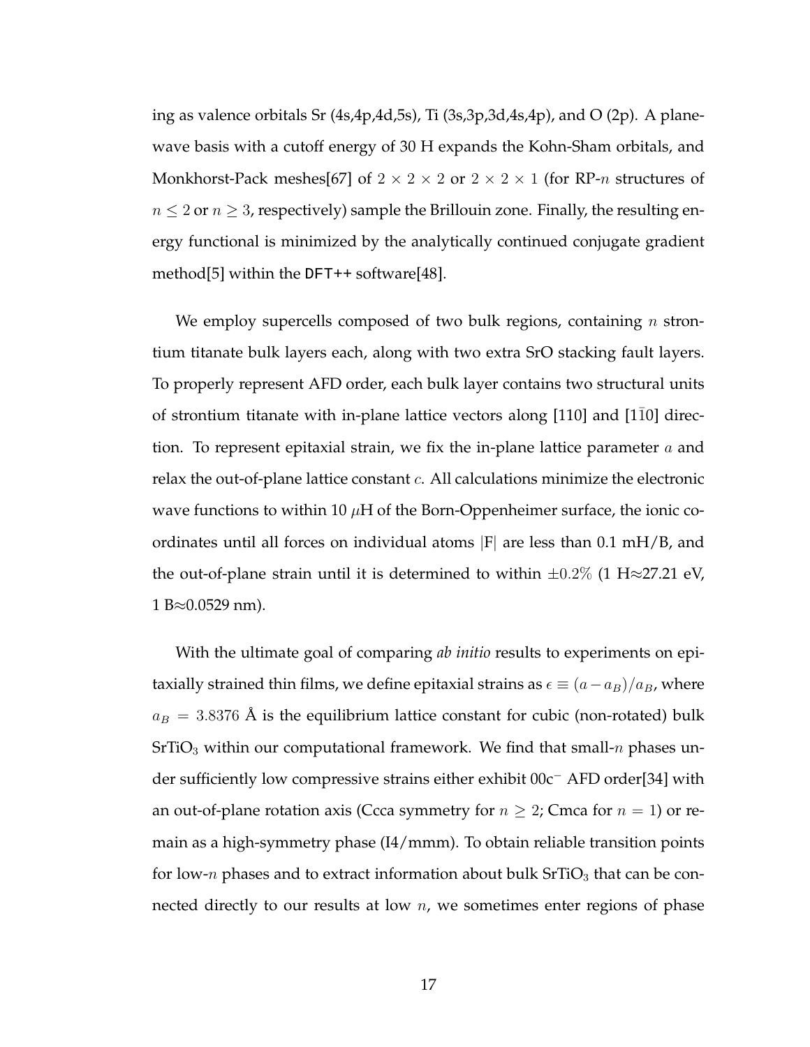ing as valence orbitals Sr (4s,4p,4d,5s), Ti (3s,3p,3d,4s,4p), and O (2p). A plane-wave basis with a cutoff energy of 30 H expands the Kohn-Sham orbitals, and Monkhorst-Pack meshes[67] of $2 \times 2 \times 2$ or $2 \times 2 \times 1$ (for RP-$n$ structures of $n \leq 2$ or $n \geq 3$, respectively) sample the Brillouin zone. Finally, the resulting energy functional is minimized by the analytically continued conjugate gradient method[5] within the DFT++ software[48].

We employ supercells composed of two bulk regions, containing $n$ strontium titanate bulk layers each, along with two extra SrO stacking fault layers. To properly represent AFD order, each bulk layer contains two structural units of strontium titanate with in-plane lattice vectors along [110] and [1$\bar{1}$0] direction. To represent epitaxial strain, we fix the in-plane lattice parameter $a$ and relax the out-of-plane lattice constant $c$. All calculations minimize the electronic wave functions to within 10 $\mu$H of the Born-Oppenheimer surface, the ionic coordinates until all forces on individual atoms |F| are less than 0.1 mH/B, and the out-of-plane strain until it is determined to within $\pm 0.2\%$ (1 H$\approx$27.21 eV, 1 B$\approx$0.0529 nm).

With the ultimate goal of comparing *ab initio* results to experiments on epitaxially strained thin films, we define epitaxial strains as $\epsilon \equiv (a - a_B)/a_B$, where $a_B = 3.8376$ Å is the equilibrium lattice constant for cubic (non-rotated) bulk $SrTiO_3$ within our computational framework. We find that small-$n$ phases under sufficiently low compressive strains either exhibit $00c^-$ AFD order[34] with an out-of-plane rotation axis (Ccca symmetry for $n \geq 2$; Cmca for $n = 1$) or remain as a high-symmetry phase (I4/mmm). To obtain reliable transition points for low-$n$ phases and to extract information about bulk $SrTiO_3$ that can be connected directly to our results at low $n$, we sometimes enter regions of phase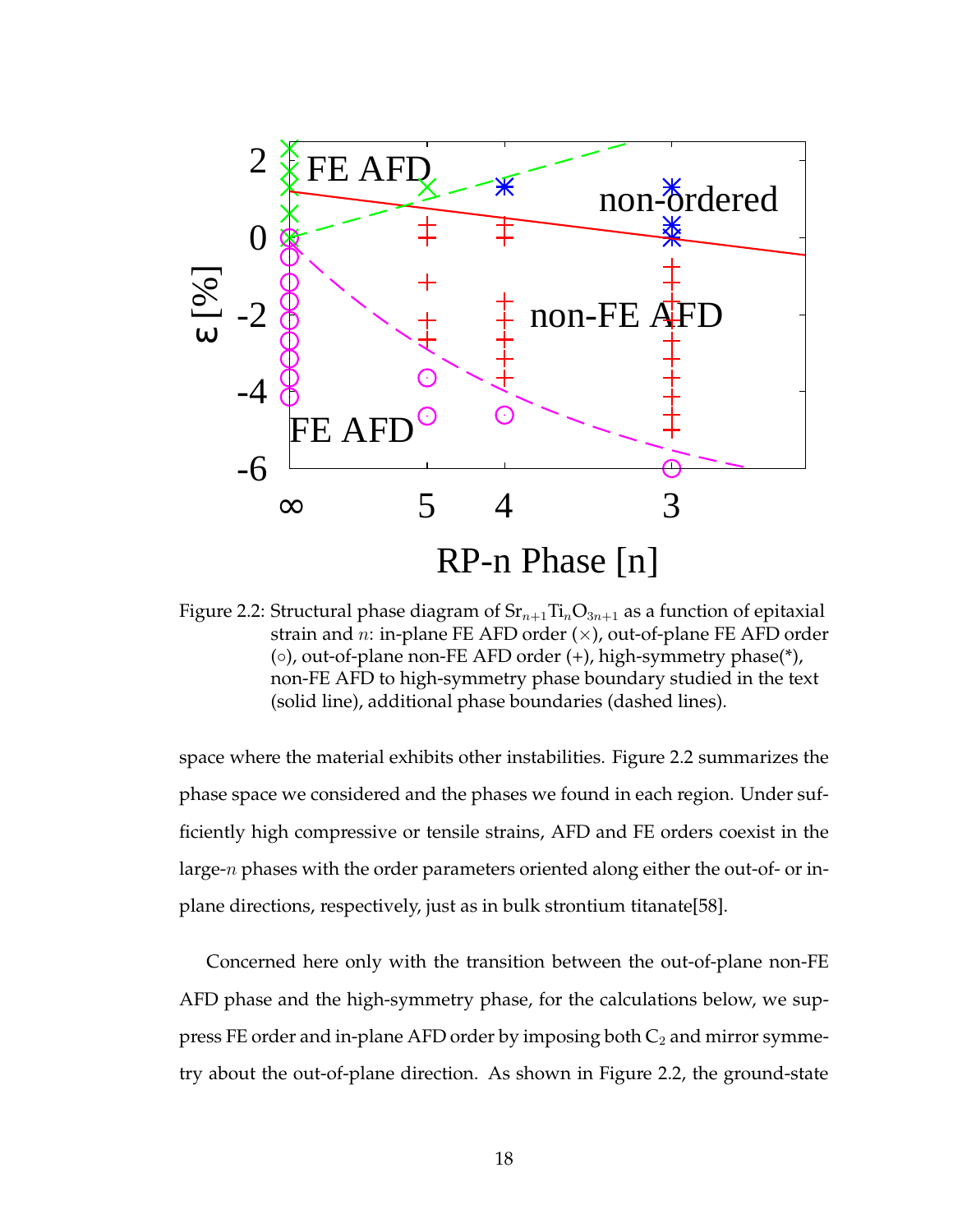Figure 2.2: Structural phase diagram of $Sr_{n+1}Ti_nO_{3n+1}$ as a function of epitaxial strain and $n$: in-plane FE AFD order (×), out-of-plane FE AFD order (○), out-of-plane non-FE AFD order (+), high-symmetry phase(*), non-FE AFD to high-symmetry phase boundary studied in the text (solid line), additional phase boundaries (dashed lines).

space where the material exhibits other instabilities. Figure 2.2 summarizes the phase space we considered and the phases we found in each region. Under sufficiently high compressive or tensile strains, AFD and FE orders coexist in the large-$n$ phases with the order parameters oriented along either the out-of- or in-plane directions, respectively, just as in bulk strontium titanate[58].

Concerned here only with the transition between the out-of-plane non-FE AFD phase and the high-symmetry phase, for the calculations below, we suppress FE order and in-plane AFD order by imposing both $C_2$ and mirror symmetry about the out-of-plane direction. As shown in Figure 2.2, the ground-state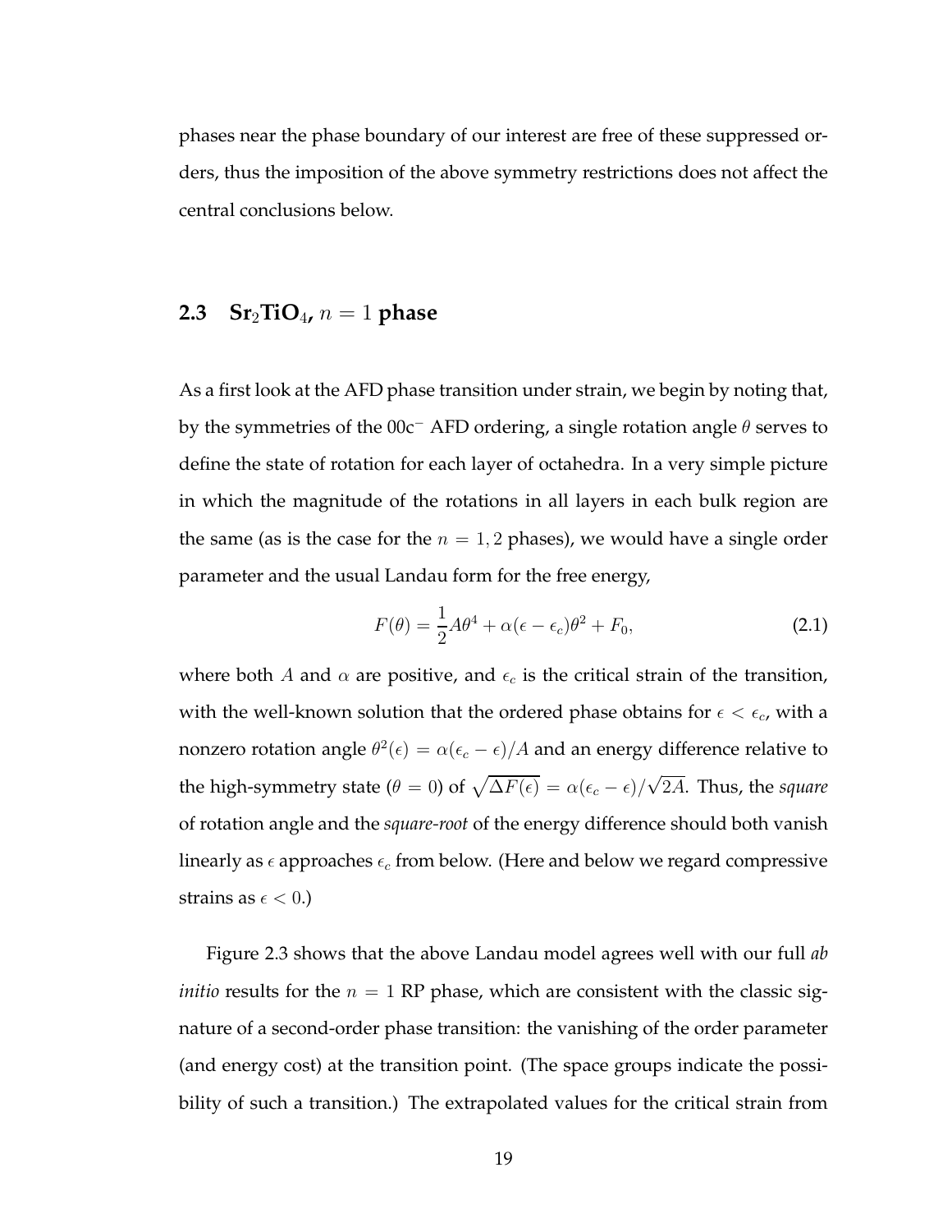phases near the phase boundary of our interest are free of these suppressed orders, thus the imposition of the above symmetry restrictions does not affect the central conclusions below.

## 2.3 $Sr_2TiO_4$, $n = 1$ phase

As a first look at the AFD phase transition under strain, we begin by noting that, by the symmetries of the $00c^-$ AFD ordering, a single rotation angle $\theta$ serves to define the state of rotation for each layer of octahedra. In a very simple picture in which the magnitude of the rotations in all layers in each bulk region are the same (as is the case for the $n = 1, 2$ phases), we would have a single order parameter and the usual Landau form for the free energy,

$$F(\theta) = \frac{1}{2}A\theta^4 + \alpha(\epsilon - \epsilon_c)\theta^2 + F_0, \tag{2.1}$$

where both $A$ and $\alpha$ are positive, and $\epsilon_c$ is the critical strain of the transition, with the well-known solution that the ordered phase obtains for $\epsilon < \epsilon_c$, with a nonzero rotation angle $\theta^2(\epsilon) = \alpha(\epsilon_c - \epsilon)/A$ and an energy difference relative to the high-symmetry state ($\theta = 0$) of $\sqrt{\Delta F(\epsilon)} = \alpha(\epsilon_c - \epsilon)/\sqrt{2A}$. Thus, the *square* of rotation angle and the *square-root* of the energy difference should both vanish linearly as $\epsilon$ approaches $\epsilon_c$ from below. (Here and below we regard compressive strains as $\epsilon < 0$.)

Figure 2.3 shows that the above Landau model agrees well with our full *ab initio* results for the $n = 1$ RP phase, which are consistent with the classic signature of a second-order phase transition: the vanishing of the order parameter (and energy cost) at the transition point. (The space groups indicate the possibility of such a transition.) The extrapolated values for the critical strain from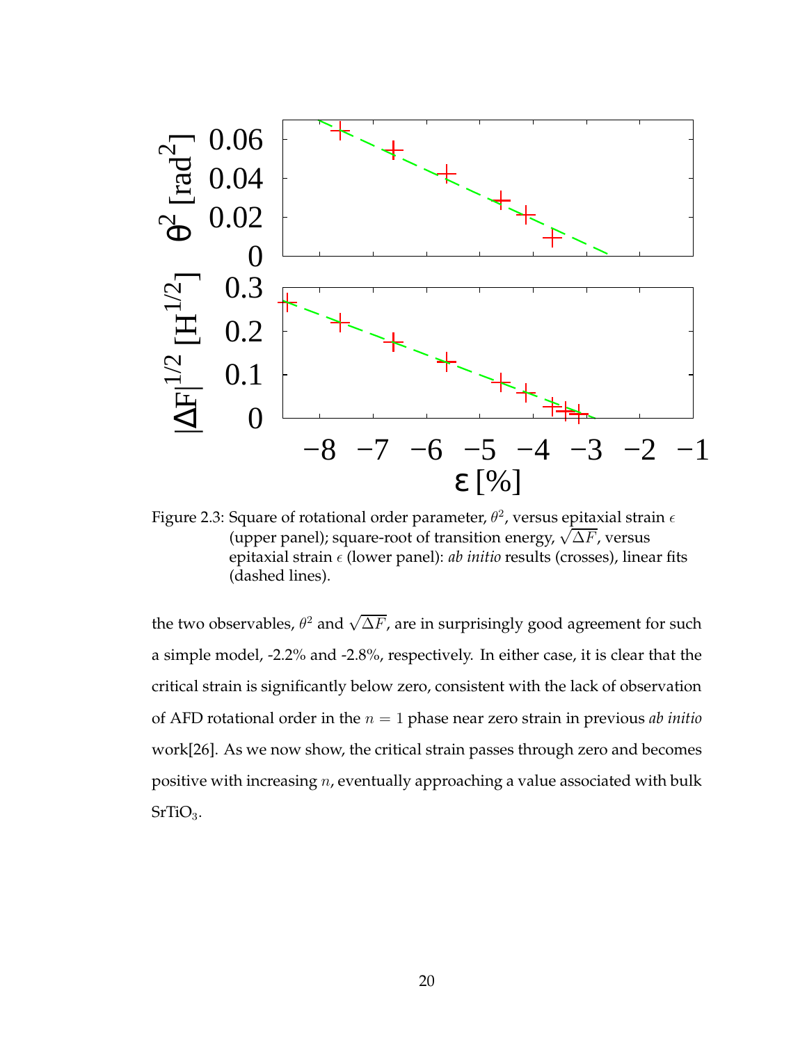Figure 2.3: Square of rotational order parameter, $\theta^2$, versus epitaxial strain $\epsilon$ (upper panel); square-root of transition energy, $\sqrt{\Delta F}$, versus epitaxial strain $\epsilon$ (lower panel): *ab initio* results (crosses), linear fits (dashed lines).

the two observables, $\theta^2$ and $\sqrt{\Delta F}$, are in surprisingly good agreement for such a simple model, -2.2% and -2.8%, respectively. In either case, it is clear that the critical strain is significantly below zero, consistent with the lack of observation of AFD rotational order in the $n = 1$ phase near zero strain in previous *ab initio* work[26]. As we now show, the critical strain passes through zero and becomes positive with increasing $n$, eventually approaching a value associated with bulk $SrTiO_3$.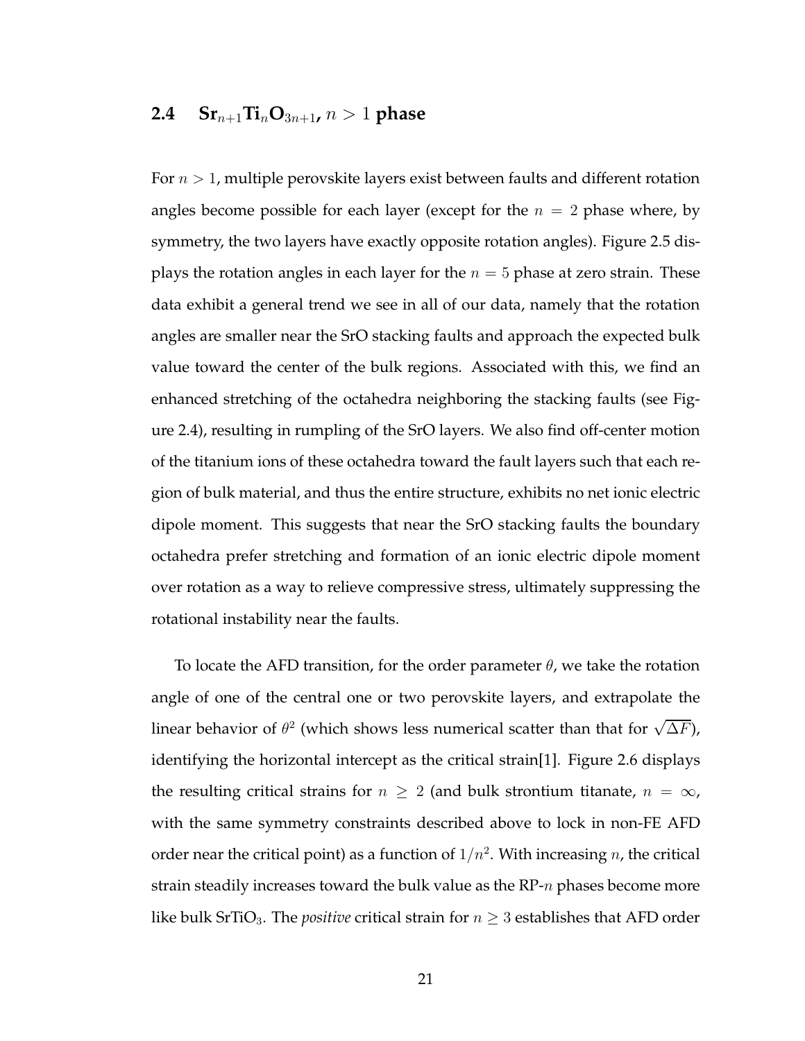## 2.4 $Sr_{n+1}Ti_nO_{3n+1}$, $n > 1$ phase

For $n > 1$, multiple perovskite layers exist between faults and different rotation angles become possible for each layer (except for the $n = 2$ phase where, by symmetry, the two layers have exactly opposite rotation angles). Figure 2.5 displays the rotation angles in each layer for the $n = 5$ phase at zero strain. These data exhibit a general trend we see in all of our data, namely that the rotation angles are smaller near the SrO stacking faults and approach the expected bulk value toward the center of the bulk regions. Associated with this, we find an enhanced stretching of the octahedra neighboring the stacking faults (see Figure 2.4), resulting in rumpling of the SrO layers. We also find off-center motion of the titanium ions of these octahedra toward the fault layers such that each region of bulk material, and thus the entire structure, exhibits no net ionic electric dipole moment. This suggests that near the SrO stacking faults the boundary octahedra prefer stretching and formation of an ionic electric dipole moment over rotation as a way to relieve compressive stress, ultimately suppressing the rotational instability near the faults.

To locate the AFD transition, for the order parameter $\theta$, we take the rotation angle of one of the central one or two perovskite layers, and extrapolate the linear behavior of $\theta^2$ (which shows less numerical scatter than that for $\sqrt{\Delta F}$), identifying the horizontal intercept as the critical strain[1]. Figure 2.6 displays the resulting critical strains for $n \geq 2$ (and bulk strontium titanate, $n = \infty$, with the same symmetry constraints described above to lock in non-FE AFD order near the critical point) as a function of $1/n^2$. With increasing $n$, the critical strain steadily increases toward the bulk value as the RP-$n$ phases become more like bulk $SrTiO_3$. The *positive* critical strain for $n \geq 3$ establishes that AFD order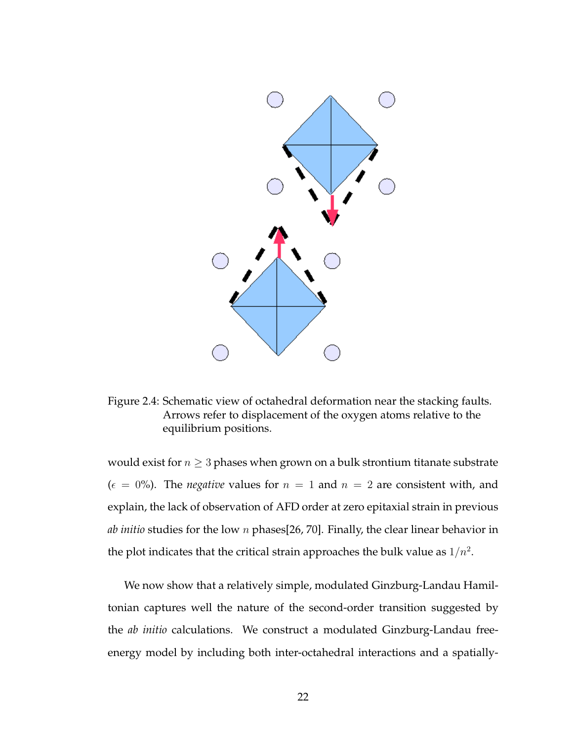Figure 2.4: Schematic view of octahedral deformation near the stacking faults. Arrows refer to displacement of the oxygen atoms relative to the equilibrium positions.

would exist for $n \geq 3$ phases when grown on a bulk strontium titanate substrate ($\epsilon = 0\%$). The *negative* values for $n = 1$ and $n = 2$ are consistent with, and explain, the lack of observation of AFD order at zero epitaxial strain in previous *ab initio* studies for the low $n$ phases[26, 70]. Finally, the clear linear behavior in the plot indicates that the critical strain approaches the bulk value as $1/n^2$.

We now show that a relatively simple, modulated Ginzburg-Landau Hamiltonian captures well the nature of the second-order transition suggested by the *ab initio* calculations. We construct a modulated Ginzburg-Landau free-energy model by including both inter-octahedral interactions and a spatially-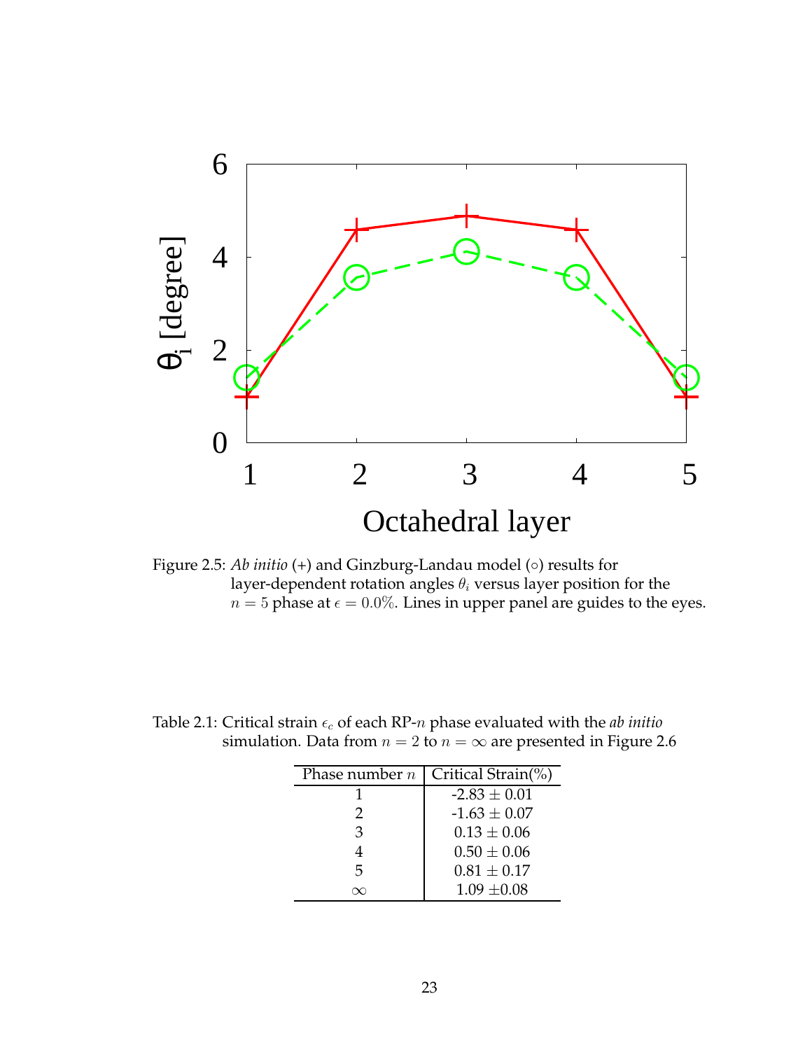Figure 2.5: *Ab initio* (+) and Ginzburg-Landau model (○) results for layer-dependent rotation angles $\theta_i$ versus layer position for the $n = 5$ phase at $\epsilon = 0.0\%$. Lines in upper panel are guides to the eyes.

Table 2.1: Critical strain $\epsilon_c$ of each RP-$n$ phase evaluated with the *ab initio* simulation. Data from $n = 2$ to $n = \infty$ are presented in Figure 2.6

| Phase number $n$ | Critical Strain(%) |
|---|---|
| 1 | -2.83 $\pm$ 0.01 |
| 2 | -1.63 $\pm$ 0.07 |
| 3 | 0.13 $\pm$ 0.06 |
| 4 | 0.50 $\pm$ 0.06 |
| 5 | 0.81 $\pm$ 0.17 |
| $\infty$ | 1.09 $\pm$0.08 |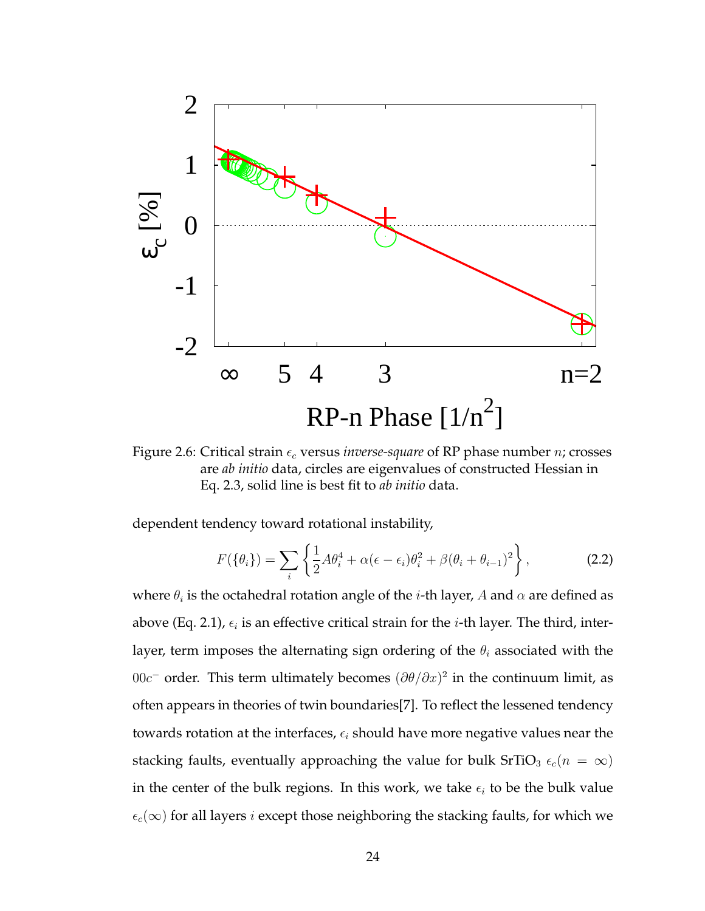Figure 2.6: Critical strain $\epsilon_c$ versus *inverse-square* of RP phase number $n$; crosses are *ab initio* data, circles are eigenvalues of constructed Hessian in Eq. 2.3, solid line is best fit to *ab initio* data.

dependent tendency toward rotational instability,

$$F(\{\theta_i\}) = \sum_i \left\{ \frac{1}{2} A\theta_i^4 + \alpha(\epsilon - \epsilon_i)\theta_i^2 + \beta(\theta_i + \theta_{i-1})^2 \right\}, \tag{2.2}$$

where $\theta_i$ is the octahedral rotation angle of the $i$-th layer, $A$ and $\alpha$ are defined as above (Eq. 2.1), $\epsilon_i$ is an effective critical strain for the $i$-th layer. The third, inter-layer, term imposes the alternating sign ordering of the $\theta_i$ associated with the $00c^-$ order. This term ultimately becomes $(\partial\theta/\partial x)^2$ in the continuum limit, as often appears in theories of twin boundaries[7]. To reflect the lessened tendency towards rotation at the interfaces, $\epsilon_i$ should have more negative values near the stacking faults, eventually approaching the value for bulk $SrTiO_3$ $\epsilon_c(n = \infty)$ in the center of the bulk regions. In this work, we take $\epsilon_i$ to be the bulk value $\epsilon_c(\infty)$ for all layers $i$ except those neighboring the stacking faults, for which we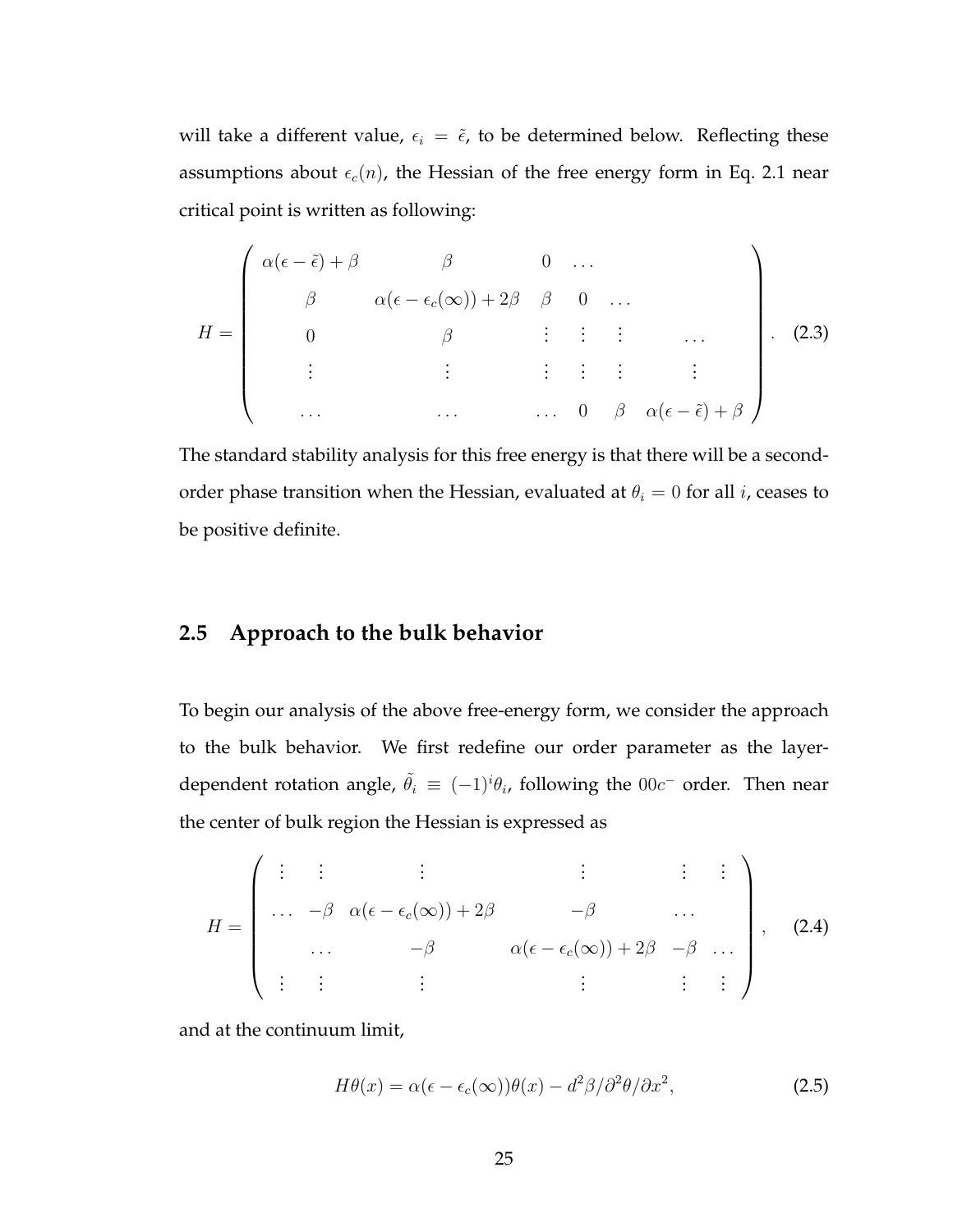will take a different value, $\epsilon_i = \tilde{\epsilon}$, to be determined below. Reflecting these assumptions about $\epsilon_c(n)$, the Hessian of the free energy form in Eq. 2.1 near critical point is written as following:

$$
H = \begin{pmatrix}
\alpha(\epsilon - \tilde{\epsilon}) + \beta & \beta & 0 & \dots & & \\
\beta & \alpha(\epsilon - \epsilon_c(\infty)) + 2\beta & \beta & 0 & \dots & \\
0 & \beta & \vdots & \vdots & \vdots & \dots \\
\vdots & \vdots & \vdots & \vdots & \vdots & \vdots \\
\dots & \dots & \dots & 0 & \beta & \alpha(\epsilon - \tilde{\epsilon}) + \beta
\end{pmatrix}. \quad (2.3)
$$

The standard stability analysis for this free energy is that there will be a second-order phase transition when the Hessian, evaluated at $\theta_i = 0$ for all $i$, ceases to be positive definite.

## 2.5 Approach to the bulk behavior

To begin our analysis of the above free-energy form, we consider the approach to the bulk behavior. We first redefine our order parameter as the layer-dependent rotation angle, $\tilde{\theta}_i \equiv (-1)^i \theta_i$, following the $00c^-$ order. Then near the center of bulk region the Hessian is expressed as

$$
H = \begin{pmatrix}
\vdots & \vdots & \vdots & \vdots & \vdots & \vdots \\
\dots & -\beta & \alpha(\epsilon - \epsilon_c(\infty)) + 2\beta & -\beta & \dots & \\
 & \dots & -\beta & \alpha(\epsilon - \epsilon_c(\infty)) + 2\beta & -\beta & \dots \\
\vdots & \vdots & \vdots & \vdots & \vdots & \vdots
\end{pmatrix}, \quad (2.4)
$$

and at the continuum limit,

$$
H\theta(x) = \alpha(\epsilon - \epsilon_c(\infty))\theta(x) - d^2\beta / \partial^2\theta / \partial x^2, \quad (2.5)
$$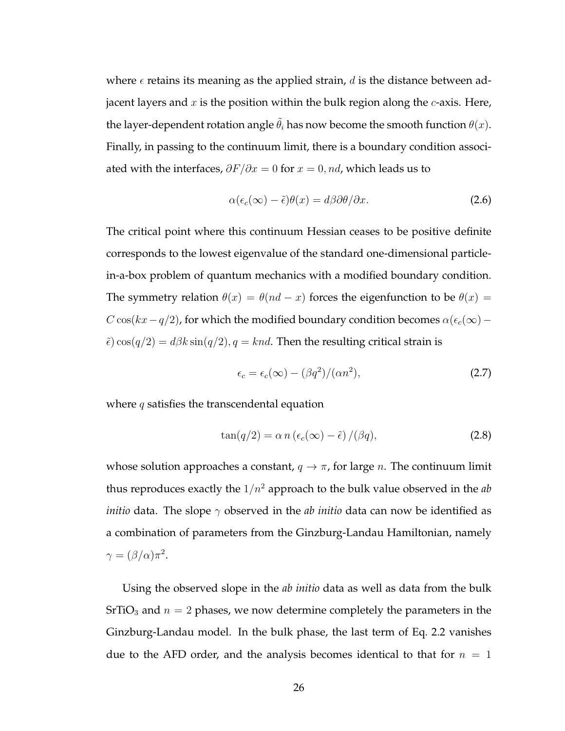where $\epsilon$ retains its meaning as the applied strain, $d$ is the distance between adjacent layers and $x$ is the position within the bulk region along the $c$-axis. Here, the layer-dependent rotation angle $\tilde{\theta}_i$ has now become the smooth function $\theta(x)$. Finally, in passing to the continuum limit, there is a boundary condition associated with the interfaces, $\partial F/\partial x = 0$ for $x = 0, nd$, which leads us to

$$\alpha(\epsilon_c(\infty) - \tilde{\epsilon})\theta(x) = d\beta\partial\theta/\partial x. \tag{2.6}$$

The critical point where this continuum Hessian ceases to be positive definite corresponds to the lowest eigenvalue of the standard one-dimensional particle-in-a-box problem of quantum mechanics with a modified boundary condition. The symmetry relation $\theta(x) = \theta(nd - x)$ forces the eigenfunction to be $\theta(x) = C\cos(kx - q/2)$, for which the modified boundary condition becomes $\alpha(\epsilon_c(\infty) - \tilde{\epsilon})\cos(q/2) = d\beta k\sin(q/2), q = knd$. Then the resulting critical strain is

$$\epsilon_c = \epsilon_c(\infty) - (\beta q^2)/(\alpha n^2), \tag{2.7}$$

where $q$ satisfies the transcendental equation

$$\tan(q/2) = \alpha\, n\, (\epsilon_c(\infty) - \tilde{\epsilon})\, /(\beta q), \tag{2.8}$$

whose solution approaches a constant, $q \to \pi$, for large $n$. The continuum limit thus reproduces exactly the $1/n^2$ approach to the bulk value observed in the *ab initio* data. The slope $\gamma$ observed in the *ab initio* data can now be identified as a combination of parameters from the Ginzburg-Landau Hamiltonian, namely $\gamma = (\beta/\alpha)\pi^2$.

Using the observed slope in the *ab initio* data as well as data from the bulk $SrTiO_3$ and $n = 2$ phases, we now determine completely the parameters in the Ginzburg-Landau model. In the bulk phase, the last term of Eq. 2.2 vanishes due to the AFD order, and the analysis becomes identical to that for $n = 1$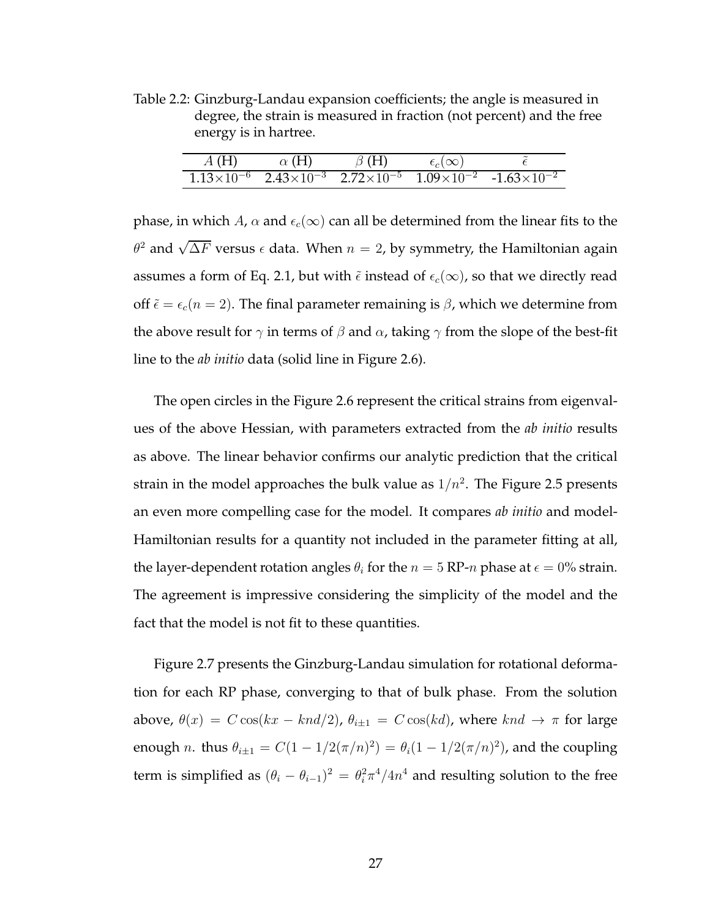Table 2.2: Ginzburg-Landau expansion coefficients; the angle is measured in degree, the strain is measured in fraction (not percent) and the free energy is in hartree.

| $A$ (H) | $\alpha$ (H) | $\beta$ (H) | $\epsilon_c(\infty)$ | $\tilde{\epsilon}$ |
|---|---|---|---|---|
| $1.13\times10^{-6}$ | $2.43\times10^{-3}$ | $2.72\times10^{-5}$ | $1.09\times10^{-2}$ | $-1.63\times10^{-2}$ |

phase, in which $A$, $\alpha$ and $\epsilon_c(\infty)$ can all be determined from the linear fits to the $\theta^2$ and $\sqrt{\Delta F}$ versus $\epsilon$ data. When $n = 2$, by symmetry, the Hamiltonian again assumes a form of Eq. 2.1, but with $\tilde{\epsilon}$ instead of $\epsilon_c(\infty)$, so that we directly read off $\tilde{\epsilon} = \epsilon_c(n = 2)$. The final parameter remaining is $\beta$, which we determine from the above result for $\gamma$ in terms of $\beta$ and $\alpha$, taking $\gamma$ from the slope of the best-fit line to the *ab initio* data (solid line in Figure 2.6).

The open circles in the Figure 2.6 represent the critical strains from eigenvalues of the above Hessian, with parameters extracted from the *ab initio* results as above. The linear behavior confirms our analytic prediction that the critical strain in the model approaches the bulk value as $1/n^2$. The Figure 2.5 presents an even more compelling case for the model. It compares *ab initio* and model-Hamiltonian results for a quantity not included in the parameter fitting at all, the layer-dependent rotation angles $\theta_i$ for the $n = 5$ RP-$n$ phase at $\epsilon = 0\%$ strain. The agreement is impressive considering the simplicity of the model and the fact that the model is not fit to these quantities.

Figure 2.7 presents the Ginzburg-Landau simulation for rotational deformation for each RP phase, converging to that of bulk phase. From the solution above, $\theta(x) = C\cos(kx - knd/2)$, $\theta_{i\pm1} = C\cos(kd)$, where $knd \to \pi$ for large enough $n$. thus $\theta_{i\pm1} = C(1 - 1/2(\pi/n)^2) = \theta_i(1 - 1/2(\pi/n)^2)$, and the coupling term is simplified as $(\theta_i - \theta_{i-1})^2 = \theta_i^2\pi^4/4n^4$ and resulting solution to the free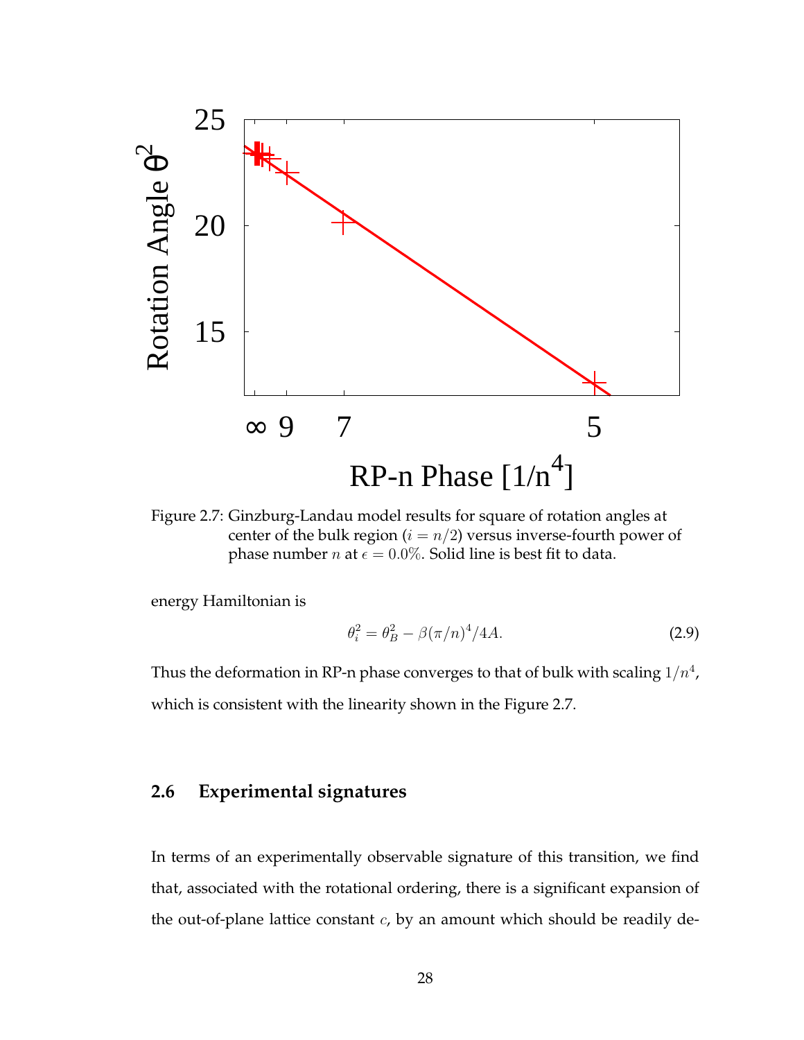Figure 2.7: Ginzburg-Landau model results for square of rotation angles at center of the bulk region ($i = n/2$) versus inverse-fourth power of phase number $n$ at $\epsilon = 0.0\%$. Solid line is best fit to data.

energy Hamiltonian is

$$\theta_i^2 = \theta_B^2 - \beta(\pi/n)^4/4A. \tag{2.9}$$

Thus the deformation in RP-n phase converges to that of bulk with scaling $1/n^4$, which is consistent with the linearity shown in the Figure 2.7.

## 2.6 Experimental signatures

In terms of an experimentally observable signature of this transition, we find that, associated with the rotational ordering, there is a significant expansion of the out-of-plane lattice constant $c$, by an amount which should be readily de-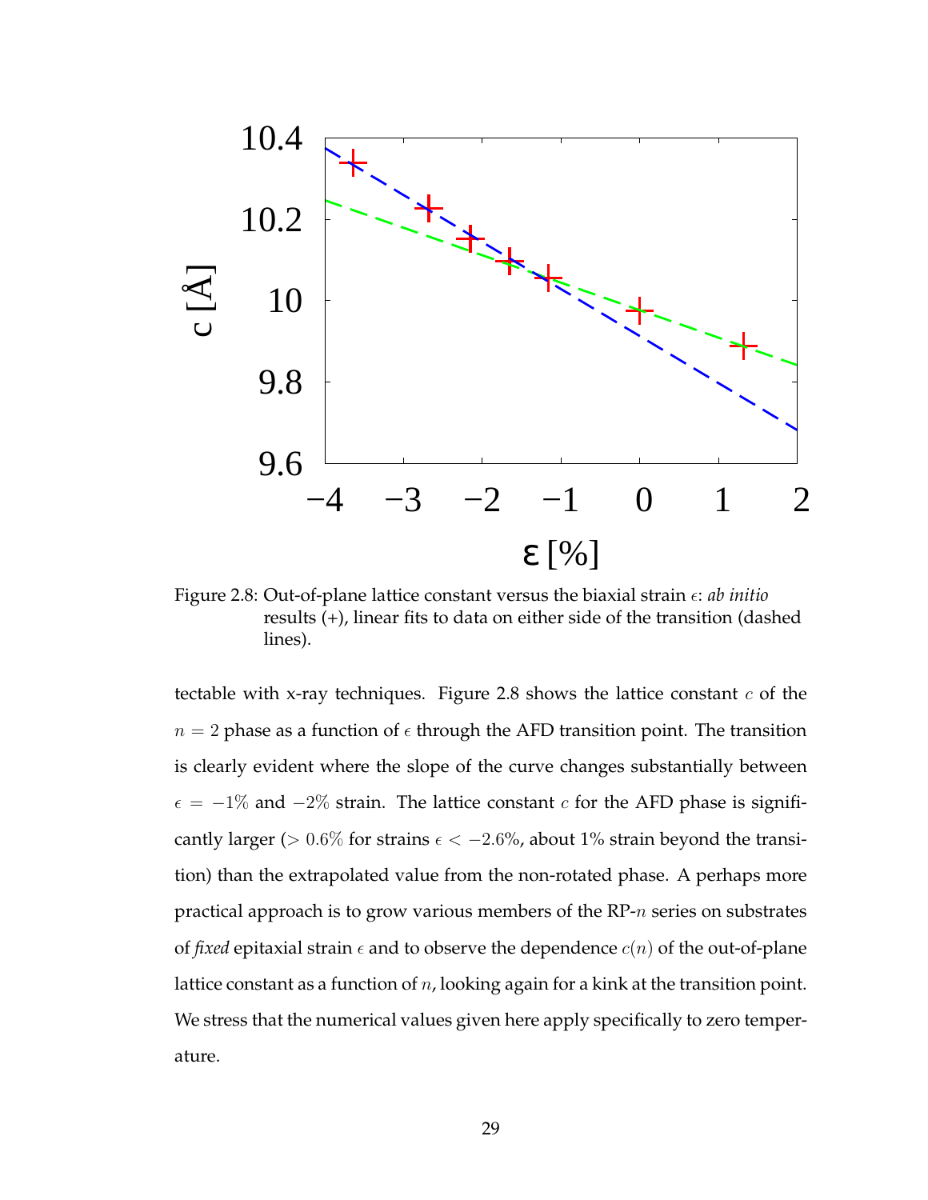Figure 2.8: Out-of-plane lattice constant versus the biaxial strain $\epsilon$: *ab initio* results (+), linear fits to data on either side of the transition (dashed lines).

tectable with x-ray techniques. Figure 2.8 shows the lattice constant $c$ of the $n = 2$ phase as a function of $\epsilon$ through the AFD transition point. The transition is clearly evident where the slope of the curve changes substantially between $\epsilon = -1\%$ and $-2\%$ strain. The lattice constant $c$ for the AFD phase is significantly larger ($> 0.6\%$ for strains $\epsilon < -2.6\%$, about 1% strain beyond the transition) than the extrapolated value from the non-rotated phase. A perhaps more practical approach is to grow various members of the RP-$n$ series on substrates of *fixed* epitaxial strain $\epsilon$ and to observe the dependence $c(n)$ of the out-of-plane lattice constant as a function of $n$, looking again for a kink at the transition point. We stress that the numerical values given here apply specifically to zero temperature.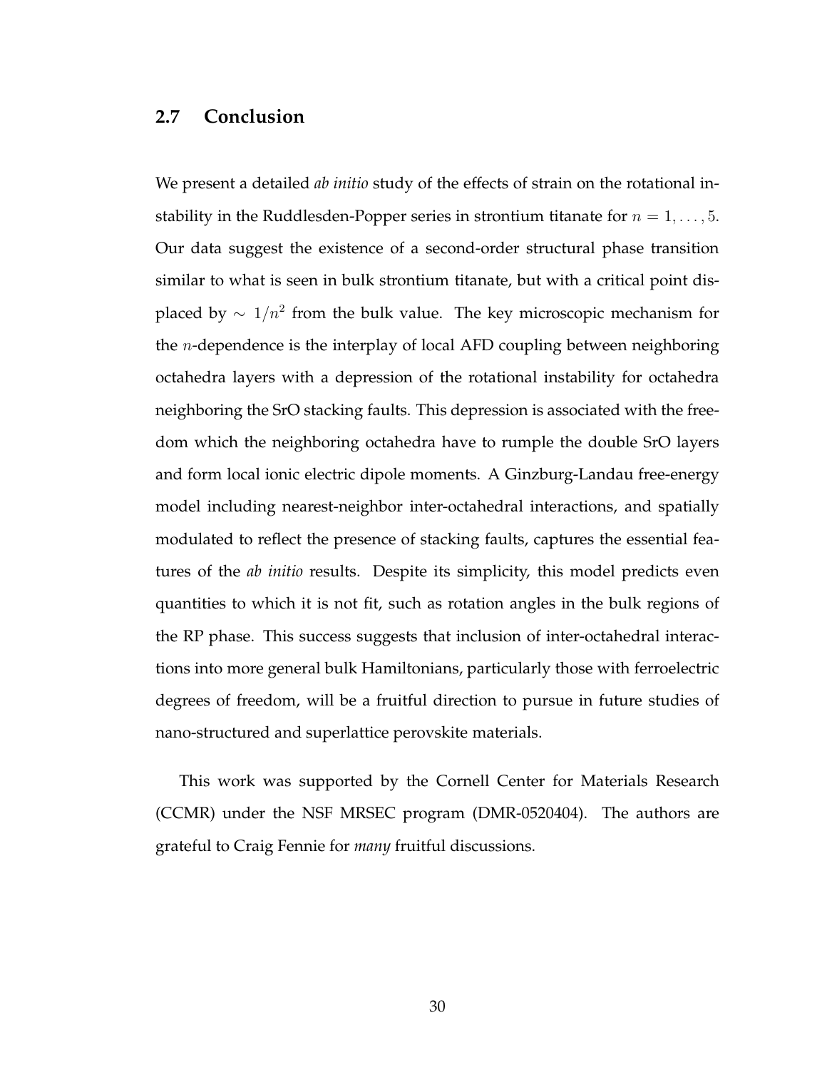## 2.7 Conclusion

We present a detailed *ab initio* study of the effects of strain on the rotational instability in the Ruddlesden-Popper series in strontium titanate for $n = 1, \ldots, 5$. Our data suggest the existence of a second-order structural phase transition similar to what is seen in bulk strontium titanate, but with a critical point displaced by $\sim 1/n^2$ from the bulk value. The key microscopic mechanism for the $n$-dependence is the interplay of local AFD coupling between neighboring octahedra layers with a depression of the rotational instability for octahedra neighboring the SrO stacking faults. This depression is associated with the freedom which the neighboring octahedra have to rumple the double SrO layers and form local ionic electric dipole moments. A Ginzburg-Landau free-energy model including nearest-neighbor inter-octahedral interactions, and spatially modulated to reflect the presence of stacking faults, captures the essential features of the *ab initio* results. Despite its simplicity, this model predicts even quantities to which it is not fit, such as rotation angles in the bulk regions of the RP phase. This success suggests that inclusion of inter-octahedral interactions into more general bulk Hamiltonians, particularly those with ferroelectric degrees of freedom, will be a fruitful direction to pursue in future studies of nano-structured and superlattice perovskite materials.

This work was supported by the Cornell Center for Materials Research (CCMR) under the NSF MRSEC program (DMR-0520404). The authors are grateful to Craig Fennie for *many* fruitful discussions.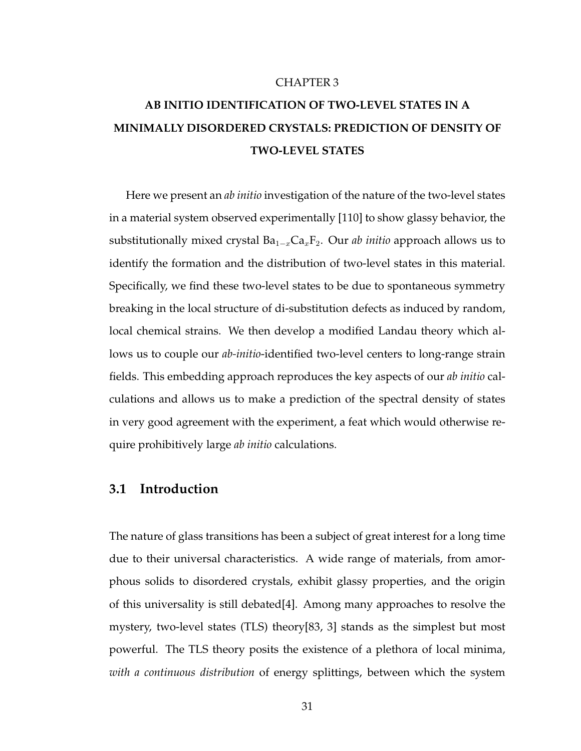CHAPTER 3

# AB INITIO IDENTIFICATION OF TWO-LEVEL STATES IN A MINIMALLY DISORDERED CRYSTALS: PREDICTION OF DENSITY OF TWO-LEVEL STATES

Here we present an *ab initio* investigation of the nature of the two-level states in a material system observed experimentally [110] to show glassy behavior, the substitutionally mixed crystal $Ba_{1-x}Ca_xF_2$. Our *ab initio* approach allows us to identify the formation and the distribution of two-level states in this material. Specifically, we find these two-level states to be due to spontaneous symmetry breaking in the local structure of di-substitution defects as induced by random, local chemical strains. We then develop a modified Landau theory which allows us to couple our *ab-initio*-identified two-level centers to long-range strain fields. This embedding approach reproduces the key aspects of our *ab initio* calculations and allows us to make a prediction of the spectral density of states in very good agreement with the experiment, a feat which would otherwise require prohibitively large *ab initio* calculations.

## 3.1 Introduction

The nature of glass transitions has been a subject of great interest for a long time due to their universal characteristics. A wide range of materials, from amorphous solids to disordered crystals, exhibit glassy properties, and the origin of this universality is still debated[4]. Among many approaches to resolve the mystery, two-level states (TLS) theory[83, 3] stands as the simplest but most powerful. The TLS theory posits the existence of a plethora of local minima, *with a continuous distribution* of energy splittings, between which the system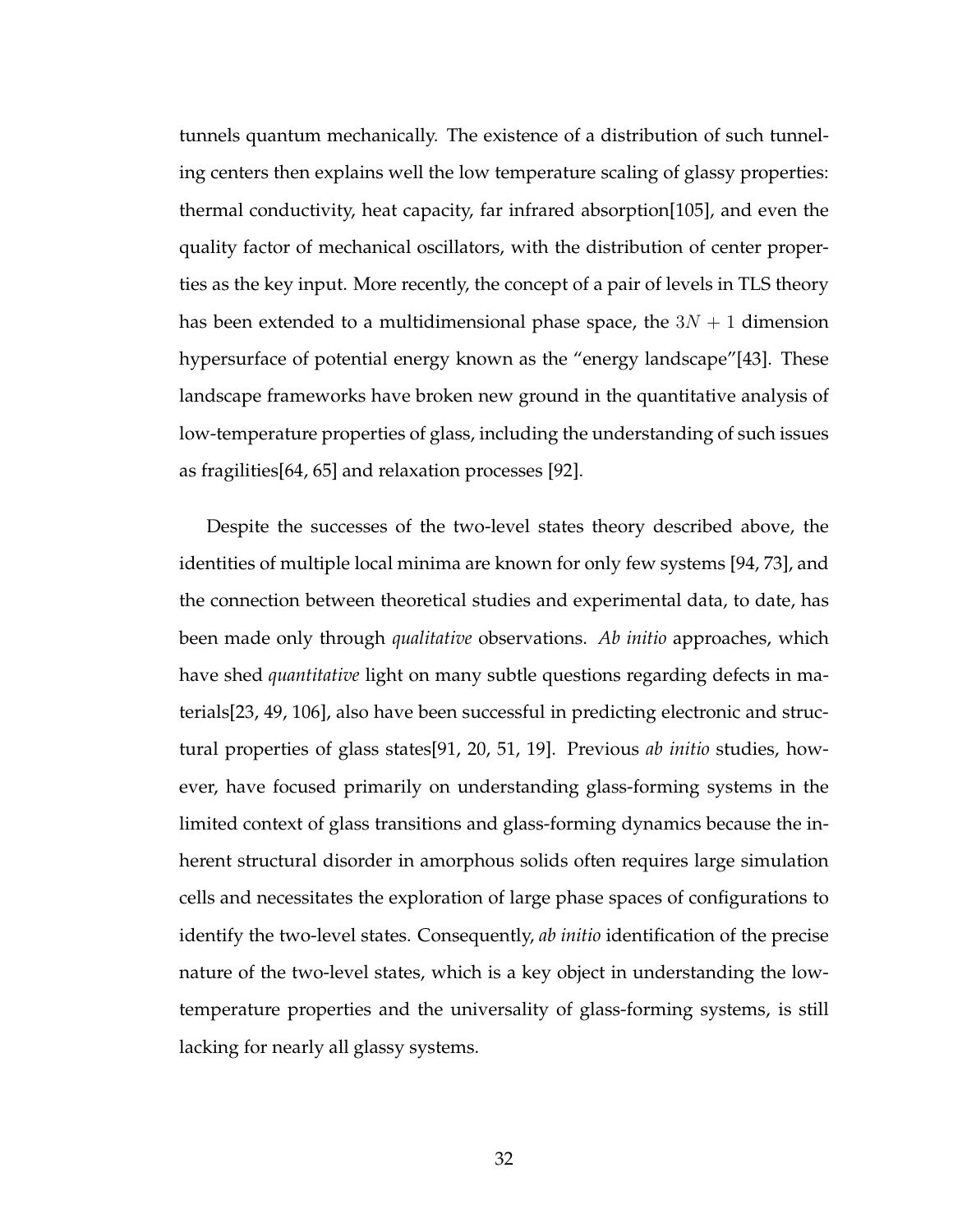tunnels quantum mechanically. The existence of a distribution of such tunneling centers then explains well the low temperature scaling of glassy properties: thermal conductivity, heat capacity, far infrared absorption[105], and even the quality factor of mechanical oscillators, with the distribution of center properties as the key input. More recently, the concept of a pair of levels in TLS theory has been extended to a multidimensional phase space, the $3N + 1$ dimension hypersurface of potential energy known as the "energy landscape"[43]. These landscape frameworks have broken new ground in the quantitative analysis of low-temperature properties of glass, including the understanding of such issues as fragilities[64, 65] and relaxation processes [92].

Despite the successes of the two-level states theory described above, the identities of multiple local minima are known for only few systems [94, 73], and the connection between theoretical studies and experimental data, to date, has been made only through *qualitative* observations. *Ab initio* approaches, which have shed *quantitative* light on many subtle questions regarding defects in materials[23, 49, 106], also have been successful in predicting electronic and structural properties of glass states[91, 20, 51, 19]. Previous *ab initio* studies, however, have focused primarily on understanding glass-forming systems in the limited context of glass transitions and glass-forming dynamics because the inherent structural disorder in amorphous solids often requires large simulation cells and necessitates the exploration of large phase spaces of configurations to identify the two-level states. Consequently, *ab initio* identification of the precise nature of the two-level states, which is a key object in understanding the low-temperature properties and the universality of glass-forming systems, is still lacking for nearly all glassy systems.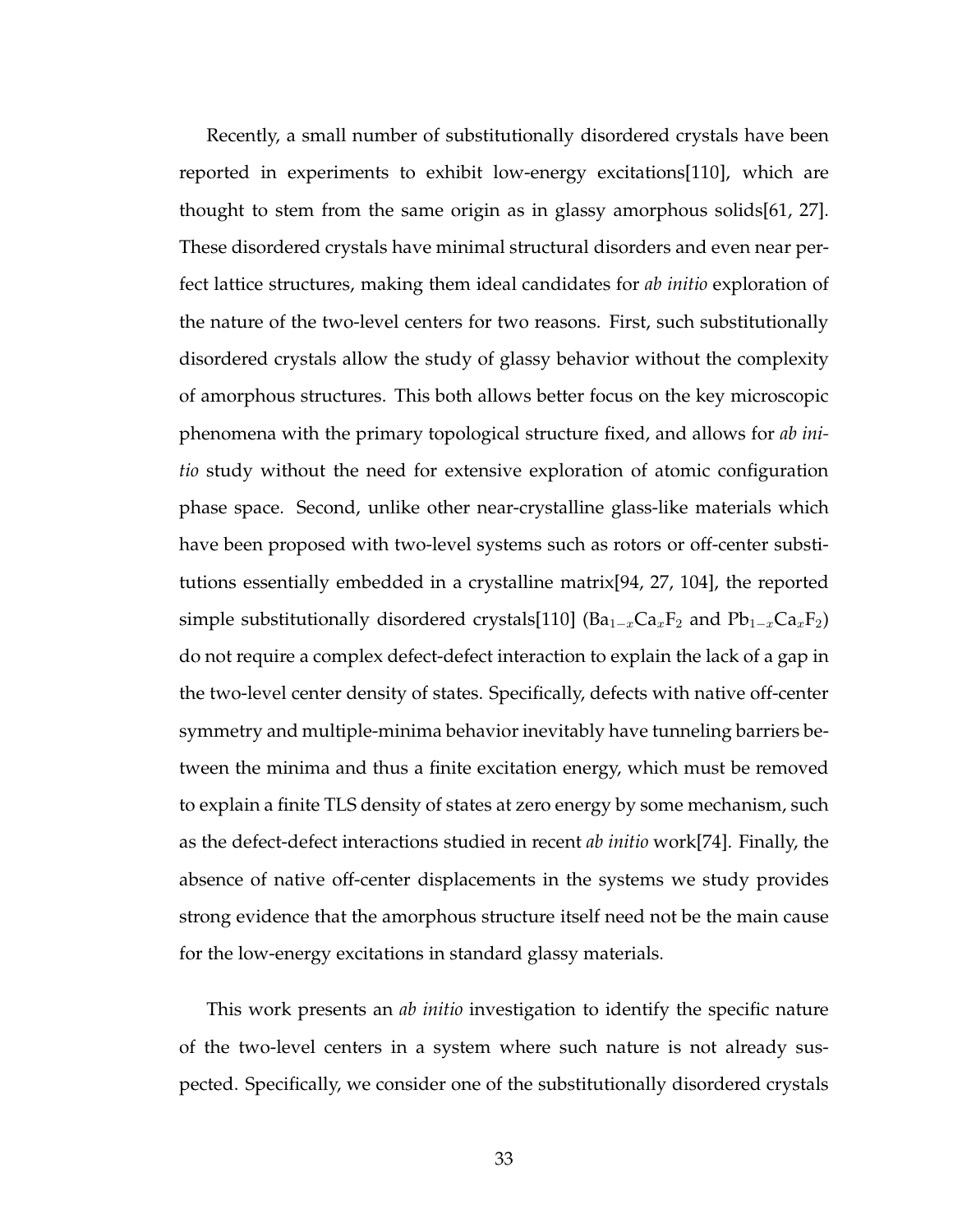Recently, a small number of substitutionally disordered crystals have been reported in experiments to exhibit low-energy excitations[110], which are thought to stem from the same origin as in glassy amorphous solids[61, 27]. These disordered crystals have minimal structural disorders and even near perfect lattice structures, making them ideal candidates for *ab initio* exploration of the nature of the two-level centers for two reasons. First, such substitutionally disordered crystals allow the study of glassy behavior without the complexity of amorphous structures. This both allows better focus on the key microscopic phenomena with the primary topological structure fixed, and allows for *ab initio* study without the need for extensive exploration of atomic configuration phase space. Second, unlike other near-crystalline glass-like materials which have been proposed with two-level systems such as rotors or off-center substitutions essentially embedded in a crystalline matrix[94, 27, 104], the reported simple substitutionally disordered crystals[110] ($Ba_{1-x}Ca_xF_2$ and $Pb_{1-x}Ca_xF_2$) do not require a complex defect-defect interaction to explain the lack of a gap in the two-level center density of states. Specifically, defects with native off-center symmetry and multiple-minima behavior inevitably have tunneling barriers between the minima and thus a finite excitation energy, which must be removed to explain a finite TLS density of states at zero energy by some mechanism, such as the defect-defect interactions studied in recent *ab initio* work[74]. Finally, the absence of native off-center displacements in the systems we study provides strong evidence that the amorphous structure itself need not be the main cause for the low-energy excitations in standard glassy materials.

This work presents an *ab initio* investigation to identify the specific nature of the two-level centers in a system where such nature is not already suspected. Specifically, we consider one of the substitutionally disordered crystals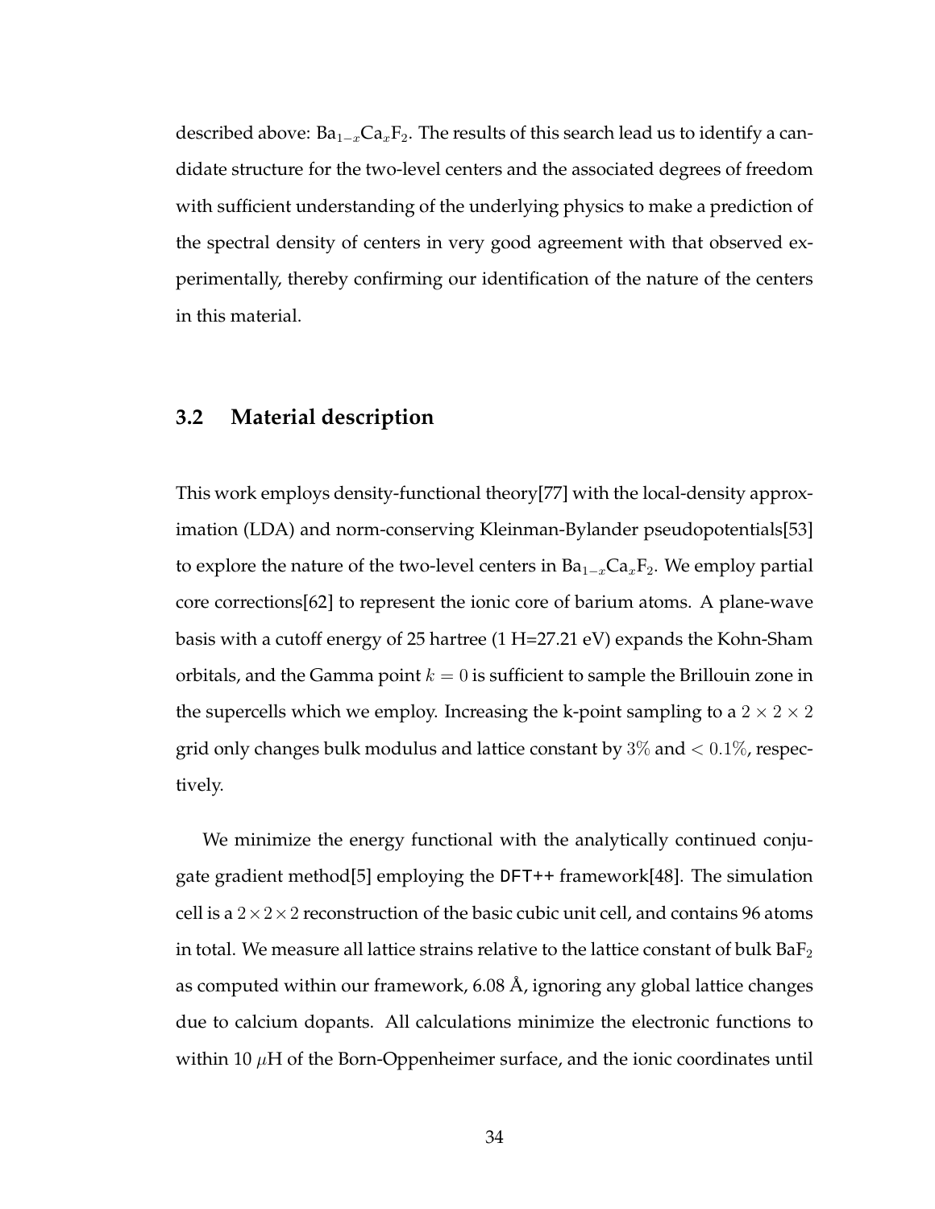described above: $Ba_{1-x}Ca_xF_2$. The results of this search lead us to identify a candidate structure for the two-level centers and the associated degrees of freedom with sufficient understanding of the underlying physics to make a prediction of the spectral density of centers in very good agreement with that observed experimentally, thereby confirming our identification of the nature of the centers in this material.

## 3.2 Material description

This work employs density-functional theory[77] with the local-density approximation (LDA) and norm-conserving Kleinman-Bylander pseudopotentials[53] to explore the nature of the two-level centers in $Ba_{1-x}Ca_xF_2$. We employ partial core corrections[62] to represent the ionic core of barium atoms. A plane-wave basis with a cutoff energy of 25 hartree (1 H=27.21 eV) expands the Kohn-Sham orbitals, and the Gamma point $k = 0$ is sufficient to sample the Brillouin zone in the supercells which we employ. Increasing the k-point sampling to a $2 \times 2 \times 2$ grid only changes bulk modulus and lattice constant by $3\%$ and $< 0.1\%$, respectively.

We minimize the energy functional with the analytically continued conjugate gradient method[5] employing the `DFT++` framework[48]. The simulation cell is a $2 \times 2 \times 2$ reconstruction of the basic cubic unit cell, and contains 96 atoms in total. We measure all lattice strains relative to the lattice constant of bulk $BaF_2$ as computed within our framework, 6.08 Å, ignoring any global lattice changes due to calcium dopants. All calculations minimize the electronic functions to within 10 $\mu$H of the Born-Oppenheimer surface, and the ionic coordinates until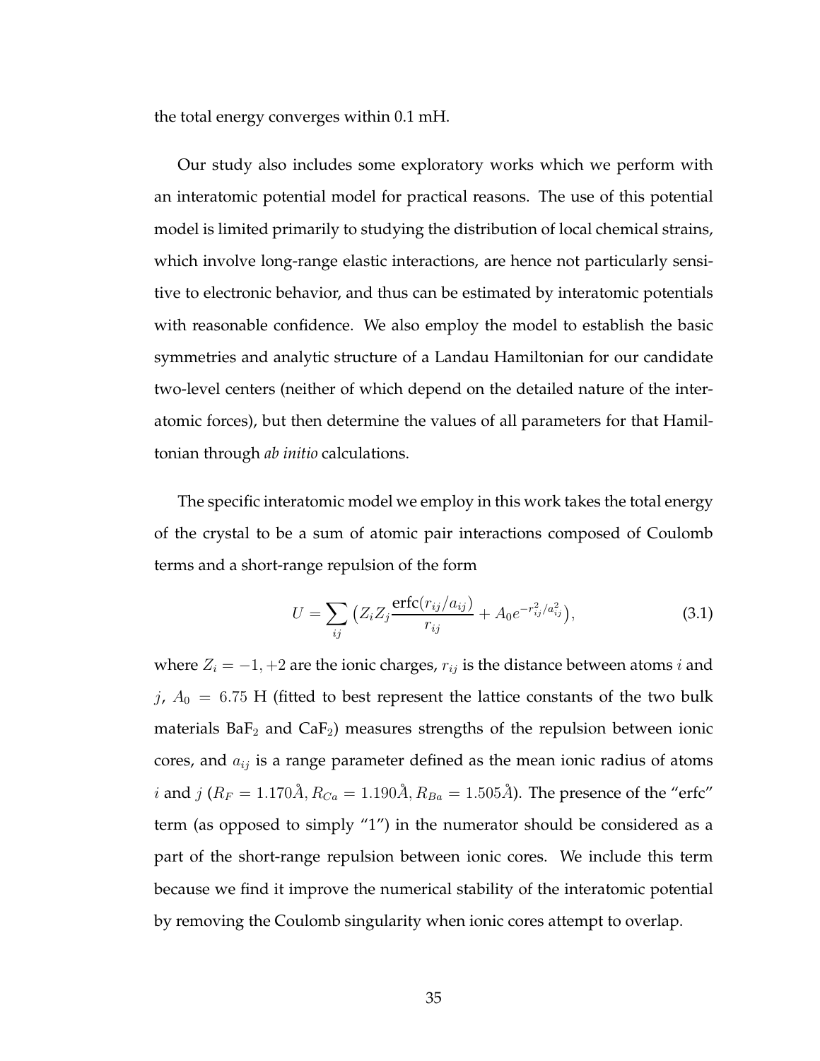the total energy converges within 0.1 mH.

Our study also includes some exploratory works which we perform with an interatomic potential model for practical reasons. The use of this potential model is limited primarily to studying the distribution of local chemical strains, which involve long-range elastic interactions, are hence not particularly sensitive to electronic behavior, and thus can be estimated by interatomic potentials with reasonable confidence. We also employ the model to establish the basic symmetries and analytic structure of a Landau Hamiltonian for our candidate two-level centers (neither of which depend on the detailed nature of the interatomic forces), but then determine the values of all parameters for that Hamiltonian through *ab initio* calculations.

The specific interatomic model we employ in this work takes the total energy of the crystal to be a sum of atomic pair interactions composed of Coulomb terms and a short-range repulsion of the form

$$U = \sum_{ij} \big( Z_i Z_j \frac{\text{erfc}(r_{ij}/a_{ij})}{r_{ij}} + A_0 e^{-r_{ij}^2/a_{ij}^2} \big), \tag{3.1}$$

where $Z_i = -1, +2$ are the ionic charges, $r_{ij}$ is the distance between atoms $i$ and $j$, $A_0 = 6.75$ H (fitted to best represent the lattice constants of the two bulk materials $BaF_2$ and $CaF_2$) measures strengths of the repulsion between ionic cores, and $a_{ij}$ is a range parameter defined as the mean ionic radius of atoms $i$ and $j$ ($R_F = 1.170\text{Å}, R_{Ca} = 1.190\text{Å}, R_{Ba} = 1.505\text{Å}$). The presence of the "erfc" term (as opposed to simply "1") in the numerator should be considered as a part of the short-range repulsion between ionic cores. We include this term because we find it improve the numerical stability of the interatomic potential by removing the Coulomb singularity when ionic cores attempt to overlap.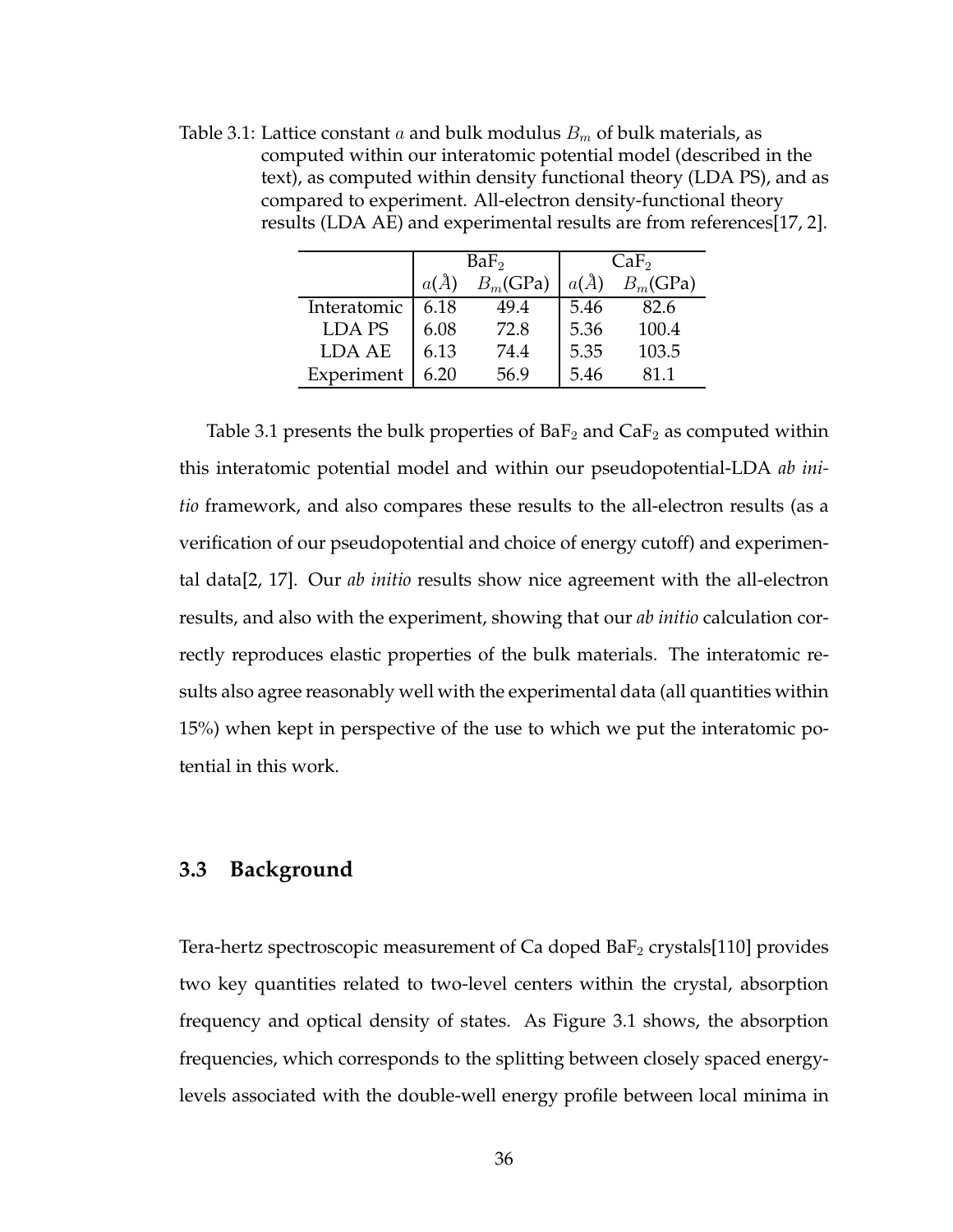Table 3.1: Lattice constant $a$ and bulk modulus $B_m$ of bulk materials, as computed within our interatomic potential model (described in the text), as computed within density functional theory (LDA PS), and as compared to experiment. All-electron density-functional theory results (LDA AE) and experimental results are from references[17, 2].

| | $BaF_2$ | | $CaF_2$ | |
|---|---|---|---|---|
| | $a(\AA)$ | $B_m$(GPa) | $a(\AA)$ | $B_m$(GPa) |
| Interatomic | 6.18 | 49.4 | 5.46 | 82.6 |
| LDA PS | 6.08 | 72.8 | 5.36 | 100.4 |
| LDA AE | 6.13 | 74.4 | 5.35 | 103.5 |
| Experiment | 6.20 | 56.9 | 5.46 | 81.1 |

Table 3.1 presents the bulk properties of $BaF_2$ and $CaF_2$ as computed within this interatomic potential model and within our pseudopotential-LDA *ab initio* framework, and also compares these results to the all-electron results (as a verification of our pseudopotential and choice of energy cutoff) and experimental data[2, 17]. Our *ab initio* results show nice agreement with the all-electron results, and also with the experiment, showing that our *ab initio* calculation correctly reproduces elastic properties of the bulk materials. The interatomic results also agree reasonably well with the experimental data (all quantities within 15%) when kept in perspective of the use to which we put the interatomic potential in this work.

## 3.3 Background

Tera-hertz spectroscopic measurement of Ca doped $BaF_2$ crystals[110] provides two key quantities related to two-level centers within the crystal, absorption frequency and optical density of states. As Figure 3.1 shows, the absorption frequencies, which corresponds to the splitting between closely spaced energy-levels associated with the double-well energy profile between local minima in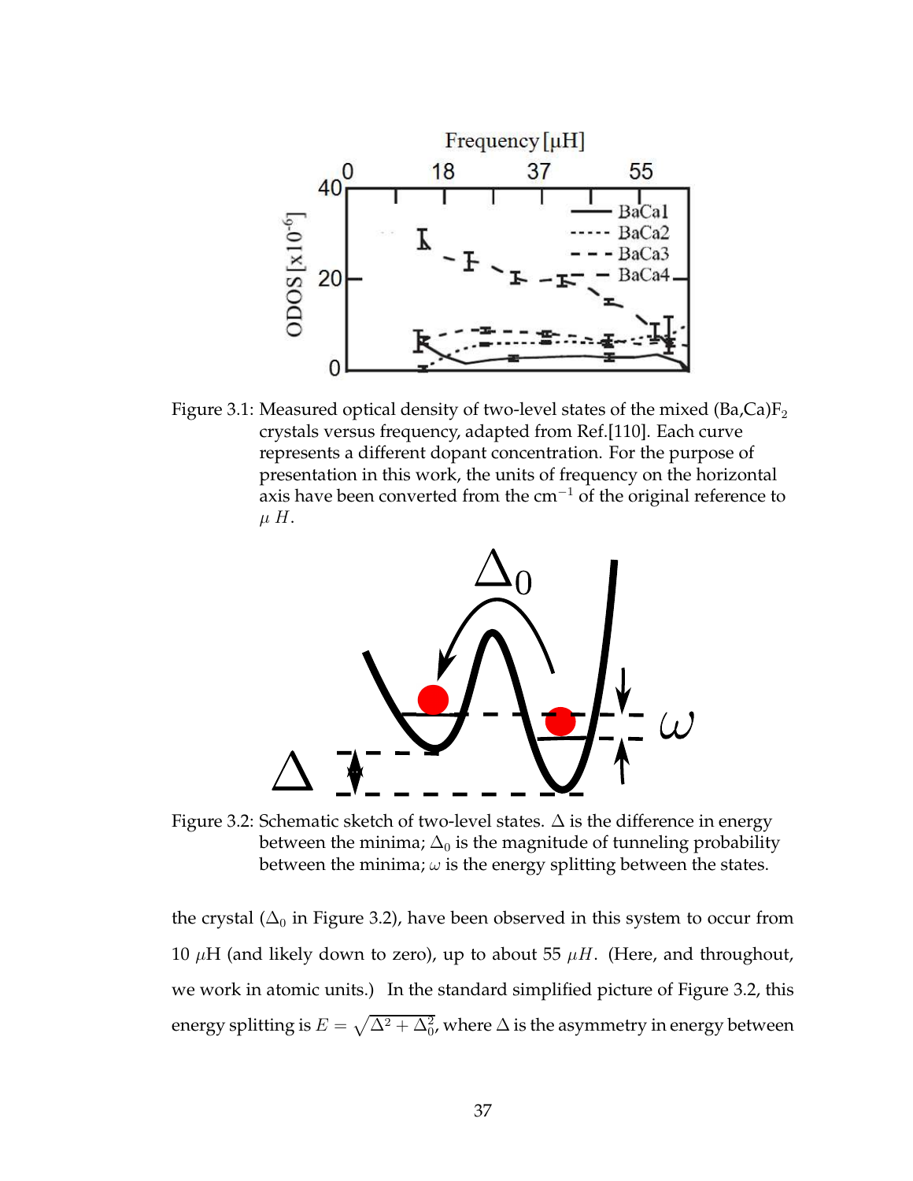Figure 3.1: Measured optical density of two-level states of the mixed (Ba,Ca)$F_2$ crystals versus frequency, adapted from Ref.[110]. Each curve represents a different dopant concentration. For the purpose of presentation in this work, the units of frequency on the horizontal axis have been converted from the $\mathrm{cm}^{-1}$ of the original reference to $\mu H$.

Figure 3.2: Schematic sketch of two-level states. $\Delta$ is the difference in energy between the minima; $\Delta_0$ is the magnitude of tunneling probability between the minima; $\omega$ is the energy splitting between the states.

the crystal ($\Delta_0$ in Figure 3.2), have been observed in this system to occur from 10 $\mu$H (and likely down to zero), up to about 55 $\mu H$. (Here, and throughout, we work in atomic units.) In the standard simplified picture of Figure 3.2, this energy splitting is $E = \sqrt{\Delta^2 + \Delta_0^2}$, where $\Delta$ is the asymmetry in energy between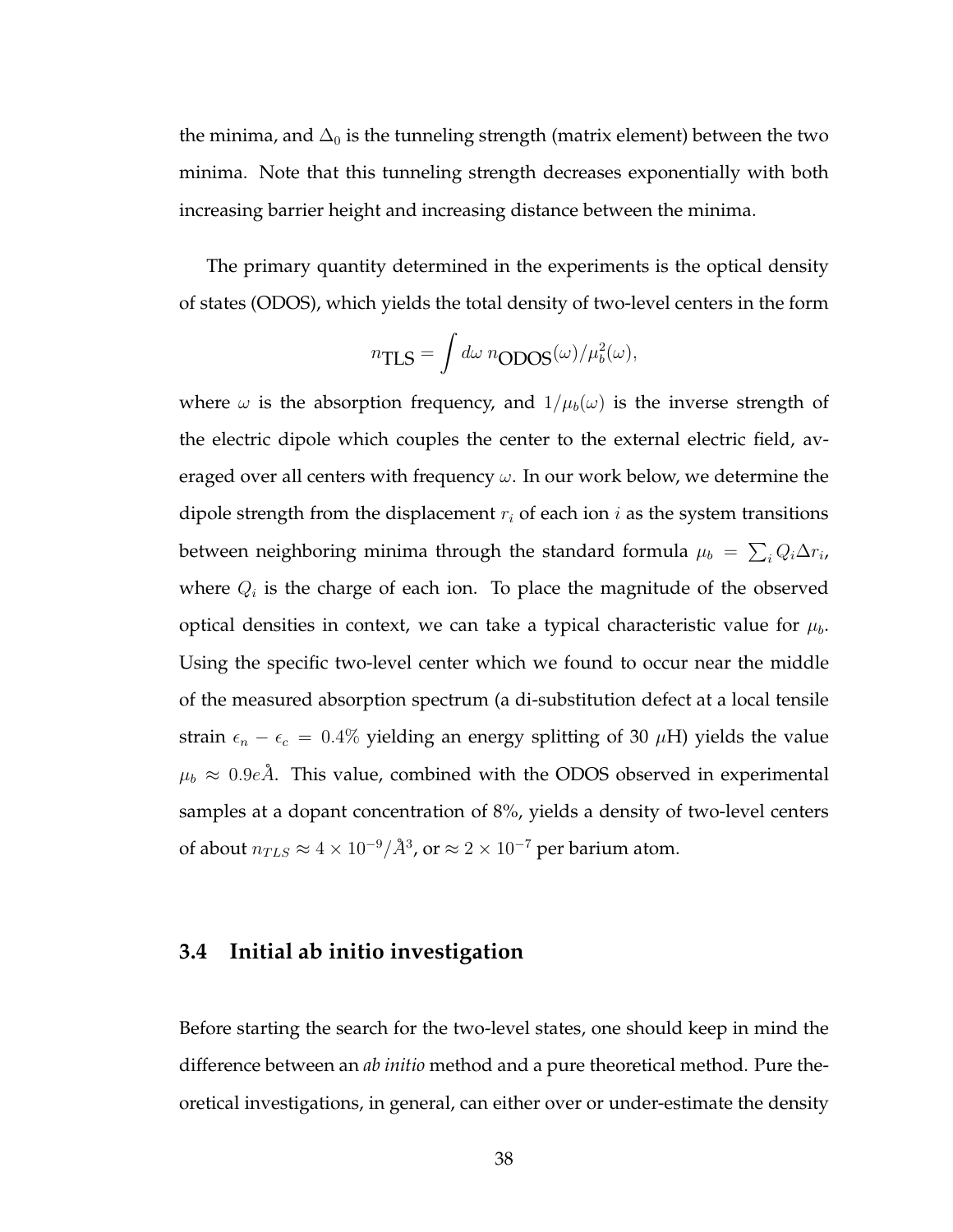the minima, and $\Delta_0$ is the tunneling strength (matrix element) between the two minima. Note that this tunneling strength decreases exponentially with both increasing barrier height and increasing distance between the minima.

The primary quantity determined in the experiments is the optical density of states (ODOS), which yields the total density of two-level centers in the form

$$n_{\text{TLS}} = \int d\omega \; n_{\text{ODOS}}(\omega)/\mu_b^2(\omega),$$

where $\omega$ is the absorption frequency, and $1/\mu_b(\omega)$ is the inverse strength of the electric dipole which couples the center to the external electric field, averaged over all centers with frequency $\omega$. In our work below, we determine the dipole strength from the displacement $r_i$ of each ion $i$ as the system transitions between neighboring minima through the standard formula $\mu_b = \sum_i Q_i \Delta r_i$, where $Q_i$ is the charge of each ion. To place the magnitude of the observed optical densities in context, we can take a typical characteristic value for $\mu_b$. Using the specific two-level center which we found to occur near the middle of the measured absorption spectrum (a di-substitution defect at a local tensile strain $\epsilon_n - \epsilon_c = 0.4\%$ yielding an energy splitting of 30 $\mu$H) yields the value $\mu_b \approx 0.9 e\mathring{A}$. This value, combined with the ODOS observed in experimental samples at a dopant concentration of 8%, yields a density of two-level centers of about $n_{TLS} \approx 4 \times 10^{-9}/\mathring{A}^3$, or $\approx 2 \times 10^{-7}$ per barium atom.

## 3.4 Initial ab initio investigation

Before starting the search for the two-level states, one should keep in mind the difference between an *ab initio* method and a pure theoretical method. Pure theoretical investigations, in general, can either over or under-estimate the density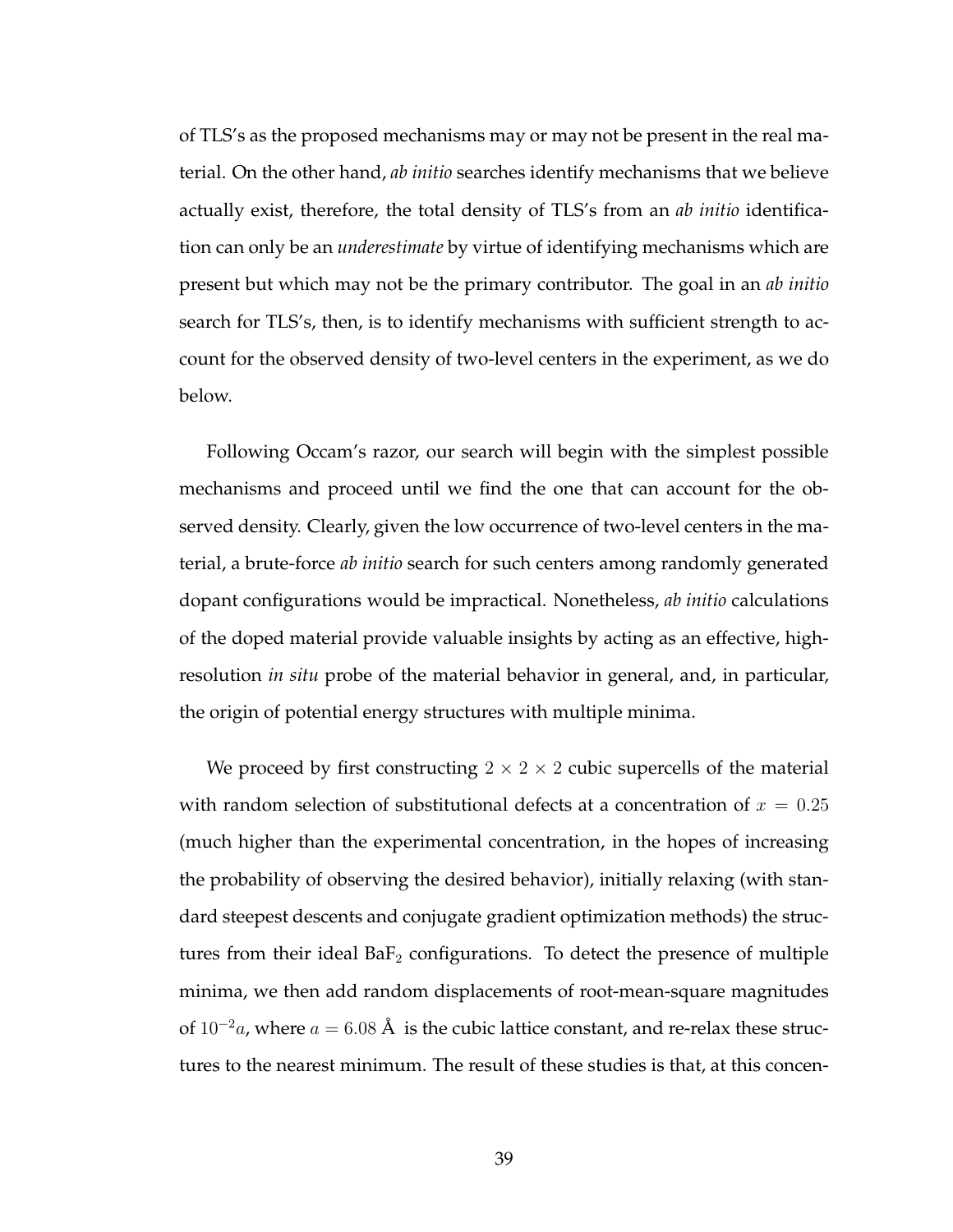of TLS's as the proposed mechanisms may or may not be present in the real material. On the other hand, *ab initio* searches identify mechanisms that we believe actually exist, therefore, the total density of TLS's from an *ab initio* identification can only be an *underestimate* by virtue of identifying mechanisms which are present but which may not be the primary contributor. The goal in an *ab initio* search for TLS's, then, is to identify mechanisms with sufficient strength to account for the observed density of two-level centers in the experiment, as we do below.

Following Occam's razor, our search will begin with the simplest possible mechanisms and proceed until we find the one that can account for the observed density. Clearly, given the low occurrence of two-level centers in the material, a brute-force *ab initio* search for such centers among randomly generated dopant configurations would be impractical. Nonetheless, *ab initio* calculations of the doped material provide valuable insights by acting as an effective, high-resolution *in situ* probe of the material behavior in general, and, in particular, the origin of potential energy structures with multiple minima.

We proceed by first constructing $2 \times 2 \times 2$ cubic supercells of the material with random selection of substitutional defects at a concentration of $x = 0.25$ (much higher than the experimental concentration, in the hopes of increasing the probability of observing the desired behavior), initially relaxing (with standard steepest descents and conjugate gradient optimization methods) the structures from their ideal $BaF_2$ configurations. To detect the presence of multiple minima, we then add random displacements of root-mean-square magnitudes of $10^{-2}a$, where $a = 6.08$ Å is the cubic lattice constant, and re-relax these structures to the nearest minimum. The result of these studies is that, at this concen-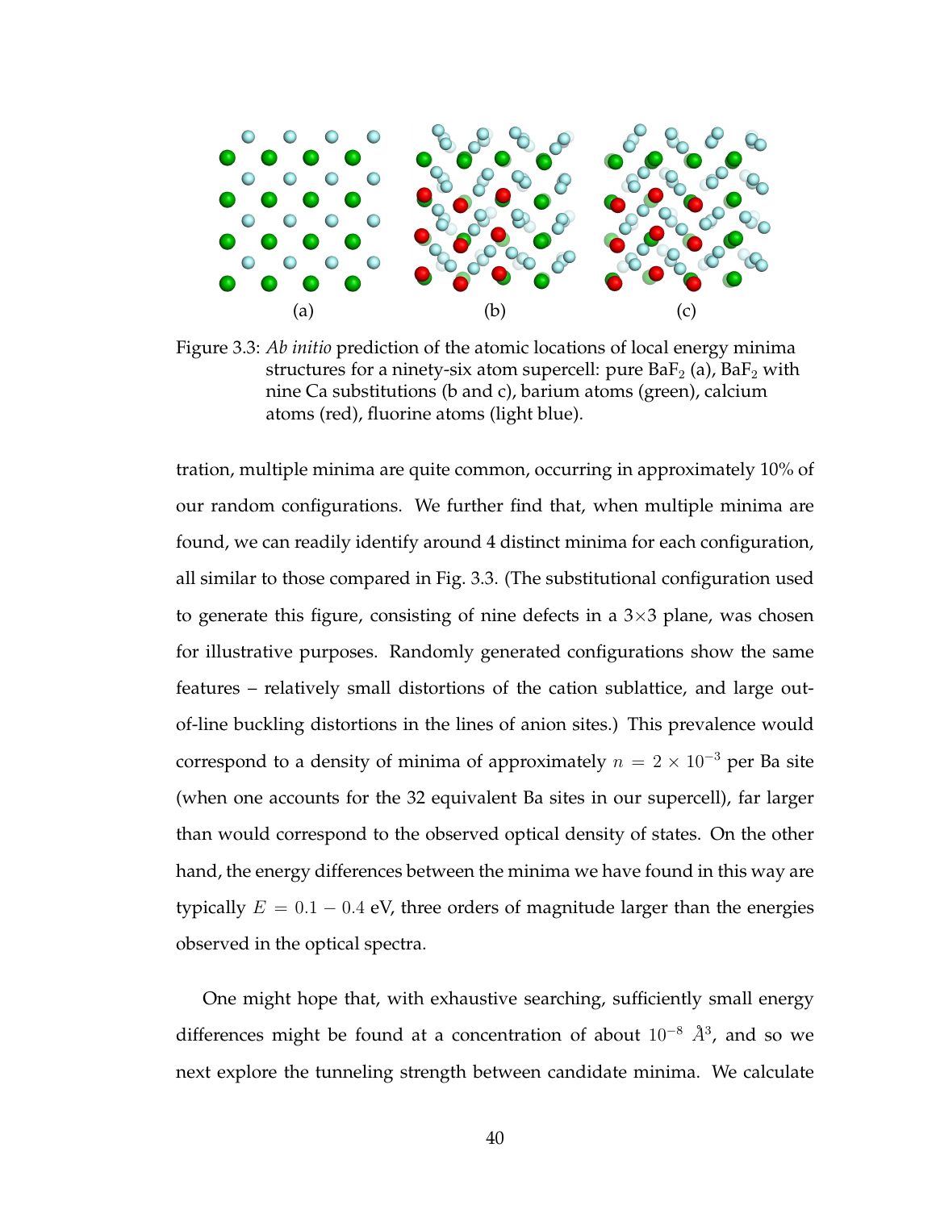Figure 3.3: *Ab initio* prediction of the atomic locations of local energy minima structures for a ninety-six atom supercell: pure $BaF_2$ (a), $BaF_2$ with nine Ca substitutions (b and c), barium atoms (green), calcium atoms (red), fluorine atoms (light blue).

tration, multiple minima are quite common, occurring in approximately 10% of our random configurations. We further find that, when multiple minima are found, we can readily identify around 4 distinct minima for each configuration, all similar to those compared in Fig. 3.3. (The substitutional configuration used to generate this figure, consisting of nine defects in a 3×3 plane, was chosen for illustrative purposes. Randomly generated configurations show the same features – relatively small distortions of the cation sublattice, and large out-of-line buckling distortions in the lines of anion sites.) This prevalence would correspond to a density of minima of approximately $n = 2 \times 10^{-3}$ per Ba site (when one accounts for the 32 equivalent Ba sites in our supercell), far larger than would correspond to the observed optical density of states. On the other hand, the energy differences between the minima we have found in this way are typically $E = 0.1 - 0.4$ eV, three orders of magnitude larger than the energies observed in the optical spectra.

One might hope that, with exhaustive searching, sufficiently small energy differences might be found at a concentration of about $10^{-8}$ $\AA^3$, and so we next explore the tunneling strength between candidate minima. We calculate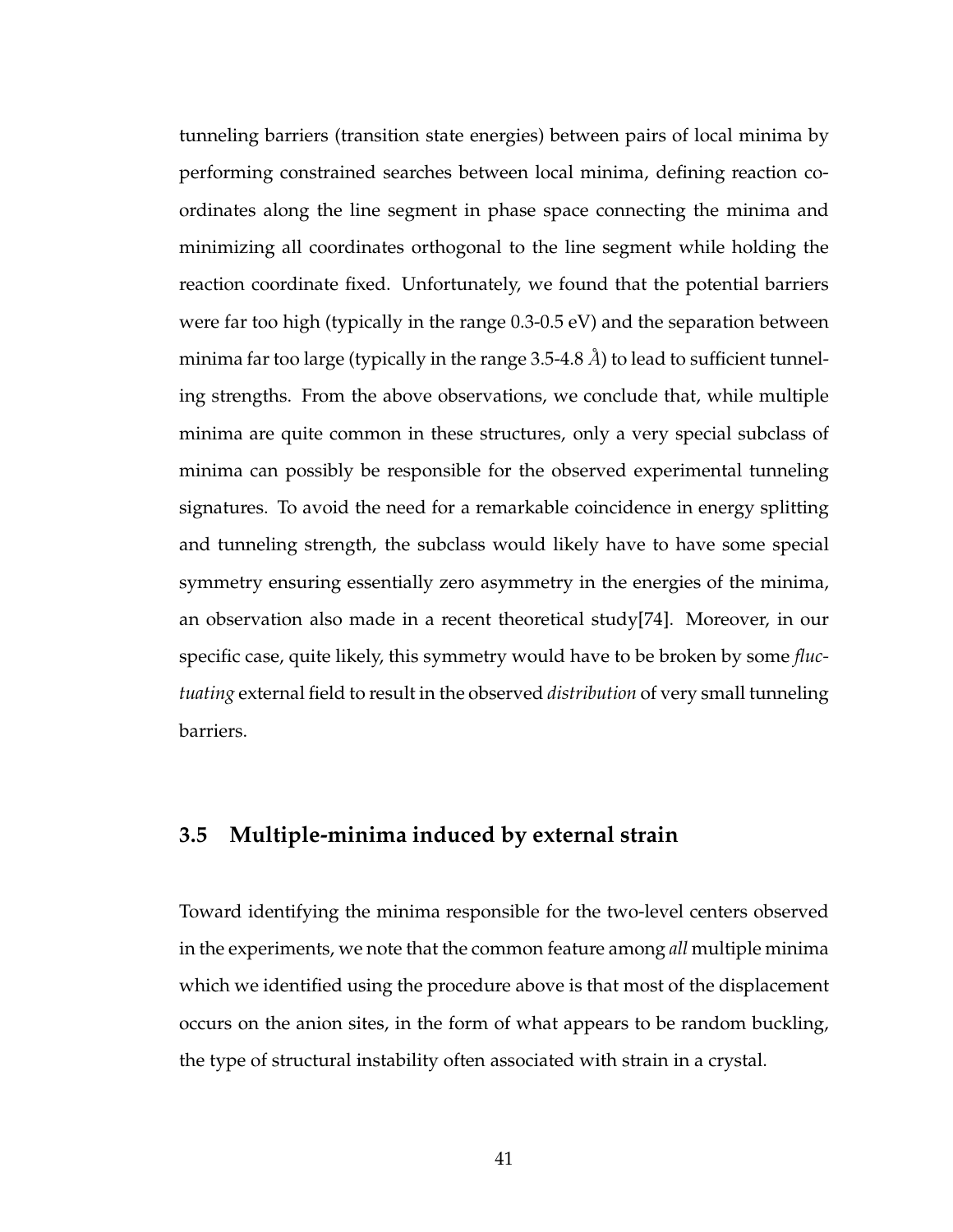tunneling barriers (transition state energies) between pairs of local minima by performing constrained searches between local minima, defining reaction coordinates along the line segment in phase space connecting the minima and minimizing all coordinates orthogonal to the line segment while holding the reaction coordinate fixed. Unfortunately, we found that the potential barriers were far too high (typically in the range 0.3-0.5 eV) and the separation between minima far too large (typically in the range 3.5-4.8 $\AA$) to lead to sufficient tunneling strengths. From the above observations, we conclude that, while multiple minima are quite common in these structures, only a very special subclass of minima can possibly be responsible for the observed experimental tunneling signatures. To avoid the need for a remarkable coincidence in energy splitting and tunneling strength, the subclass would likely have to have some special symmetry ensuring essentially zero asymmetry in the energies of the minima, an observation also made in a recent theoretical study[74]. Moreover, in our specific case, quite likely, this symmetry would have to be broken by some *fluctuating* external field to result in the observed *distribution* of very small tunneling barriers.

## 3.5 Multiple-minima induced by external strain

Toward identifying the minima responsible for the two-level centers observed in the experiments, we note that the common feature among *all* multiple minima which we identified using the procedure above is that most of the displacement occurs on the anion sites, in the form of what appears to be random buckling, the type of structural instability often associated with strain in a crystal.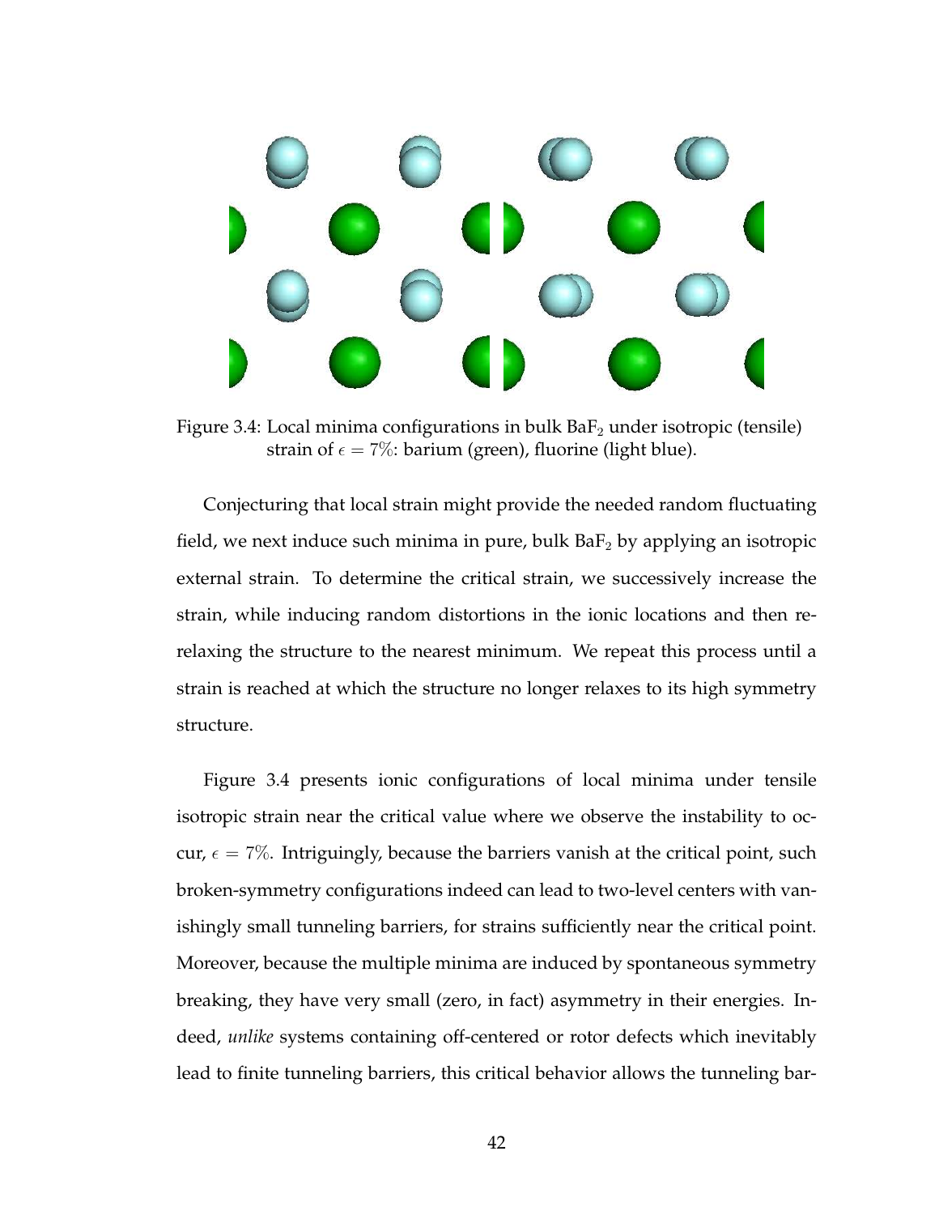Figure 3.4: Local minima configurations in bulk $BaF_2$ under isotropic (tensile) strain of $\epsilon = 7\%$: barium (green), fluorine (light blue).

Conjecturing that local strain might provide the needed random fluctuating field, we next induce such minima in pure, bulk $BaF_2$ by applying an isotropic external strain. To determine the critical strain, we successively increase the strain, while inducing random distortions in the ionic locations and then re-relaxing the structure to the nearest minimum. We repeat this process until a strain is reached at which the structure no longer relaxes to its high symmetry structure.

Figure 3.4 presents ionic configurations of local minima under tensile isotropic strain near the critical value where we observe the instability to occur, $\epsilon = 7\%$. Intriguingly, because the barriers vanish at the critical point, such broken-symmetry configurations indeed can lead to two-level centers with vanishingly small tunneling barriers, for strains sufficiently near the critical point. Moreover, because the multiple minima are induced by spontaneous symmetry breaking, they have very small (zero, in fact) asymmetry in their energies. Indeed, *unlike* systems containing off-centered or rotor defects which inevitably lead to finite tunneling barriers, this critical behavior allows the tunneling bar-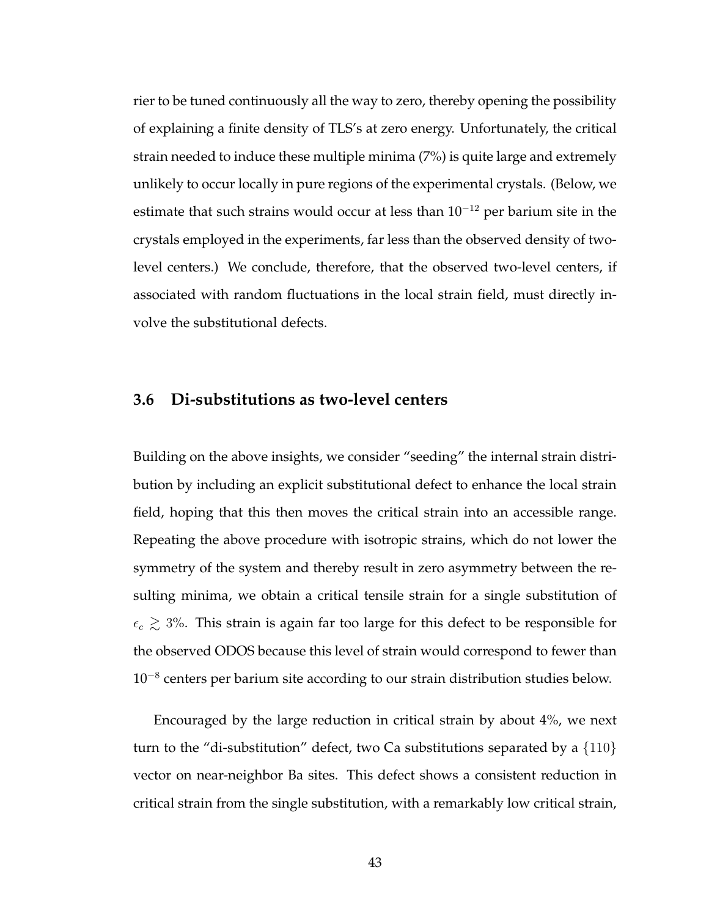rier to be tuned continuously all the way to zero, thereby opening the possibility of explaining a finite density of TLS's at zero energy. Unfortunately, the critical strain needed to induce these multiple minima (7%) is quite large and extremely unlikely to occur locally in pure regions of the experimental crystals. (Below, we estimate that such strains would occur at less than $10^{-12}$ per barium site in the crystals employed in the experiments, far less than the observed density of two-level centers.) We conclude, therefore, that the observed two-level centers, if associated with random fluctuations in the local strain field, must directly involve the substitutional defects.

### 3.6 Di-substitutions as two-level centers

Building on the above insights, we consider "seeding" the internal strain distribution by including an explicit substitutional defect to enhance the local strain field, hoping that this then moves the critical strain into an accessible range. Repeating the above procedure with isotropic strains, which do not lower the symmetry of the system and thereby result in zero asymmetry between the resulting minima, we obtain a critical tensile strain for a single substitution of $\epsilon_c \gtrsim 3\%$. This strain is again far too large for this defect to be responsible for the observed ODOS because this level of strain would correspond to fewer than $10^{-8}$ centers per barium site according to our strain distribution studies below.

Encouraged by the large reduction in critical strain by about 4%, we next turn to the "di-substitution" defect, two Ca substitutions separated by a $\{110\}$ vector on near-neighbor Ba sites. This defect shows a consistent reduction in critical strain from the single substitution, with a remarkably low critical strain,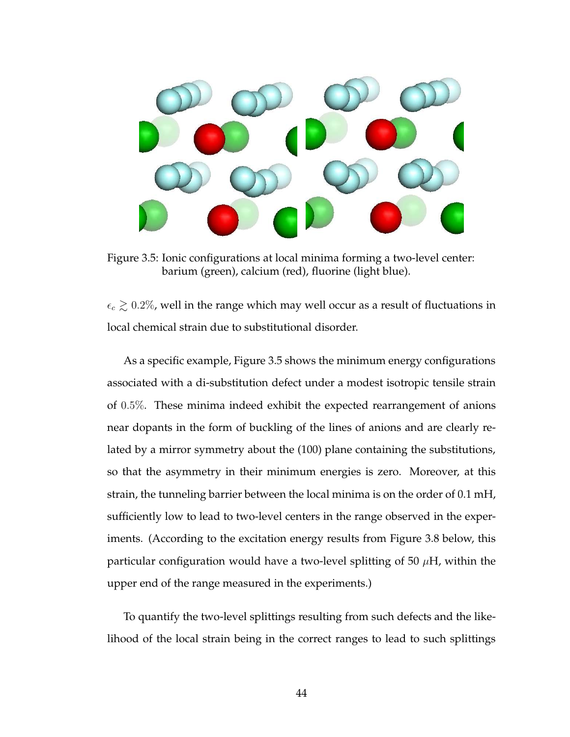Figure 3.5: Ionic configurations at local minima forming a two-level center: barium (green), calcium (red), fluorine (light blue).

$\epsilon_c \gtrsim 0.2\%$, well in the range which may well occur as a result of fluctuations in local chemical strain due to substitutional disorder.

As a specific example, Figure 3.5 shows the minimum energy configurations associated with a di-substitution defect under a modest isotropic tensile strain of $0.5\%$. These minima indeed exhibit the expected rearrangement of anions near dopants in the form of buckling of the lines of anions and are clearly related by a mirror symmetry about the (100) plane containing the substitutions, so that the asymmetry in their minimum energies is zero. Moreover, at this strain, the tunneling barrier between the local minima is on the order of 0.1 mH, sufficiently low to lead to two-level centers in the range observed in the experiments. (According to the excitation energy results from Figure 3.8 below, this particular configuration would have a two-level splitting of 50 $\mu$H, within the upper end of the range measured in the experiments.)

To quantify the two-level splittings resulting from such defects and the likelihood of the local strain being in the correct ranges to lead to such splittings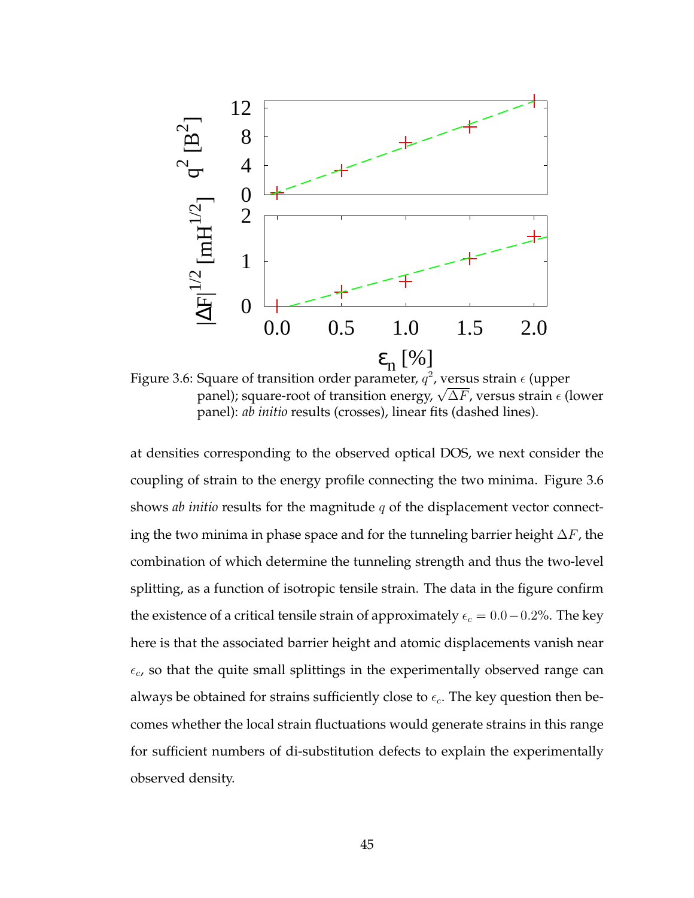Figure 3.6: Square of transition order parameter, $q^2$, versus strain $\epsilon$ (upper panel); square-root of transition energy, $\sqrt{\Delta F}$, versus strain $\epsilon$ (lower panel): *ab initio* results (crosses), linear fits (dashed lines).

at densities corresponding to the observed optical DOS, we next consider the coupling of strain to the energy profile connecting the two minima. Figure 3.6 shows *ab initio* results for the magnitude $q$ of the displacement vector connecting the two minima in phase space and for the tunneling barrier height $\Delta F$, the combination of which determine the tunneling strength and thus the two-level splitting, as a function of isotropic tensile strain. The data in the figure confirm the existence of a critical tensile strain of approximately $\epsilon_c = 0.0 - 0.2\%$. The key here is that the associated barrier height and atomic displacements vanish near $\epsilon_c$, so that the quite small splittings in the experimentally observed range can always be obtained for strains sufficiently close to $\epsilon_c$. The key question then becomes whether the local strain fluctuations would generate strains in this range for sufficient numbers of di-substitution defects to explain the experimentally observed density.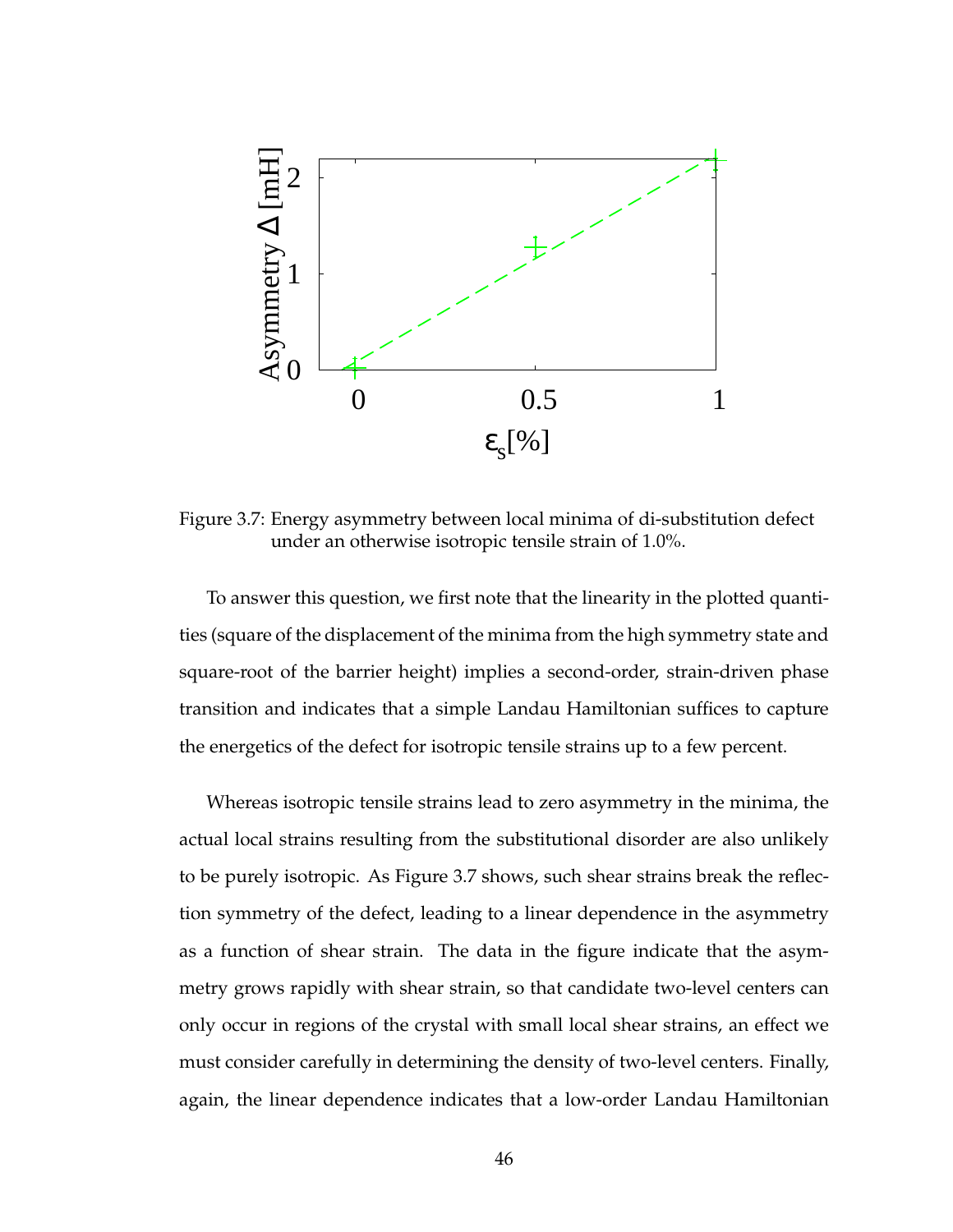Figure 3.7: Energy asymmetry between local minima of di-substitution defect under an otherwise isotropic tensile strain of 1.0%.

To answer this question, we first note that the linearity in the plotted quantities (square of the displacement of the minima from the high symmetry state and square-root of the barrier height) implies a second-order, strain-driven phase transition and indicates that a simple Landau Hamiltonian suffices to capture the energetics of the defect for isotropic tensile strains up to a few percent.

Whereas isotropic tensile strains lead to zero asymmetry in the minima, the actual local strains resulting from the substitutional disorder are also unlikely to be purely isotropic. As Figure 3.7 shows, such shear strains break the reflection symmetry of the defect, leading to a linear dependence in the asymmetry as a function of shear strain. The data in the figure indicate that the asymmetry grows rapidly with shear strain, so that candidate two-level centers can only occur in regions of the crystal with small local shear strains, an effect we must consider carefully in determining the density of two-level centers. Finally, again, the linear dependence indicates that a low-order Landau Hamiltonian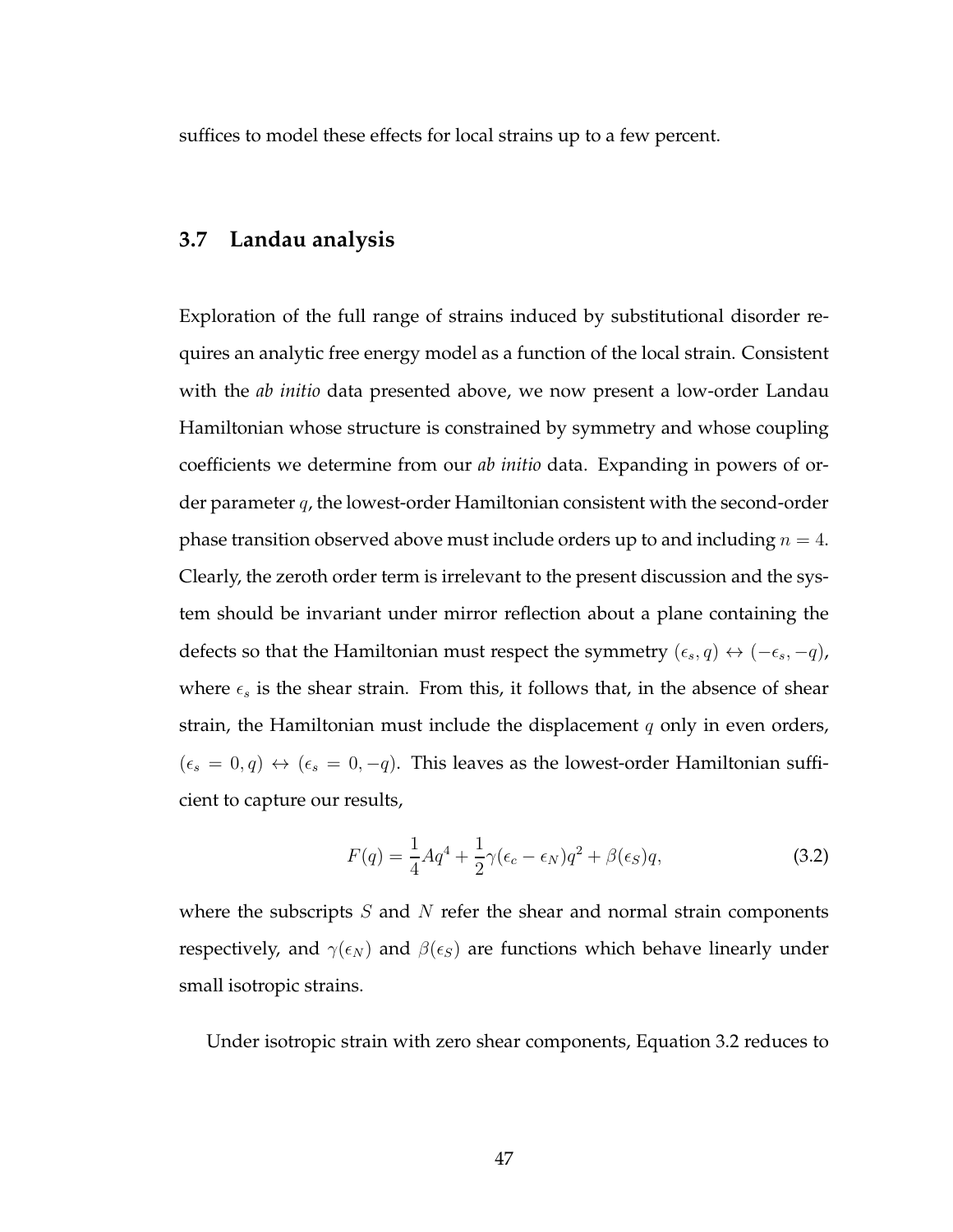suffices to model these effects for local strains up to a few percent.

## 3.7 Landau analysis

Exploration of the full range of strains induced by substitutional disorder requires an analytic free energy model as a function of the local strain. Consistent with the *ab initio* data presented above, we now present a low-order Landau Hamiltonian whose structure is constrained by symmetry and whose coupling coefficients we determine from our *ab initio* data. Expanding in powers of order parameter $q$, the lowest-order Hamiltonian consistent with the second-order phase transition observed above must include orders up to and including $n = 4$. Clearly, the zeroth order term is irrelevant to the present discussion and the system should be invariant under mirror reflection about a plane containing the defects so that the Hamiltonian must respect the symmetry $(\epsilon_s, q) \leftrightarrow (-\epsilon_s, -q)$, where $\epsilon_s$ is the shear strain. From this, it follows that, in the absence of shear strain, the Hamiltonian must include the displacement $q$ only in even orders, $(\epsilon_s = 0, q) \leftrightarrow (\epsilon_s = 0, -q)$. This leaves as the lowest-order Hamiltonian sufficient to capture our results,

$$F(q) = \frac{1}{4}Aq^4 + \frac{1}{2}\gamma(\epsilon_c - \epsilon_N)q^2 + \beta(\epsilon_S)q, \tag{3.2}$$

where the subscripts $S$ and $N$ refer the shear and normal strain components respectively, and $\gamma(\epsilon_N)$ and $\beta(\epsilon_S)$ are functions which behave linearly under small isotropic strains.

Under isotropic strain with zero shear components, Equation 3.2 reduces to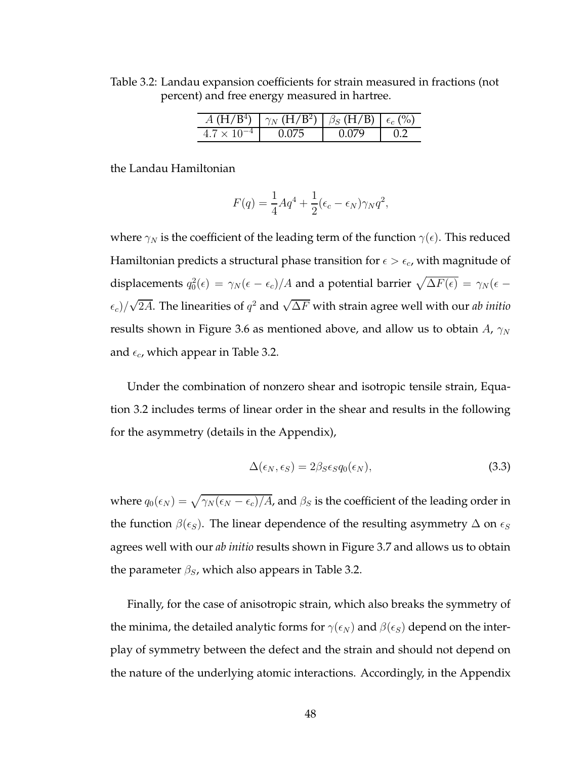Table 3.2: Landau expansion coefficients for strain measured in fractions (not percent) and free energy measured in hartree.

| $A$ (H/B$^4$) | $\gamma_N$ (H/B$^2$) | $\beta_S$ (H/B) | $\epsilon_c$ (%) |
|---|---|---|---|
| $4.7 \times 10^{-4}$ | 0.075 | 0.079 | 0.2 |

the Landau Hamiltonian

$$F(q) = \frac{1}{4}Aq^4 + \frac{1}{2}(\epsilon_c - \epsilon_N)\gamma_N q^2,$$

where $\gamma_N$ is the coefficient of the leading term of the function $\gamma(\epsilon)$. This reduced Hamiltonian predicts a structural phase transition for $\epsilon > \epsilon_c$, with magnitude of displacements $q_0^2(\epsilon) = \gamma_N(\epsilon - \epsilon_c)/A$ and a potential barrier $\sqrt{\Delta F(\epsilon)} = \gamma_N(\epsilon - \epsilon_c)/\sqrt{2A}$. The linearities of $q^2$ and $\sqrt{\Delta F}$ with strain agree well with our *ab initio* results shown in Figure 3.6 as mentioned above, and allow us to obtain $A$, $\gamma_N$ and $\epsilon_c$, which appear in Table 3.2.

Under the combination of nonzero shear and isotropic tensile strain, Equation 3.2 includes terms of linear order in the shear and results in the following for the asymmetry (details in the Appendix),

$$\Delta(\epsilon_N, \epsilon_S) = 2\beta_S \epsilon_S q_0(\epsilon_N), \tag{3.3}$$

where $q_0(\epsilon_N) = \sqrt{\gamma_N(\epsilon_N - \epsilon_c)/A}$, and $\beta_S$ is the coefficient of the leading order in the function $\beta(\epsilon_S)$. The linear dependence of the resulting asymmetry $\Delta$ on $\epsilon_S$ agrees well with our *ab initio* results shown in Figure 3.7 and allows us to obtain the parameter $\beta_S$, which also appears in Table 3.2.

Finally, for the case of anisotropic strain, which also breaks the symmetry of the minima, the detailed analytic forms for $\gamma(\epsilon_N)$ and $\beta(\epsilon_S)$ depend on the interplay of symmetry between the defect and the strain and should not depend on the nature of the underlying atomic interactions. Accordingly, in the Appendix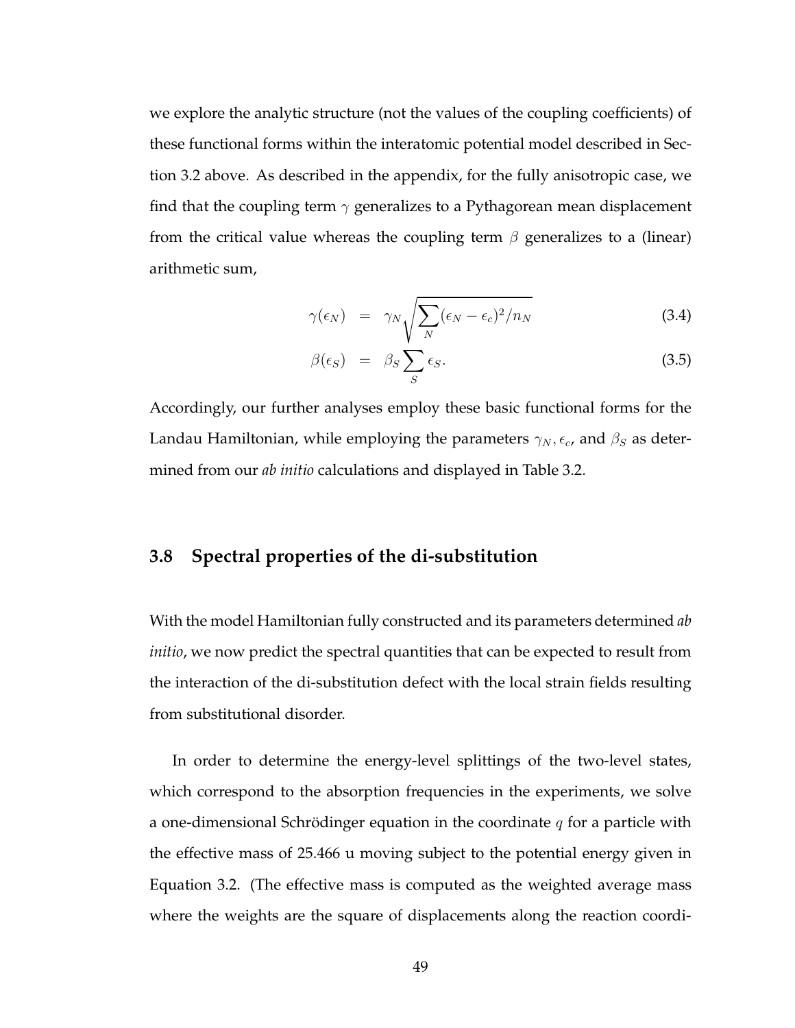we explore the analytic structure (not the values of the coupling coefficients) of these functional forms within the interatomic potential model described in Section 3.2 above. As described in the appendix, for the fully anisotropic case, we find that the coupling term $\gamma$ generalizes to a Pythagorean mean displacement from the critical value whereas the coupling term $\beta$ generalizes to a (linear) arithmetic sum,

$$
\begin{aligned}
\gamma(\epsilon_N) &= \gamma_N \sqrt{\sum_N (\epsilon_N - \epsilon_c)^2 / n_N} && (3.4) \\
\beta(\epsilon_S) &= \beta_S \sum_S \epsilon_S. && (3.5)
\end{aligned}
$$

Accordingly, our further analyses employ these basic functional forms for the Landau Hamiltonian, while employing the parameters $\gamma_N, \epsilon_c$, and $\beta_S$ as determined from our *ab initio* calculations and displayed in Table 3.2.

## 3.8 Spectral properties of the di-substitution

With the model Hamiltonian fully constructed and its parameters determined *ab initio*, we now predict the spectral quantities that can be expected to result from the interaction of the di-substitution defect with the local strain fields resulting from substitutional disorder.

In order to determine the energy-level splittings of the two-level states, which correspond to the absorption frequencies in the experiments, we solve a one-dimensional Schrödinger equation in the coordinate $q$ for a particle with the effective mass of 25.466 u moving subject to the potential energy given in Equation 3.2. (The effective mass is computed as the weighted average mass where the weights are the square of displacements along the reaction coordi-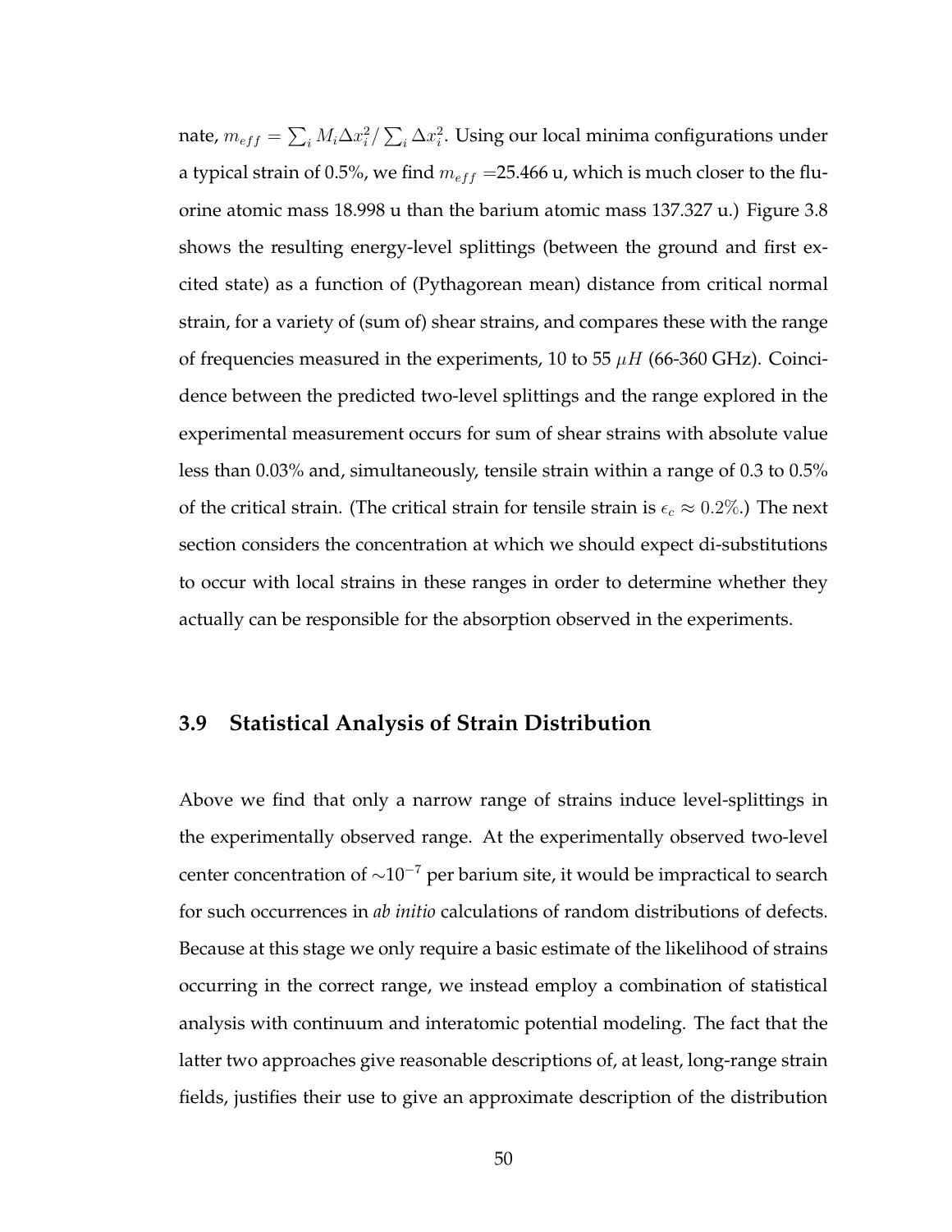nate, $m_{eff} = \sum_i M_i \Delta x_i^2 / \sum_i \Delta x_i^2$. Using our local minima configurations under a typical strain of 0.5%, we find $m_{eff}$ =25.466 u, which is much closer to the fluorine atomic mass 18.998 u than the barium atomic mass 137.327 u.) Figure 3.8 shows the resulting energy-level splittings (between the ground and first excited state) as a function of (Pythagorean mean) distance from critical normal strain, for a variety of (sum of) shear strains, and compares these with the range of frequencies measured in the experiments, 10 to 55 $\mu H$ (66-360 GHz). Coincidence between the predicted two-level splittings and the range explored in the experimental measurement occurs for sum of shear strains with absolute value less than 0.03% and, simultaneously, tensile strain within a range of 0.3 to 0.5% of the critical strain. (The critical strain for tensile strain is $\epsilon_c \approx 0.2\%$.) The next section considers the concentration at which we should expect di-substitutions to occur with local strains in these ranges in order to determine whether they actually can be responsible for the absorption observed in the experiments.

## 3.9 Statistical Analysis of Strain Distribution

Above we find that only a narrow range of strains induce level-splittings in the experimentally observed range. At the experimentally observed two-level center concentration of $\sim 10^{-7}$ per barium site, it would be impractical to search for such occurrences in *ab initio* calculations of random distributions of defects. Because at this stage we only require a basic estimate of the likelihood of strains occurring in the correct range, we instead employ a combination of statistical analysis with continuum and interatomic potential modeling. The fact that the latter two approaches give reasonable descriptions of, at least, long-range strain fields, justifies their use to give an approximate description of the distribution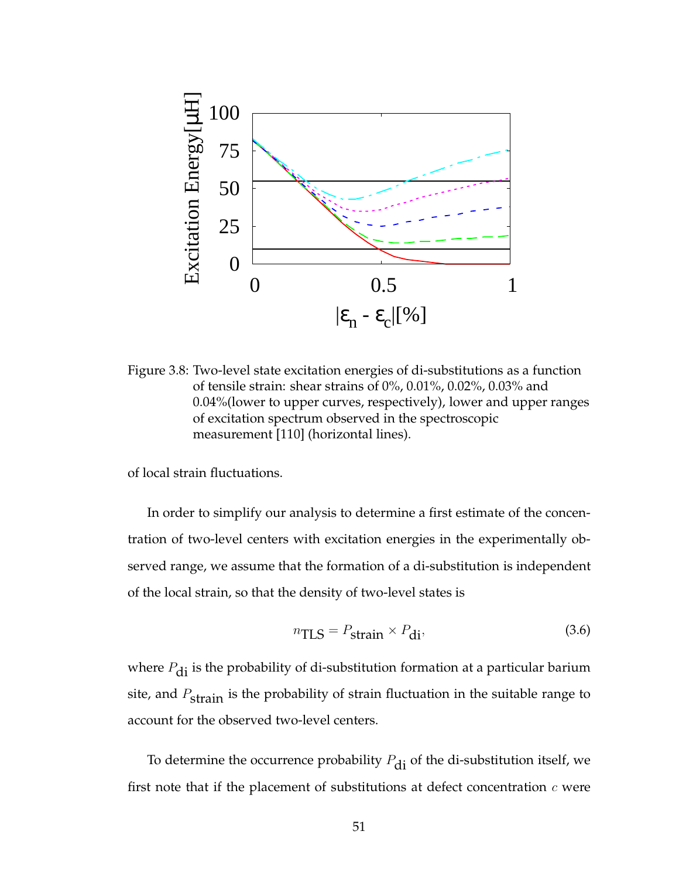Figure 3.8: Two-level state excitation energies of di-substitutions as a function of tensile strain: shear strains of 0%, 0.01%, 0.02%, 0.03% and 0.04%(lower to upper curves, respectively), lower and upper ranges of excitation spectrum observed in the spectroscopic measurement [110] (horizontal lines).

of local strain fluctuations.

In order to simplify our analysis to determine a first estimate of the concentration of two-level centers with excitation energies in the experimentally observed range, we assume that the formation of a di-substitution is independent of the local strain, so that the density of two-level states is

$$n_{\text{TLS}} = P_{\text{strain}} \times P_{\text{di}}, \tag{3.6}$$

where $P_{\text{di}}$ is the probability of di-substitution formation at a particular barium site, and $P_{\text{strain}}$ is the probability of strain fluctuation in the suitable range to account for the observed two-level centers.

To determine the occurrence probability $P_{\text{di}}$ of the di-substitution itself, we first note that if the placement of substitutions at defect concentration $c$ were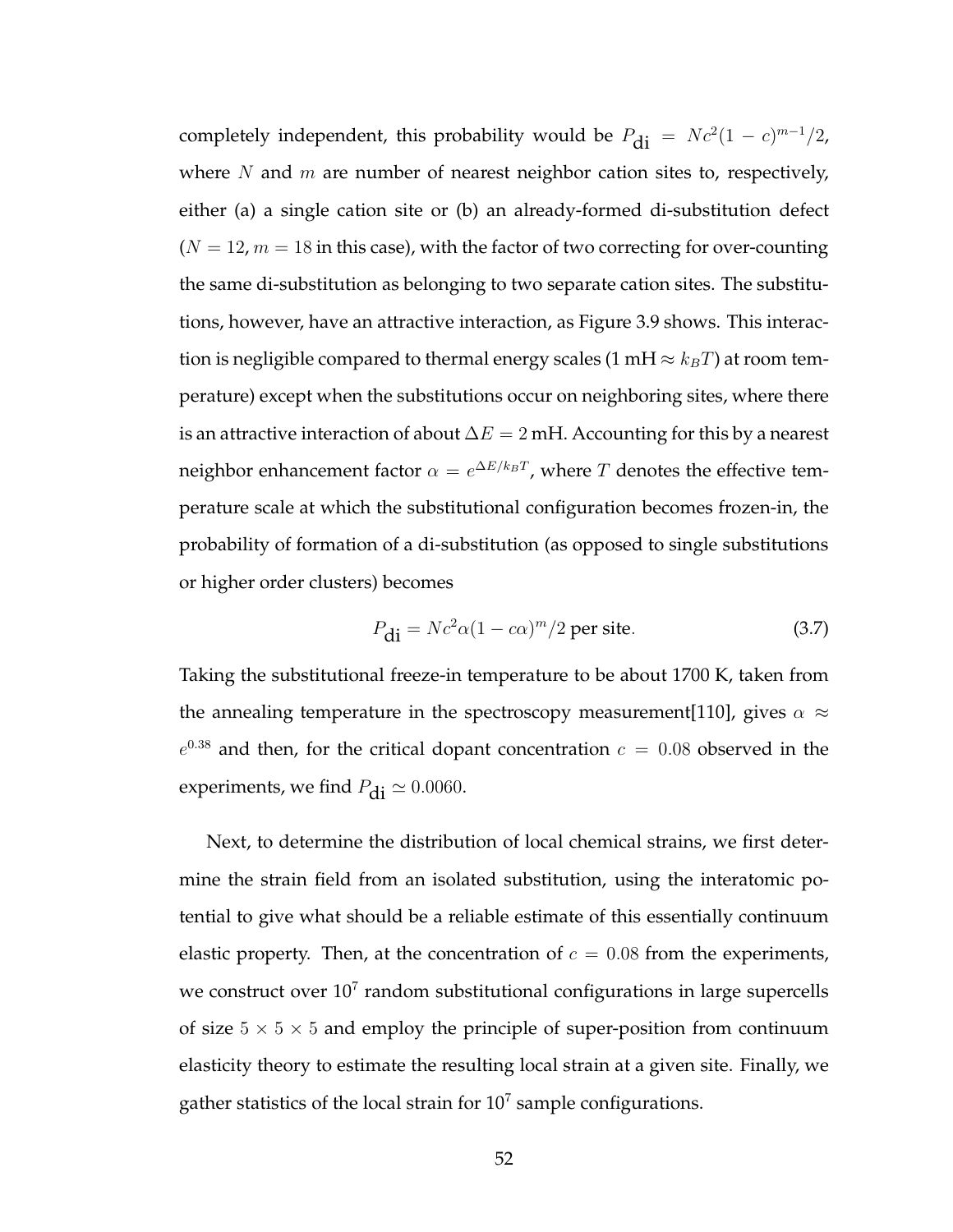completely independent, this probability would be $P_{\text{di}} = Nc^2(1-c)^{m-1}/2$, where $N$ and $m$ are number of nearest neighbor cation sites to, respectively, either (a) a single cation site or (b) an already-formed di-substitution defect ($N = 12$, $m = 18$ in this case), with the factor of two correcting for over-counting the same di-substitution as belonging to two separate cation sites. The substitutions, however, have an attractive interaction, as Figure 3.9 shows. This interaction is negligible compared to thermal energy scales (1 mH $\approx k_BT$) at room temperature) except when the substitutions occur on neighboring sites, where there is an attractive interaction of about $\Delta E = 2$ mH. Accounting for this by a nearest neighbor enhancement factor $\alpha = e^{\Delta E/k_BT}$, where $T$ denotes the effective temperature scale at which the substitutional configuration becomes frozen-in, the probability of formation of a di-substitution (as opposed to single substitutions or higher order clusters) becomes

$$P_{\text{di}} = Nc^2\alpha(1-c\alpha)^m/2 \text{ per site.} \tag{3.7}$$

Taking the substitutional freeze-in temperature to be about 1700 K, taken from the annealing temperature in the spectroscopy measurement[110], gives $\alpha \approx e^{0.38}$ and then, for the critical dopant concentration $c = 0.08$ observed in the experiments, we find $P_{\text{di}} \simeq 0.0060$.

Next, to determine the distribution of local chemical strains, we first determine the strain field from an isolated substitution, using the interatomic potential to give what should be a reliable estimate of this essentially continuum elastic property. Then, at the concentration of $c = 0.08$ from the experiments, we construct over $10^7$ random substitutional configurations in large supercells of size $5 \times 5 \times 5$ and employ the principle of super-position from continuum elasticity theory to estimate the resulting local strain at a given site. Finally, we gather statistics of the local strain for $10^7$ sample configurations.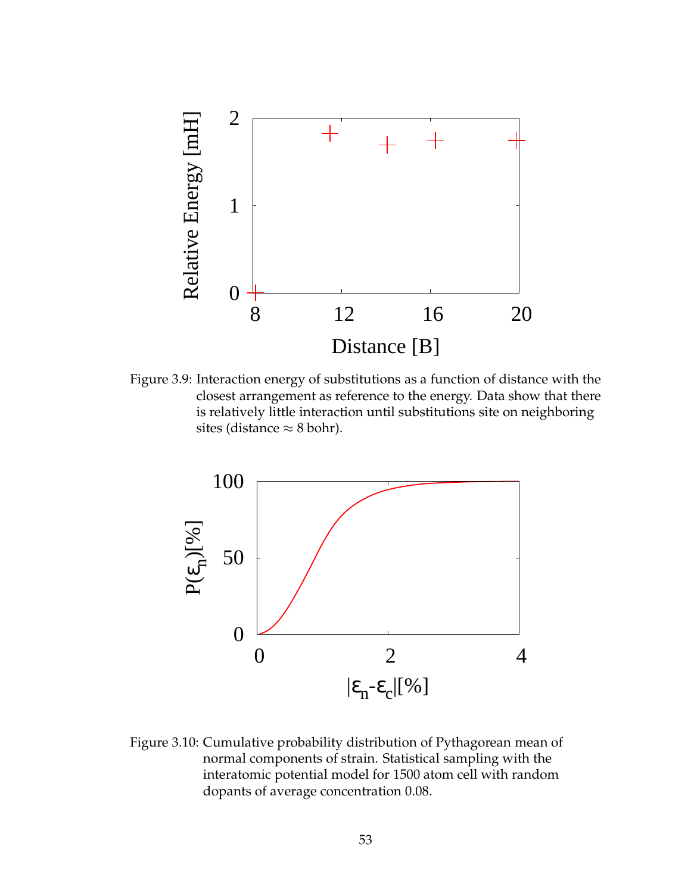Figure 3.9: Interaction energy of substitutions as a function of distance with the closest arrangement as reference to the energy. Data show that there is relatively little interaction until substitutions site on neighboring sites (distance ≈ 8 bohr).

Figure 3.10: Cumulative probability distribution of Pythagorean mean of normal components of strain. Statistical sampling with the interatomic potential model for 1500 atom cell with random dopants of average concentration 0.08.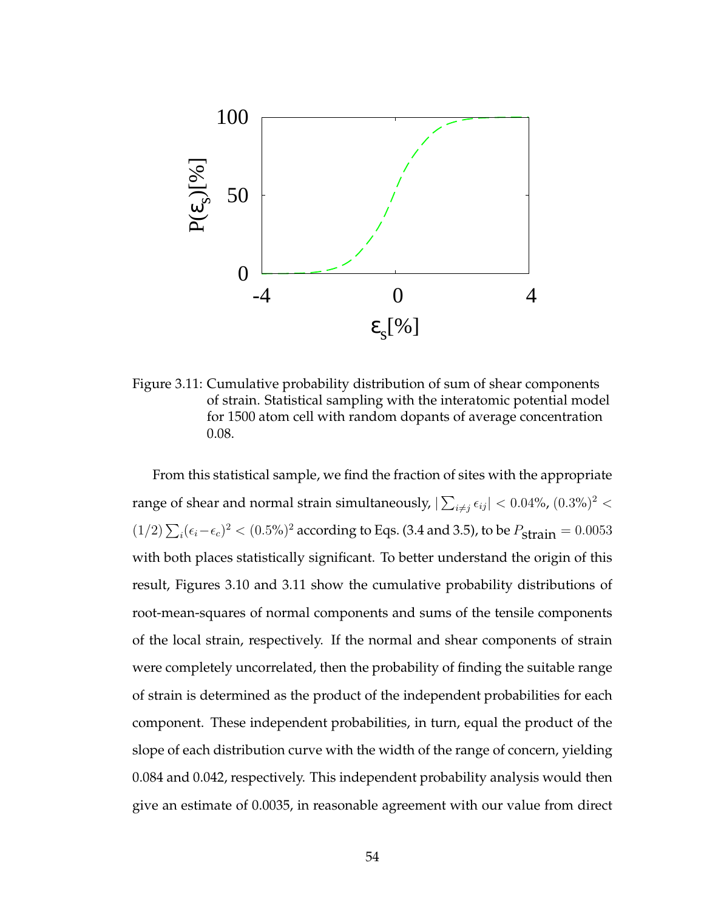Figure 3.11: Cumulative probability distribution of sum of shear components of strain. Statistical sampling with the interatomic potential model for 1500 atom cell with random dopants of average concentration 0.08.

From this statistical sample, we find the fraction of sites with the appropriate range of shear and normal strain simultaneously, $|\sum_{i\neq j}\epsilon_{ij}| < 0.04\%$, $(0.3\%)^2 < (1/2)\sum_i(\epsilon_i - \epsilon_c)^2 < (0.5\%)^2$ according to Eqs. (3.4 and 3.5), to be $P_{\text{strain}} = 0.0053$ with both places statistically significant. To better understand the origin of this result, Figures 3.10 and 3.11 show the cumulative probability distributions of root-mean-squares of normal components and sums of the tensile components of the local strain, respectively. If the normal and shear components of strain were completely uncorrelated, then the probability of finding the suitable range of strain is determined as the product of the independent probabilities for each component. These independent probabilities, in turn, equal the product of the slope of each distribution curve with the width of the range of concern, yielding 0.084 and 0.042, respectively. This independent probability analysis would then give an estimate of 0.0035, in reasonable agreement with our value from direct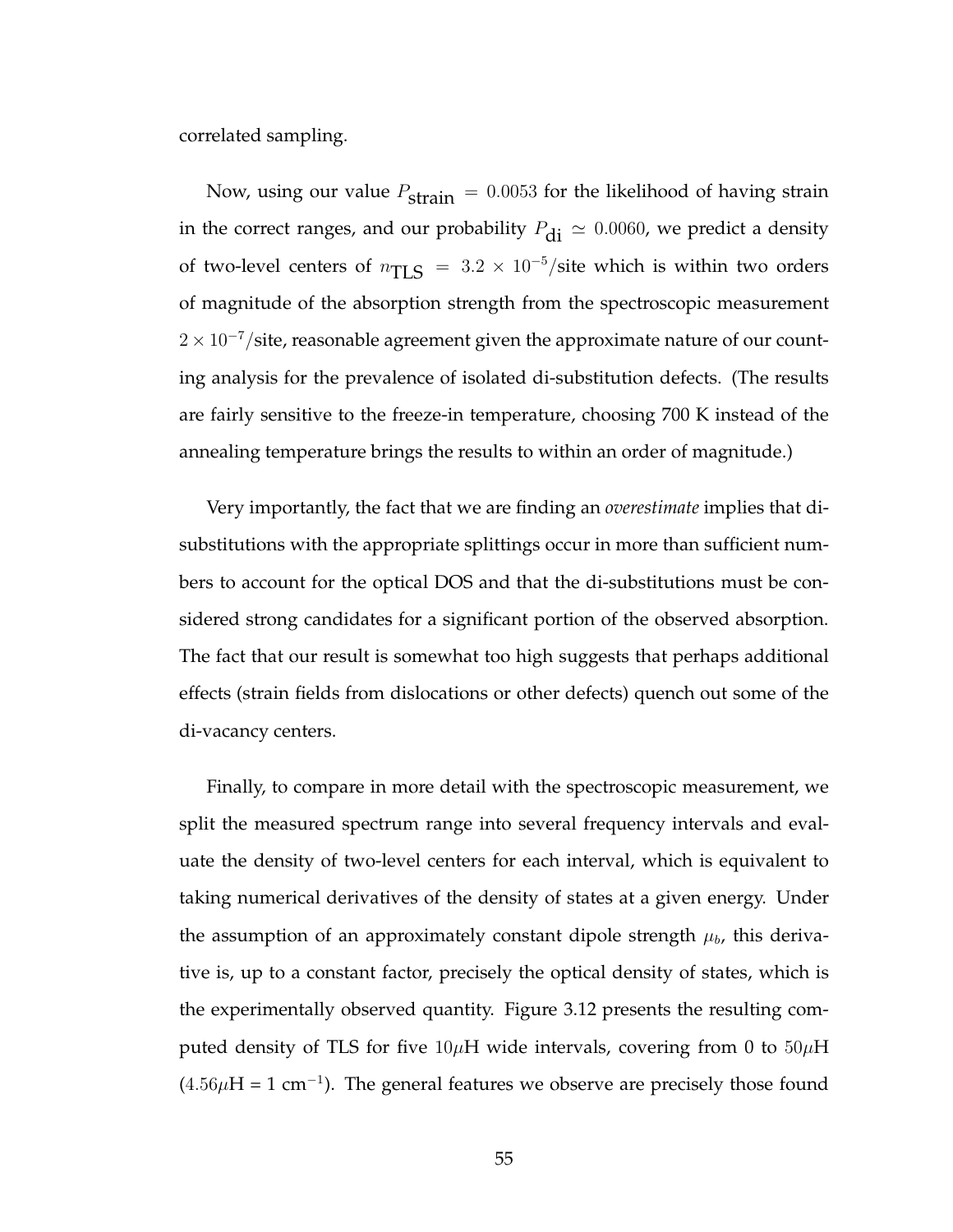correlated sampling.

Now, using our value $P_{\text{strain}} = 0.0053$ for the likelihood of having strain in the correct ranges, and our probability $P_{\text{di}} \simeq 0.0060$, we predict a density of two-level centers of $n_{\text{TLS}} = 3.2 \times 10^{-5}$/site which is within two orders of magnitude of the absorption strength from the spectroscopic measurement $2 \times 10^{-7}$/site, reasonable agreement given the approximate nature of our counting analysis for the prevalence of isolated di-substitution defects. (The results are fairly sensitive to the freeze-in temperature, choosing 700 K instead of the annealing temperature brings the results to within an order of magnitude.)

Very importantly, the fact that we are finding an *overestimate* implies that di-substitutions with the appropriate splittings occur in more than sufficient numbers to account for the optical DOS and that the di-substitutions must be considered strong candidates for a significant portion of the observed absorption. The fact that our result is somewhat too high suggests that perhaps additional effects (strain fields from dislocations or other defects) quench out some of the di-vacancy centers.

Finally, to compare in more detail with the spectroscopic measurement, we split the measured spectrum range into several frequency intervals and evaluate the density of two-level centers for each interval, which is equivalent to taking numerical derivatives of the density of states at a given energy. Under the assumption of an approximately constant dipole strength $\mu_b$, this derivative is, up to a constant factor, precisely the optical density of states, which is the experimentally observed quantity. Figure 3.12 presents the resulting computed density of TLS for five $10\mu$H wide intervals, covering from 0 to $50\mu$H ($4.56\mu$H = 1 cm$^{-1}$). The general features we observe are precisely those found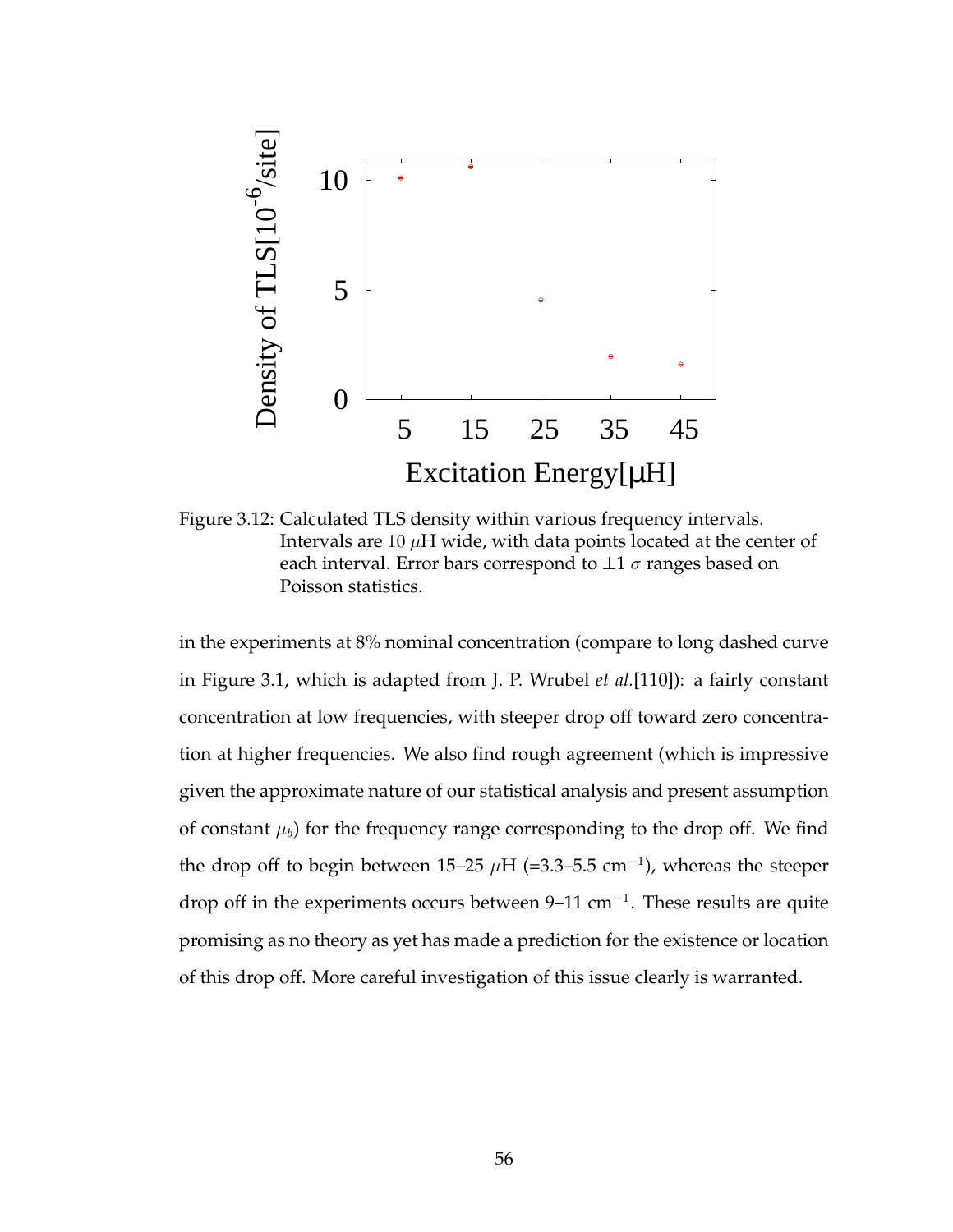Figure 3.12: Calculated TLS density within various frequency intervals. Intervals are 10 $\mu$H wide, with data points located at the center of each interval. Error bars correspond to $\pm 1$ $\sigma$ ranges based on Poisson statistics.

in the experiments at 8% nominal concentration (compare to long dashed curve in Figure 3.1, which is adapted from J. P. Wrubel *et al.*[110]): a fairly constant concentration at low frequencies, with steeper drop off toward zero concentration at higher frequencies. We also find rough agreement (which is impressive given the approximate nature of our statistical analysis and present assumption of constant $\mu_b$) for the frequency range corresponding to the drop off. We find the drop off to begin between 15–25 $\mu$H (=3.3–5.5 cm$^{-1}$), whereas the steeper drop off in the experiments occurs between 9–11 cm$^{-1}$. These results are quite promising as no theory as yet has made a prediction for the existence or location of this drop off. More careful investigation of this issue clearly is warranted.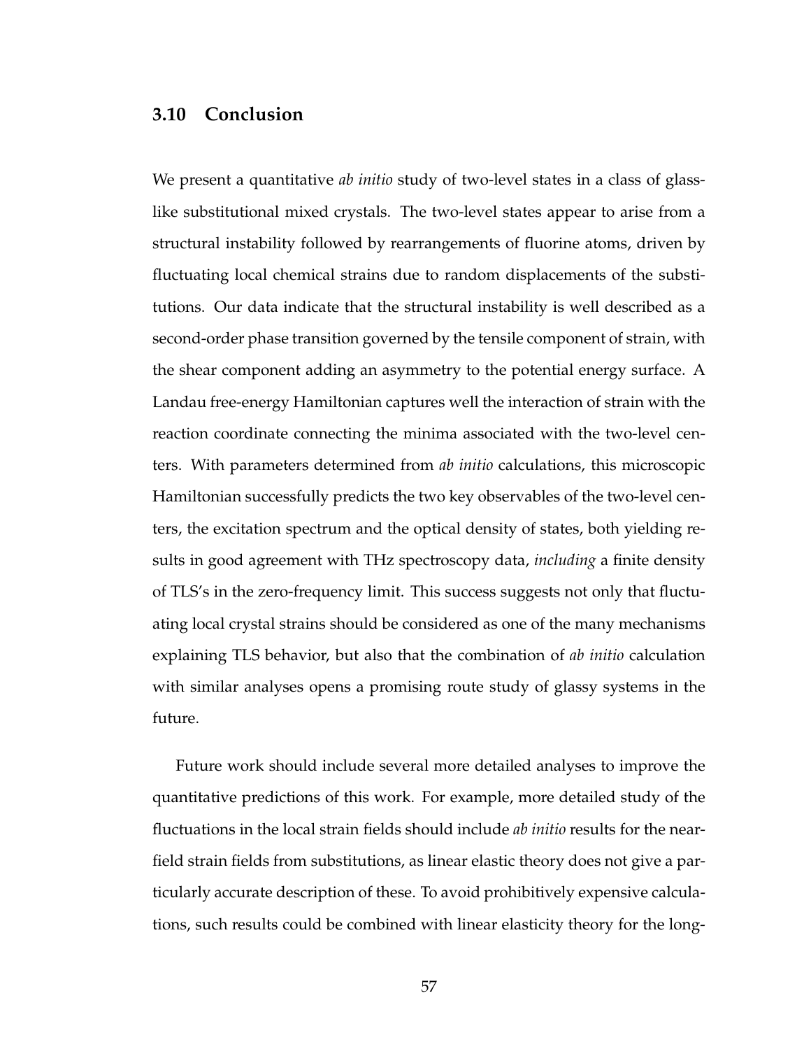## 3.10 Conclusion

We present a quantitative *ab initio* study of two-level states in a class of glass-like substitutional mixed crystals. The two-level states appear to arise from a structural instability followed by rearrangements of fluorine atoms, driven by fluctuating local chemical strains due to random displacements of the substitutions. Our data indicate that the structural instability is well described as a second-order phase transition governed by the tensile component of strain, with the shear component adding an asymmetry to the potential energy surface. A Landau free-energy Hamiltonian captures well the interaction of strain with the reaction coordinate connecting the minima associated with the two-level centers. With parameters determined from *ab initio* calculations, this microscopic Hamiltonian successfully predicts the two key observables of the two-level centers, the excitation spectrum and the optical density of states, both yielding results in good agreement with THz spectroscopy data, *including* a finite density of TLS's in the zero-frequency limit. This success suggests not only that fluctuating local crystal strains should be considered as one of the many mechanisms explaining TLS behavior, but also that the combination of *ab initio* calculation with similar analyses opens a promising route study of glassy systems in the future.

Future work should include several more detailed analyses to improve the quantitative predictions of this work. For example, more detailed study of the fluctuations in the local strain fields should include *ab initio* results for the near-field strain fields from substitutions, as linear elastic theory does not give a particularly accurate description of these. To avoid prohibitively expensive calculations, such results could be combined with linear elasticity theory for the long-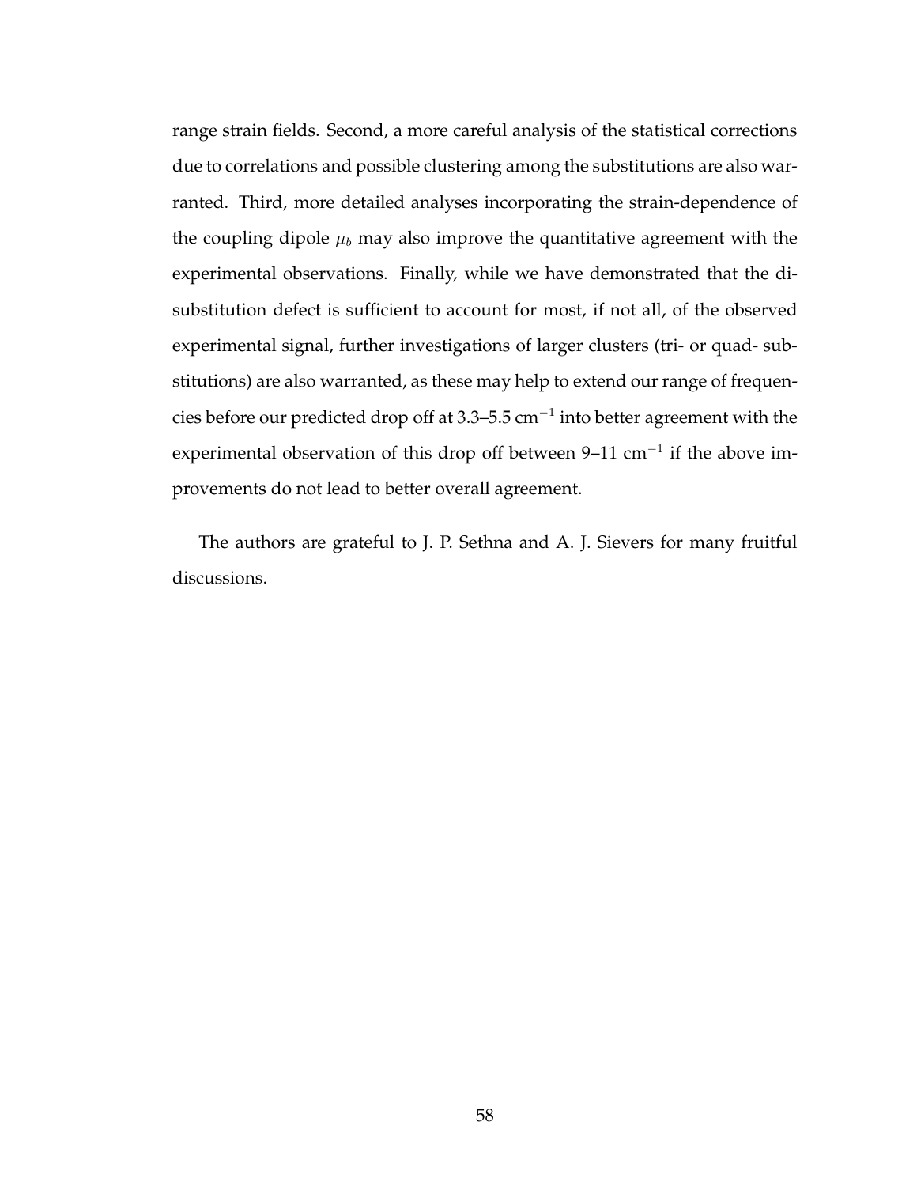range strain fields. Second, a more careful analysis of the statistical corrections due to correlations and possible clustering among the substitutions are also warranted. Third, more detailed analyses incorporating the strain-dependence of the coupling dipole $\mu_b$ may also improve the quantitative agreement with the experimental observations. Finally, while we have demonstrated that the di-substitution defect is sufficient to account for most, if not all, of the observed experimental signal, further investigations of larger clusters (tri- or quad- substitutions) are also warranted, as these may help to extend our range of frequencies before our predicted drop off at 3.3–5.5 $\text{cm}^{-1}$ into better agreement with the experimental observation of this drop off between 9–11 $\text{cm}^{-1}$ if the above improvements do not lead to better overall agreement.

The authors are grateful to J. P. Sethna and A. J. Sievers for many fruitful discussions.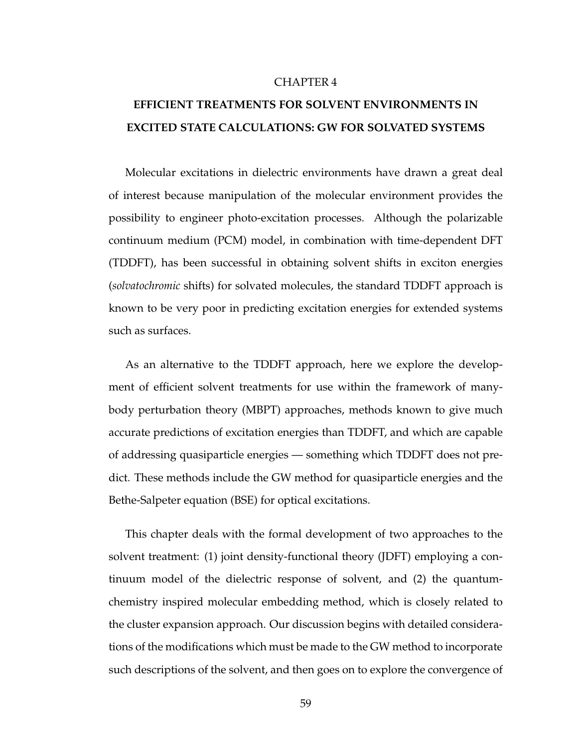CHAPTER 4

# EFFICIENT TREATMENTS FOR SOLVENT ENVIRONMENTS IN EXCITED STATE CALCULATIONS: GW FOR SOLVATED SYSTEMS

Molecular excitations in dielectric environments have drawn a great deal of interest because manipulation of the molecular environment provides the possibility to engineer photo-excitation processes. Although the polarizable continuum medium (PCM) model, in combination with time-dependent DFT (TDDFT), has been successful in obtaining solvent shifts in exciton energies (*solvatochromic* shifts) for solvated molecules, the standard TDDFT approach is known to be very poor in predicting excitation energies for extended systems such as surfaces.

As an alternative to the TDDFT approach, here we explore the development of efficient solvent treatments for use within the framework of many-body perturbation theory (MBPT) approaches, methods known to give much accurate predictions of excitation energies than TDDFT, and which are capable of addressing quasiparticle energies — something which TDDFT does not predict. These methods include the GW method for quasiparticle energies and the Bethe-Salpeter equation (BSE) for optical excitations.

This chapter deals with the formal development of two approaches to the solvent treatment: (1) joint density-functional theory (JDFT) employing a continuum model of the dielectric response of solvent, and (2) the quantum-chemistry inspired molecular embedding method, which is closely related to the cluster expansion approach. Our discussion begins with detailed considerations of the modifications which must be made to the GW method to incorporate such descriptions of the solvent, and then goes on to explore the convergence of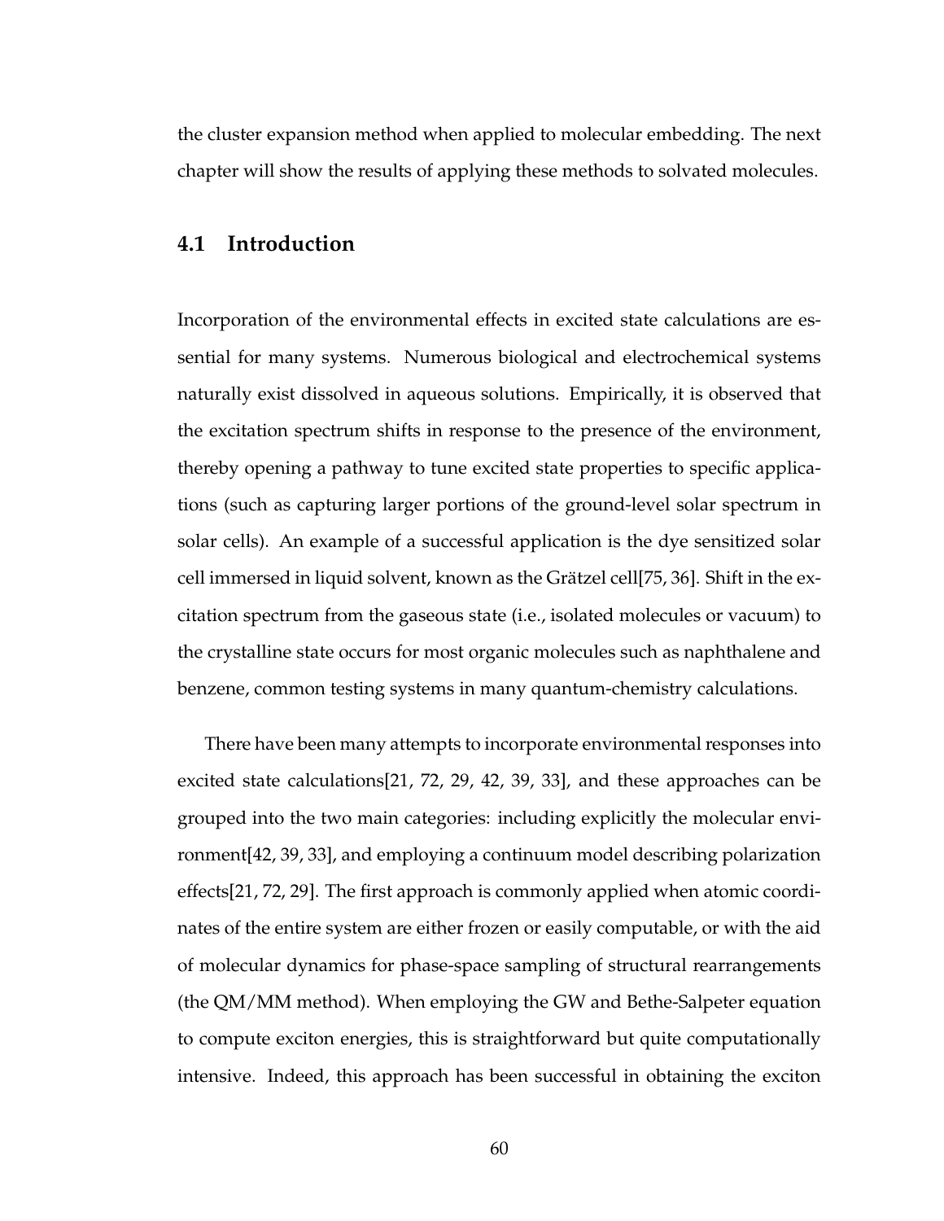the cluster expansion method when applied to molecular embedding. The next chapter will show the results of applying these methods to solvated molecules.

## 4.1 Introduction

Incorporation of the environmental effects in excited state calculations are essential for many systems. Numerous biological and electrochemical systems naturally exist dissolved in aqueous solutions. Empirically, it is observed that the excitation spectrum shifts in response to the presence of the environment, thereby opening a pathway to tune excited state properties to specific applications (such as capturing larger portions of the ground-level solar spectrum in solar cells). An example of a successful application is the dye sensitized solar cell immersed in liquid solvent, known as the Grätzel cell[75, 36]. Shift in the excitation spectrum from the gaseous state (i.e., isolated molecules or vacuum) to the crystalline state occurs for most organic molecules such as naphthalene and benzene, common testing systems in many quantum-chemistry calculations.

There have been many attempts to incorporate environmental responses into excited state calculations[21, 72, 29, 42, 39, 33], and these approaches can be grouped into the two main categories: including explicitly the molecular environment[42, 39, 33], and employing a continuum model describing polarization effects[21, 72, 29]. The first approach is commonly applied when atomic coordinates of the entire system are either frozen or easily computable, or with the aid of molecular dynamics for phase-space sampling of structural rearrangements (the QM/MM method). When employing the GW and Bethe-Salpeter equation to compute exciton energies, this is straightforward but quite computationally intensive. Indeed, this approach has been successful in obtaining the exciton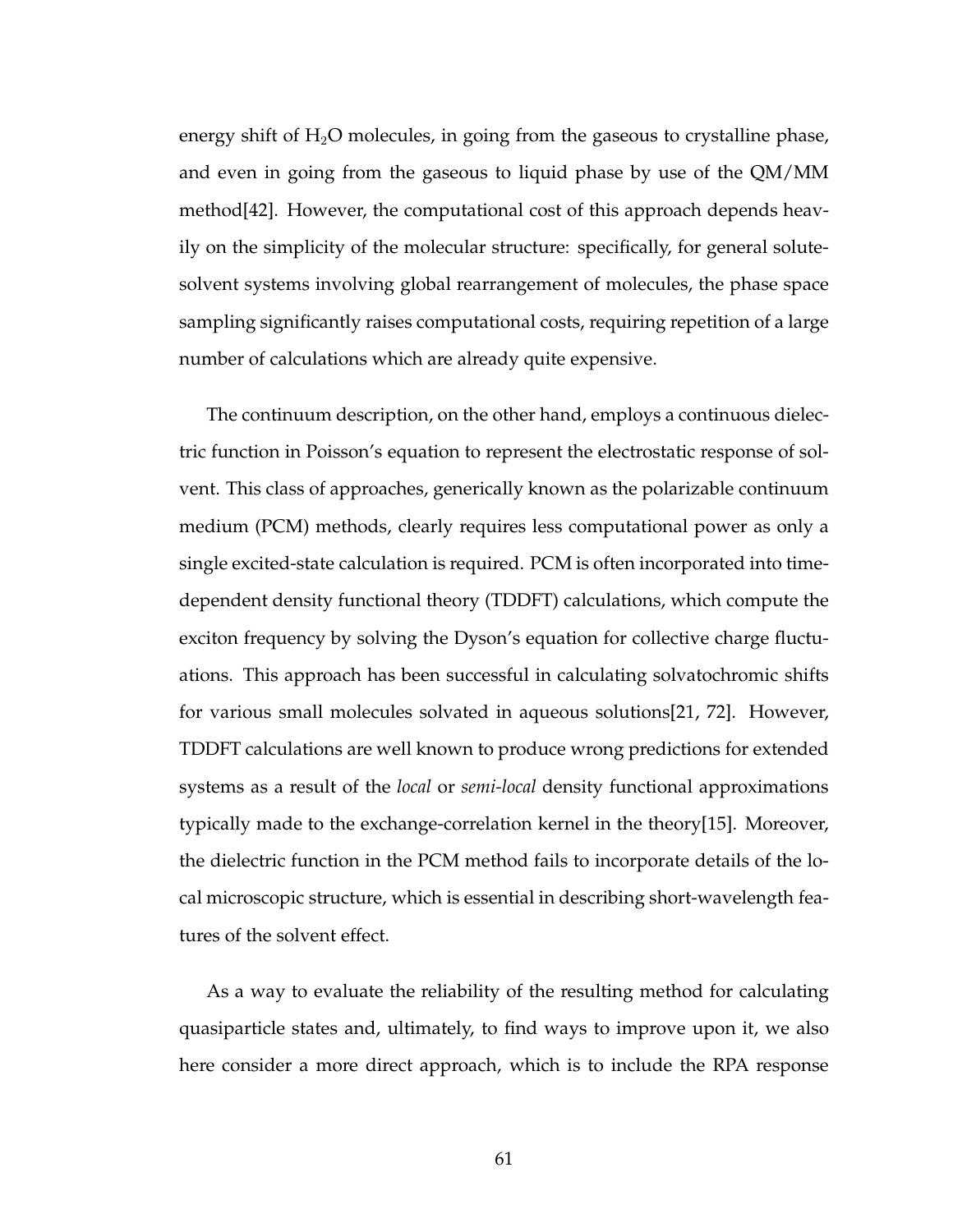energy shift of $H_2O$ molecules, in going from the gaseous to crystalline phase, and even in going from the gaseous to liquid phase by use of the QM/MM method[42]. However, the computational cost of this approach depends heavily on the simplicity of the molecular structure: specifically, for general solute-solvent systems involving global rearrangement of molecules, the phase space sampling significantly raises computational costs, requiring repetition of a large number of calculations which are already quite expensive.

The continuum description, on the other hand, employs a continuous dielectric function in Poisson's equation to represent the electrostatic response of solvent. This class of approaches, generically known as the polarizable continuum medium (PCM) methods, clearly requires less computational power as only a single excited-state calculation is required. PCM is often incorporated into time-dependent density functional theory (TDDFT) calculations, which compute the exciton frequency by solving the Dyson's equation for collective charge fluctuations. This approach has been successful in calculating solvatochromic shifts for various small molecules solvated in aqueous solutions[21, 72]. However, TDDFT calculations are well known to produce wrong predictions for extended systems as a result of the *local* or *semi-local* density functional approximations typically made to the exchange-correlation kernel in the theory[15]. Moreover, the dielectric function in the PCM method fails to incorporate details of the local microscopic structure, which is essential in describing short-wavelength features of the solvent effect.

As a way to evaluate the reliability of the resulting method for calculating quasiparticle states and, ultimately, to find ways to improve upon it, we also here consider a more direct approach, which is to include the RPA response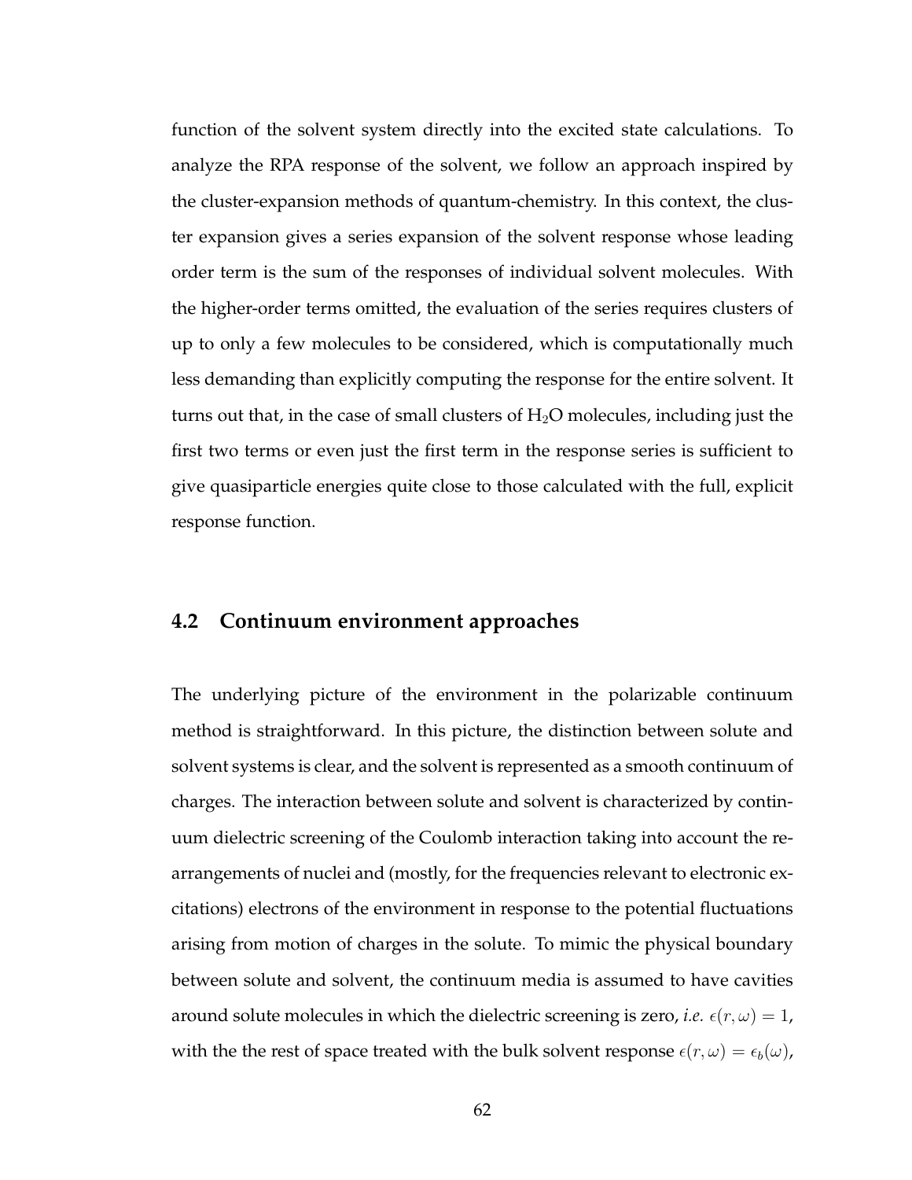function of the solvent system directly into the excited state calculations. To analyze the RPA response of the solvent, we follow an approach inspired by the cluster-expansion methods of quantum-chemistry. In this context, the cluster expansion gives a series expansion of the solvent response whose leading order term is the sum of the responses of individual solvent molecules. With the higher-order terms omitted, the evaluation of the series requires clusters of up to only a few molecules to be considered, which is computationally much less demanding than explicitly computing the response for the entire solvent. It turns out that, in the case of small clusters of $H_2O$ molecules, including just the first two terms or even just the first term in the response series is sufficient to give quasiparticle energies quite close to those calculated with the full, explicit response function.

## 4.2 Continuum environment approaches

The underlying picture of the environment in the polarizable continuum method is straightforward. In this picture, the distinction between solute and solvent systems is clear, and the solvent is represented as a smooth continuum of charges. The interaction between solute and solvent is characterized by continuum dielectric screening of the Coulomb interaction taking into account the rearrangements of nuclei and (mostly, for the frequencies relevant to electronic excitations) electrons of the environment in response to the potential fluctuations arising from motion of charges in the solute. To mimic the physical boundary between solute and solvent, the continuum media is assumed to have cavities around solute molecules in which the dielectric screening is zero, *i.e.* $\epsilon(r, \omega) = 1$, with the the rest of space treated with the bulk solvent response $\epsilon(r, \omega) = \epsilon_b(\omega)$,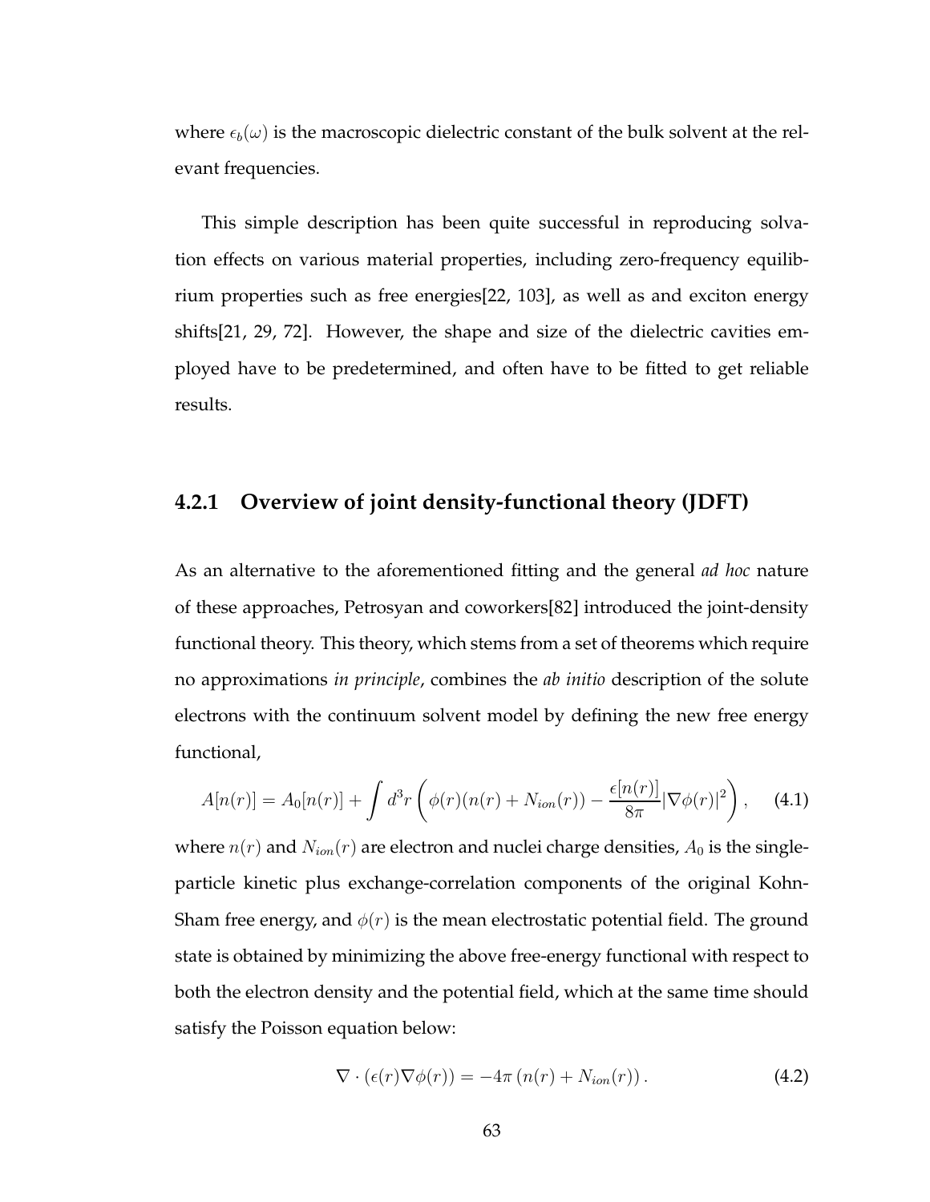where $\epsilon_b(\omega)$ is the macroscopic dielectric constant of the bulk solvent at the relevant frequencies.

This simple description has been quite successful in reproducing solvation effects on various material properties, including zero-frequency equilibrium properties such as free energies[22, 103], as well as and exciton energy shifts[21, 29, 72]. However, the shape and size of the dielectric cavities employed have to be predetermined, and often have to be fitted to get reliable results.

### 4.2.1 Overview of joint density-functional theory (JDFT)

As an alternative to the aforementioned fitting and the general *ad hoc* nature of these approaches, Petrosyan and coworkers[82] introduced the joint-density functional theory. This theory, which stems from a set of theorems which require no approximations *in principle*, combines the *ab initio* description of the solute electrons with the continuum solvent model by defining the new free energy functional,

$$A[n(r)] = A_0[n(r)] + \int d^3r \left( \phi(r)(n(r) + N_{ion}(r)) - \frac{\epsilon[n(r)]}{8\pi} |\nabla\phi(r)|^2 \right), \quad (4.1)$$

where $n(r)$ and $N_{ion}(r)$ are electron and nuclei charge densities, $A_0$ is the single-particle kinetic plus exchange-correlation components of the original Kohn-Sham free energy, and $\phi(r)$ is the mean electrostatic potential field. The ground state is obtained by minimizing the above free-energy functional with respect to both the electron density and the potential field, which at the same time should satisfy the Poisson equation below:

$$\nabla \cdot (\epsilon(r)\nabla\phi(r)) = -4\pi \left(n(r) + N_{ion}(r)\right). \quad (4.2)$$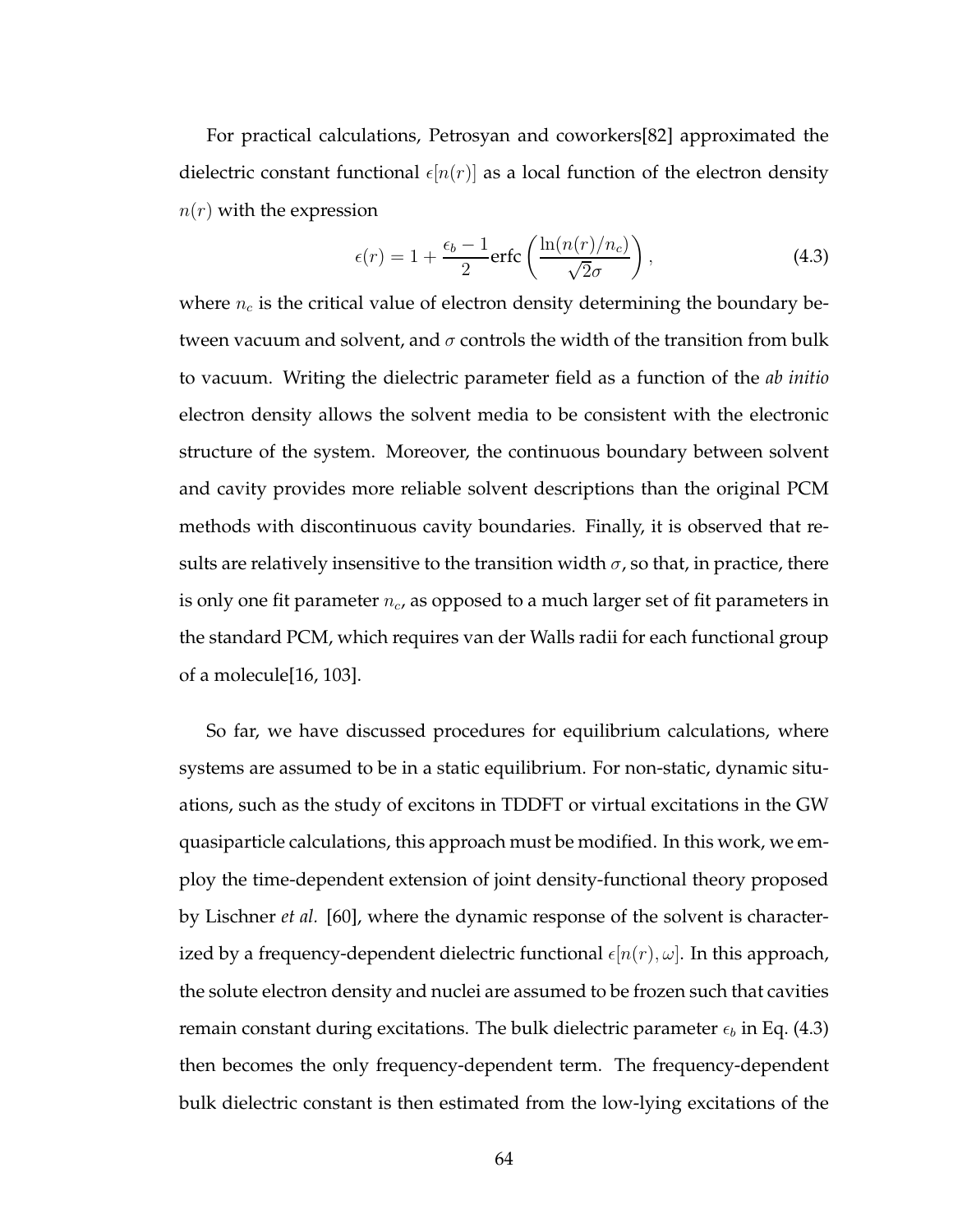For practical calculations, Petrosyan and coworkers[82] approximated the dielectric constant functional $\epsilon[n(r)]$ as a local function of the electron density $n(r)$ with the expression

$$\epsilon(r) = 1 + \frac{\epsilon_b - 1}{2} \text{erfc}\left(\frac{\ln(n(r)/n_c)}{\sqrt{2}\sigma}\right), \tag{4.3}$$

where $n_c$ is the critical value of electron density determining the boundary between vacuum and solvent, and $\sigma$ controls the width of the transition from bulk to vacuum. Writing the dielectric parameter field as a function of the *ab initio* electron density allows the solvent media to be consistent with the electronic structure of the system. Moreover, the continuous boundary between solvent and cavity provides more reliable solvent descriptions than the original PCM methods with discontinuous cavity boundaries. Finally, it is observed that results are relatively insensitive to the transition width $\sigma$, so that, in practice, there is only one fit parameter $n_c$, as opposed to a much larger set of fit parameters in the standard PCM, which requires van der Walls radii for each functional group of a molecule[16, 103].

So far, we have discussed procedures for equilibrium calculations, where systems are assumed to be in a static equilibrium. For non-static, dynamic situations, such as the study of excitons in TDDFT or virtual excitations in the GW quasiparticle calculations, this approach must be modified. In this work, we employ the time-dependent extension of joint density-functional theory proposed by Lischner *et al.* [60], where the dynamic response of the solvent is characterized by a frequency-dependent dielectric functional $\epsilon[n(r), \omega]$. In this approach, the solute electron density and nuclei are assumed to be frozen such that cavities remain constant during excitations. The bulk dielectric parameter $\epsilon_b$ in Eq. (4.3) then becomes the only frequency-dependent term. The frequency-dependent bulk dielectric constant is then estimated from the low-lying excitations of the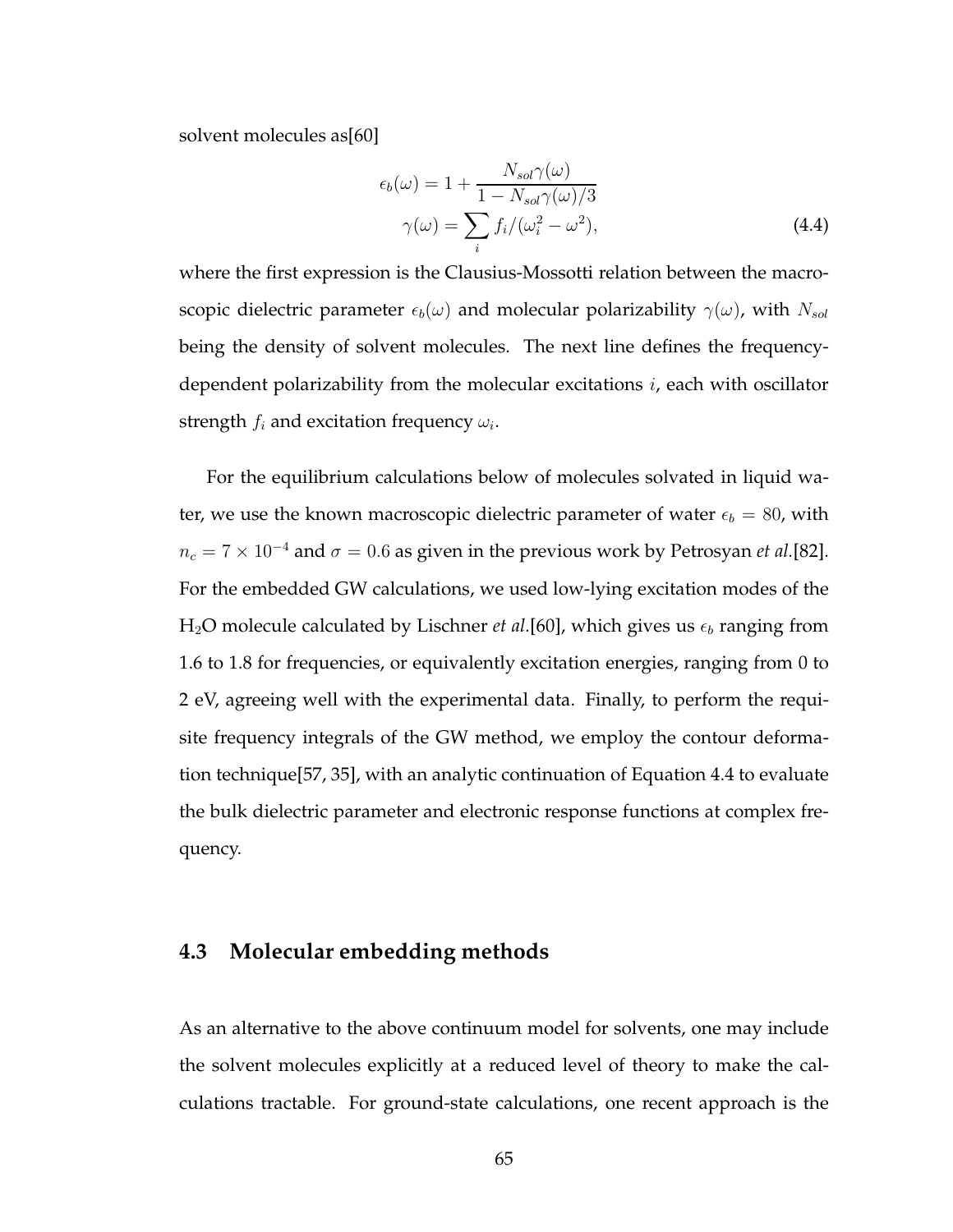solvent molecules as[60]

$$
\begin{aligned}
\epsilon_b(\omega) &= 1 + \frac{N_{sol}\gamma(\omega)}{1 - N_{sol}\gamma(\omega)/3} \\
\gamma(\omega) &= \sum_i f_i/(\omega_i^2 - \omega^2),
\end{aligned}
\tag{4.4}
$$

where the first expression is the Clausius-Mossotti relation between the macroscopic dielectric parameter $\epsilon_b(\omega)$ and molecular polarizability $\gamma(\omega)$, with $N_{sol}$ being the density of solvent molecules. The next line defines the frequency-dependent polarizability from the molecular excitations $i$, each with oscillator strength $f_i$ and excitation frequency $\omega_i$.

For the equilibrium calculations below of molecules solvated in liquid water, we use the known macroscopic dielectric parameter of water $\epsilon_b = 80$, with $n_c = 7 \times 10^{-4}$ and $\sigma = 0.6$ as given in the previous work by Petrosyan *et al.*[82]. For the embedded GW calculations, we used low-lying excitation modes of the $H_2O$ molecule calculated by Lischner *et al.*[60], which gives us $\epsilon_b$ ranging from 1.6 to 1.8 for frequencies, or equivalently excitation energies, ranging from 0 to 2 eV, agreeing well with the experimental data. Finally, to perform the requisite frequency integrals of the GW method, we employ the contour deformation technique[57, 35], with an analytic continuation of Equation 4.4 to evaluate the bulk dielectric parameter and electronic response functions at complex frequency.

## 4.3 Molecular embedding methods

As an alternative to the above continuum model for solvents, one may include the solvent molecules explicitly at a reduced level of theory to make the calculations tractable. For ground-state calculations, one recent approach is the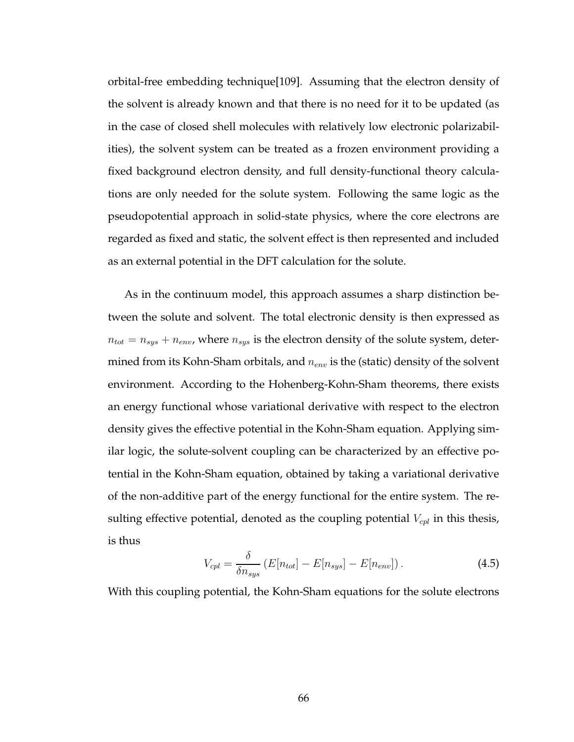orbital-free embedding technique[109]. Assuming that the electron density of the solvent is already known and that there is no need for it to be updated (as in the case of closed shell molecules with relatively low electronic polarizabilities), the solvent system can be treated as a frozen environment providing a fixed background electron density, and full density-functional theory calculations are only needed for the solute system. Following the same logic as the pseudopotential approach in solid-state physics, where the core electrons are regarded as fixed and static, the solvent effect is then represented and included as an external potential in the DFT calculation for the solute.

As in the continuum model, this approach assumes a sharp distinction between the solute and solvent. The total electronic density is then expressed as $n_{tot} = n_{sys} + n_{env}$, where $n_{sys}$ is the electron density of the solute system, determined from its Kohn-Sham orbitals, and $n_{env}$ is the (static) density of the solvent environment. According to the Hohenberg-Kohn-Sham theorems, there exists an energy functional whose variational derivative with respect to the electron density gives the effective potential in the Kohn-Sham equation. Applying similar logic, the solute-solvent coupling can be characterized by an effective potential in the Kohn-Sham equation, obtained by taking a variational derivative of the non-additive part of the energy functional for the entire system. The resulting effective potential, denoted as the coupling potential $V_{cpl}$ in this thesis, is thus

$$V_{cpl} = \frac{\delta}{\delta n_{sys}} \left( E[n_{tot}] - E[n_{sys}] - E[n_{env}] \right). \tag{4.5}$$

With this coupling potential, the Kohn-Sham equations for the solute electrons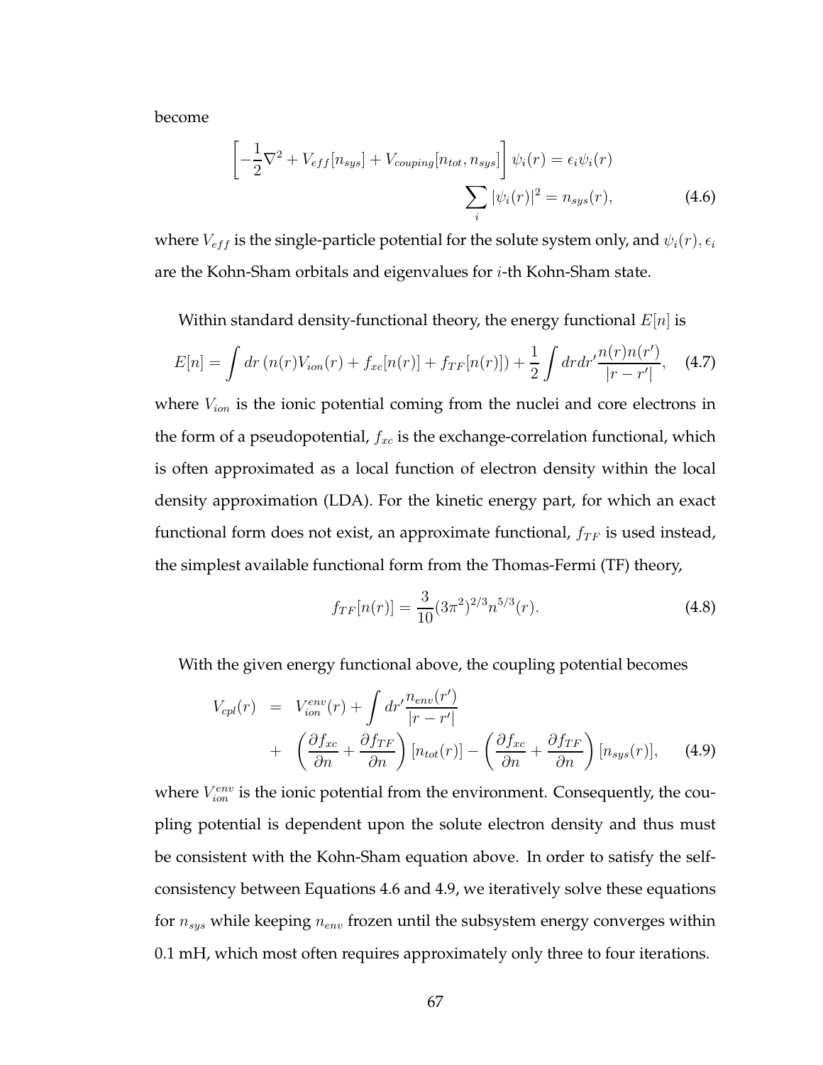become

$$
\begin{aligned}
\left[-\frac{1}{2}\nabla^2 + V_{eff}[n_{sys}] + V_{coupling}[n_{tot}, n_{sys}]\right] \psi_i(r) &= \epsilon_i \psi_i(r) \\
\sum_i |\psi_i(r)|^2 &= n_{sys}(r),
\end{aligned} \tag{4.6}
$$

where $V_{eff}$ is the single-particle potential for the solute system only, and $\psi_i(r), \epsilon_i$ are the Kohn-Sham orbitals and eigenvalues for $i$-th Kohn-Sham state.

Within standard density-functional theory, the energy functional $E[n]$ is

$$
E[n] = \int dr \left(n(r)V_{ion}(r) + f_{xc}[n(r)] + f_{TF}[n(r)]\right) + \frac{1}{2}\int dr dr' \frac{n(r)n(r')}{|r-r'|}, \tag{4.7}
$$

where $V_{ion}$ is the ionic potential coming from the nuclei and core electrons in the form of a pseudopotential, $f_{xc}$ is the exchange-correlation functional, which is often approximated as a local function of electron density within the local density approximation (LDA). For the kinetic energy part, for which an exact functional form does not exist, an approximate functional, $f_{TF}$ is used instead, the simplest available functional form from the Thomas-Fermi (TF) theory,

$$
f_{TF}[n(r)] = \frac{3}{10}(3\pi^2)^{2/3} n^{5/3}(r). \tag{4.8}
$$

With the given energy functional above, the coupling potential becomes

$$
\begin{aligned}
V_{cpl}(r) &= V_{ion}^{env}(r) + \int dr' \frac{n_{env}(r')}{|r-r'|} \\
&+ \left(\frac{\partial f_{xc}}{\partial n} + \frac{\partial f_{TF}}{\partial n}\right)[n_{tot}(r)] - \left(\frac{\partial f_{xc}}{\partial n} + \frac{\partial f_{TF}}{\partial n}\right)[n_{sys}(r)],
\end{aligned} \tag{4.9}
$$

where $V_{ion}^{env}$ is the ionic potential from the environment. Consequently, the coupling potential is dependent upon the solute electron density and thus must be consistent with the Kohn-Sham equation above. In order to satisfy the self-consistency between Equations 4.6 and 4.9, we iteratively solve these equations for $n_{sys}$ while keeping $n_{env}$ frozen until the subsystem energy converges within 0.1 mH, which most often requires approximately only three to four iterations.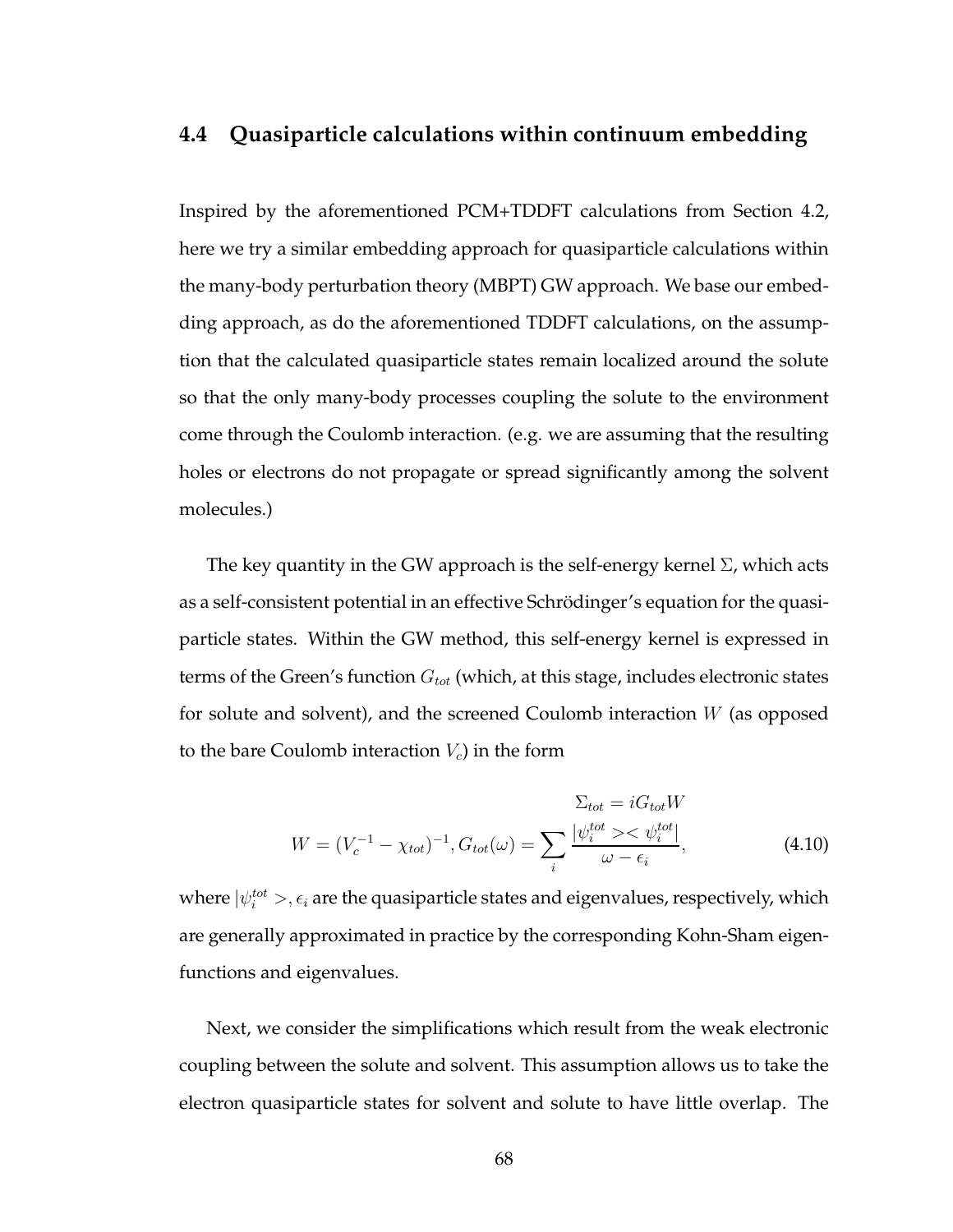## 4.4 Quasiparticle calculations within continuum embedding

Inspired by the aforementioned PCM+TDDFT calculations from Section 4.2, here we try a similar embedding approach for quasiparticle calculations within the many-body perturbation theory (MBPT) GW approach. We base our embedding approach, as do the aforementioned TDDFT calculations, on the assumption that the calculated quasiparticle states remain localized around the solute so that the only many-body processes coupling the solute to the environment come through the Coulomb interaction. (e.g. we are assuming that the resulting holes or electrons do not propagate or spread significantly among the solvent molecules.)

The key quantity in the GW approach is the self-energy kernel $\Sigma$, which acts as a self-consistent potential in an effective Schrödinger's equation for the quasiparticle states. Within the GW method, this self-energy kernel is expressed in terms of the Green's function $G_{tot}$ (which, at this stage, includes electronic states for solute and solvent), and the screened Coulomb interaction $W$ (as opposed to the bare Coulomb interaction $V_c$) in the form

$$\Sigma_{tot} = iG_{tot}W$$
$$W = (V_c^{-1} - \chi_{tot})^{-1}, G_{tot}(\omega) = \sum_i \frac{|\psi_i^{tot} >< \psi_i^{tot}|}{\omega - \epsilon_i}, \tag{4.10}$$

where $|\psi_i^{tot} >, \epsilon_i$ are the quasiparticle states and eigenvalues, respectively, which are generally approximated in practice by the corresponding Kohn-Sham eigenfunctions and eigenvalues.

Next, we consider the simplifications which result from the weak electronic coupling between the solute and solvent. This assumption allows us to take the electron quasiparticle states for solvent and solute to have little overlap. The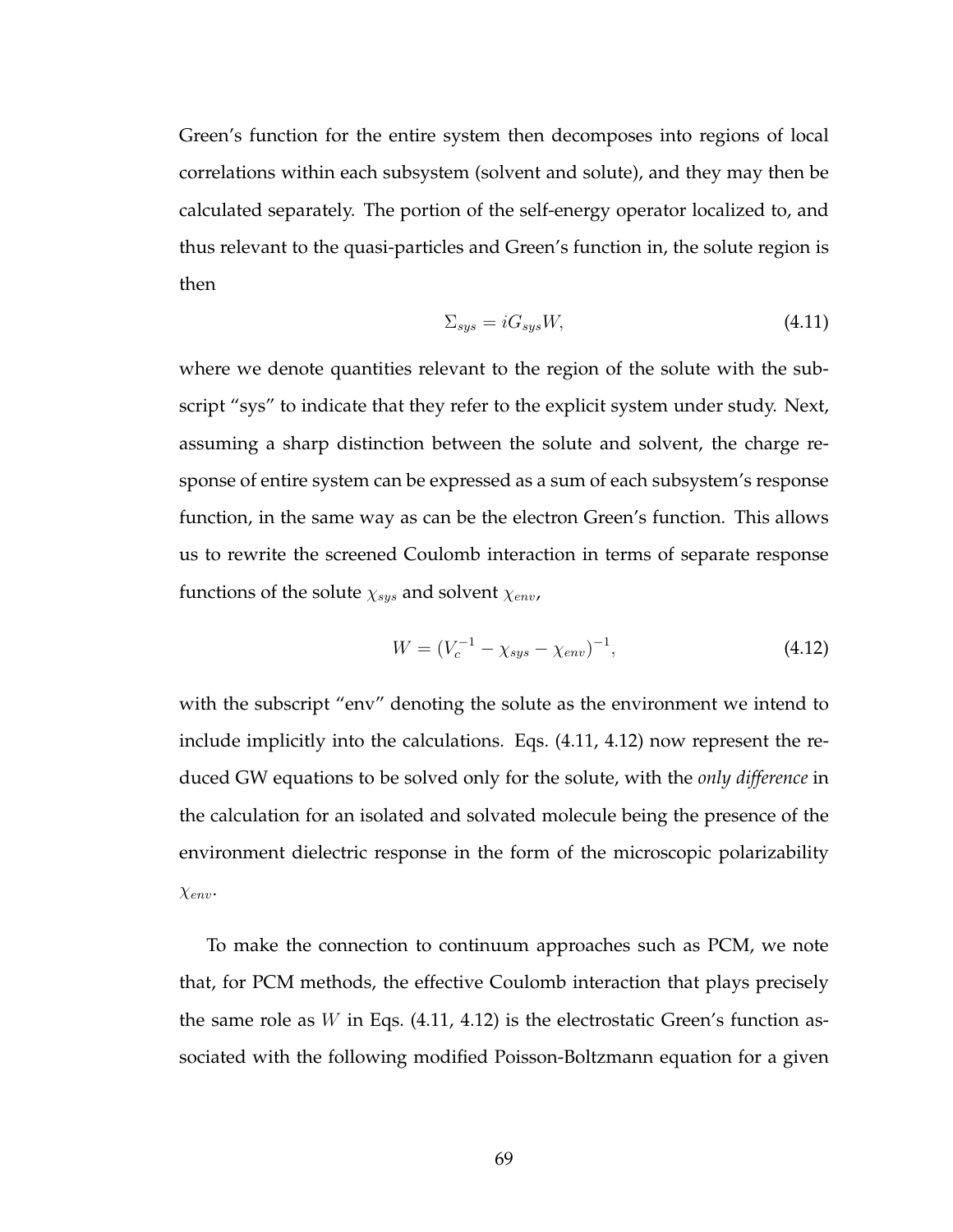Green's function for the entire system then decomposes into regions of local correlations within each subsystem (solvent and solute), and they may then be calculated separately. The portion of the self-energy operator localized to, and thus relevant to the quasi-particles and Green's function in, the solute region is then

$$\Sigma_{sys} = iG_{sys}W, \tag{4.11}$$

where we denote quantities relevant to the region of the solute with the subscript "sys" to indicate that they refer to the explicit system under study. Next, assuming a sharp distinction between the solute and solvent, the charge response of entire system can be expressed as a sum of each subsystem's response function, in the same way as can be the electron Green's function. This allows us to rewrite the screened Coulomb interaction in terms of separate response functions of the solute $\chi_{sys}$ and solvent $\chi_{env}$,

$$W = (V_c^{-1} - \chi_{sys} - \chi_{env})^{-1}, \tag{4.12}$$

with the subscript "env" denoting the solute as the environment we intend to include implicitly into the calculations. Eqs. (4.11, 4.12) now represent the reduced GW equations to be solved only for the solute, with the *only difference* in the calculation for an isolated and solvated molecule being the presence of the environment dielectric response in the form of the microscopic polarizability $\chi_{env}$.

To make the connection to continuum approaches such as PCM, we note that, for PCM methods, the effective Coulomb interaction that plays precisely the same role as $W$ in Eqs. (4.11, 4.12) is the electrostatic Green's function associated with the following modified Poisson-Boltzmann equation for a given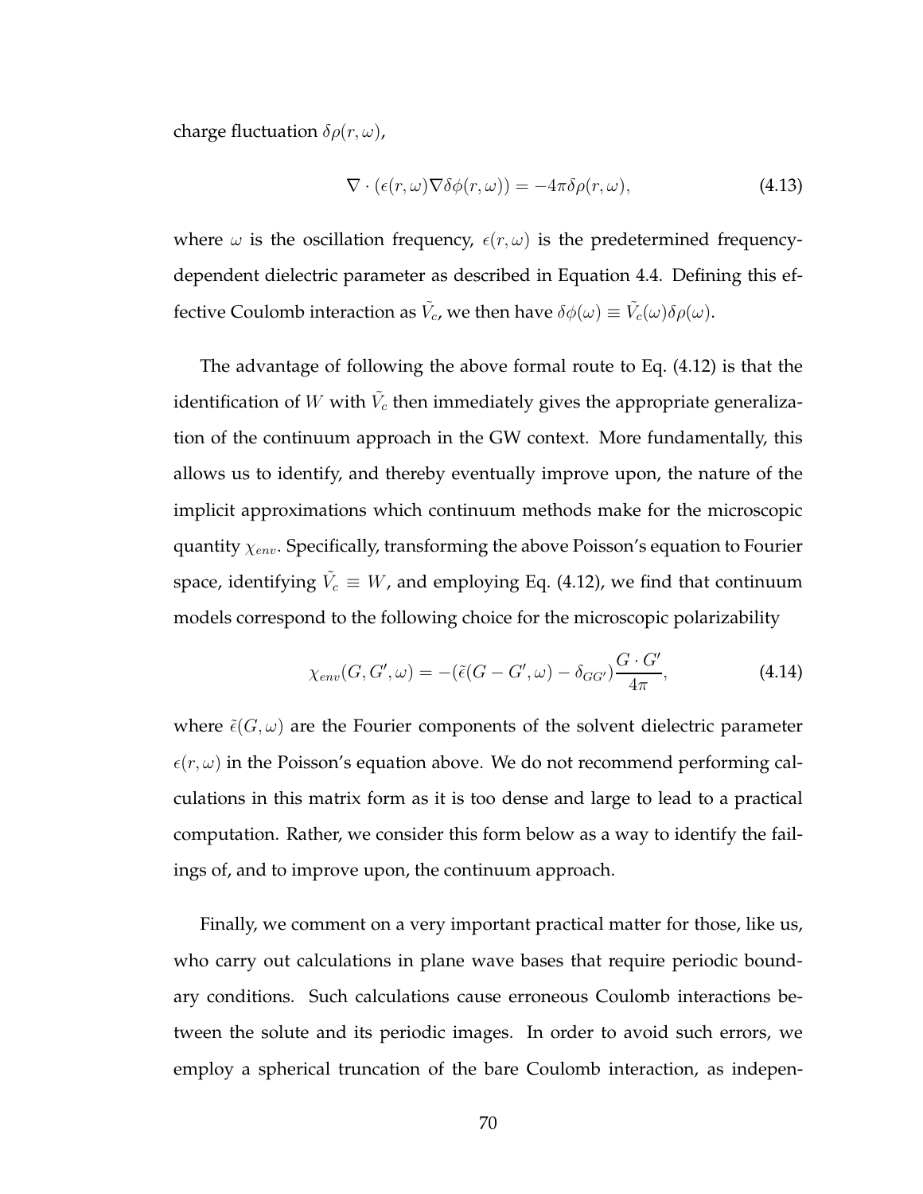charge fluctuation $\delta\rho(r,\omega)$,

$$\nabla \cdot (\epsilon(r,\omega)\nabla\delta\phi(r,\omega)) = -4\pi\delta\rho(r,\omega), \tag{4.13}$$

where $\omega$ is the oscillation frequency, $\epsilon(r,\omega)$ is the predetermined frequency-dependent dielectric parameter as described in Equation 4.4. Defining this effective Coulomb interaction as $\tilde{V}_c$, we then have $\delta\phi(\omega) \equiv \tilde{V}_c(\omega)\delta\rho(\omega)$.

The advantage of following the above formal route to Eq. (4.12) is that the identification of $W$ with $\tilde{V}_c$ then immediately gives the appropriate generalization of the continuum approach in the GW context. More fundamentally, this allows us to identify, and thereby eventually improve upon, the nature of the implicit approximations which continuum methods make for the microscopic quantity $\chi_{env}$. Specifically, transforming the above Poisson's equation to Fourier space, identifying $\tilde{V}_c \equiv W$, and employing Eq. (4.12), we find that continuum models correspond to the following choice for the microscopic polarizability

$$\chi_{env}(G,G',\omega) = -(\tilde{\epsilon}(G-G',\omega) - \delta_{GG'})\frac{G \cdot G'}{4\pi}, \tag{4.14}$$

where $\tilde{\epsilon}(G,\omega)$ are the Fourier components of the solvent dielectric parameter $\epsilon(r,\omega)$ in the Poisson's equation above. We do not recommend performing calculations in this matrix form as it is too dense and large to lead to a practical computation. Rather, we consider this form below as a way to identify the failings of, and to improve upon, the continuum approach.

Finally, we comment on a very important practical matter for those, like us, who carry out calculations in plane wave bases that require periodic boundary conditions. Such calculations cause erroneous Coulomb interactions between the solute and its periodic images. In order to avoid such errors, we employ a spherical truncation of the bare Coulomb interaction, as indepen-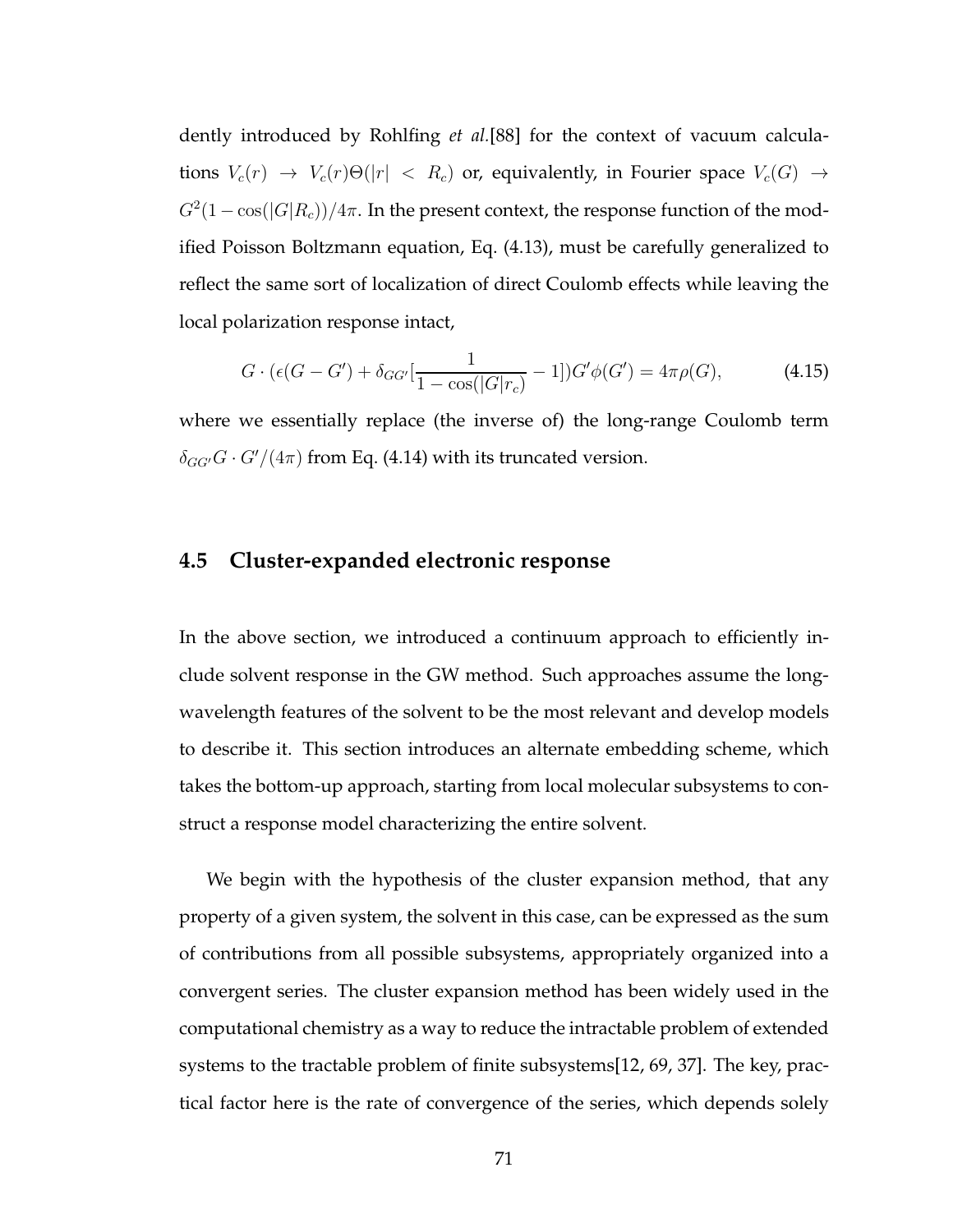dently introduced by Rohlfing *et al.*[88] for the context of vacuum calculations $V_c(r) \rightarrow V_c(r)\Theta(|r| < R_c)$ or, equivalently, in Fourier space $V_c(G) \rightarrow G^2(1 - \cos(|G|R_c))/4\pi$. In the present context, the response function of the modified Poisson Boltzmann equation, Eq. (4.13), must be carefully generalized to reflect the same sort of localization of direct Coulomb effects while leaving the local polarization response intact,

$$G \cdot (\epsilon(G - G') + \delta_{GG'}[\frac{1}{1 - \cos(|G|r_c)} - 1])G'\phi(G') = 4\pi\rho(G), \tag{4.15}$$

where we essentially replace (the inverse of) the long-range Coulomb term $\delta_{GG'}G \cdot G'/(4\pi)$ from Eq. (4.14) with its truncated version.

## 4.5 Cluster-expanded electronic response

In the above section, we introduced a continuum approach to efficiently include solvent response in the GW method. Such approaches assume the long-wavelength features of the solvent to be the most relevant and develop models to describe it. This section introduces an alternate embedding scheme, which takes the bottom-up approach, starting from local molecular subsystems to construct a response model characterizing the entire solvent.

We begin with the hypothesis of the cluster expansion method, that any property of a given system, the solvent in this case, can be expressed as the sum of contributions from all possible subsystems, appropriately organized into a convergent series. The cluster expansion method has been widely used in the computational chemistry as a way to reduce the intractable problem of extended systems to the tractable problem of finite subsystems[12, 69, 37]. The key, practical factor here is the rate of convergence of the series, which depends solely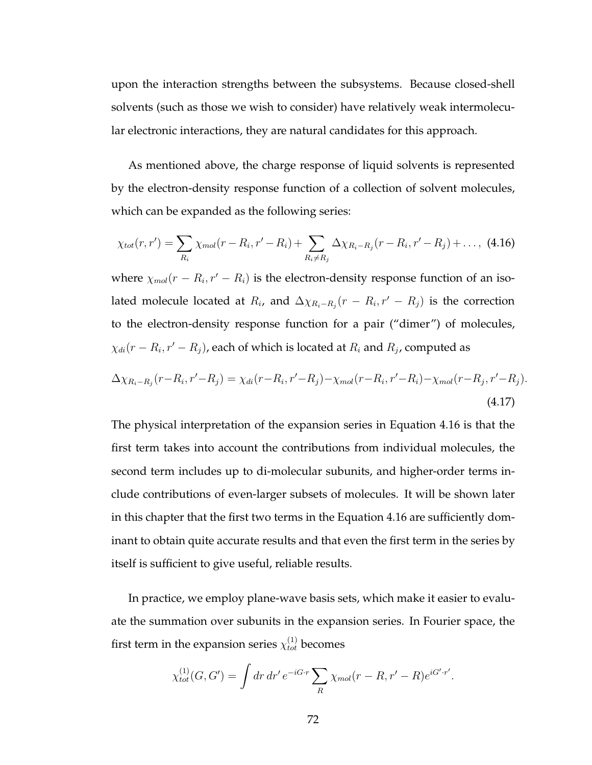upon the interaction strengths between the subsystems. Because closed-shell solvents (such as those we wish to consider) have relatively weak intermolecular electronic interactions, they are natural candidates for this approach.

As mentioned above, the charge response of liquid solvents is represented by the electron-density response function of a collection of solvent molecules, which can be expanded as the following series:

$$\chi_{tot}(r, r') = \sum_{R_i} \chi_{mol}(r - R_i, r' - R_i) + \sum_{R_i \neq R_j} \Delta\chi_{R_i - R_j}(r - R_i, r' - R_j) + \ldots, \quad (4.16)$$

where $\chi_{mol}(r - R_i, r' - R_i)$ is the electron-density response function of an isolated molecule located at $R_i$, and $\Delta\chi_{R_i - R_j}(r - R_i, r' - R_j)$ is the correction to the electron-density response function for a pair ("dimer") of molecules, $\chi_{di}(r - R_i, r' - R_j)$, each of which is located at $R_i$ and $R_j$, computed as

$$\Delta\chi_{R_i - R_j}(r - R_i, r' - R_j) = \chi_{di}(r - R_i, r' - R_j) - \chi_{mol}(r - R_i, r' - R_i) - \chi_{mol}(r - R_j, r' - R_j). \quad (4.17)$$

The physical interpretation of the expansion series in Equation 4.16 is that the first term takes into account the contributions from individual molecules, the second term includes up to di-molecular subunits, and higher-order terms include contributions of even-larger subsets of molecules. It will be shown later in this chapter that the first two terms in the Equation 4.16 are sufficiently dominant to obtain quite accurate results and that even the first term in the series by itself is sufficient to give useful, reliable results.

In practice, we employ plane-wave basis sets, which make it easier to evaluate the summation over subunits in the expansion series. In Fourier space, the first term in the expansion series $\chi_{tot}^{(1)}$ becomes

$$\chi_{tot}^{(1)}(G, G') = \int dr\, dr'\, e^{-iG\cdot r} \sum_{R} \chi_{mol}(r - R, r' - R) e^{iG'\cdot r'}.$$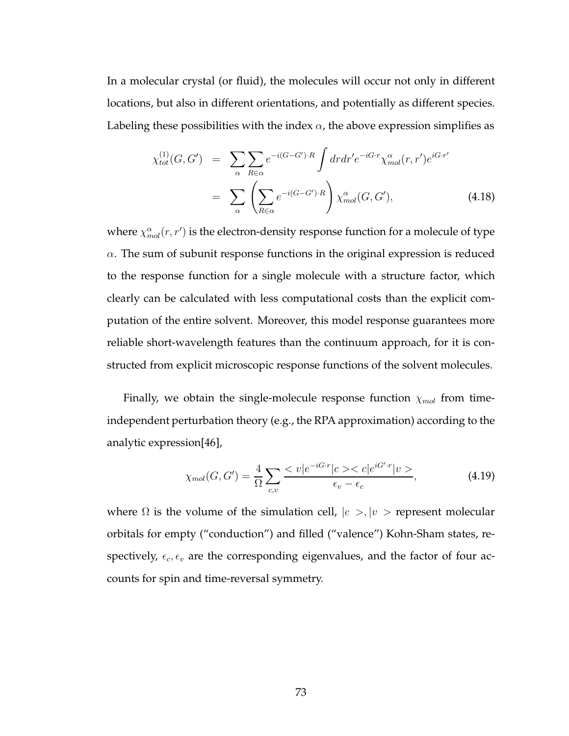In a molecular crystal (or fluid), the molecules will occur not only in different locations, but also in different orientations, and potentially as different species. Labeling these possibilities with the index $\alpha$, the above expression simplifies as

$$
\begin{aligned}
\chi^{(1)}_{tot}(G, G') &= \sum_{\alpha} \sum_{R \in \alpha} e^{-i(G-G')\cdot R} \int dr dr' e^{-iG\cdot r} \chi^{\alpha}_{mol}(r, r') e^{iG\cdot r'} \\
&= \sum_{\alpha} \left( \sum_{R \in \alpha} e^{-i(G-G')\cdot R} \right) \chi^{\alpha}_{mol}(G, G'), \qquad (4.18)
\end{aligned}
$$

where $\chi^{\alpha}_{mol}(r, r')$ is the electron-density response function for a molecule of type $\alpha$. The sum of subunit response functions in the original expression is reduced to the response function for a single molecule with a structure factor, which clearly can be calculated with less computational costs than the explicit computation of the entire solvent. Moreover, this model response guarantees more reliable short-wavelength features than the continuum approach, for it is constructed from explicit microscopic response functions of the solvent molecules.

Finally, we obtain the single-molecule response function $\chi_{mol}$ from time-independent perturbation theory (e.g., the RPA approximation) according to the analytic expression[46],

$$
\chi_{mol}(G, G') = \frac{4}{\Omega} \sum_{c,v} \frac{< v|e^{-iG\cdot r}|c >< c|e^{iG'\cdot r}|v >}{\epsilon_v - \epsilon_c}, \qquad (4.19)
$$

where $\Omega$ is the volume of the simulation cell, $|c>, |v>$ represent molecular orbitals for empty ("conduction") and filled ("valence") Kohn-Sham states, respectively, $\epsilon_c, \epsilon_v$ are the corresponding eigenvalues, and the factor of four accounts for spin and time-reversal symmetry.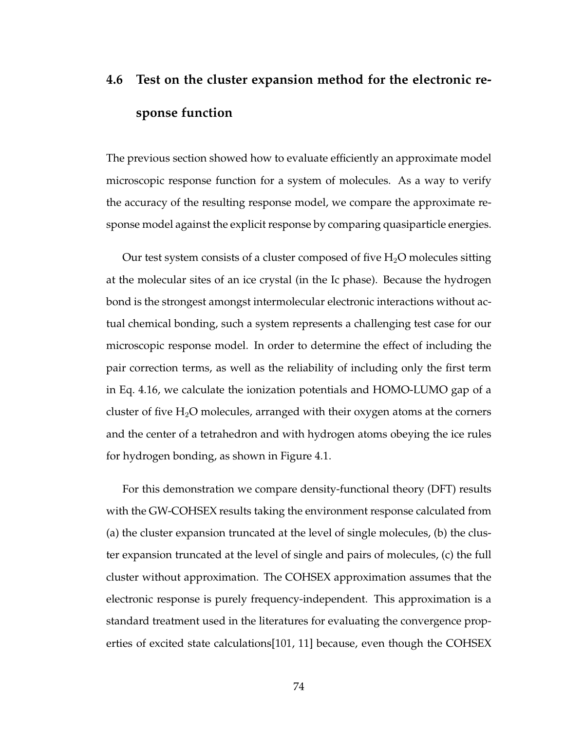## 4.6 Test on the cluster expansion method for the electronic response function

The previous section showed how to evaluate efficiently an approximate model microscopic response function for a system of molecules. As a way to verify the accuracy of the resulting response model, we compare the approximate response model against the explicit response by comparing quasiparticle energies.

Our test system consists of a cluster composed of five $H_2O$ molecules sitting at the molecular sites of an ice crystal (in the Ic phase). Because the hydrogen bond is the strongest amongst intermolecular electronic interactions without actual chemical bonding, such a system represents a challenging test case for our microscopic response model. In order to determine the effect of including the pair correction terms, as well as the reliability of including only the first term in Eq. 4.16, we calculate the ionization potentials and HOMO-LUMO gap of a cluster of five $H_2O$ molecules, arranged with their oxygen atoms at the corners and the center of a tetrahedron and with hydrogen atoms obeying the ice rules for hydrogen bonding, as shown in Figure 4.1.

For this demonstration we compare density-functional theory (DFT) results with the GW-COHSEX results taking the environment response calculated from (a) the cluster expansion truncated at the level of single molecules, (b) the cluster expansion truncated at the level of single and pairs of molecules, (c) the full cluster without approximation. The COHSEX approximation assumes that the electronic response is purely frequency-independent. This approximation is a standard treatment used in the literatures for evaluating the convergence properties of excited state calculations[101, 11] because, even though the COHSEX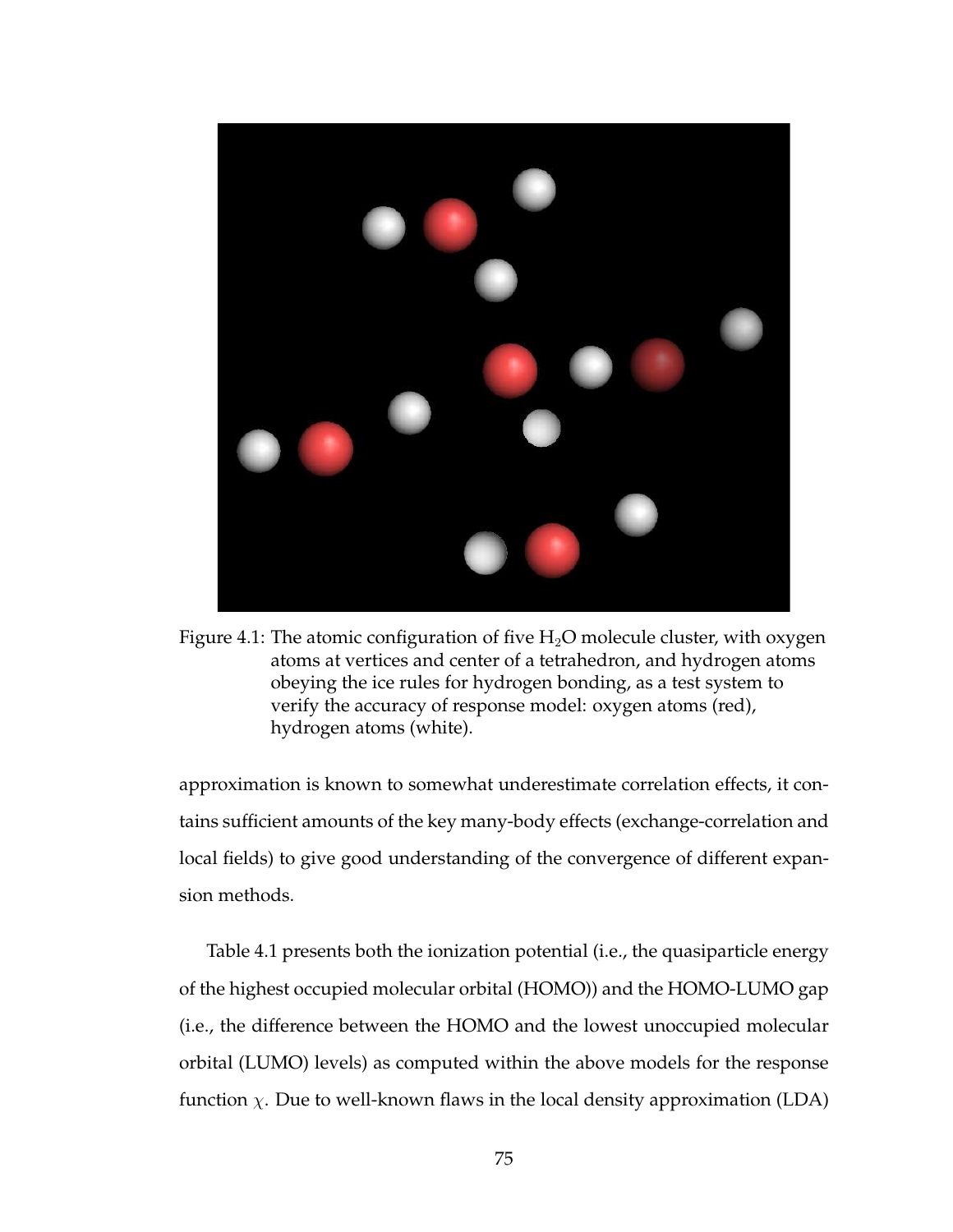Figure 4.1: The atomic configuration of five $H_2O$ molecule cluster, with oxygen atoms at vertices and center of a tetrahedron, and hydrogen atoms obeying the ice rules for hydrogen bonding, as a test system to verify the accuracy of response model: oxygen atoms (red), hydrogen atoms (white).

approximation is known to somewhat underestimate correlation effects, it contains sufficient amounts of the key many-body effects (exchange-correlation and local fields) to give good understanding of the convergence of different expansion methods.

Table 4.1 presents both the ionization potential (i.e., the quasiparticle energy of the highest occupied molecular orbital (HOMO)) and the HOMO-LUMO gap (i.e., the difference between the HOMO and the lowest unoccupied molecular orbital (LUMO) levels) as computed within the above models for the response function $\chi$. Due to well-known flaws in the local density approximation (LDA)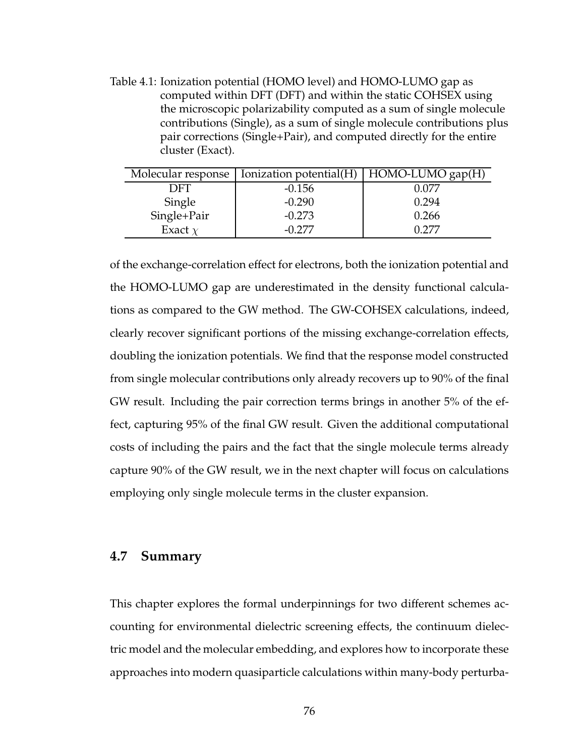Table 4.1: Ionization potential (HOMO level) and HOMO-LUMO gap as computed within DFT (DFT) and within the static COHSEX using the microscopic polarizability computed as a sum of single molecule contributions (Single), as a sum of single molecule contributions plus pair corrections (Single+Pair), and computed directly for the entire cluster (Exact).

| Molecular response | Ionization potential(H) | HOMO-LUMO gap(H) |
|---|---|---|
| DFT | -0.156 | 0.077 |
| Single | -0.290 | 0.294 |
| Single+Pair | -0.273 | 0.266 |
| Exact $\chi$ | -0.277 | 0.277 |

of the exchange-correlation effect for electrons, both the ionization potential and the HOMO-LUMO gap are underestimated in the density functional calculations as compared to the GW method. The GW-COHSEX calculations, indeed, clearly recover significant portions of the missing exchange-correlation effects, doubling the ionization potentials. We find that the response model constructed from single molecular contributions only already recovers up to 90% of the final GW result. Including the pair correction terms brings in another 5% of the effect, capturing 95% of the final GW result. Given the additional computational costs of including the pairs and the fact that the single molecule terms already capture 90% of the GW result, we in the next chapter will focus on calculations employing only single molecule terms in the cluster expansion.

## 4.7 Summary

This chapter explores the formal underpinnings for two different schemes accounting for environmental dielectric screening effects, the continuum dielectric model and the molecular embedding, and explores how to incorporate these approaches into modern quasiparticle calculations within many-body perturba-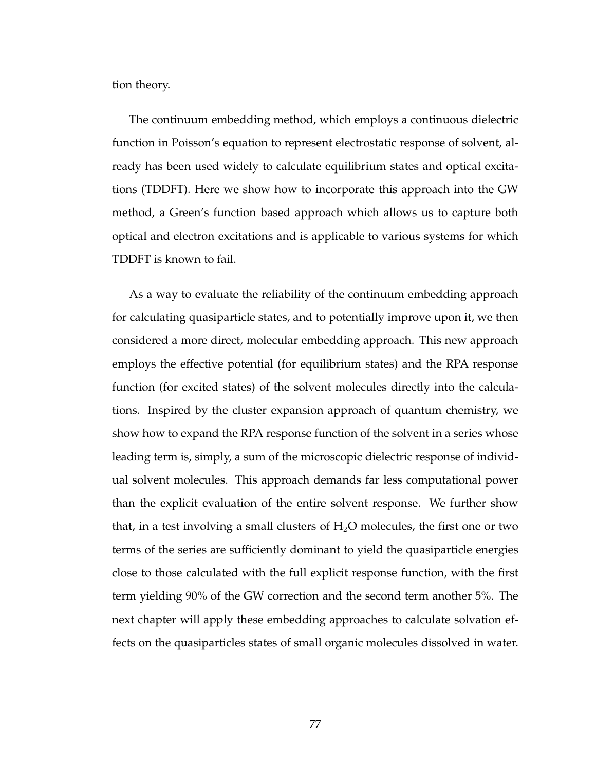tion theory.

The continuum embedding method, which employs a continuous dielectric function in Poisson's equation to represent electrostatic response of solvent, already has been used widely to calculate equilibrium states and optical excitations (TDDFT). Here we show how to incorporate this approach into the GW method, a Green's function based approach which allows us to capture both optical and electron excitations and is applicable to various systems for which TDDFT is known to fail.

As a way to evaluate the reliability of the continuum embedding approach for calculating quasiparticle states, and to potentially improve upon it, we then considered a more direct, molecular embedding approach. This new approach employs the effective potential (for equilibrium states) and the RPA response function (for excited states) of the solvent molecules directly into the calculations. Inspired by the cluster expansion approach of quantum chemistry, we show how to expand the RPA response function of the solvent in a series whose leading term is, simply, a sum of the microscopic dielectric response of individual solvent molecules. This approach demands far less computational power than the explicit evaluation of the entire solvent response. We further show that, in a test involving a small clusters of $H_2O$ molecules, the first one or two terms of the series are sufficiently dominant to yield the quasiparticle energies close to those calculated with the full explicit response function, with the first term yielding 90% of the GW correction and the second term another 5%. The next chapter will apply these embedding approaches to calculate solvation effects on the quasiparticles states of small organic molecules dissolved in water.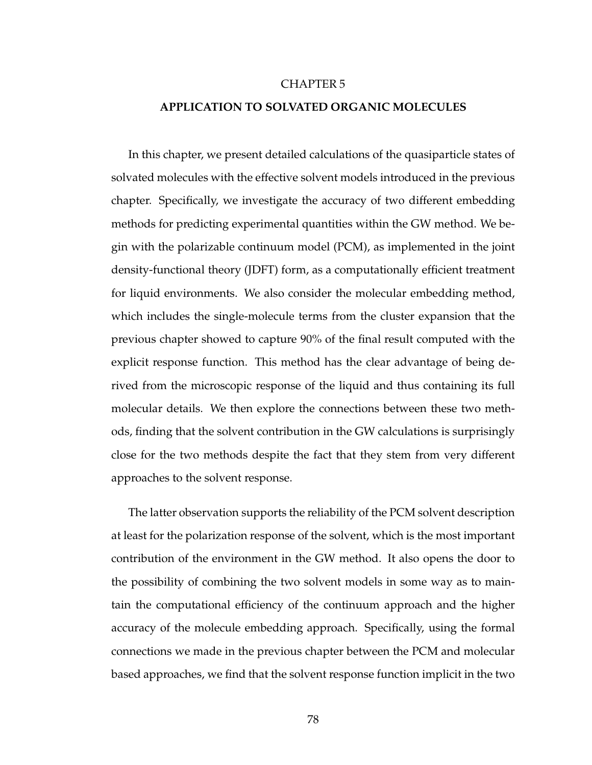# CHAPTER 5

## APPLICATION TO SOLVATED ORGANIC MOLECULES

In this chapter, we present detailed calculations of the quasiparticle states of solvated molecules with the effective solvent models introduced in the previous chapter. Specifically, we investigate the accuracy of two different embedding methods for predicting experimental quantities within the GW method. We begin with the polarizable continuum model (PCM), as implemented in the joint density-functional theory (JDFT) form, as a computationally efficient treatment for liquid environments. We also consider the molecular embedding method, which includes the single-molecule terms from the cluster expansion that the previous chapter showed to capture 90% of the final result computed with the explicit response function. This method has the clear advantage of being derived from the microscopic response of the liquid and thus containing its full molecular details. We then explore the connections between these two methods, finding that the solvent contribution in the GW calculations is surprisingly close for the two methods despite the fact that they stem from very different approaches to the solvent response.

The latter observation supports the reliability of the PCM solvent description at least for the polarization response of the solvent, which is the most important contribution of the environment in the GW method. It also opens the door to the possibility of combining the two solvent models in some way as to maintain the computational efficiency of the continuum approach and the higher accuracy of the molecule embedding approach. Specifically, using the formal connections we made in the previous chapter between the PCM and molecular based approaches, we find that the solvent response function implicit in the two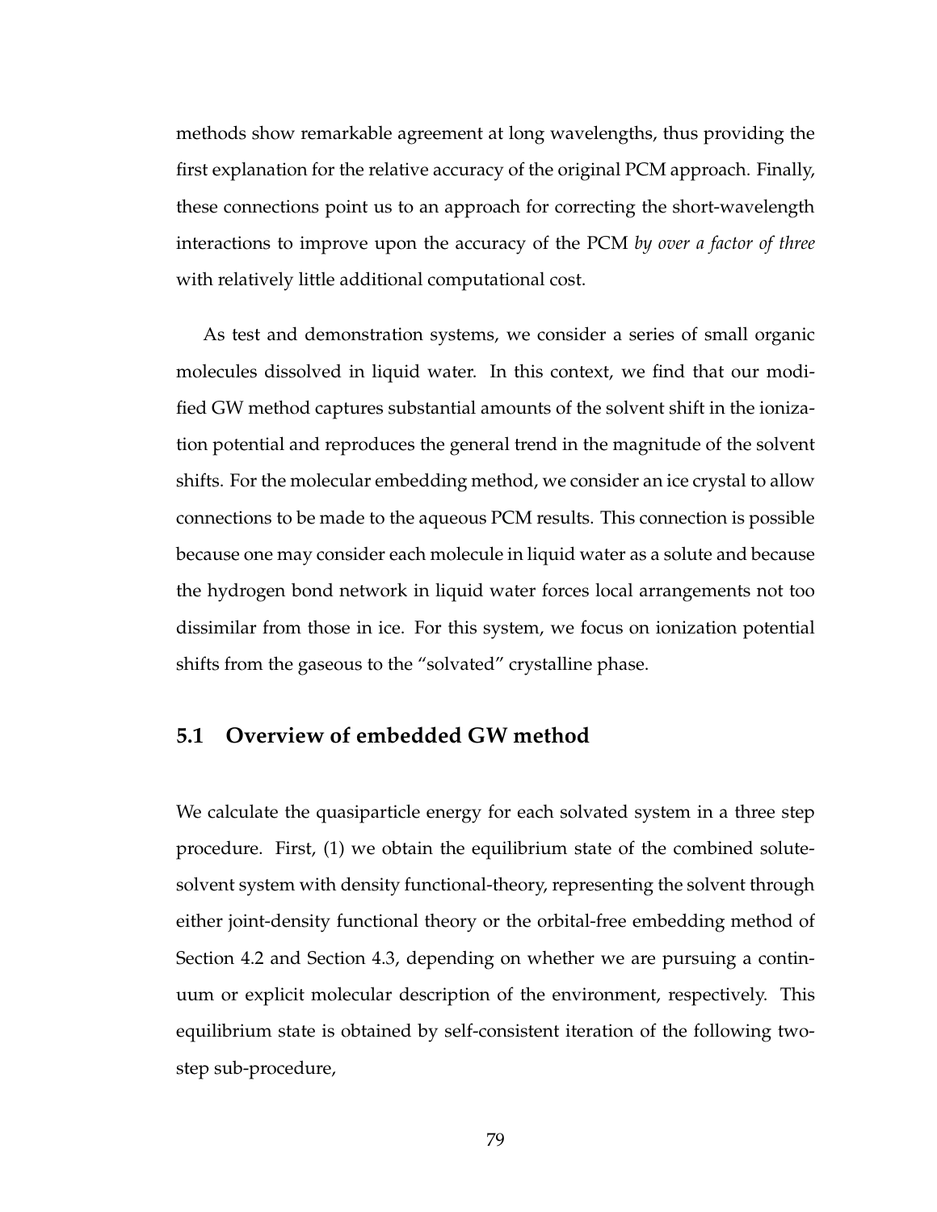methods show remarkable agreement at long wavelengths, thus providing the first explanation for the relative accuracy of the original PCM approach. Finally, these connections point us to an approach for correcting the short-wavelength interactions to improve upon the accuracy of the PCM *by over a factor of three* with relatively little additional computational cost.

As test and demonstration systems, we consider a series of small organic molecules dissolved in liquid water. In this context, we find that our modified GW method captures substantial amounts of the solvent shift in the ionization potential and reproduces the general trend in the magnitude of the solvent shifts. For the molecular embedding method, we consider an ice crystal to allow connections to be made to the aqueous PCM results. This connection is possible because one may consider each molecule in liquid water as a solute and because the hydrogen bond network in liquid water forces local arrangements not too dissimilar from those in ice. For this system, we focus on ionization potential shifts from the gaseous to the "solvated" crystalline phase.

## 5.1 Overview of embedded GW method

We calculate the quasiparticle energy for each solvated system in a three step procedure. First, (1) we obtain the equilibrium state of the combined solute-solvent system with density functional-theory, representing the solvent through either joint-density functional theory or the orbital-free embedding method of Section 4.2 and Section 4.3, depending on whether we are pursuing a continuum or explicit molecular description of the environment, respectively. This equilibrium state is obtained by self-consistent iteration of the following two-step sub-procedure,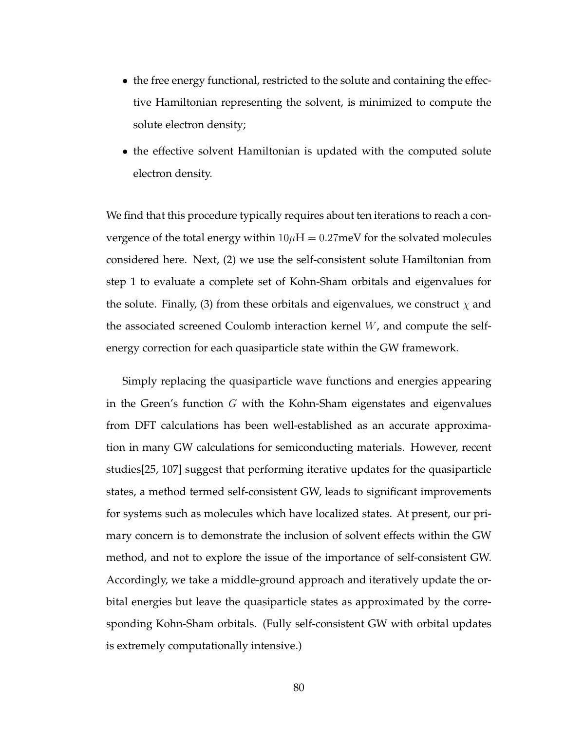- the free energy functional, restricted to the solute and containing the effective Hamiltonian representing the solvent, is minimized to compute the solute electron density;
- the effective solvent Hamiltonian is updated with the computed solute electron density.

We find that this procedure typically requires about ten iterations to reach a convergence of the total energy within $10\mu\text{H} = 0.27\text{meV}$ for the solvated molecules considered here. Next, (2) we use the self-consistent solute Hamiltonian from step 1 to evaluate a complete set of Kohn-Sham orbitals and eigenvalues for the solute. Finally, (3) from these orbitals and eigenvalues, we construct $\chi$ and the associated screened Coulomb interaction kernel $W$, and compute the self-energy correction for each quasiparticle state within the GW framework.

Simply replacing the quasiparticle wave functions and energies appearing in the Green's function $G$ with the Kohn-Sham eigenstates and eigenvalues from DFT calculations has been well-established as an accurate approximation in many GW calculations for semiconducting materials. However, recent studies[25, 107] suggest that performing iterative updates for the quasiparticle states, a method termed self-consistent GW, leads to significant improvements for systems such as molecules which have localized states. At present, our primary concern is to demonstrate the inclusion of solvent effects within the GW method, and not to explore the issue of the importance of self-consistent GW. Accordingly, we take a middle-ground approach and iteratively update the orbital energies but leave the quasiparticle states as approximated by the corresponding Kohn-Sham orbitals. (Fully self-consistent GW with orbital updates is extremely computationally intensive.)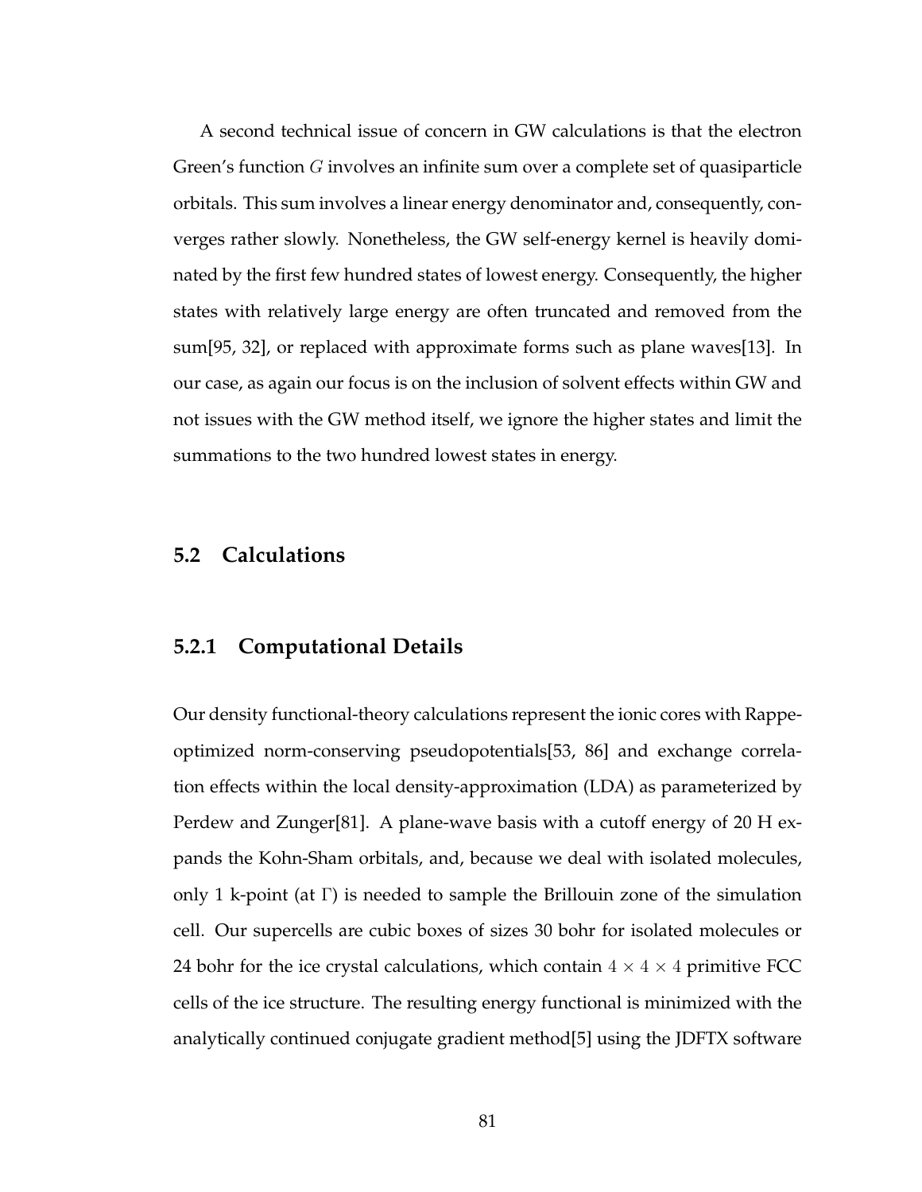A second technical issue of concern in GW calculations is that the electron Green's function $G$ involves an infinite sum over a complete set of quasiparticle orbitals. This sum involves a linear energy denominator and, consequently, converges rather slowly. Nonetheless, the GW self-energy kernel is heavily dominated by the first few hundred states of lowest energy. Consequently, the higher states with relatively large energy are often truncated and removed from the sum[95, 32], or replaced with approximate forms such as plane waves[13]. In our case, as again our focus is on the inclusion of solvent effects within GW and not issues with the GW method itself, we ignore the higher states and limit the summations to the two hundred lowest states in energy.

## 5.2 Calculations

### 5.2.1 Computational Details

Our density functional-theory calculations represent the ionic cores with Rappe-optimized norm-conserving pseudopotentials[53, 86] and exchange correlation effects within the local density-approximation (LDA) as parameterized by Perdew and Zunger[81]. A plane-wave basis with a cutoff energy of 20 H expands the Kohn-Sham orbitals, and, because we deal with isolated molecules, only 1 k-point (at $\Gamma$) is needed to sample the Brillouin zone of the simulation cell. Our supercells are cubic boxes of sizes 30 bohr for isolated molecules or 24 bohr for the ice crystal calculations, which contain $4 \times 4 \times 4$ primitive FCC cells of the ice structure. The resulting energy functional is minimized with the analytically continued conjugate gradient method[5] using the JDFTX software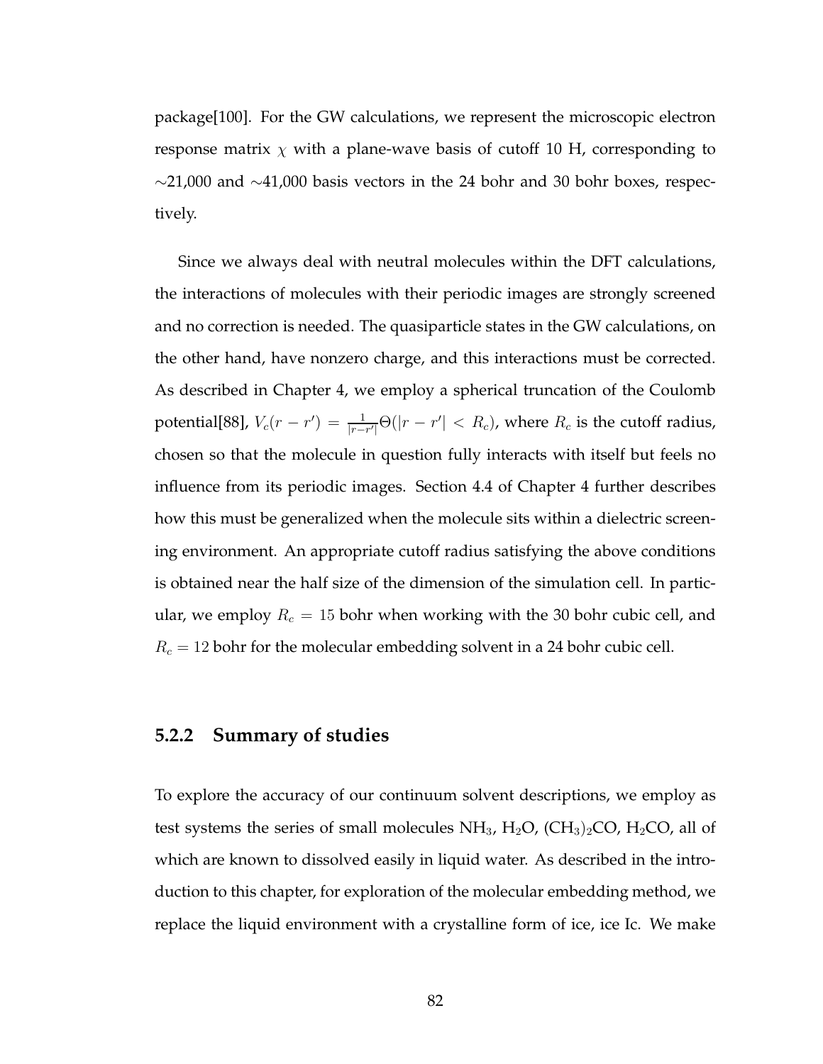package[100]. For the GW calculations, we represent the microscopic electron response matrix $\chi$ with a plane-wave basis of cutoff 10 H, corresponding to ~21,000 and ~41,000 basis vectors in the 24 bohr and 30 bohr boxes, respectively.

Since we always deal with neutral molecules within the DFT calculations, the interactions of molecules with their periodic images are strongly screened and no correction is needed. The quasiparticle states in the GW calculations, on the other hand, have nonzero charge, and this interactions must be corrected. As described in Chapter 4, we employ a spherical truncation of the Coulomb potential[88], $V_c(r - r') = \frac{1}{|r-r'|}\Theta(|r - r'| < R_c)$, where $R_c$ is the cutoff radius, chosen so that the molecule in question fully interacts with itself but feels no influence from its periodic images. Section 4.4 of Chapter 4 further describes how this must be generalized when the molecule sits within a dielectric screening environment. An appropriate cutoff radius satisfying the above conditions is obtained near the half size of the dimension of the simulation cell. In particular, we employ $R_c = 15$ bohr when working with the 30 bohr cubic cell, and $R_c = 12$ bohr for the molecular embedding solvent in a 24 bohr cubic cell.

### 5.2.2 Summary of studies

To explore the accuracy of our continuum solvent descriptions, we employ as test systems the series of small molecules $NH_3$, $H_2O$, $(CH_3)_2CO$, $H_2CO$, all of which are known to dissolved easily in liquid water. As described in the introduction to this chapter, for exploration of the molecular embedding method, we replace the liquid environment with a crystalline form of ice, ice Ic. We make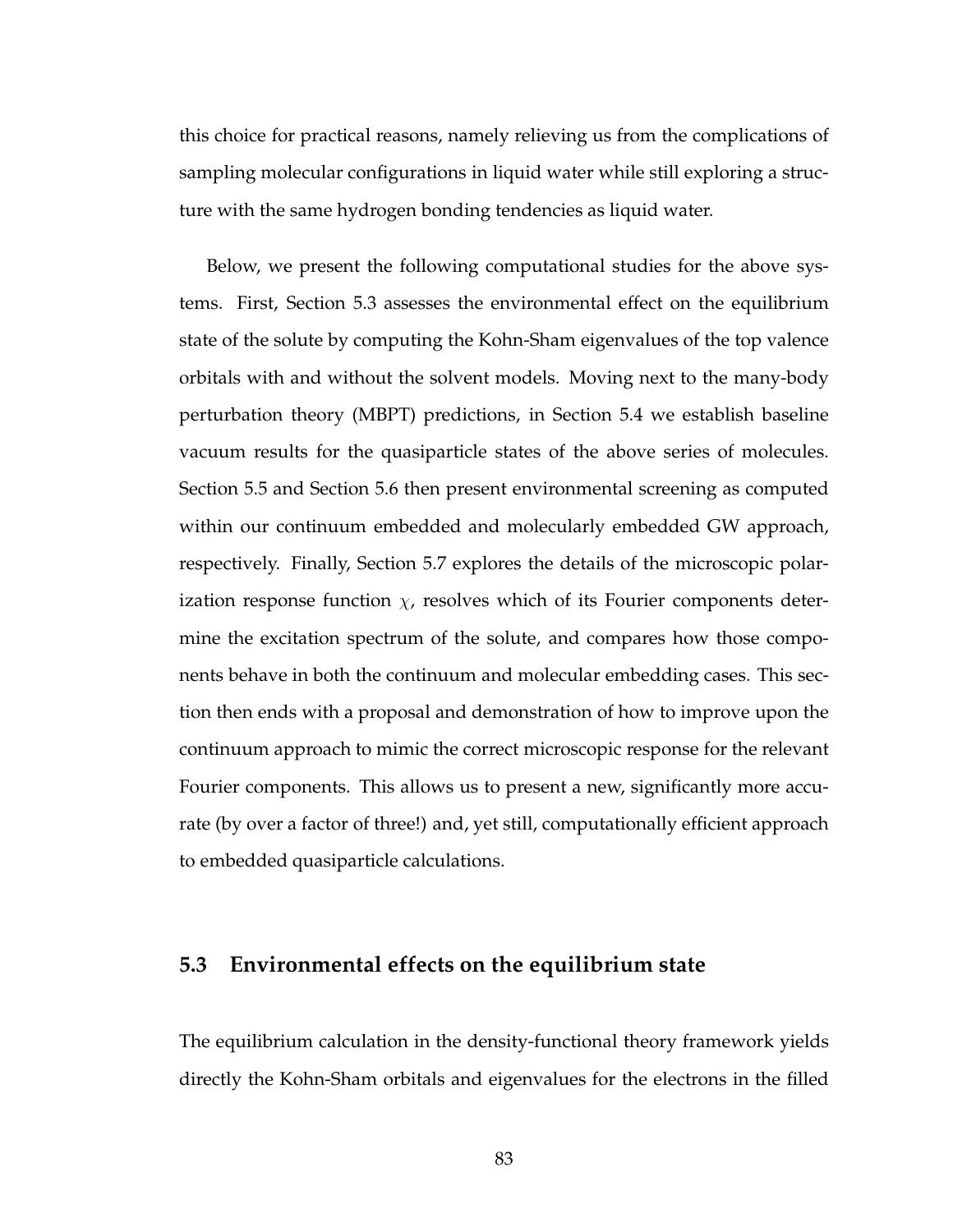this choice for practical reasons, namely relieving us from the complications of sampling molecular configurations in liquid water while still exploring a structure with the same hydrogen bonding tendencies as liquid water.

Below, we present the following computational studies for the above systems. First, Section 5.3 assesses the environmental effect on the equilibrium state of the solute by computing the Kohn-Sham eigenvalues of the top valence orbitals with and without the solvent models. Moving next to the many-body perturbation theory (MBPT) predictions, in Section 5.4 we establish baseline vacuum results for the quasiparticle states of the above series of molecules. Section 5.5 and Section 5.6 then present environmental screening as computed within our continuum embedded and molecularly embedded GW approach, respectively. Finally, Section 5.7 explores the details of the microscopic polarization response function $\chi$, resolves which of its Fourier components determine the excitation spectrum of the solute, and compares how those components behave in both the continuum and molecular embedding cases. This section then ends with a proposal and demonstration of how to improve upon the continuum approach to mimic the correct microscopic response for the relevant Fourier components. This allows us to present a new, significantly more accurate (by over a factor of three!) and, yet still, computationally efficient approach to embedded quasiparticle calculations.

## 5.3 Environmental effects on the equilibrium state

The equilibrium calculation in the density-functional theory framework yields directly the Kohn-Sham orbitals and eigenvalues for the electrons in the filled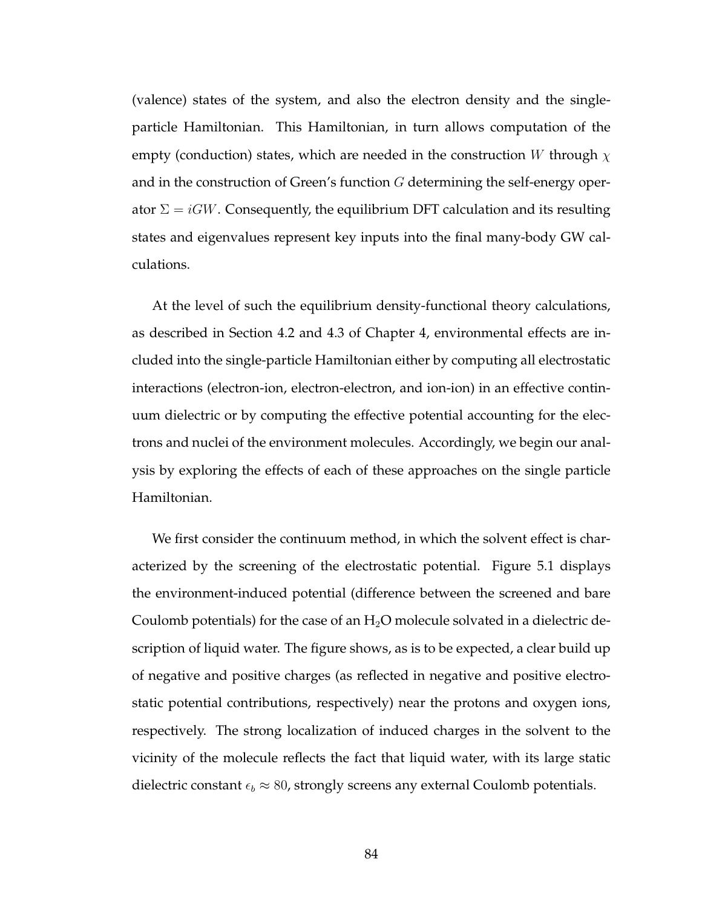(valence) states of the system, and also the electron density and the single-particle Hamiltonian. This Hamiltonian, in turn allows computation of the empty (conduction) states, which are needed in the construction $W$ through $\chi$ and in the construction of Green's function $G$ determining the self-energy operator $\Sigma = iGW$. Consequently, the equilibrium DFT calculation and its resulting states and eigenvalues represent key inputs into the final many-body GW calculations.

At the level of such the equilibrium density-functional theory calculations, as described in Section 4.2 and 4.3 of Chapter 4, environmental effects are included into the single-particle Hamiltonian either by computing all electrostatic interactions (electron-ion, electron-electron, and ion-ion) in an effective continuum dielectric or by computing the effective potential accounting for the electrons and nuclei of the environment molecules. Accordingly, we begin our analysis by exploring the effects of each of these approaches on the single particle Hamiltonian.

We first consider the continuum method, in which the solvent effect is characterized by the screening of the electrostatic potential. Figure 5.1 displays the environment-induced potential (difference between the screened and bare Coulomb potentials) for the case of an $H_2O$ molecule solvated in a dielectric description of liquid water. The figure shows, as is to be expected, a clear build up of negative and positive charges (as reflected in negative and positive electrostatic potential contributions, respectively) near the protons and oxygen ions, respectively. The strong localization of induced charges in the solvent to the vicinity of the molecule reflects the fact that liquid water, with its large static dielectric constant $\epsilon_b \approx 80$, strongly screens any external Coulomb potentials.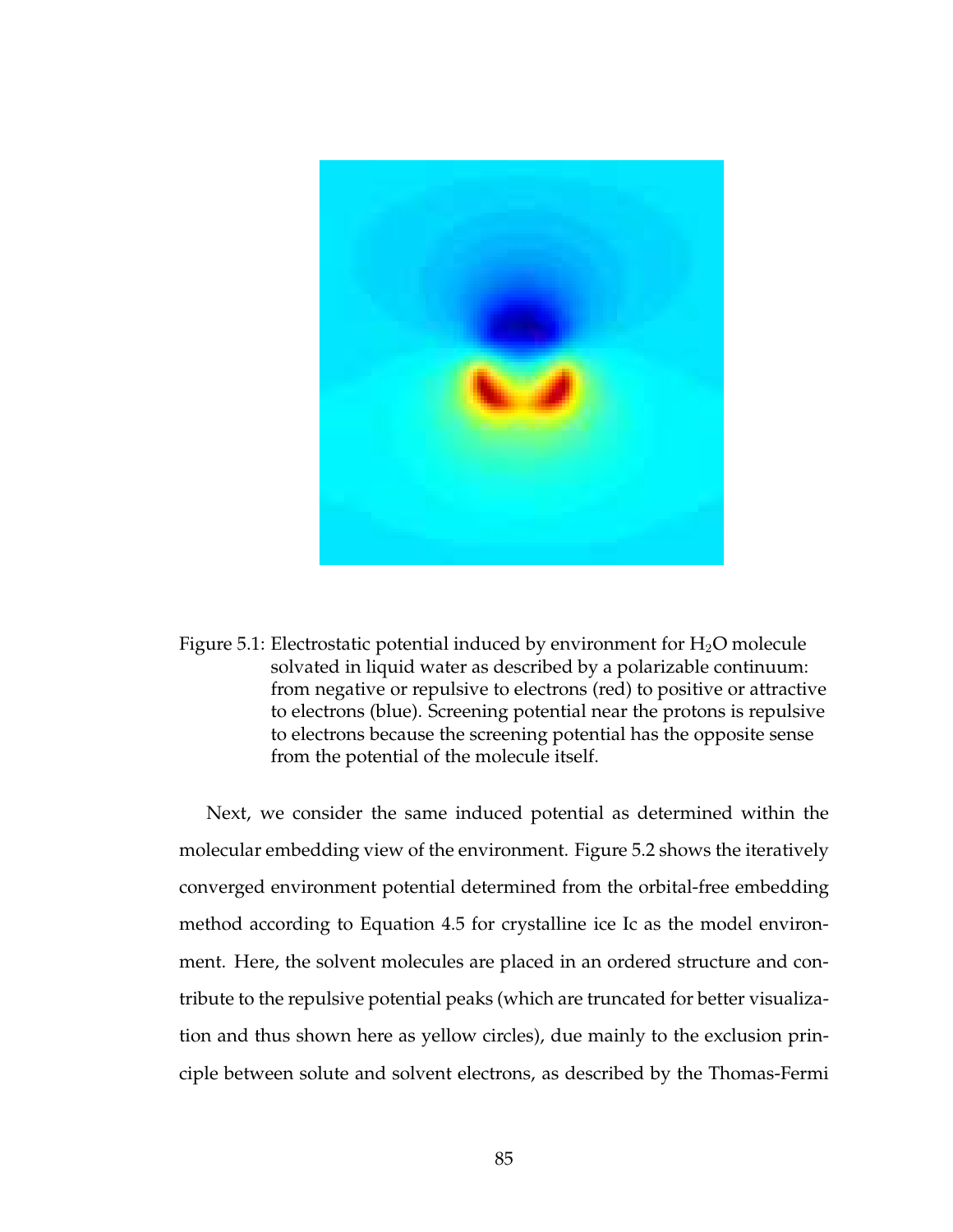Figure 5.1: Electrostatic potential induced by environment for $H_2O$ molecule solvated in liquid water as described by a polarizable continuum: from negative or repulsive to electrons (red) to positive or attractive to electrons (blue). Screening potential near the protons is repulsive to electrons because the screening potential has the opposite sense from the potential of the molecule itself.

Next, we consider the same induced potential as determined within the molecular embedding view of the environment. Figure 5.2 shows the iteratively converged environment potential determined from the orbital-free embedding method according to Equation 4.5 for crystalline ice Ic as the model environment. Here, the solvent molecules are placed in an ordered structure and contribute to the repulsive potential peaks (which are truncated for better visualization and thus shown here as yellow circles), due mainly to the exclusion principle between solute and solvent electrons, as described by the Thomas-Fermi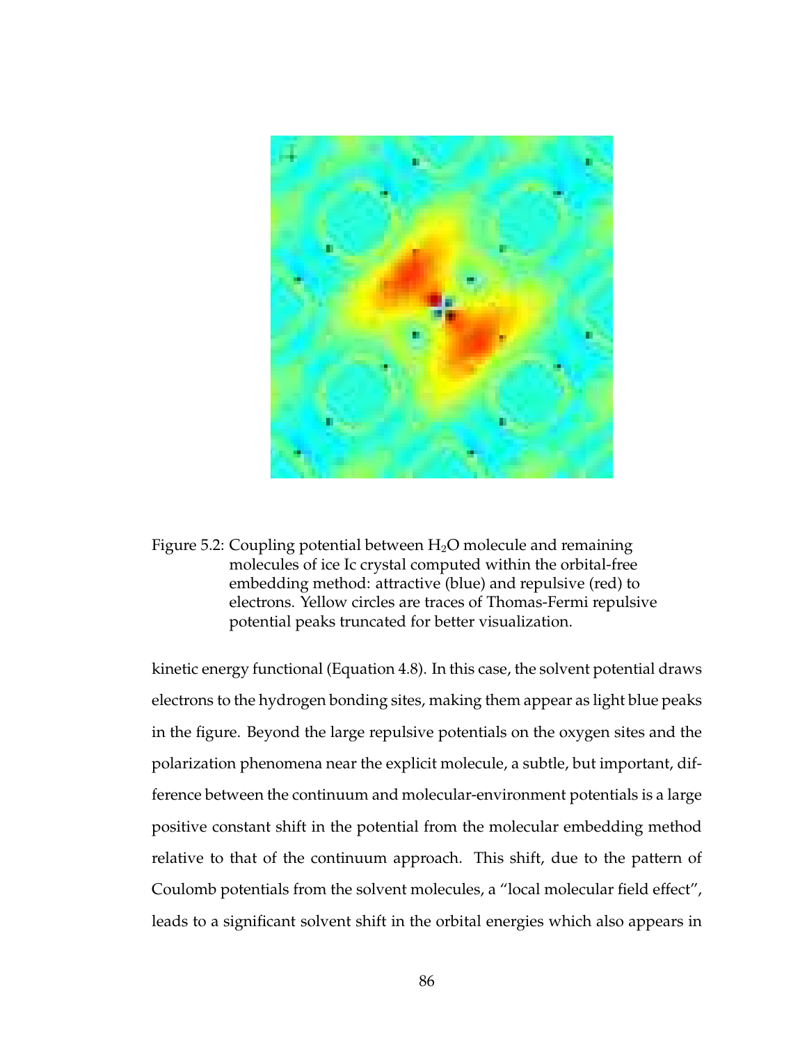Figure 5.2: Coupling potential between $H_2O$ molecule and remaining molecules of ice Ic crystal computed within the orbital-free embedding method: attractive (blue) and repulsive (red) to electrons. Yellow circles are traces of Thomas-Fermi repulsive potential peaks truncated for better visualization.

kinetic energy functional (Equation 4.8). In this case, the solvent potential draws electrons to the hydrogen bonding sites, making them appear as light blue peaks in the figure. Beyond the large repulsive potentials on the oxygen sites and the polarization phenomena near the explicit molecule, a subtle, but important, difference between the continuum and molecular-environment potentials is a large positive constant shift in the potential from the molecular embedding method relative to that of the continuum approach. This shift, due to the pattern of Coulomb potentials from the solvent molecules, a "local molecular field effect", leads to a significant solvent shift in the orbital energies which also appears in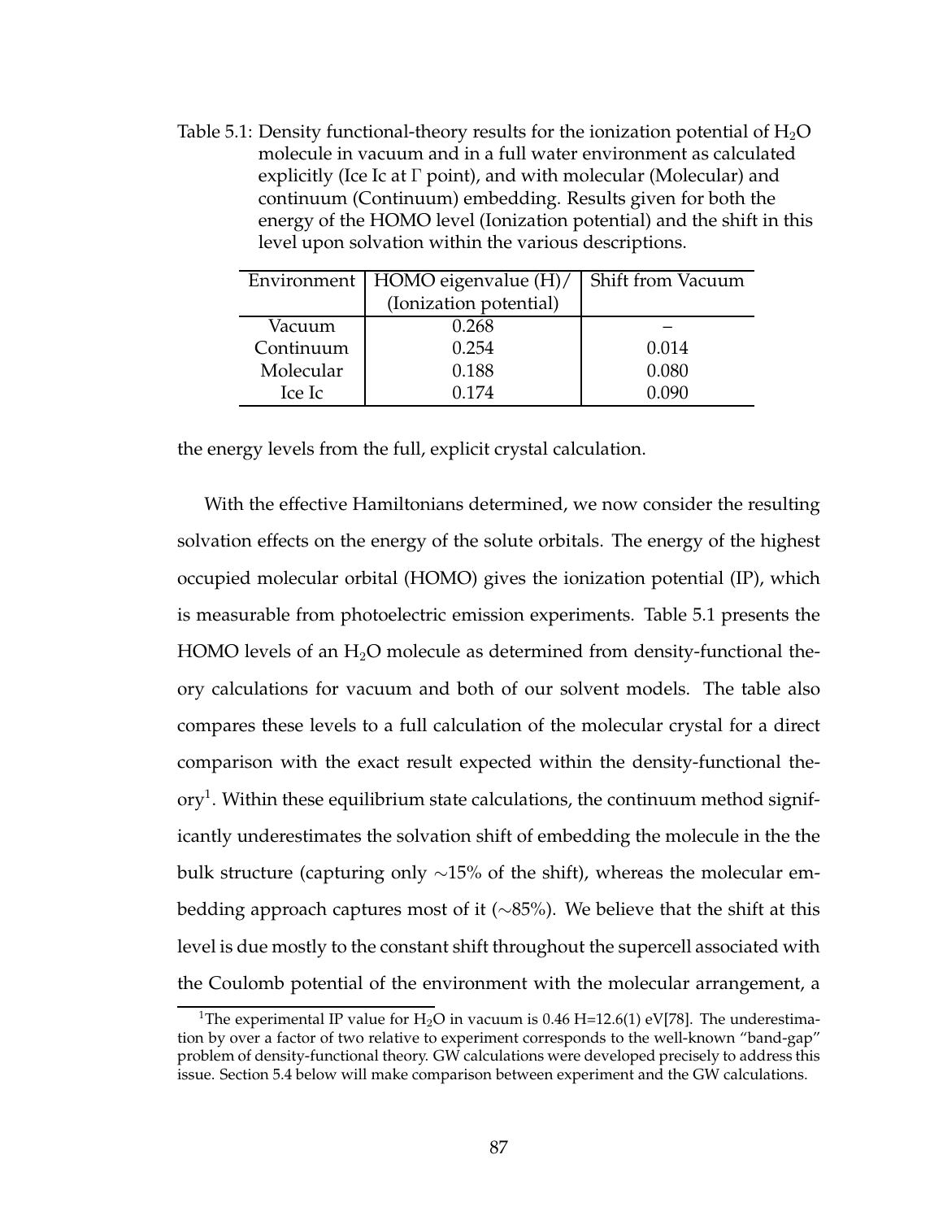Table 5.1: Density functional-theory results for the ionization potential of $H_2O$ molecule in vacuum and in a full water environment as calculated explicitly (Ice Ic at $\Gamma$ point), and with molecular (Molecular) and continuum (Continuum) embedding. Results given for both the energy of the HOMO level (Ionization potential) and the shift in this level upon solvation within the various descriptions.

| Environment | HOMO eigenvalue (H)/ (Ionization potential) | Shift from Vacuum |
|---|---|---|
| Vacuum | 0.268 | – |
| Continuum | 0.254 | 0.014 |
| Molecular | 0.188 | 0.080 |
| Ice Ic | 0.174 | 0.090 |

the energy levels from the full, explicit crystal calculation.

With the effective Hamiltonians determined, we now consider the resulting solvation effects on the energy of the solute orbitals. The energy of the highest occupied molecular orbital (HOMO) gives the ionization potential (IP), which is measurable from photoelectric emission experiments. Table 5.1 presents the HOMO levels of an $H_2O$ molecule as determined from density-functional theory calculations for vacuum and both of our solvent models. The table also compares these levels to a full calculation of the molecular crystal for a direct comparison with the exact result expected within the density-functional theory[1]. Within these equilibrium state calculations, the continuum method significantly underestimates the solvation shift of embedding the molecule in the the bulk structure (capturing only $\sim$15% of the shift), whereas the molecular embedding approach captures most of it ($\sim$85%). We believe that the shift at this level is due mostly to the constant shift throughout the supercell associated with the Coulomb potential of the environment with the molecular arrangement, a

[1] The experimental IP value for $H_2O$ in vacuum is 0.46 H=12.6(1) eV[78]. The underestimation by over a factor of two relative to experiment corresponds to the well-known "band-gap" problem of density-functional theory. GW calculations were developed precisely to address this issue. Section 5.4 below will make comparison between experiment and the GW calculations.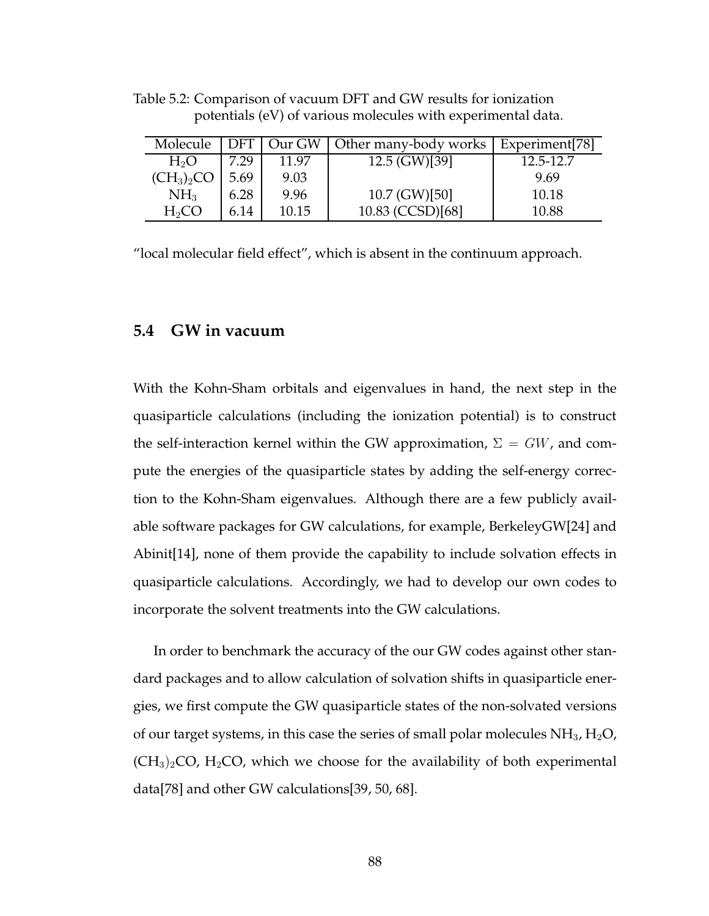Table 5.2: Comparison of vacuum DFT and GW results for ionization potentials (eV) of various molecules with experimental data.

| Molecule | DFT | Our GW | Other many-body works | Experiment[78] |
|---|---|---|---|---|
| $H_2O$ | 7.29 | 11.97 | 12.5 (GW)[39] | 12.5-12.7 |
| $(CH_3)_2CO$ | 5.69 | 9.03 | | 9.69 |
| $NH_3$ | 6.28 | 9.96 | 10.7 (GW)[50] | 10.18 |
| $H_2CO$ | 6.14 | 10.15 | 10.83 (CCSD)[68] | 10.88 |

"local molecular field effect", which is absent in the continuum approach.

## 5.4 GW in vacuum

With the Kohn-Sham orbitals and eigenvalues in hand, the next step in the quasiparticle calculations (including the ionization potential) is to construct the self-interaction kernel within the GW approximation, $\Sigma = GW$, and compute the energies of the quasiparticle states by adding the self-energy correction to the Kohn-Sham eigenvalues. Although there are a few publicly available software packages for GW calculations, for example, BerkeleyGW[24] and Abinit[14], none of them provide the capability to include solvation effects in quasiparticle calculations. Accordingly, we had to develop our own codes to incorporate the solvent treatments into the GW calculations.

In order to benchmark the accuracy of the our GW codes against other standard packages and to allow calculation of solvation shifts in quasiparticle energies, we first compute the GW quasiparticle states of the non-solvated versions of our target systems, in this case the series of small polar molecules $NH_3$, $H_2O$, $(CH_3)_2CO$, $H_2CO$, which we choose for the availability of both experimental data[78] and other GW calculations[39, 50, 68].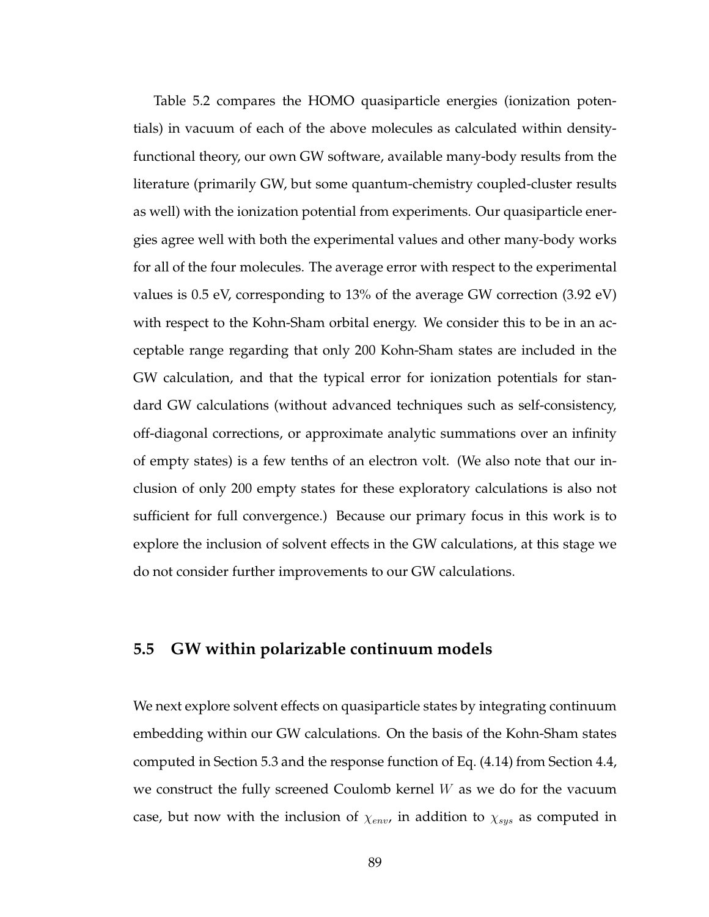Table 5.2 compares the HOMO quasiparticle energies (ionization potentials) in vacuum of each of the above molecules as calculated within density-functional theory, our own GW software, available many-body results from the literature (primarily GW, but some quantum-chemistry coupled-cluster results as well) with the ionization potential from experiments. Our quasiparticle energies agree well with both the experimental values and other many-body works for all of the four molecules. The average error with respect to the experimental values is 0.5 eV, corresponding to 13% of the average GW correction (3.92 eV) with respect to the Kohn-Sham orbital energy. We consider this to be in an acceptable range regarding that only 200 Kohn-Sham states are included in the GW calculation, and that the typical error for ionization potentials for standard GW calculations (without advanced techniques such as self-consistency, off-diagonal corrections, or approximate analytic summations over an infinity of empty states) is a few tenths of an electron volt. (We also note that our inclusion of only 200 empty states for these exploratory calculations is also not sufficient for full convergence.) Because our primary focus in this work is to explore the inclusion of solvent effects in the GW calculations, at this stage we do not consider further improvements to our GW calculations.

## 5.5 GW within polarizable continuum models

We next explore solvent effects on quasiparticle states by integrating continuum embedding within our GW calculations. On the basis of the Kohn-Sham states computed in Section 5.3 and the response function of Eq. (4.14) from Section 4.4, we construct the fully screened Coulomb kernel $W$ as we do for the vacuum case, but now with the inclusion of $\chi_{env}$, in addition to $\chi_{sys}$ as computed in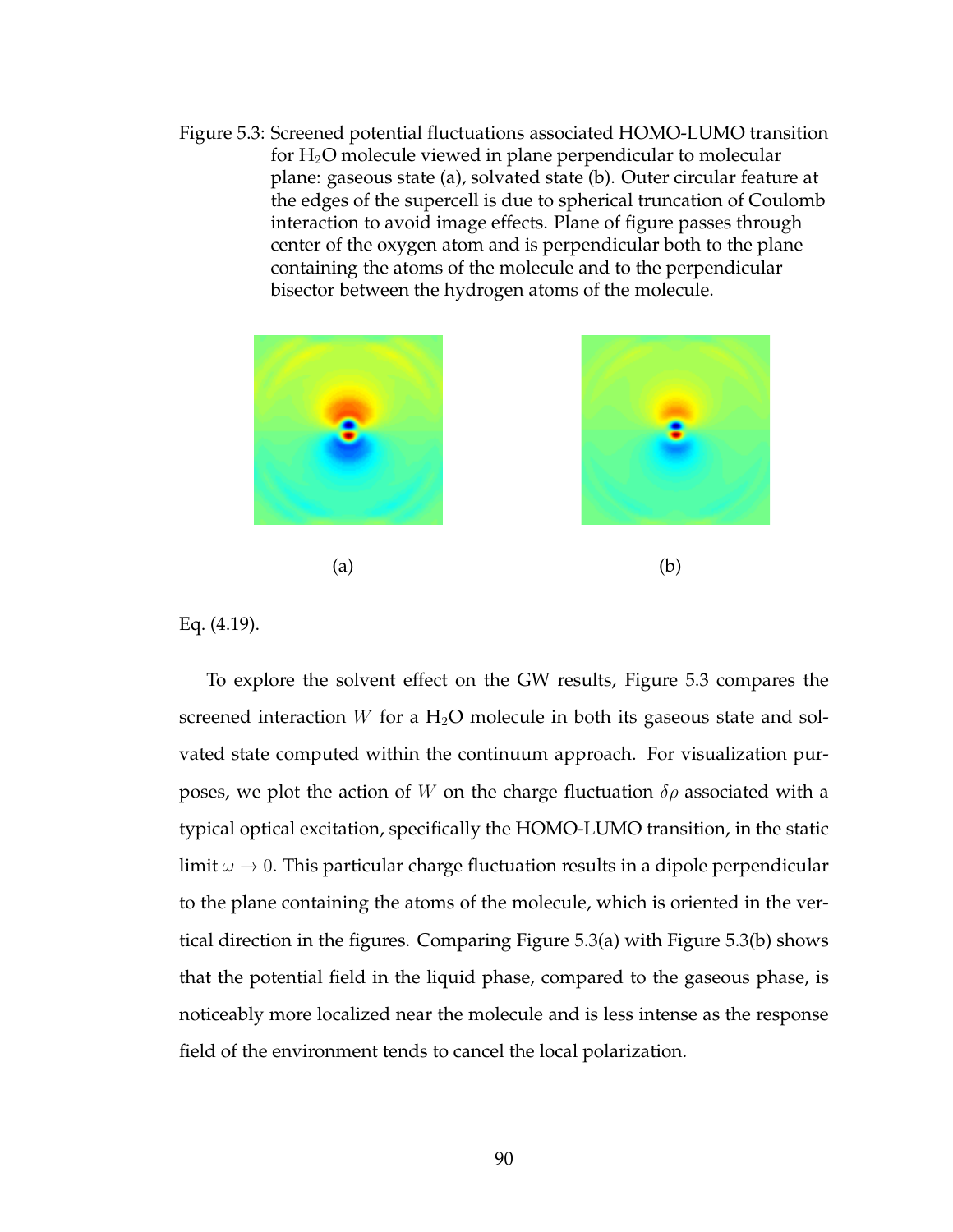Figure 5.3: Screened potential fluctuations associated HOMO-LUMO transition for $H_2O$ molecule viewed in plane perpendicular to molecular plane: gaseous state (a), solvated state (b). Outer circular feature at the edges of the supercell is due to spherical truncation of Coulomb interaction to avoid image effects. Plane of figure passes through center of the oxygen atom and is perpendicular both to the plane containing the atoms of the molecule and to the perpendicular bisector between the hydrogen atoms of the molecule.

(a)

(b)

Eq. (4.19).

To explore the solvent effect on the GW results, Figure 5.3 compares the screened interaction $W$ for a $H_2O$ molecule in both its gaseous state and solvated state computed within the continuum approach. For visualization purposes, we plot the action of $W$ on the charge fluctuation $\delta\rho$ associated with a typical optical excitation, specifically the HOMO-LUMO transition, in the static limit $\omega \to 0$. This particular charge fluctuation results in a dipole perpendicular to the plane containing the atoms of the molecule, which is oriented in the vertical direction in the figures. Comparing Figure 5.3(a) with Figure 5.3(b) shows that the potential field in the liquid phase, compared to the gaseous phase, is noticeably more localized near the molecule and is less intense as the response field of the environment tends to cancel the local polarization.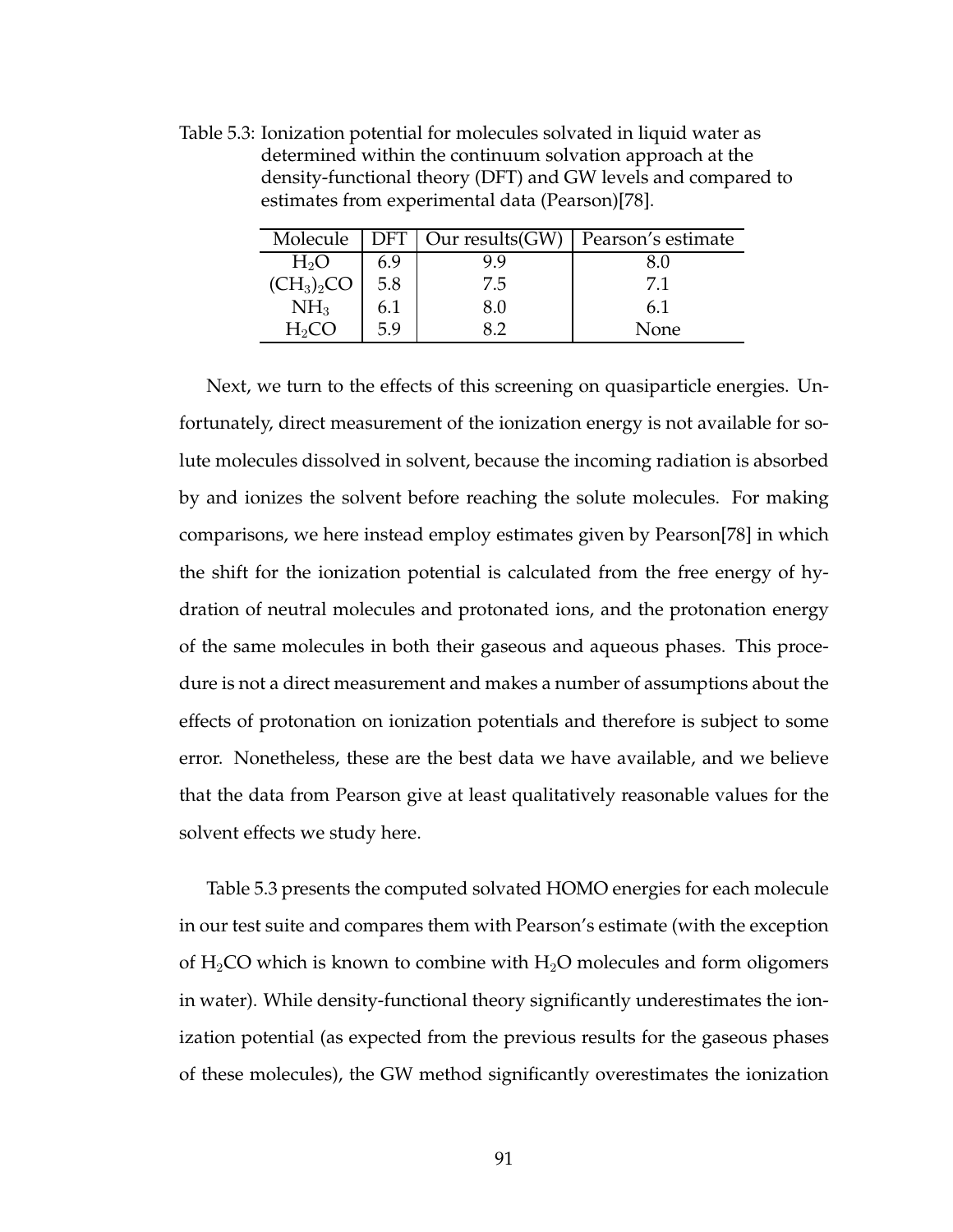Table 5.3: Ionization potential for molecules solvated in liquid water as determined within the continuum solvation approach at the density-functional theory (DFT) and GW levels and compared to estimates from experimental data (Pearson)[78].

| Molecule | DFT | Our results(GW) | Pearson's estimate |
|---|---|---|---|
| $H_2O$ | 6.9 | 9.9 | 8.0 |
| $(CH_3)_2CO$ | 5.8 | 7.5 | 7.1 |
| $NH_3$ | 6.1 | 8.0 | 6.1 |
| $H_2CO$ | 5.9 | 8.2 | None |

Next, we turn to the effects of this screening on quasiparticle energies. Unfortunately, direct measurement of the ionization energy is not available for solute molecules dissolved in solvent, because the incoming radiation is absorbed by and ionizes the solvent before reaching the solute molecules. For making comparisons, we here instead employ estimates given by Pearson[78] in which the shift for the ionization potential is calculated from the free energy of hydration of neutral molecules and protonated ions, and the protonation energy of the same molecules in both their gaseous and aqueous phases. This procedure is not a direct measurement and makes a number of assumptions about the effects of protonation on ionization potentials and therefore is subject to some error. Nonetheless, these are the best data we have available, and we believe that the data from Pearson give at least qualitatively reasonable values for the solvent effects we study here.

Table 5.3 presents the computed solvated HOMO energies for each molecule in our test suite and compares them with Pearson's estimate (with the exception of $H_2CO$ which is known to combine with $H_2O$ molecules and form oligomers in water). While density-functional theory significantly underestimates the ionization potential (as expected from the previous results for the gaseous phases of these molecules), the GW method significantly overestimates the ionization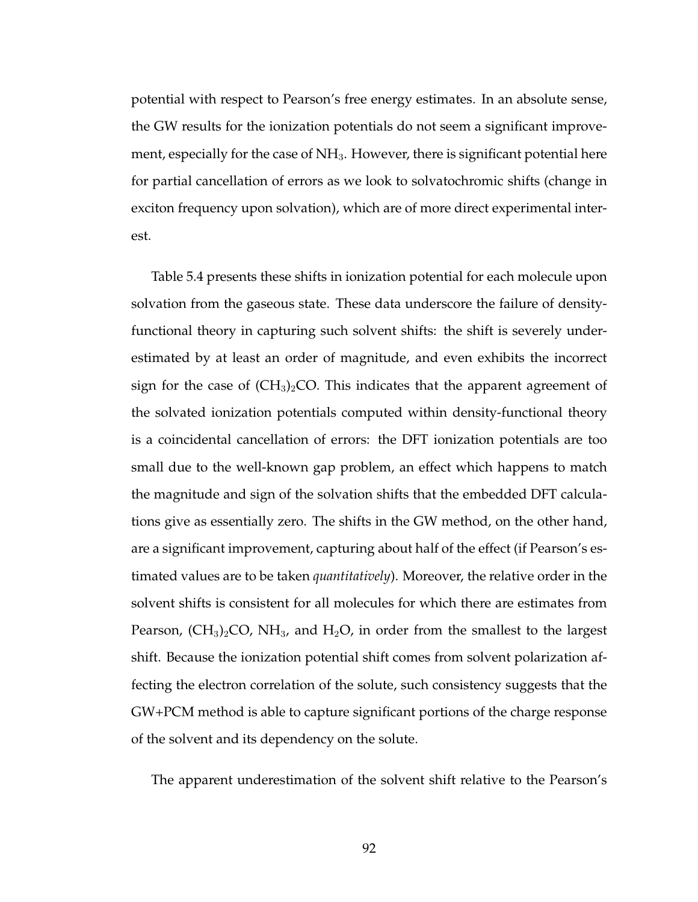potential with respect to Pearson's free energy estimates. In an absolute sense, the GW results for the ionization potentials do not seem a significant improvement, especially for the case of $NH_3$. However, there is significant potential here for partial cancellation of errors as we look to solvatochromic shifts (change in exciton frequency upon solvation), which are of more direct experimental interest.

Table 5.4 presents these shifts in ionization potential for each molecule upon solvation from the gaseous state. These data underscore the failure of density-functional theory in capturing such solvent shifts: the shift is severely underestimated by at least an order of magnitude, and even exhibits the incorrect sign for the case of $(CH_3)_2CO$. This indicates that the apparent agreement of the solvated ionization potentials computed within density-functional theory is a coincidental cancellation of errors: the DFT ionization potentials are too small due to the well-known gap problem, an effect which happens to match the magnitude and sign of the solvation shifts that the embedded DFT calculations give as essentially zero. The shifts in the GW method, on the other hand, are a significant improvement, capturing about half of the effect (if Pearson's estimated values are to be taken *quantitatively*). Moreover, the relative order in the solvent shifts is consistent for all molecules for which there are estimates from Pearson, $(CH_3)_2CO$, $NH_3$, and $H_2O$, in order from the smallest to the largest shift. Because the ionization potential shift comes from solvent polarization affecting the electron correlation of the solute, such consistency suggests that the GW+PCM method is able to capture significant portions of the charge response of the solvent and its dependency on the solute.

The apparent underestimation of the solvent shift relative to the Pearson's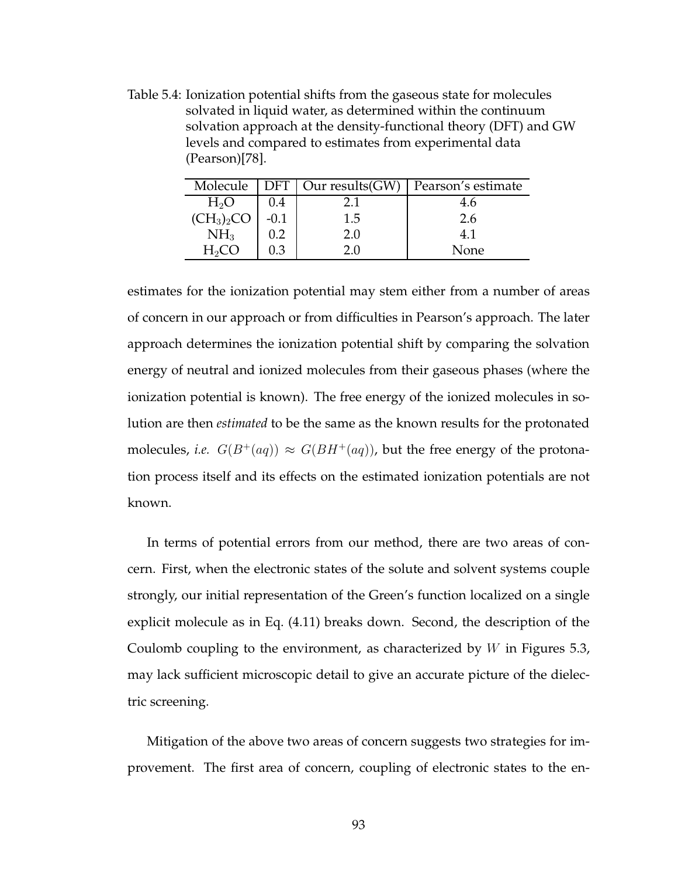Table 5.4: Ionization potential shifts from the gaseous state for molecules solvated in liquid water, as determined within the continuum solvation approach at the density-functional theory (DFT) and GW levels and compared to estimates from experimental data (Pearson)[78].

| Molecule | DFT | Our results(GW) | Pearson's estimate |
|---|---|---|---|
| $H_2O$ | 0.4 | 2.1 | 4.6 |
| $(CH_3)_2CO$ | -0.1 | 1.5 | 2.6 |
| $NH_3$ | 0.2 | 2.0 | 4.1 |
| $H_2CO$ | 0.3 | 2.0 | None |

estimates for the ionization potential may stem either from a number of areas of concern in our approach or from difficulties in Pearson's approach. The later approach determines the ionization potential shift by comparing the solvation energy of neutral and ionized molecules from their gaseous phases (where the ionization potential is known). The free energy of the ionized molecules in solution are then *estimated* to be the same as the known results for the protonated molecules, *i.e.* $G(B^+(aq)) \approx G(BH^+(aq))$, but the free energy of the protonation process itself and its effects on the estimated ionization potentials are not known.

In terms of potential errors from our method, there are two areas of concern. First, when the electronic states of the solute and solvent systems couple strongly, our initial representation of the Green's function localized on a single explicit molecule as in Eq. (4.11) breaks down. Second, the description of the Coulomb coupling to the environment, as characterized by $W$ in Figures 5.3, may lack sufficient microscopic detail to give an accurate picture of the dielectric screening.

Mitigation of the above two areas of concern suggests two strategies for improvement. The first area of concern, coupling of electronic states to the en-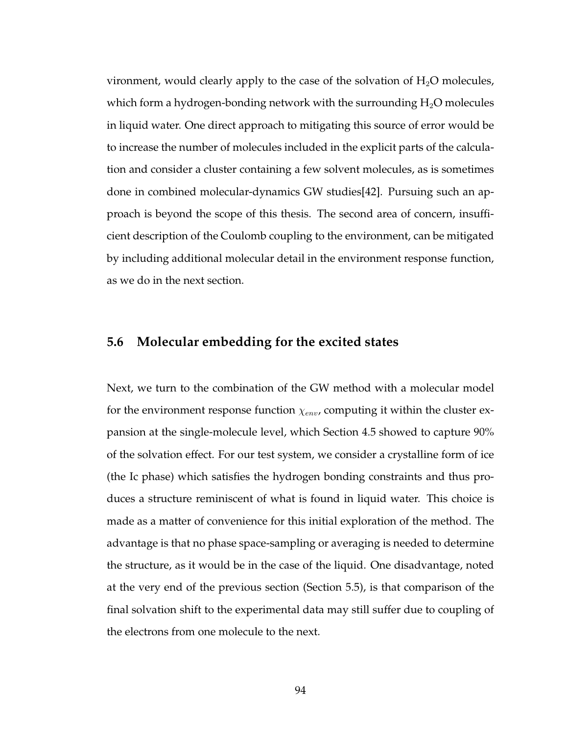vironment, would clearly apply to the case of the solvation of $H_2O$ molecules, which form a hydrogen-bonding network with the surrounding $H_2O$ molecules in liquid water. One direct approach to mitigating this source of error would be to increase the number of molecules included in the explicit parts of the calculation and consider a cluster containing a few solvent molecules, as is sometimes done in combined molecular-dynamics GW studies[42]. Pursuing such an approach is beyond the scope of this thesis. The second area of concern, insufficient description of the Coulomb coupling to the environment, can be mitigated by including additional molecular detail in the environment response function, as we do in the next section.

## 5.6 Molecular embedding for the excited states

Next, we turn to the combination of the GW method with a molecular model for the environment response function $\chi_{env}$, computing it within the cluster expansion at the single-molecule level, which Section 4.5 showed to capture 90% of the solvation effect. For our test system, we consider a crystalline form of ice (the Ic phase) which satisfies the hydrogen bonding constraints and thus produces a structure reminiscent of what is found in liquid water. This choice is made as a matter of convenience for this initial exploration of the method. The advantage is that no phase space-sampling or averaging is needed to determine the structure, as it would be in the case of the liquid. One disadvantage, noted at the very end of the previous section (Section 5.5), is that comparison of the final solvation shift to the experimental data may still suffer due to coupling of the electrons from one molecule to the next.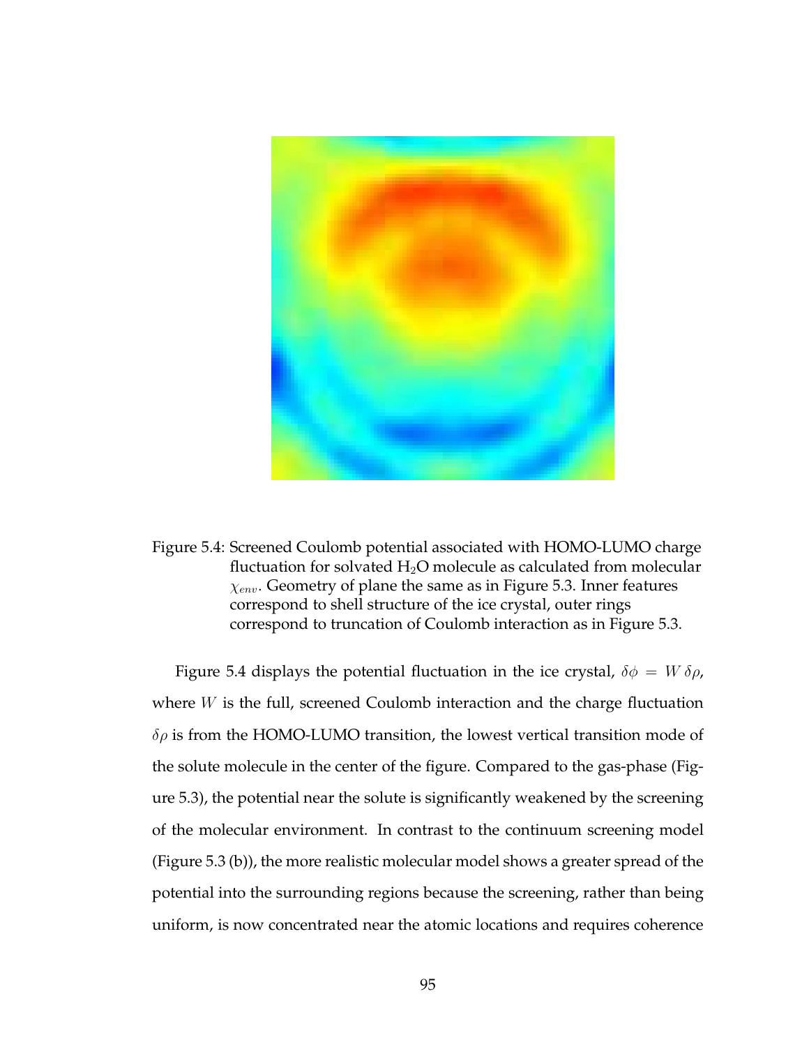Figure 5.4: Screened Coulomb potential associated with HOMO-LUMO charge fluctuation for solvated $H_2O$ molecule as calculated from molecular $\chi_{env}$. Geometry of plane the same as in Figure 5.3. Inner features correspond to shell structure of the ice crystal, outer rings correspond to truncation of Coulomb interaction as in Figure 5.3.

Figure 5.4 displays the potential fluctuation in the ice crystal, $\delta\phi = W\,\delta\rho$, where $W$ is the full, screened Coulomb interaction and the charge fluctuation $\delta\rho$ is from the HOMO-LUMO transition, the lowest vertical transition mode of the solute molecule in the center of the figure. Compared to the gas-phase (Figure 5.3), the potential near the solute is significantly weakened by the screening of the molecular environment. In contrast to the continuum screening model (Figure 5.3 (b)), the more realistic molecular model shows a greater spread of the potential into the surrounding regions because the screening, rather than being uniform, is now concentrated near the atomic locations and requires coherence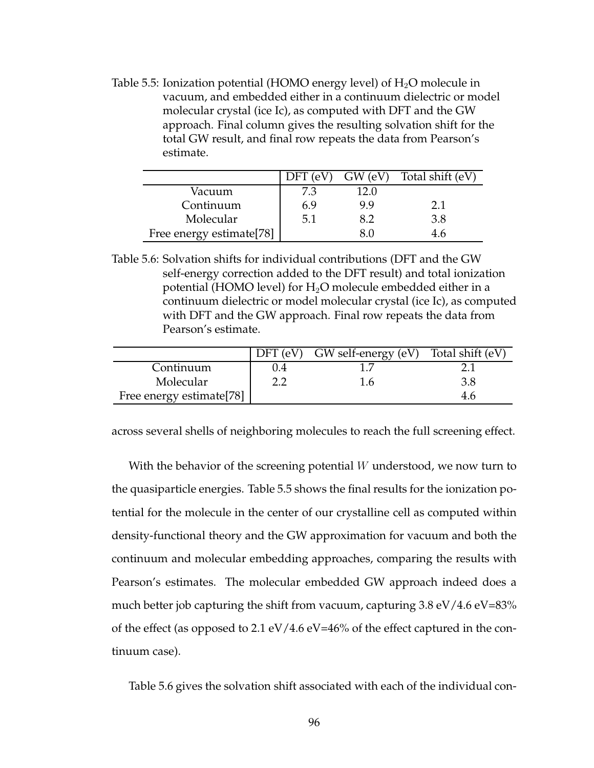Table 5.5: Ionization potential (HOMO energy level) of $H_2O$ molecule in vacuum, and embedded either in a continuum dielectric or model molecular crystal (ice Ic), as computed with DFT and the GW approach. Final column gives the resulting solvation shift for the total GW result, and final row repeats the data from Pearson's estimate.

| | DFT (eV) | GW (eV) | Total shift (eV) |
|---|---|---|---|
| Vacuum | 7.3 | 12.0 | |
| Continuum | 6.9 | 9.9 | 2.1 |
| Molecular | 5.1 | 8.2 | 3.8 |
| Free energy estimate[78] | | 8.0 | 4.6 |

Table 5.6: Solvation shifts for individual contributions (DFT and the GW self-energy correction added to the DFT result) and total ionization potential (HOMO level) for $H_2O$ molecule embedded either in a continuum dielectric or model molecular crystal (ice Ic), as computed with DFT and the GW approach. Final row repeats the data from Pearson's estimate.

| | DFT (eV) | GW self-energy (eV) | Total shift (eV) |
|---|---|---|---|
| Continuum | 0.4 | 1.7 | 2.1 |
| Molecular | 2.2 | 1.6 | 3.8 |
| Free energy estimate[78] | | | 4.6 |

across several shells of neighboring molecules to reach the full screening effect.

With the behavior of the screening potential $W$ understood, we now turn to the quasiparticle energies. Table 5.5 shows the final results for the ionization potential for the molecule in the center of our crystalline cell as computed within density-functional theory and the GW approximation for vacuum and both the continuum and molecular embedding approaches, comparing the results with Pearson's estimates. The molecular embedded GW approach indeed does a much better job capturing the shift from vacuum, capturing 3.8 eV/4.6 eV=83% of the effect (as opposed to 2.1 eV/4.6 eV=46% of the effect captured in the continuum case).

Table 5.6 gives the solvation shift associated with each of the individual con-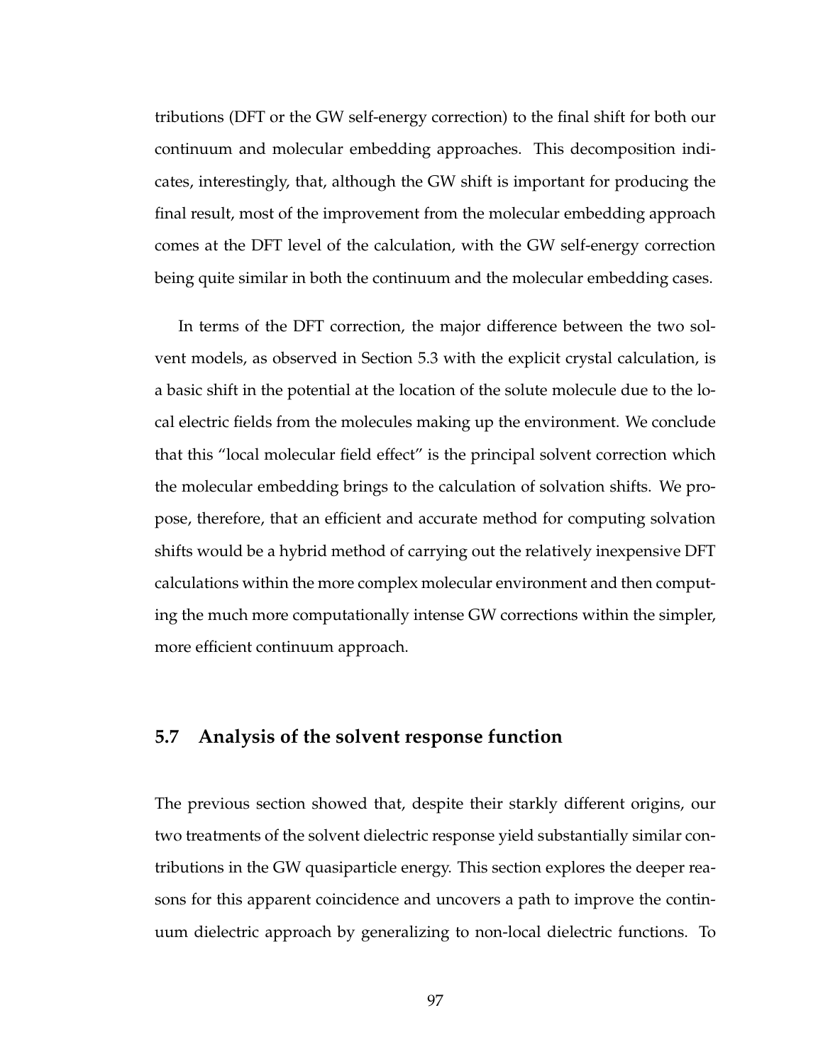tributions (DFT or the GW self-energy correction) to the final shift for both our continuum and molecular embedding approaches. This decomposition indicates, interestingly, that, although the GW shift is important for producing the final result, most of the improvement from the molecular embedding approach comes at the DFT level of the calculation, with the GW self-energy correction being quite similar in both the continuum and the molecular embedding cases.

In terms of the DFT correction, the major difference between the two solvent models, as observed in Section 5.3 with the explicit crystal calculation, is a basic shift in the potential at the location of the solute molecule due to the local electric fields from the molecules making up the environment. We conclude that this "local molecular field effect" is the principal solvent correction which the molecular embedding brings to the calculation of solvation shifts. We propose, therefore, that an efficient and accurate method for computing solvation shifts would be a hybrid method of carrying out the relatively inexpensive DFT calculations within the more complex molecular environment and then computing the much more computationally intense GW corrections within the simpler, more efficient continuum approach.

## 5.7 Analysis of the solvent response function

The previous section showed that, despite their starkly different origins, our two treatments of the solvent dielectric response yield substantially similar contributions in the GW quasiparticle energy. This section explores the deeper reasons for this apparent coincidence and uncovers a path to improve the continuum dielectric approach by generalizing to non-local dielectric functions. To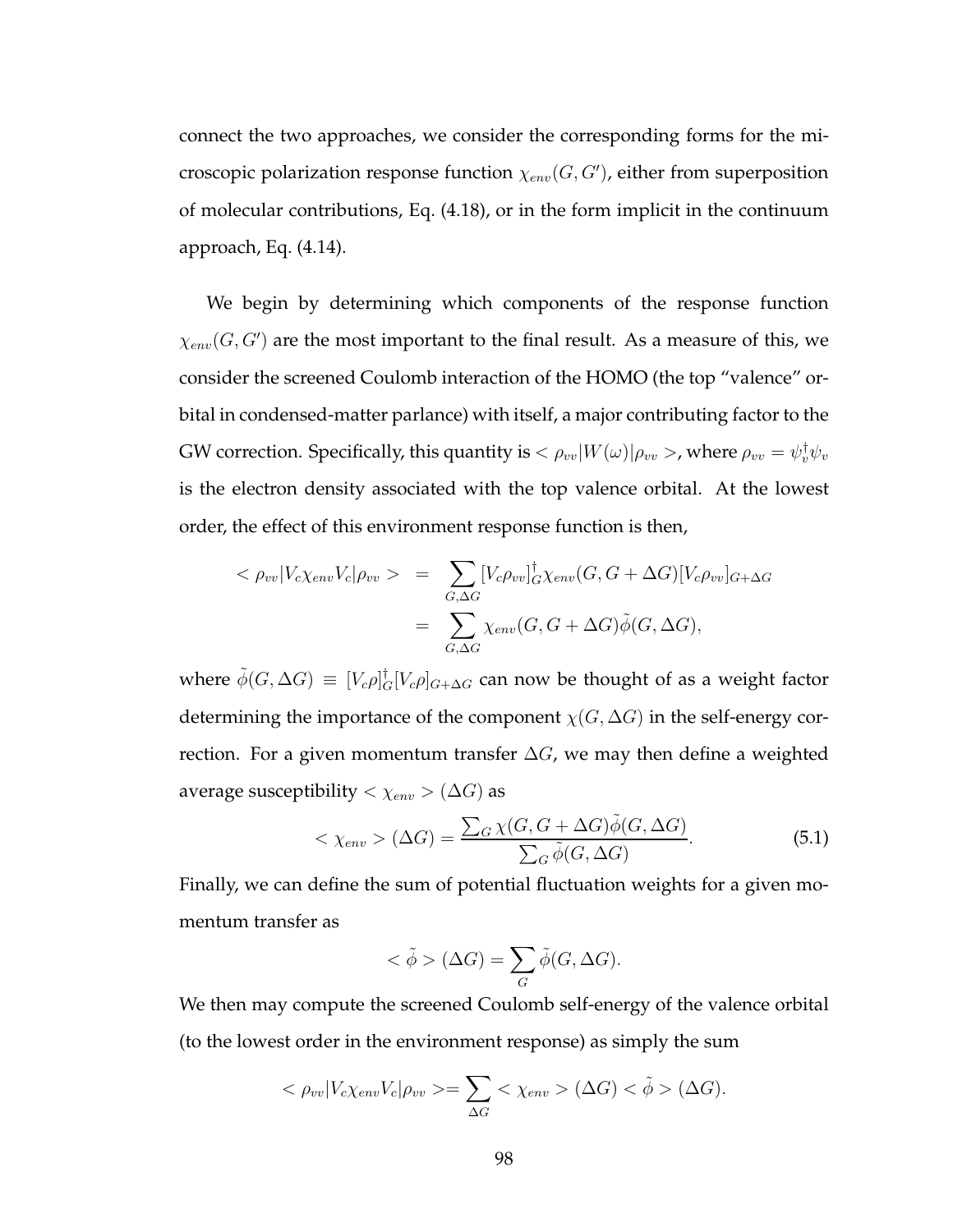connect the two approaches, we consider the corresponding forms for the microscopic polarization response function $\chi_{env}(G, G')$, either from superposition of molecular contributions, Eq. (4.18), or in the form implicit in the continuum approach, Eq. (4.14).

We begin by determining which components of the response function $\chi_{env}(G, G')$ are the most important to the final result. As a measure of this, we consider the screened Coulomb interaction of the HOMO (the top "valence" orbital in condensed-matter parlance) with itself, a major contributing factor to the GW correction. Specifically, this quantity is $<\rho_{vv}|W(\omega)|\rho_{vv}>$, where $\rho_{vv} = \psi_v^\dagger \psi_v$ is the electron density associated with the top valence orbital. At the lowest order, the effect of this environment response function is then,

$$
\begin{aligned}
<\rho_{vv}|V_c \chi_{env} V_c|\rho_{vv}> &= \sum_{G,\Delta G} [V_c \rho_{vv}]_G^\dagger \chi_{env}(G, G+\Delta G)[V_c \rho_{vv}]_{G+\Delta G} \\
&= \sum_{G,\Delta G} \chi_{env}(G, G+\Delta G)\tilde{\phi}(G, \Delta G),
\end{aligned}
$$

where $\tilde{\phi}(G, \Delta G) \equiv [V_c \rho]_G^\dagger [V_c \rho]_{G+\Delta G}$ can now be thought of as a weight factor determining the importance of the component $\chi(G, \Delta G)$ in the self-energy correction. For a given momentum transfer $\Delta G$, we may then define a weighted average susceptibility $<\chi_{env}>(\Delta G)$ as

$$
<\chi_{env}>(\Delta G) = \frac{\sum_G \chi(G, G+\Delta G)\tilde{\phi}(G, \Delta G)}{\sum_G \tilde{\phi}(G, \Delta G)}. \tag{5.1}
$$

Finally, we can define the sum of potential fluctuation weights for a given momentum transfer as

$$
<\tilde{\phi}>(\Delta G) = \sum_G \tilde{\phi}(G, \Delta G).
$$

We then may compute the screened Coulomb self-energy of the valence orbital (to the lowest order in the environment response) as simply the sum

$$
<\rho_{vv}|V_c \chi_{env} V_c|\rho_{vv}>= \sum_{\Delta G} <\chi_{env}>(\Delta G) <\tilde{\phi}>(\Delta G).
$$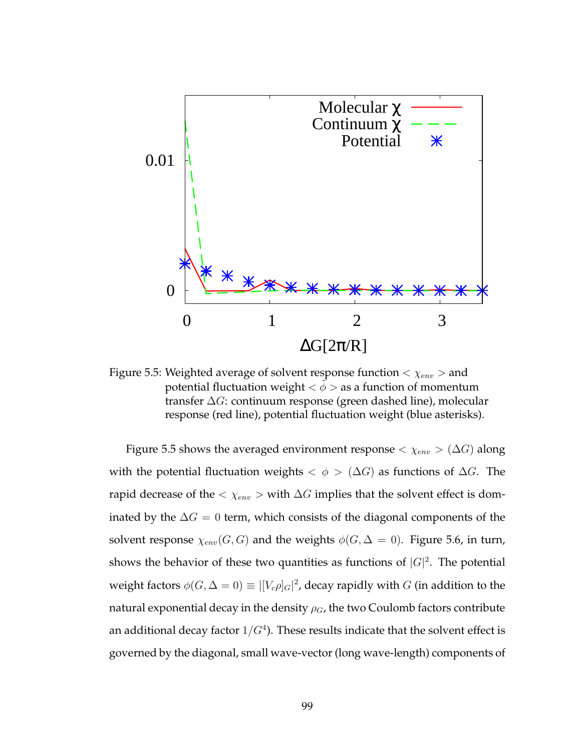Figure 5.5: Weighted average of solvent response function $<\chi_{env}>$ and potential fluctuation weight $<\tilde{\phi}>$ as a function of momentum transfer $\Delta G$: continuum response (green dashed line), molecular response (red line), potential fluctuation weight (blue asterisks).

Figure 5.5 shows the averaged environment response $<\chi_{env}>(\Delta G)$ along with the potential fluctuation weights $<\phi>(\Delta G)$ as functions of $\Delta G$. The rapid decrease of the $<\chi_{env}>$ with $\Delta G$ implies that the solvent effect is dominated by the $\Delta G = 0$ term, which consists of the diagonal components of the solvent response $\chi_{env}(G, G)$ and the weights $\phi(G, \Delta = 0)$. Figure 5.6, in turn, shows the behavior of these two quantities as functions of $|G|^2$. The potential weight factors $\phi(G, \Delta = 0) \equiv |[V_c\rho]_G|^2$, decay rapidly with $G$ (in addition to the natural exponential decay in the density $\rho_G$, the two Coulomb factors contribute an additional decay factor $1/G^4$). These results indicate that the solvent effect is governed by the diagonal, small wave-vector (long wave-length) components of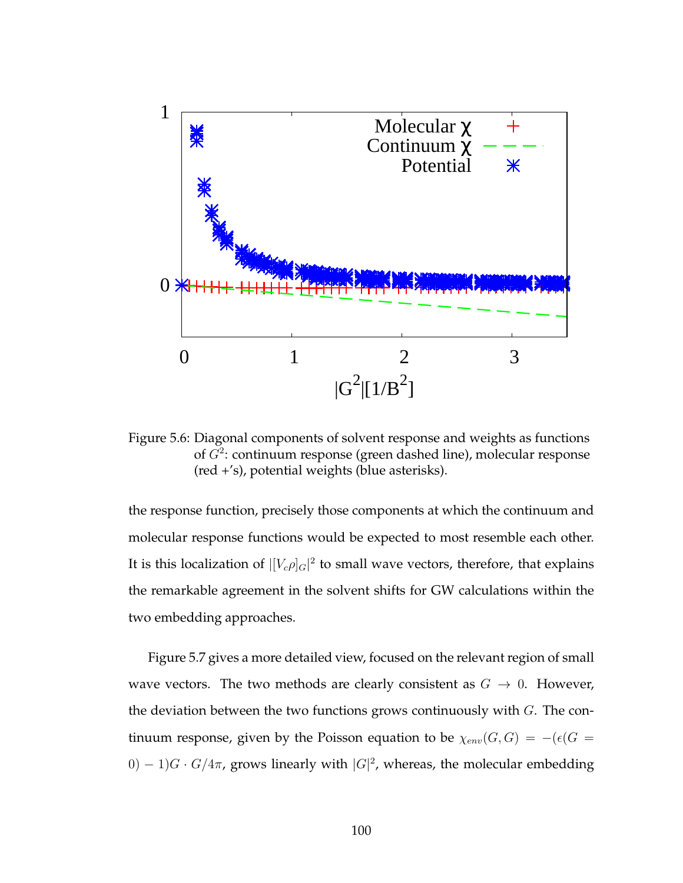Figure 5.6: Diagonal components of solvent response and weights as functions of $G^2$: continuum response (green dashed line), molecular response (red +'s), potential weights (blue asterisks).

the response function, precisely those components at which the continuum and molecular response functions would be expected to most resemble each other. It is this localization of $|[V_c\rho]_G|^2$ to small wave vectors, therefore, that explains the remarkable agreement in the solvent shifts for GW calculations within the two embedding approaches.

Figure 5.7 gives a more detailed view, focused on the relevant region of small wave vectors. The two methods are clearly consistent as $G \to 0$. However, the deviation between the two functions grows continuously with $G$. The continuum response, given by the Poisson equation to be $\chi_{env}(G, G) = -(\epsilon(G = 0) - 1)G \cdot G/4\pi$, grows linearly with $|G|^2$, whereas, the molecular embedding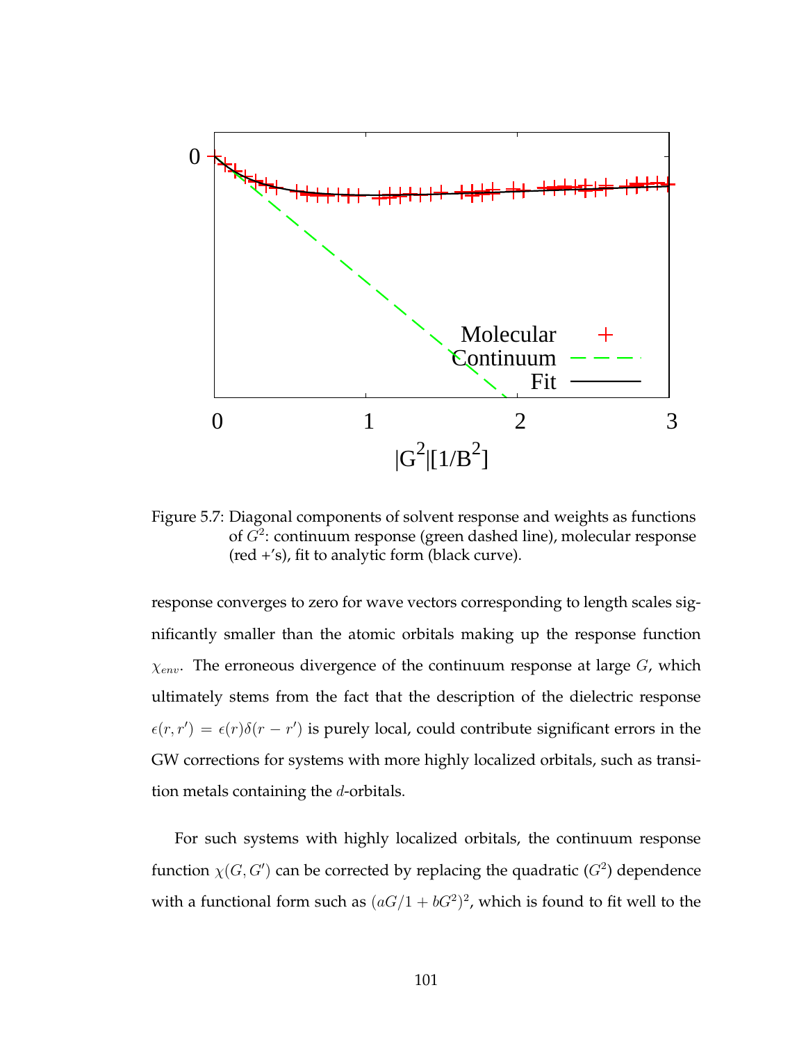Figure 5.7: Diagonal components of solvent response and weights as functions of $G^2$: continuum response (green dashed line), molecular response (red +'s), fit to analytic form (black curve).

response converges to zero for wave vectors corresponding to length scales significantly smaller than the atomic orbitals making up the response function $\chi_{env}$. The erroneous divergence of the continuum response at large $G$, which ultimately stems from the fact that the description of the dielectric response $\epsilon(r, r') = \epsilon(r)\delta(r - r')$ is purely local, could contribute significant errors in the GW corrections for systems with more highly localized orbitals, such as transition metals containing the $d$-orbitals.

For such systems with highly localized orbitals, the continuum response function $\chi(G, G')$ can be corrected by replacing the quadratic ($G^2$) dependence with a functional form such as $(aG/1 + bG^2)^2$, which is found to fit well to the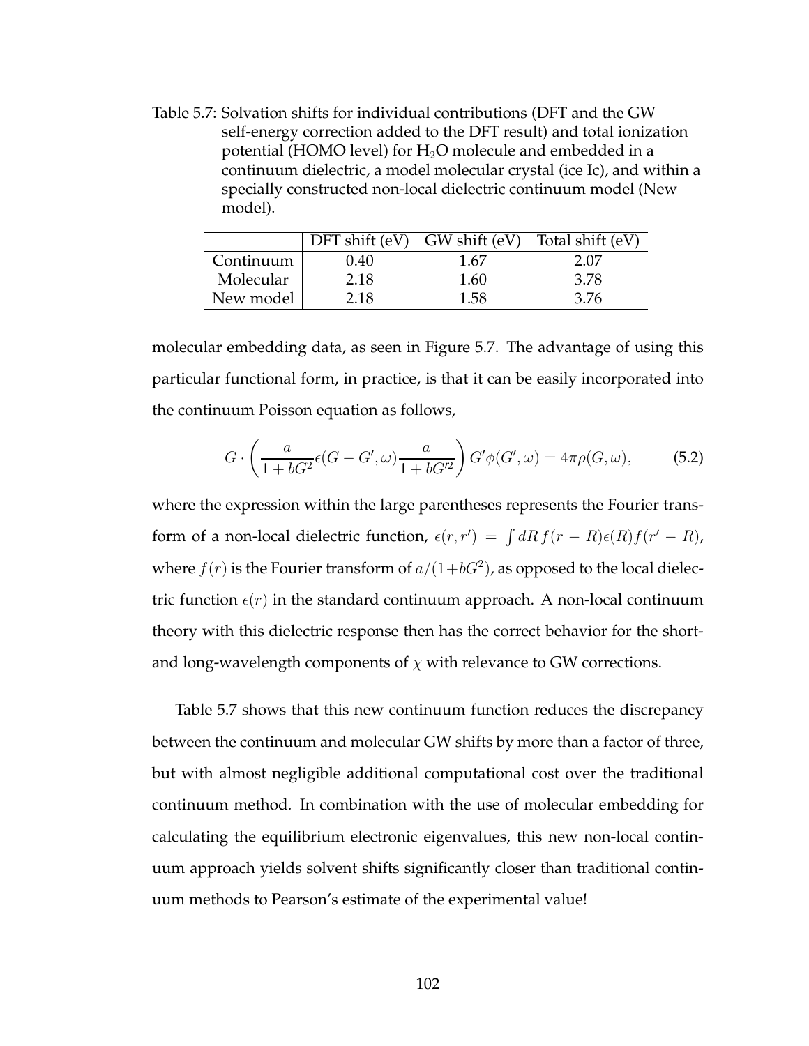Table 5.7: Solvation shifts for individual contributions (DFT and the GW self-energy correction added to the DFT result) and total ionization potential (HOMO level) for $H_2O$ molecule and embedded in a continuum dielectric, a model molecular crystal (ice Ic), and within a specially constructed non-local dielectric continuum model (New model).

| | DFT shift (eV) | GW shift (eV) | Total shift (eV) |
|---|---|---|---|
| Continuum | 0.40 | 1.67 | 2.07 |
| Molecular | 2.18 | 1.60 | 3.78 |
| New model | 2.18 | 1.58 | 3.76 |

molecular embedding data, as seen in Figure 5.7. The advantage of using this particular functional form, in practice, is that it can be easily incorporated into the continuum Poisson equation as follows,

$$G \cdot \left( \frac{a}{1+bG^2} \epsilon(G-G', \omega) \frac{a}{1+bG'^2} \right) G' \phi(G', \omega) = 4\pi \rho(G, \omega), \tag{5.2}$$

where the expression within the large parentheses represents the Fourier transform of a non-local dielectric function, $\epsilon(r, r') = \int dR\, f(r-R)\epsilon(R)f(r'-R)$, where $f(r)$ is the Fourier transform of $a/(1+bG^2)$, as opposed to the local dielectric function $\epsilon(r)$ in the standard continuum approach. A non-local continuum theory with this dielectric response then has the correct behavior for the short- and long-wavelength components of $\chi$ with relevance to GW corrections.

Table 5.7 shows that this new continuum function reduces the discrepancy between the continuum and molecular GW shifts by more than a factor of three, but with almost negligible additional computational cost over the traditional continuum method. In combination with the use of molecular embedding for calculating the equilibrium electronic eigenvalues, this new non-local continuum approach yields solvent shifts significantly closer than traditional continuum methods to Pearson's estimate of the experimental value!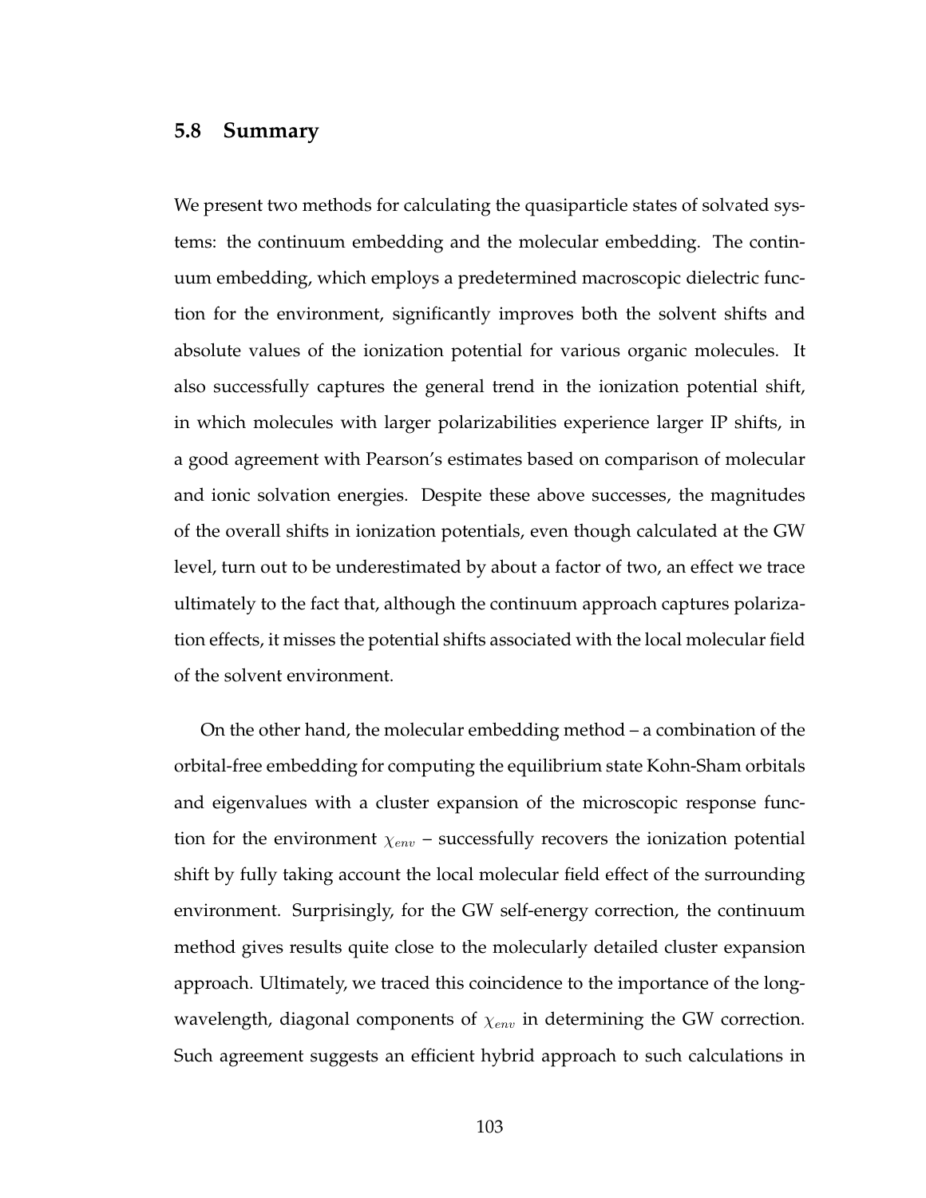## 5.8 Summary

We present two methods for calculating the quasiparticle states of solvated systems: the continuum embedding and the molecular embedding. The continuum embedding, which employs a predetermined macroscopic dielectric function for the environment, significantly improves both the solvent shifts and absolute values of the ionization potential for various organic molecules. It also successfully captures the general trend in the ionization potential shift, in which molecules with larger polarizabilities experience larger IP shifts, in a good agreement with Pearson's estimates based on comparison of molecular and ionic solvation energies. Despite these above successes, the magnitudes of the overall shifts in ionization potentials, even though calculated at the GW level, turn out to be underestimated by about a factor of two, an effect we trace ultimately to the fact that, although the continuum approach captures polarization effects, it misses the potential shifts associated with the local molecular field of the solvent environment.

On the other hand, the molecular embedding method – a combination of the orbital-free embedding for computing the equilibrium state Kohn-Sham orbitals and eigenvalues with a cluster expansion of the microscopic response function for the environment $\chi_{env}$ – successfully recovers the ionization potential shift by fully taking account the local molecular field effect of the surrounding environment. Surprisingly, for the GW self-energy correction, the continuum method gives results quite close to the molecularly detailed cluster expansion approach. Ultimately, we traced this coincidence to the importance of the long-wavelength, diagonal components of $\chi_{env}$ in determining the GW correction. Such agreement suggests an efficient hybrid approach to such calculations in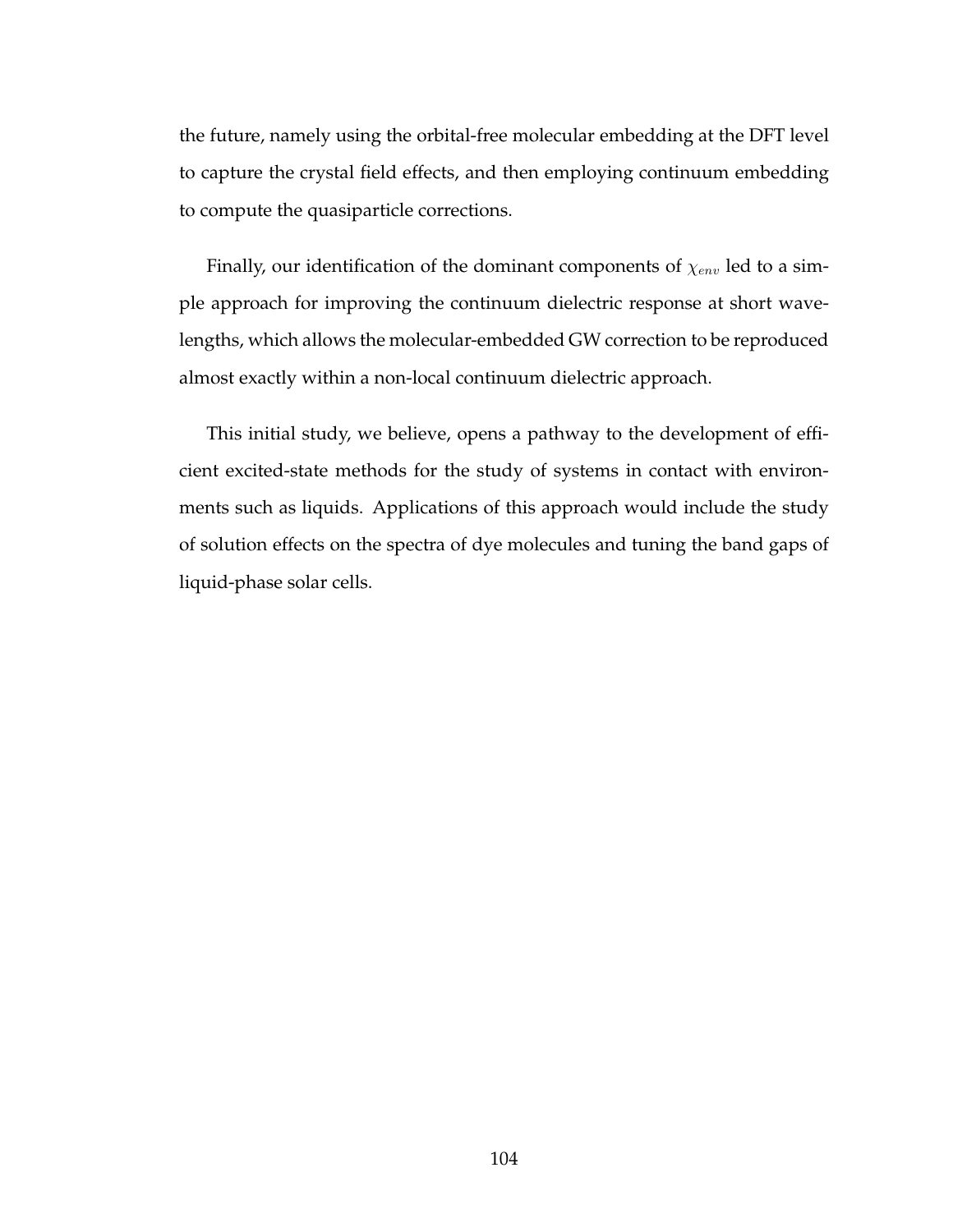the future, namely using the orbital-free molecular embedding at the DFT level to capture the crystal field effects, and then employing continuum embedding to compute the quasiparticle corrections.

Finally, our identification of the dominant components of $\chi_{env}$ led to a simple approach for improving the continuum dielectric response at short wavelengths, which allows the molecular-embedded GW correction to be reproduced almost exactly within a non-local continuum dielectric approach.

This initial study, we believe, opens a pathway to the development of efficient excited-state methods for the study of systems in contact with environments such as liquids. Applications of this approach would include the study of solution effects on the spectra of dye molecules and tuning the band gaps of liquid-phase solar cells.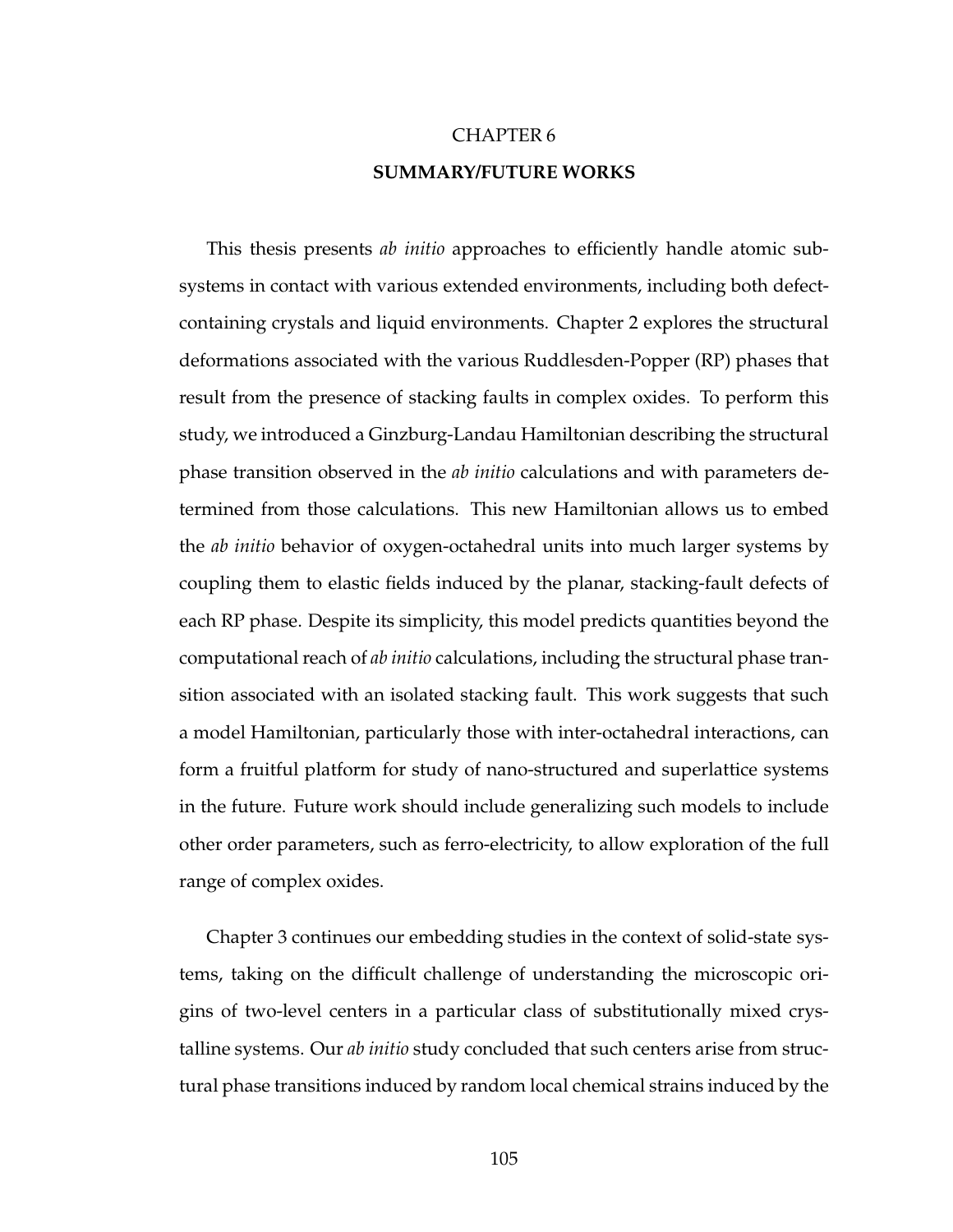# CHAPTER 6

## SUMMARY/FUTURE WORKS

This thesis presents *ab initio* approaches to efficiently handle atomic subsystems in contact with various extended environments, including both defect-containing crystals and liquid environments. Chapter 2 explores the structural deformations associated with the various Ruddlesden-Popper (RP) phases that result from the presence of stacking faults in complex oxides. To perform this study, we introduced a Ginzburg-Landau Hamiltonian describing the structural phase transition observed in the *ab initio* calculations and with parameters determined from those calculations. This new Hamiltonian allows us to embed the *ab initio* behavior of oxygen-octahedral units into much larger systems by coupling them to elastic fields induced by the planar, stacking-fault defects of each RP phase. Despite its simplicity, this model predicts quantities beyond the computational reach of *ab initio* calculations, including the structural phase transition associated with an isolated stacking fault. This work suggests that such a model Hamiltonian, particularly those with inter-octahedral interactions, can form a fruitful platform for study of nano-structured and superlattice systems in the future. Future work should include generalizing such models to include other order parameters, such as ferro-electricity, to allow exploration of the full range of complex oxides.

Chapter 3 continues our embedding studies in the context of solid-state systems, taking on the difficult challenge of understanding the microscopic origins of two-level centers in a particular class of substitutionally mixed crystalline systems. Our *ab initio* study concluded that such centers arise from structural phase transitions induced by random local chemical strains induced by the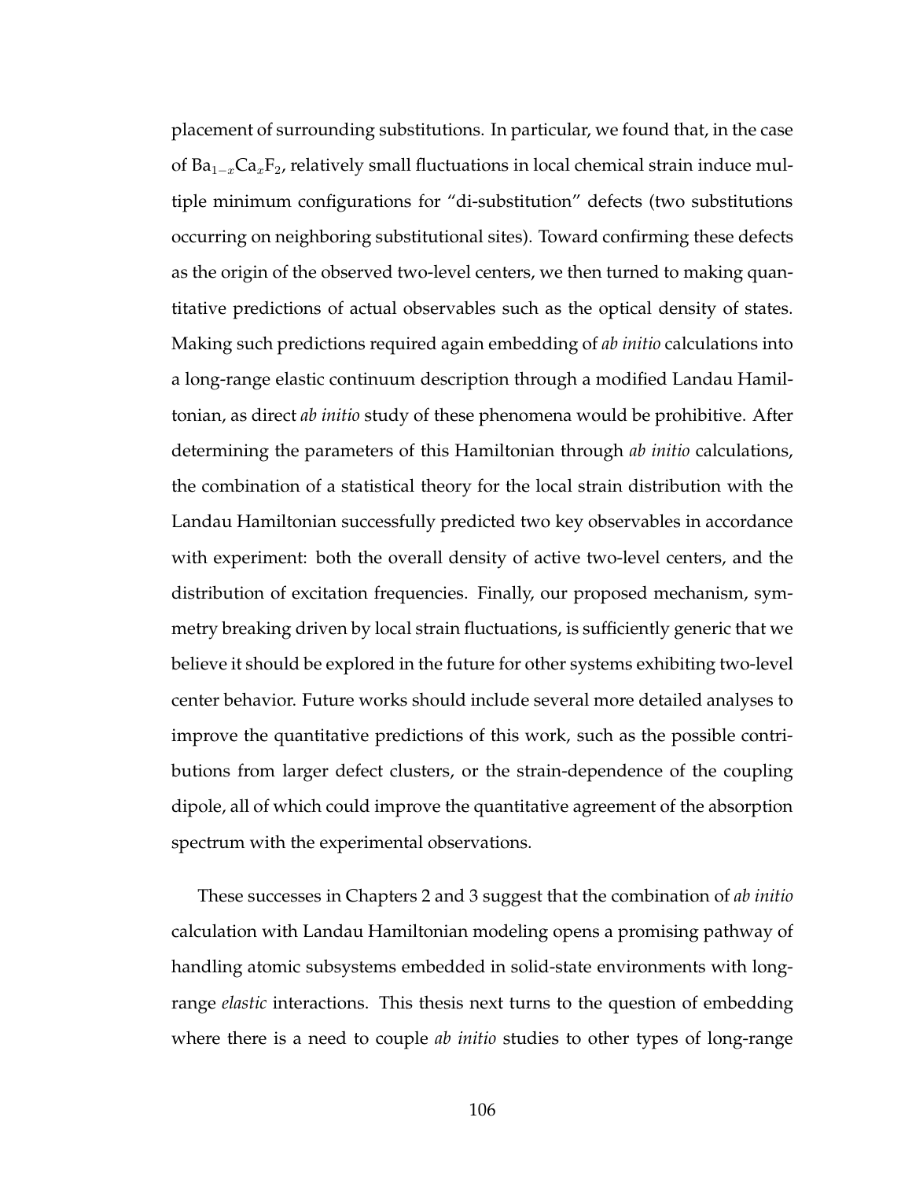placement of surrounding substitutions. In particular, we found that, in the case of $Ba_{1-x}Ca_xF_2$, relatively small fluctuations in local chemical strain induce multiple minimum configurations for "di-substitution" defects (two substitutions occurring on neighboring substitutional sites). Toward confirming these defects as the origin of the observed two-level centers, we then turned to making quantitative predictions of actual observables such as the optical density of states. Making such predictions required again embedding of *ab initio* calculations into a long-range elastic continuum description through a modified Landau Hamiltonian, as direct *ab initio* study of these phenomena would be prohibitive. After determining the parameters of this Hamiltonian through *ab initio* calculations, the combination of a statistical theory for the local strain distribution with the Landau Hamiltonian successfully predicted two key observables in accordance with experiment: both the overall density of active two-level centers, and the distribution of excitation frequencies. Finally, our proposed mechanism, symmetry breaking driven by local strain fluctuations, is sufficiently generic that we believe it should be explored in the future for other systems exhibiting two-level center behavior. Future works should include several more detailed analyses to improve the quantitative predictions of this work, such as the possible contributions from larger defect clusters, or the strain-dependence of the coupling dipole, all of which could improve the quantitative agreement of the absorption spectrum with the experimental observations.

These successes in Chapters 2 and 3 suggest that the combination of *ab initio* calculation with Landau Hamiltonian modeling opens a promising pathway of handling atomic subsystems embedded in solid-state environments with long-range *elastic* interactions. This thesis next turns to the question of embedding where there is a need to couple *ab initio* studies to other types of long-range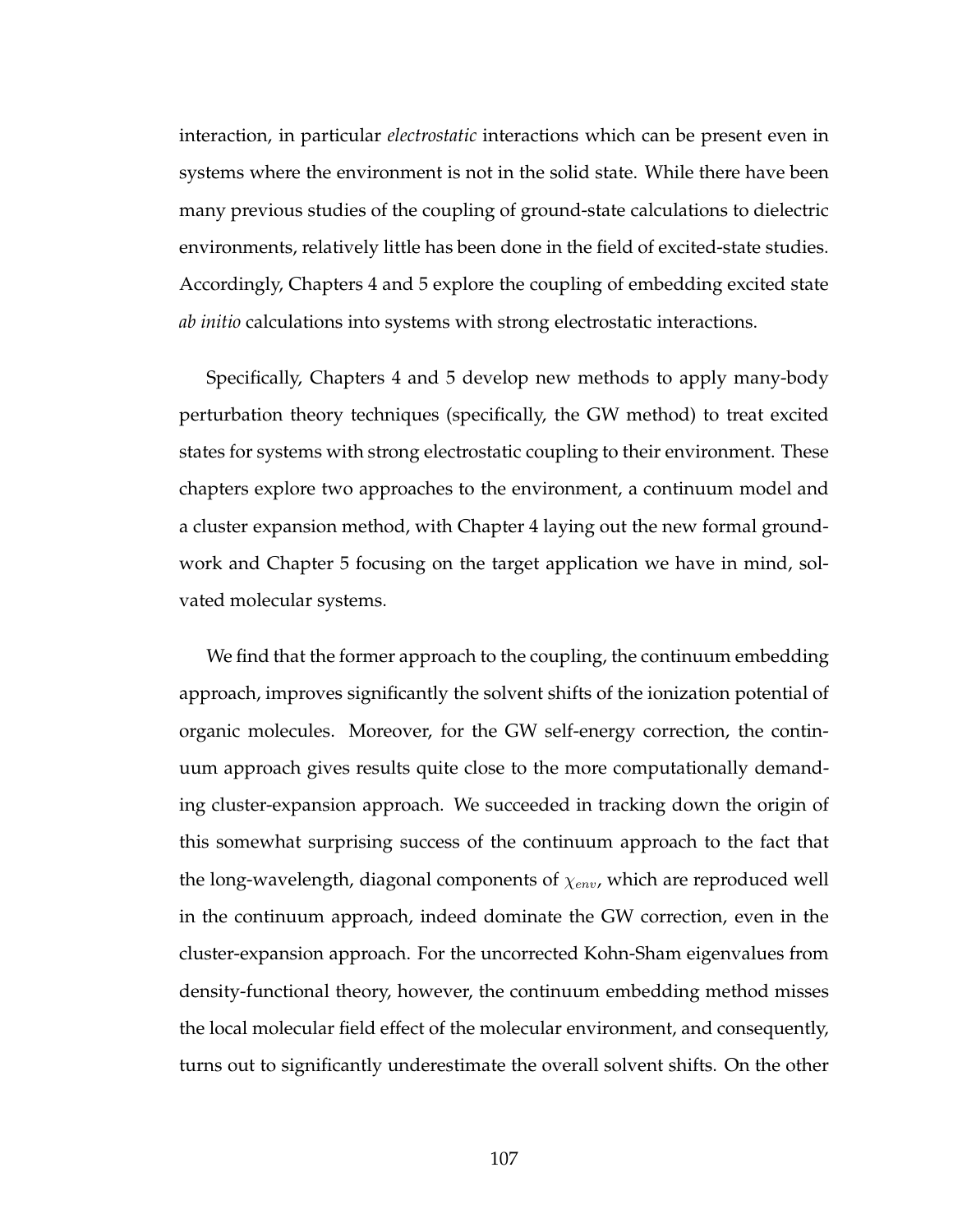interaction, in particular *electrostatic* interactions which can be present even in systems where the environment is not in the solid state. While there have been many previous studies of the coupling of ground-state calculations to dielectric environments, relatively little has been done in the field of excited-state studies. Accordingly, Chapters 4 and 5 explore the coupling of embedding excited state *ab initio* calculations into systems with strong electrostatic interactions.

Specifically, Chapters 4 and 5 develop new methods to apply many-body perturbation theory techniques (specifically, the GW method) to treat excited states for systems with strong electrostatic coupling to their environment. These chapters explore two approaches to the environment, a continuum model and a cluster expansion method, with Chapter 4 laying out the new formal groundwork and Chapter 5 focusing on the target application we have in mind, solvated molecular systems.

We find that the former approach to the coupling, the continuum embedding approach, improves significantly the solvent shifts of the ionization potential of organic molecules. Moreover, for the GW self-energy correction, the continuum approach gives results quite close to the more computationally demanding cluster-expansion approach. We succeeded in tracking down the origin of this somewhat surprising success of the continuum approach to the fact that the long-wavelength, diagonal components of $\chi_{env}$, which are reproduced well in the continuum approach, indeed dominate the GW correction, even in the cluster-expansion approach. For the uncorrected Kohn-Sham eigenvalues from density-functional theory, however, the continuum embedding method misses the local molecular field effect of the molecular environment, and consequently, turns out to significantly underestimate the overall solvent shifts. On the other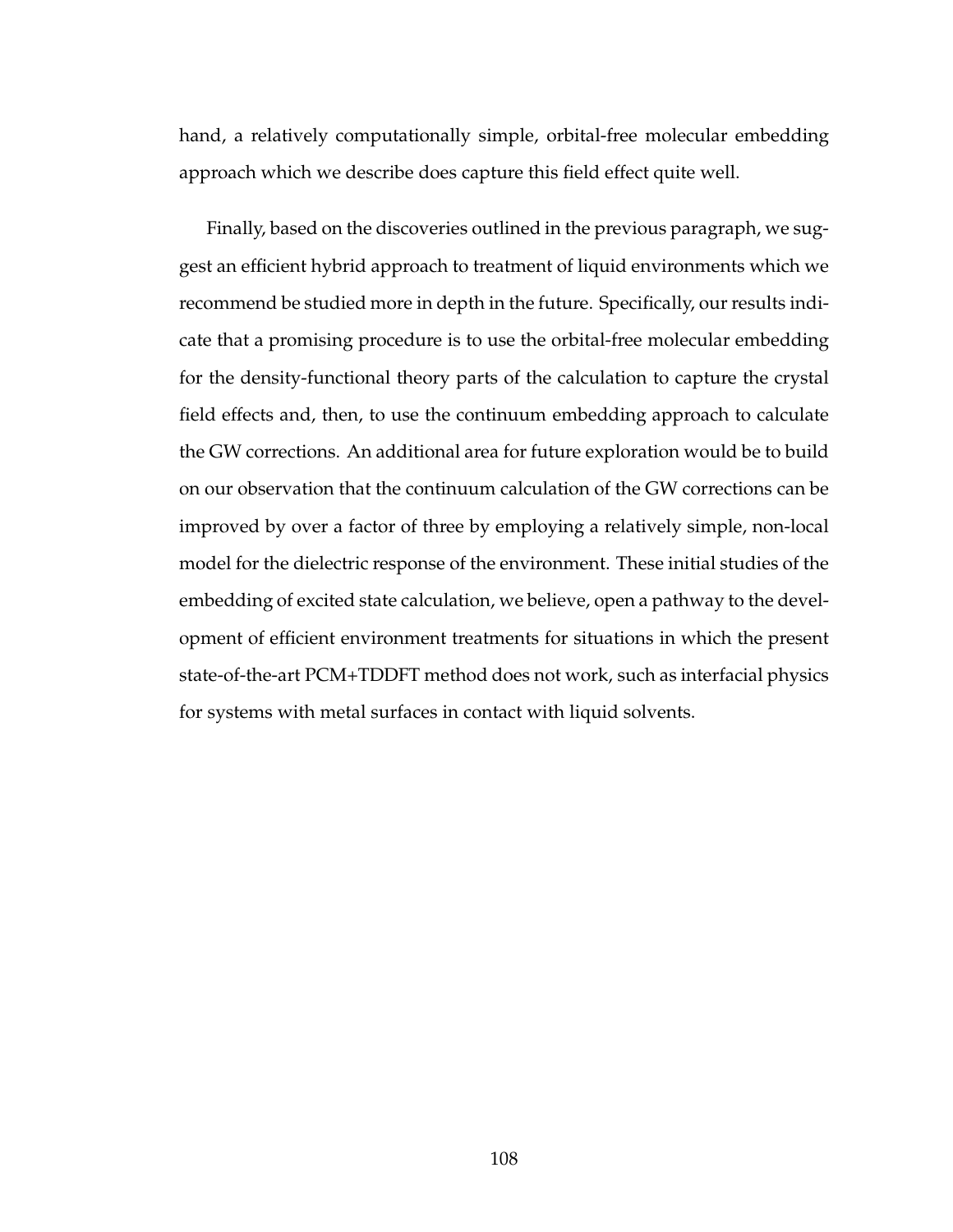hand, a relatively computationally simple, orbital-free molecular embedding approach which we describe does capture this field effect quite well.

Finally, based on the discoveries outlined in the previous paragraph, we suggest an efficient hybrid approach to treatment of liquid environments which we recommend be studied more in depth in the future. Specifically, our results indicate that a promising procedure is to use the orbital-free molecular embedding for the density-functional theory parts of the calculation to capture the crystal field effects and, then, to use the continuum embedding approach to calculate the GW corrections. An additional area for future exploration would be to build on our observation that the continuum calculation of the GW corrections can be improved by over a factor of three by employing a relatively simple, non-local model for the dielectric response of the environment. These initial studies of the embedding of excited state calculation, we believe, open a pathway to the development of efficient environment treatments for situations in which the present state-of-the-art PCM+TDDFT method does not work, such as interfacial physics for systems with metal surfaces in contact with liquid solvents.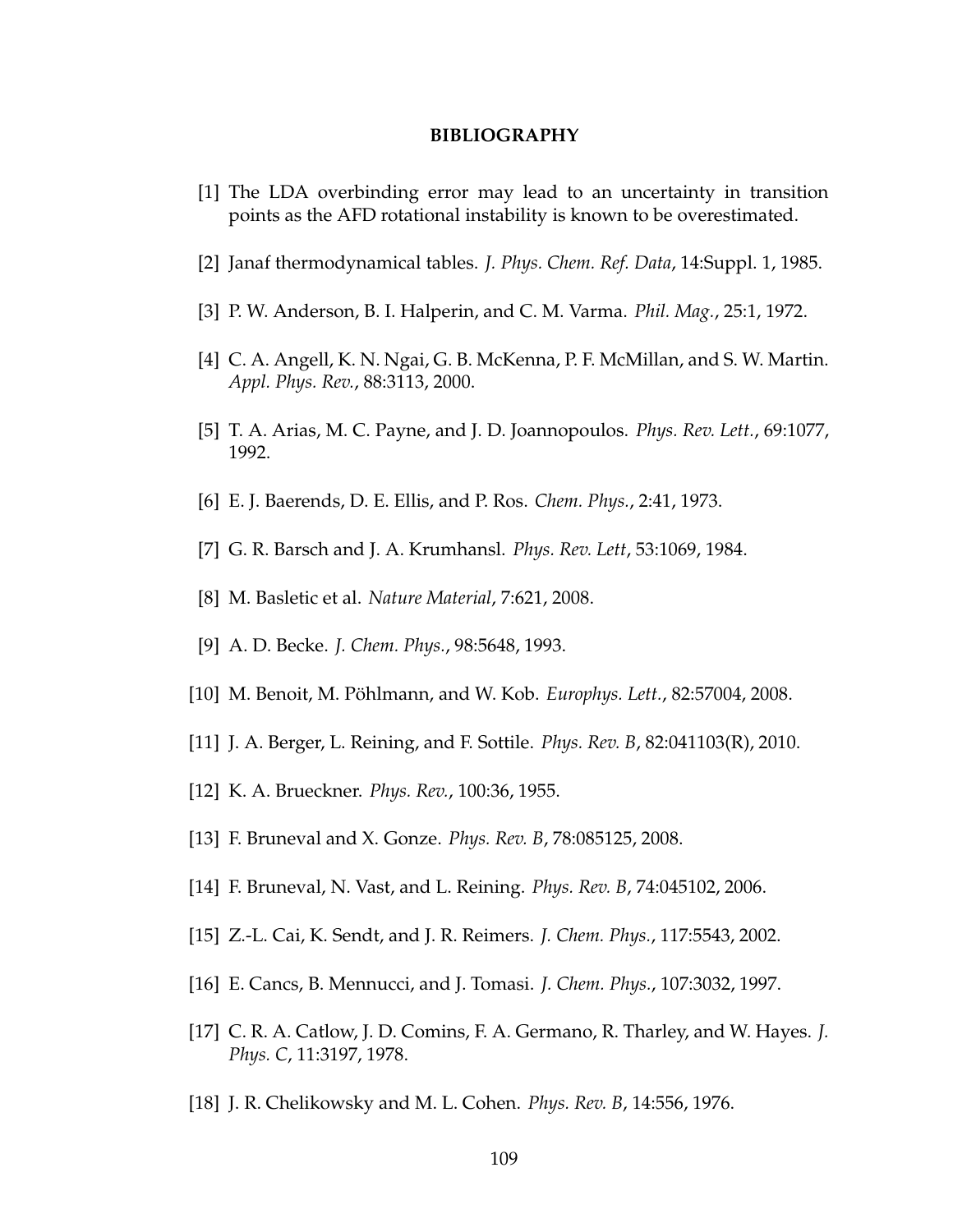# BIBLIOGRAPHY

[1] The LDA overbinding error may lead to an uncertainty in transition points as the AFD rotational instability is known to be overestimated.

[2] Janaf thermodynamical tables. *J. Phys. Chem. Ref. Data*, 14:Suppl. 1, 1985.

[3] P. W. Anderson, B. I. Halperin, and C. M. Varma. *Phil. Mag.*, 25:1, 1972.

[4] C. A. Angell, K. N. Ngai, G. B. McKenna, P. F. McMillan, and S. W. Martin. *Appl. Phys. Rev.*, 88:3113, 2000.

[5] T. A. Arias, M. C. Payne, and J. D. Joannopoulos. *Phys. Rev. Lett.*, 69:1077, 1992.

[6] E. J. Baerends, D. E. Ellis, and P. Ros. *Chem. Phys.*, 2:41, 1973.

[7] G. R. Barsch and J. A. Krumhansl. *Phys. Rev. Lett*, 53:1069, 1984.

[8] M. Basletic et al. *Nature Material*, 7:621, 2008.

[9] A. D. Becke. *J. Chem. Phys.*, 98:5648, 1993.

[10] M. Benoit, M. Pöhlmann, and W. Kob. *Europhys. Lett.*, 82:57004, 2008.

[11] J. A. Berger, L. Reining, and F. Sottile. *Phys. Rev. B*, 82:041103(R), 2010.

[12] K. A. Brueckner. *Phys. Rev.*, 100:36, 1955.

[13] F. Bruneval and X. Gonze. *Phys. Rev. B*, 78:085125, 2008.

[14] F. Bruneval, N. Vast, and L. Reining. *Phys. Rev. B*, 74:045102, 2006.

[15] Z.-L. Cai, K. Sendt, and J. R. Reimers. *J. Chem. Phys.*, 117:5543, 2002.

[16] E. Cancs, B. Mennucci, and J. Tomasi. *J. Chem. Phys.*, 107:3032, 1997.

[17] C. R. A. Catlow, J. D. Comins, F. A. Germano, R. Tharley, and W. Hayes. *J. Phys. C*, 11:3197, 1978.

[18] J. R. Chelikowsky and M. L. Cohen. *Phys. Rev. B*, 14:556, 1976.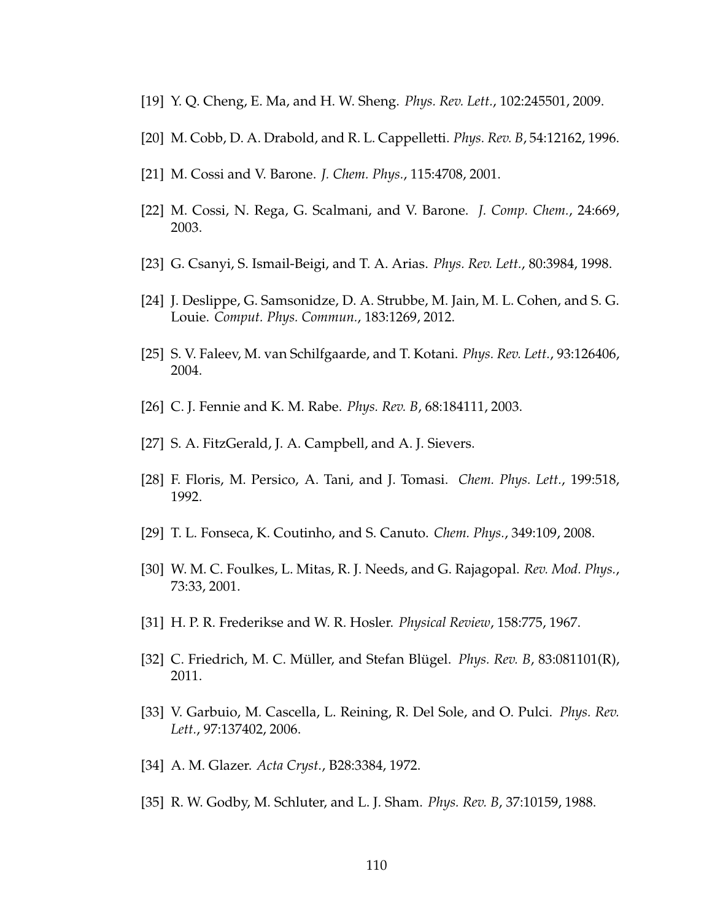[19] Y. Q. Cheng, E. Ma, and H. W. Sheng. *Phys. Rev. Lett.*, 102:245501, 2009.

[20] M. Cobb, D. A. Drabold, and R. L. Cappelletti. *Phys. Rev. B*, 54:12162, 1996.

[21] M. Cossi and V. Barone. *J. Chem. Phys.*, 115:4708, 2001.

[22] M. Cossi, N. Rega, G. Scalmani, and V. Barone. *J. Comp. Chem.*, 24:669, 2003.

[23] G. Csanyi, S. Ismail-Beigi, and T. A. Arias. *Phys. Rev. Lett.*, 80:3984, 1998.

[24] J. Deslippe, G. Samsonidze, D. A. Strubbe, M. Jain, M. L. Cohen, and S. G. Louie. *Comput. Phys. Commun.*, 183:1269, 2012.

[25] S. V. Faleev, M. van Schilfgaarde, and T. Kotani. *Phys. Rev. Lett.*, 93:126406, 2004.

[26] C. J. Fennie and K. M. Rabe. *Phys. Rev. B*, 68:184111, 2003.

[27] S. A. FitzGerald, J. A. Campbell, and A. J. Sievers.

[28] F. Floris, M. Persico, A. Tani, and J. Tomasi. *Chem. Phys. Lett.*, 199:518, 1992.

[29] T. L. Fonseca, K. Coutinho, and S. Canuto. *Chem. Phys.*, 349:109, 2008.

[30] W. M. C. Foulkes, L. Mitas, R. J. Needs, and G. Rajagopal. *Rev. Mod. Phys.*, 73:33, 2001.

[31] H. P. R. Frederikse and W. R. Hosler. *Physical Review*, 158:775, 1967.

[32] C. Friedrich, M. C. Müller, and Stefan Blügel. *Phys. Rev. B*, 83:081101(R), 2011.

[33] V. Garbuio, M. Cascella, L. Reining, R. Del Sole, and O. Pulci. *Phys. Rev. Lett.*, 97:137402, 2006.

[34] A. M. Glazer. *Acta Cryst.*, B28:3384, 1972.

[35] R. W. Godby, M. Schluter, and L. J. Sham. *Phys. Rev. B*, 37:10159, 1988.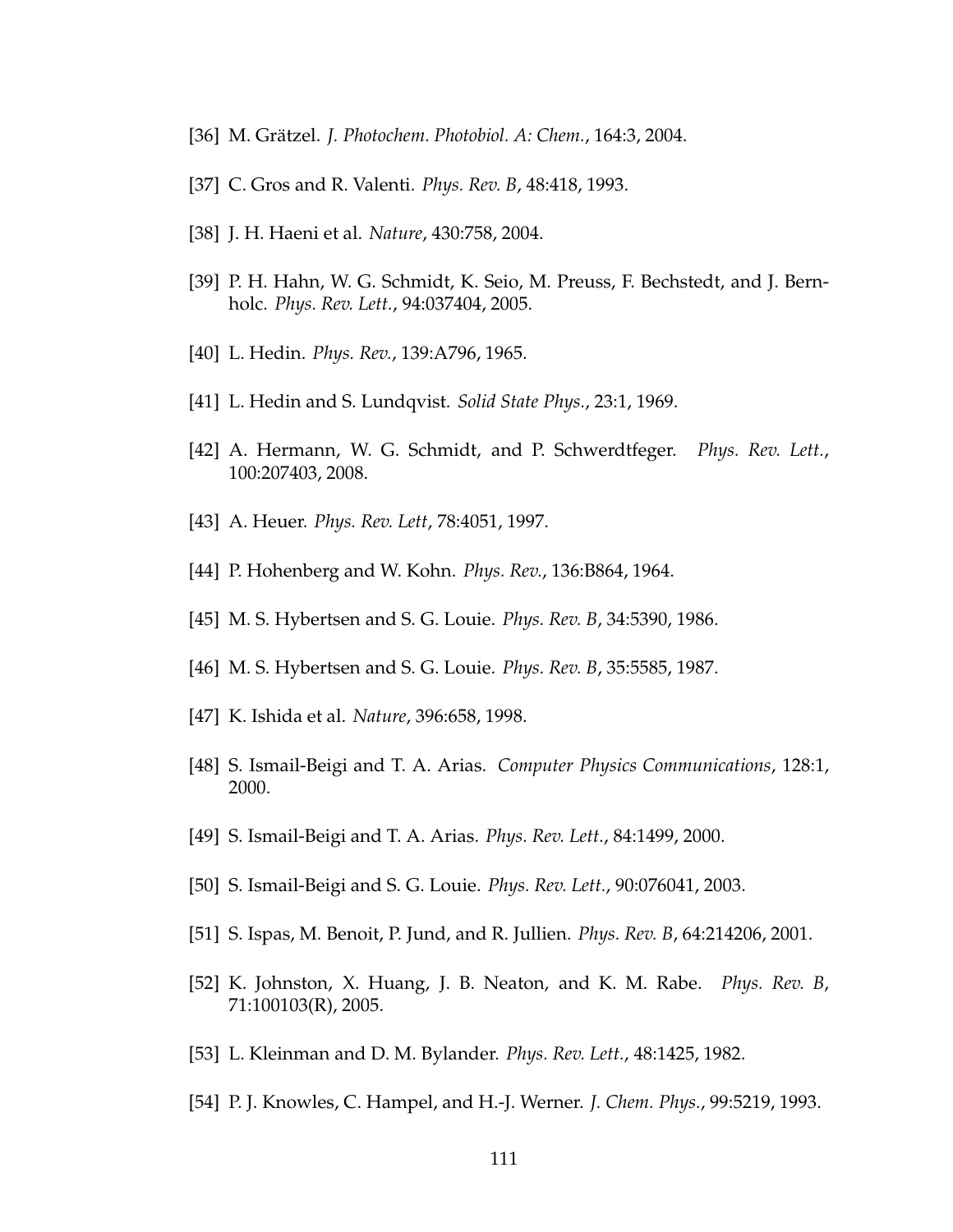[36] M. Grätzel. *J. Photochem. Photobiol. A: Chem.*, 164:3, 2004.

[37] C. Gros and R. Valenti. *Phys. Rev. B*, 48:418, 1993.

[38] J. H. Haeni et al. *Nature*, 430:758, 2004.

[39] P. H. Hahn, W. G. Schmidt, K. Seio, M. Preuss, F. Bechstedt, and J. Bernholc. *Phys. Rev. Lett.*, 94:037404, 2005.

[40] L. Hedin. *Phys. Rev.*, 139:A796, 1965.

[41] L. Hedin and S. Lundqvist. *Solid State Phys.*, 23:1, 1969.

[42] A. Hermann, W. G. Schmidt, and P. Schwerdtfeger. *Phys. Rev. Lett.*, 100:207403, 2008.

[43] A. Heuer. *Phys. Rev. Lett*, 78:4051, 1997.

[44] P. Hohenberg and W. Kohn. *Phys. Rev.*, 136:B864, 1964.

[45] M. S. Hybertsen and S. G. Louie. *Phys. Rev. B*, 34:5390, 1986.

[46] M. S. Hybertsen and S. G. Louie. *Phys. Rev. B*, 35:5585, 1987.

[47] K. Ishida et al. *Nature*, 396:658, 1998.

[48] S. Ismail-Beigi and T. A. Arias. *Computer Physics Communications*, 128:1, 2000.

[49] S. Ismail-Beigi and T. A. Arias. *Phys. Rev. Lett.*, 84:1499, 2000.

[50] S. Ismail-Beigi and S. G. Louie. *Phys. Rev. Lett.*, 90:076041, 2003.

[51] S. Ispas, M. Benoit, P. Jund, and R. Jullien. *Phys. Rev. B*, 64:214206, 2001.

[52] K. Johnston, X. Huang, J. B. Neaton, and K. M. Rabe. *Phys. Rev. B*, 71:100103(R), 2005.

[53] L. Kleinman and D. M. Bylander. *Phys. Rev. Lett.*, 48:1425, 1982.

[54] P. J. Knowles, C. Hampel, and H.-J. Werner. *J. Chem. Phys.*, 99:5219, 1993.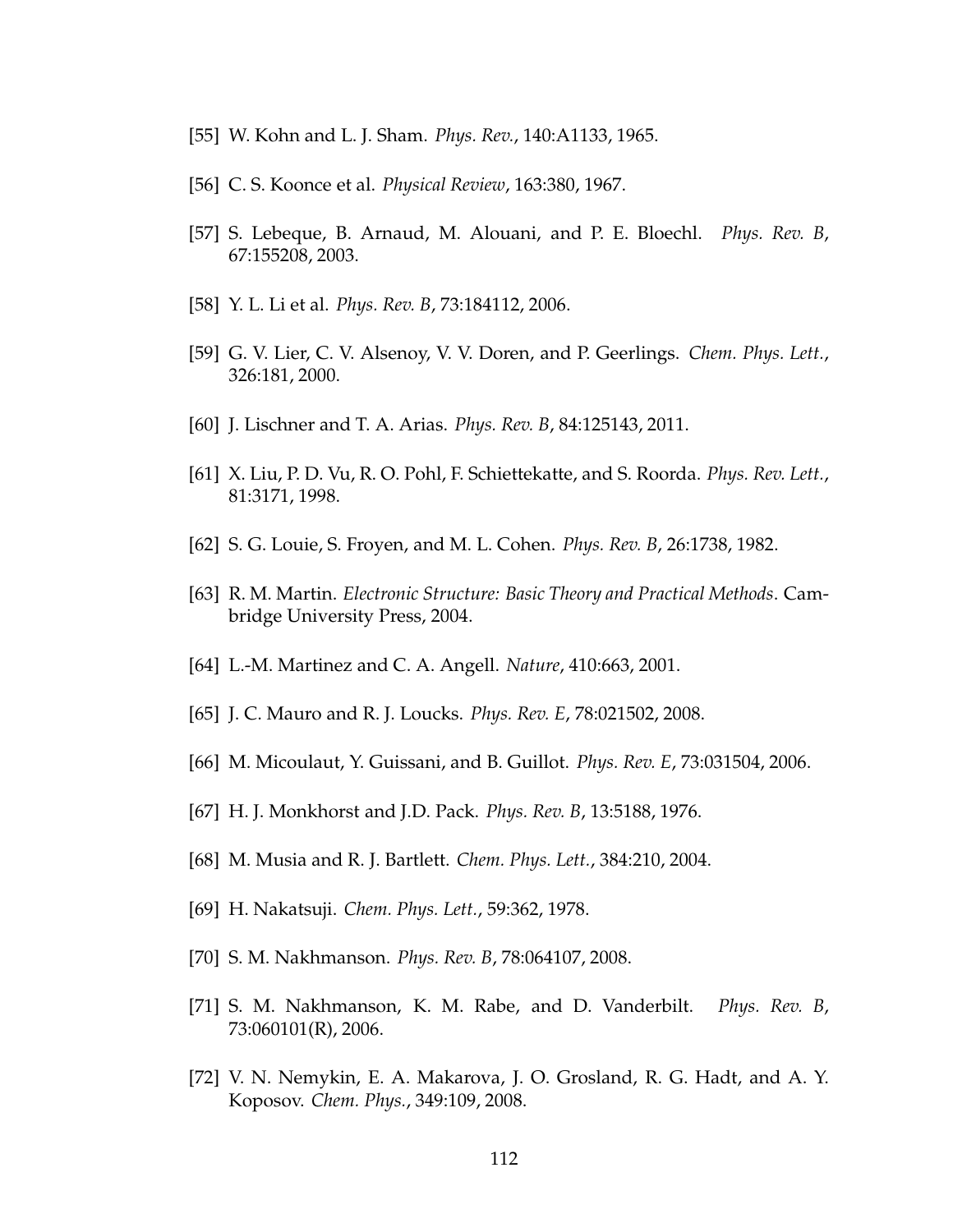[55] W. Kohn and L. J. Sham. *Phys. Rev.*, 140:A1133, 1965.

[56] C. S. Koonce et al. *Physical Review*, 163:380, 1967.

[57] S. Lebeque, B. Arnaud, M. Alouani, and P. E. Bloechl. *Phys. Rev. B*, 67:155208, 2003.

[58] Y. L. Li et al. *Phys. Rev. B*, 73:184112, 2006.

[59] G. V. Lier, C. V. Alsenoy, V. V. Doren, and P. Geerlings. *Chem. Phys. Lett.*, 326:181, 2000.

[60] J. Lischner and T. A. Arias. *Phys. Rev. B*, 84:125143, 2011.

[61] X. Liu, P. D. Vu, R. O. Pohl, F. Schiettekatte, and S. Roorda. *Phys. Rev. Lett.*, 81:3171, 1998.

[62] S. G. Louie, S. Froyen, and M. L. Cohen. *Phys. Rev. B*, 26:1738, 1982.

[63] R. M. Martin. *Electronic Structure: Basic Theory and Practical Methods*. Cambridge University Press, 2004.

[64] L.-M. Martinez and C. A. Angell. *Nature*, 410:663, 2001.

[65] J. C. Mauro and R. J. Loucks. *Phys. Rev. E*, 78:021502, 2008.

[66] M. Micoulaut, Y. Guissani, and B. Guillot. *Phys. Rev. E*, 73:031504, 2006.

[67] H. J. Monkhorst and J.D. Pack. *Phys. Rev. B*, 13:5188, 1976.

[68] M. Musia and R. J. Bartlett. *Chem. Phys. Lett.*, 384:210, 2004.

[69] H. Nakatsuji. *Chem. Phys. Lett.*, 59:362, 1978.

[70] S. M. Nakhmanson. *Phys. Rev. B*, 78:064107, 2008.

[71] S. M. Nakhmanson, K. M. Rabe, and D. Vanderbilt. *Phys. Rev. B*, 73:060101(R), 2006.

[72] V. N. Nemykin, E. A. Makarova, J. O. Grosland, R. G. Hadt, and A. Y. Koposov. *Chem. Phys.*, 349:109, 2008.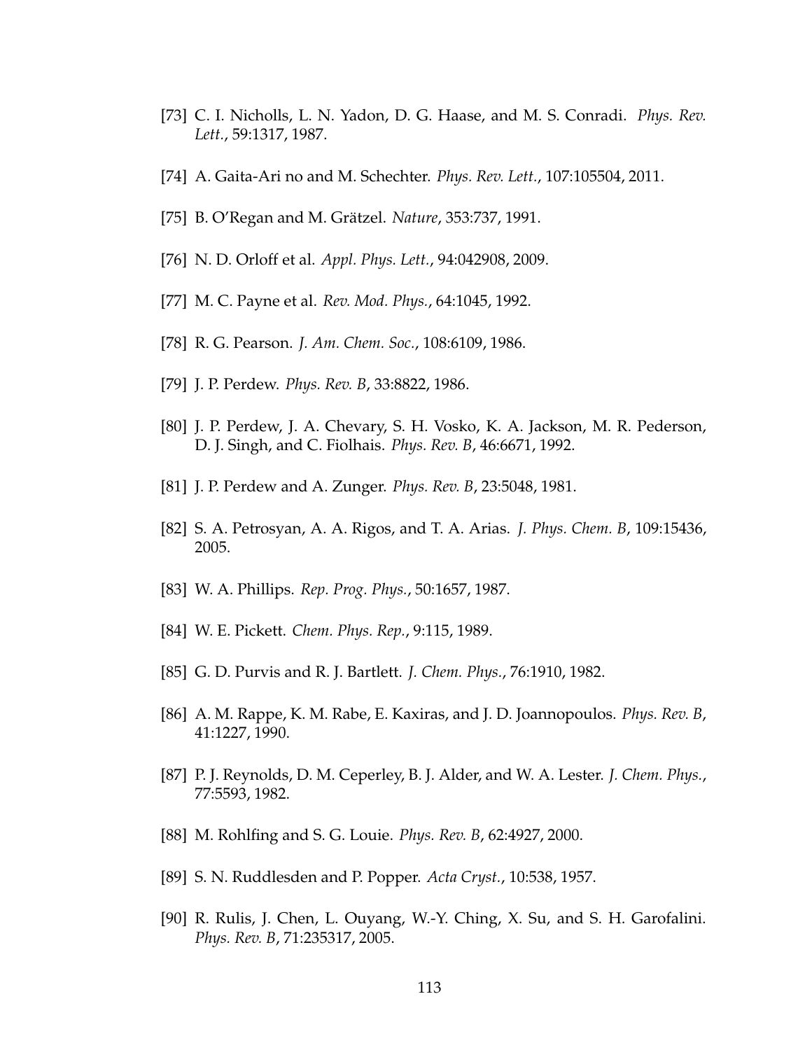[73] C. I. Nicholls, L. N. Yadon, D. G. Haase, and M. S. Conradi. *Phys. Rev. Lett.*, 59:1317, 1987.

[74] A. Gaita-Ari no and M. Schechter. *Phys. Rev. Lett.*, 107:105504, 2011.

[75] B. O'Regan and M. Grätzel. *Nature*, 353:737, 1991.

[76] N. D. Orloff et al. *Appl. Phys. Lett.*, 94:042908, 2009.

[77] M. C. Payne et al. *Rev. Mod. Phys.*, 64:1045, 1992.

[78] R. G. Pearson. *J. Am. Chem. Soc.*, 108:6109, 1986.

[79] J. P. Perdew. *Phys. Rev. B*, 33:8822, 1986.

[80] J. P. Perdew, J. A. Chevary, S. H. Vosko, K. A. Jackson, M. R. Pederson, D. J. Singh, and C. Fiolhais. *Phys. Rev. B*, 46:6671, 1992.

[81] J. P. Perdew and A. Zunger. *Phys. Rev. B*, 23:5048, 1981.

[82] S. A. Petrosyan, A. A. Rigos, and T. A. Arias. *J. Phys. Chem. B*, 109:15436, 2005.

[83] W. A. Phillips. *Rep. Prog. Phys.*, 50:1657, 1987.

[84] W. E. Pickett. *Chem. Phys. Rep.*, 9:115, 1989.

[85] G. D. Purvis and R. J. Bartlett. *J. Chem. Phys.*, 76:1910, 1982.

[86] A. M. Rappe, K. M. Rabe, E. Kaxiras, and J. D. Joannopoulos. *Phys. Rev. B*, 41:1227, 1990.

[87] P. J. Reynolds, D. M. Ceperley, B. J. Alder, and W. A. Lester. *J. Chem. Phys.*, 77:5593, 1982.

[88] M. Rohlfing and S. G. Louie. *Phys. Rev. B*, 62:4927, 2000.

[89] S. N. Ruddlesden and P. Popper. *Acta Cryst.*, 10:538, 1957.

[90] R. Rulis, J. Chen, L. Ouyang, W.-Y. Ching, X. Su, and S. H. Garofalini. *Phys. Rev. B*, 71:235317, 2005.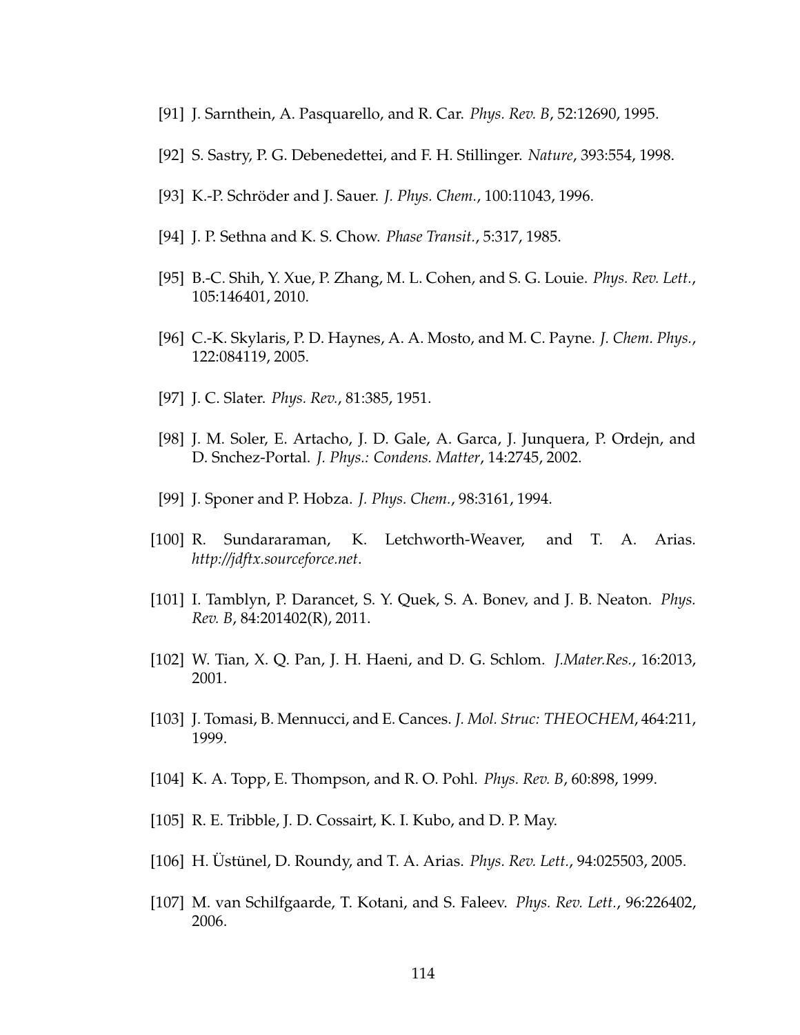[91] J. Sarnthein, A. Pasquarello, and R. Car. *Phys. Rev. B*, 52:12690, 1995.

[92] S. Sastry, P. G. Debenedettei, and F. H. Stillinger. *Nature*, 393:554, 1998.

[93] K.-P. Schröder and J. Sauer. *J. Phys. Chem.*, 100:11043, 1996.

[94] J. P. Sethna and K. S. Chow. *Phase Transit.*, 5:317, 1985.

[95] B.-C. Shih, Y. Xue, P. Zhang, M. L. Cohen, and S. G. Louie. *Phys. Rev. Lett.*, 105:146401, 2010.

[96] C.-K. Skylaris, P. D. Haynes, A. A. Mosto, and M. C. Payne. *J. Chem. Phys.*, 122:084119, 2005.

[97] J. C. Slater. *Phys. Rev.*, 81:385, 1951.

[98] J. M. Soler, E. Artacho, J. D. Gale, A. Garca, J. Junquera, P. Ordejn, and D. Snchez-Portal. *J. Phys.: Condens. Matter*, 14:2745, 2002.

[99] J. Sponer and P. Hobza. *J. Phys. Chem.*, 98:3161, 1994.

[100] R. Sundararaman, K. Letchworth-Weaver, and T. A. Arias. *http://jdftx.sourceforce.net*.

[101] I. Tamblyn, P. Darancet, S. Y. Quek, S. A. Bonev, and J. B. Neaton. *Phys. Rev. B*, 84:201402(R), 2011.

[102] W. Tian, X. Q. Pan, J. H. Haeni, and D. G. Schlom. *J.Mater.Res.*, 16:2013, 2001.

[103] J. Tomasi, B. Mennucci, and E. Cances. *J. Mol. Struc: THEOCHEM*, 464:211, 1999.

[104] K. A. Topp, E. Thompson, and R. O. Pohl. *Phys. Rev. B*, 60:898, 1999.

[105] R. E. Tribble, J. D. Cossairt, K. I. Kubo, and D. P. May.

[106] H. Üstünel, D. Roundy, and T. A. Arias. *Phys. Rev. Lett.*, 94:025503, 2005.

[107] M. van Schilfgaarde, T. Kotani, and S. Faleev. *Phys. Rev. Lett.*, 96:226402, 2006.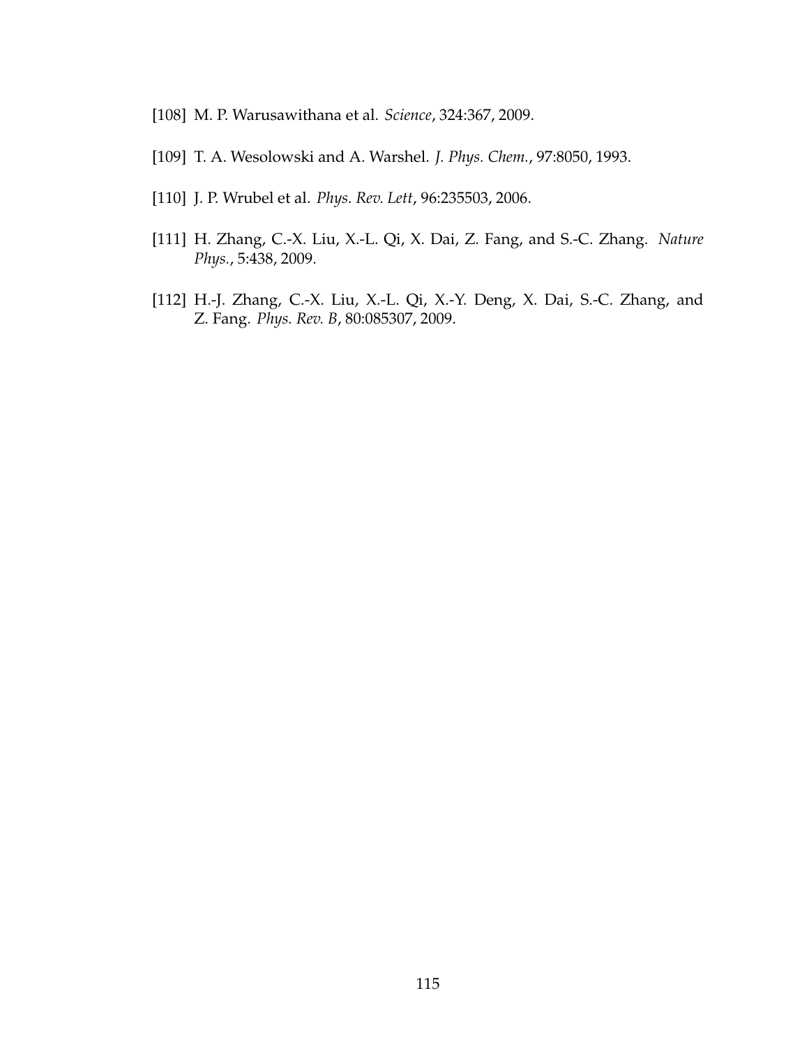[108] M. P. Warusawithana et al. *Science*, 324:367, 2009.

[109] T. A. Wesolowski and A. Warshel. *J. Phys. Chem.*, 97:8050, 1993.

[110] J. P. Wrubel et al. *Phys. Rev. Lett*, 96:235503, 2006.

[111] H. Zhang, C.-X. Liu, X.-L. Qi, X. Dai, Z. Fang, and S.-C. Zhang. *Nature Phys.*, 5:438, 2009.

[112] H.-J. Zhang, C.-X. Liu, X.-L. Qi, X.-Y. Deng, X. Dai, S.-C. Zhang, and Z. Fang. *Phys. Rev. B*, 80:085307, 2009.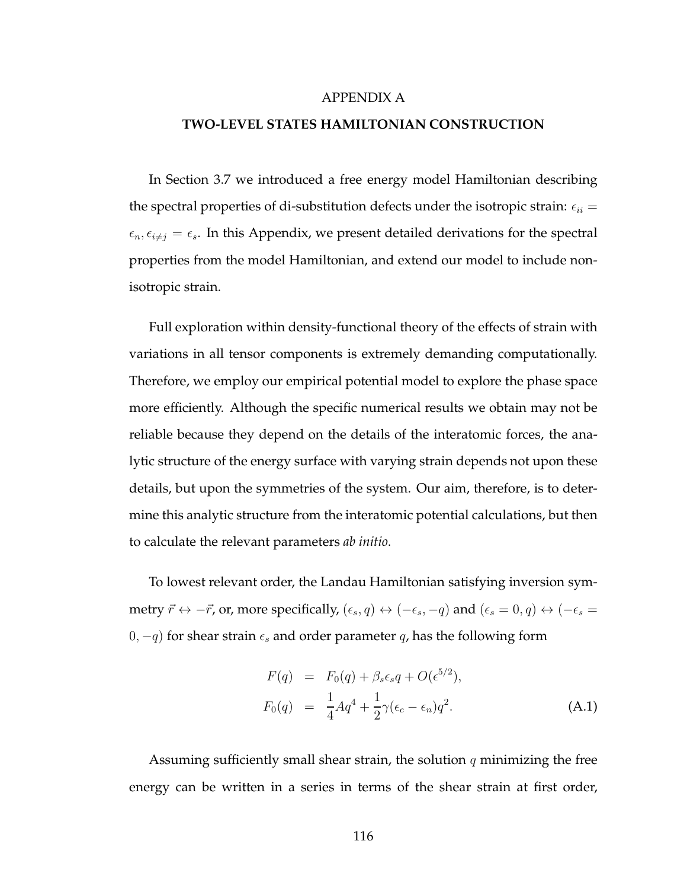# APPENDIX A

## TWO-LEVEL STATES HAMILTONIAN CONSTRUCTION

In Section 3.7 we introduced a free energy model Hamiltonian describing the spectral properties of di-substitution defects under the isotropic strain: $\epsilon_{ii} = \epsilon_n, \epsilon_{i \neq j} = \epsilon_s$. In this Appendix, we present detailed derivations for the spectral properties from the model Hamiltonian, and extend our model to include non-isotropic strain.

Full exploration within density-functional theory of the effects of strain with variations in all tensor components is extremely demanding computationally. Therefore, we employ our empirical potential model to explore the phase space more efficiently. Although the specific numerical results we obtain may not be reliable because they depend on the details of the interatomic forces, the analytic structure of the energy surface with varying strain depends not upon these details, but upon the symmetries of the system. Our aim, therefore, is to determine this analytic structure from the interatomic potential calculations, but then to calculate the relevant parameters *ab initio*.

To lowest relevant order, the Landau Hamiltonian satisfying inversion symmetry $\vec{r} \leftrightarrow -\vec{r}$, or, more specifically, $(\epsilon_s, q) \leftrightarrow (-\epsilon_s, -q)$ and $(\epsilon_s = 0, q) \leftrightarrow (-\epsilon_s = 0, -q)$ for shear strain $\epsilon_s$ and order parameter $q$, has the following form

$$
\begin{aligned}
F(q) &= F_0(q) + \beta_s \epsilon_s q + O(\epsilon^{5/2}), \\
F_0(q) &= \frac{1}{4} A q^4 + \frac{1}{2} \gamma (\epsilon_c - \epsilon_n) q^2.
\end{aligned}
\tag{A.1}
$$

Assuming sufficiently small shear strain, the solution $q$ minimizing the free energy can be written in a series in terms of the shear strain at first order,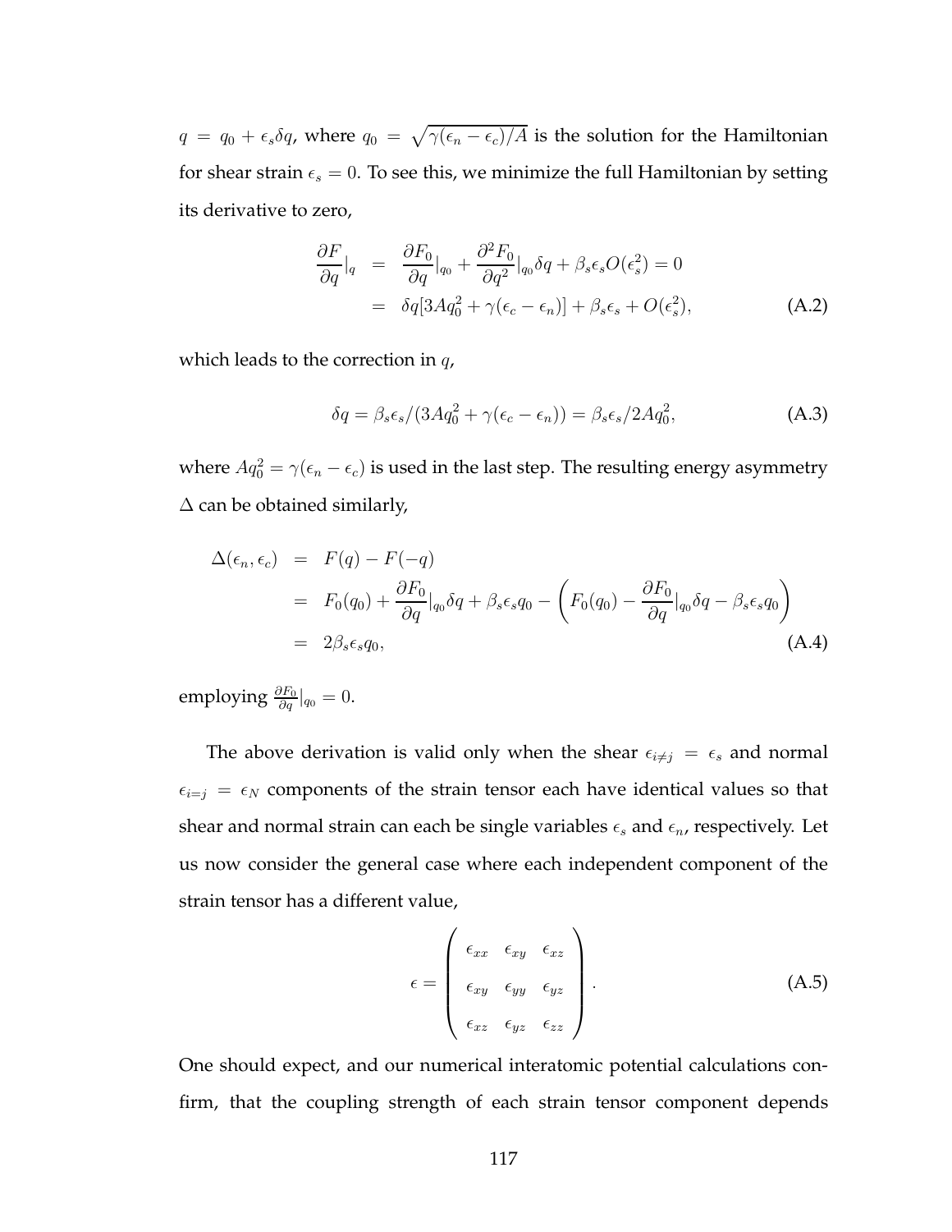$q = q_0 + \epsilon_s \delta q$, where $q_0 = \sqrt{\gamma(\epsilon_n - \epsilon_c)/A}$ is the solution for the Hamiltonian for shear strain $\epsilon_s = 0$. To see this, we minimize the full Hamiltonian by setting its derivative to zero,

$$
\begin{aligned}
\frac{\partial F}{\partial q}|_q &= \frac{\partial F_0}{\partial q}|_{q_0} + \frac{\partial^2 F_0}{\partial q^2}|_{q_0} \delta q + \beta_s \epsilon_s O(\epsilon_s^2) = 0 \\
&= \delta q[3Aq_0^2 + \gamma(\epsilon_c - \epsilon_n)] + \beta_s \epsilon_s + O(\epsilon_s^2),
\end{aligned} \tag{A.2}
$$

which leads to the correction in $q$,

$$
\delta q = \beta_s \epsilon_s / (3Aq_0^2 + \gamma(\epsilon_c - \epsilon_n)) = \beta_s \epsilon_s / 2Aq_0^2, \tag{A.3}
$$

where $Aq_0^2 = \gamma(\epsilon_n - \epsilon_c)$ is used in the last step. The resulting energy asymmetry $\Delta$ can be obtained similarly,

$$
\begin{aligned}
\Delta(\epsilon_n, \epsilon_c) &= F(q) - F(-q) \\
&= F_0(q_0) + \frac{\partial F_0}{\partial q}|_{q_0} \delta q + \beta_s \epsilon_s q_0 - \left( F_0(q_0) - \frac{\partial F_0}{\partial q}|_{q_0} \delta q - \beta_s \epsilon_s q_0 \right) \\
&= 2\beta_s \epsilon_s q_0,
\end{aligned} \tag{A.4}
$$

employing $\frac{\partial F_0}{\partial q}|_{q_0} = 0$.

The above derivation is valid only when the shear $\epsilon_{i \neq j} = \epsilon_s$ and normal $\epsilon_{i=j} = \epsilon_N$ components of the strain tensor each have identical values so that shear and normal strain can each be single variables $\epsilon_s$ and $\epsilon_n$, respectively. Let us now consider the general case where each independent component of the strain tensor has a different value,

$$
\epsilon = \begin{pmatrix} \epsilon_{xx} & \epsilon_{xy} & \epsilon_{xz} \\ \epsilon_{xy} & \epsilon_{yy} & \epsilon_{yz} \\ \epsilon_{xz} & \epsilon_{yz} & \epsilon_{zz} \end{pmatrix}. \tag{A.5}
$$

One should expect, and our numerical interatomic potential calculations confirm, that the coupling strength of each strain tensor component depends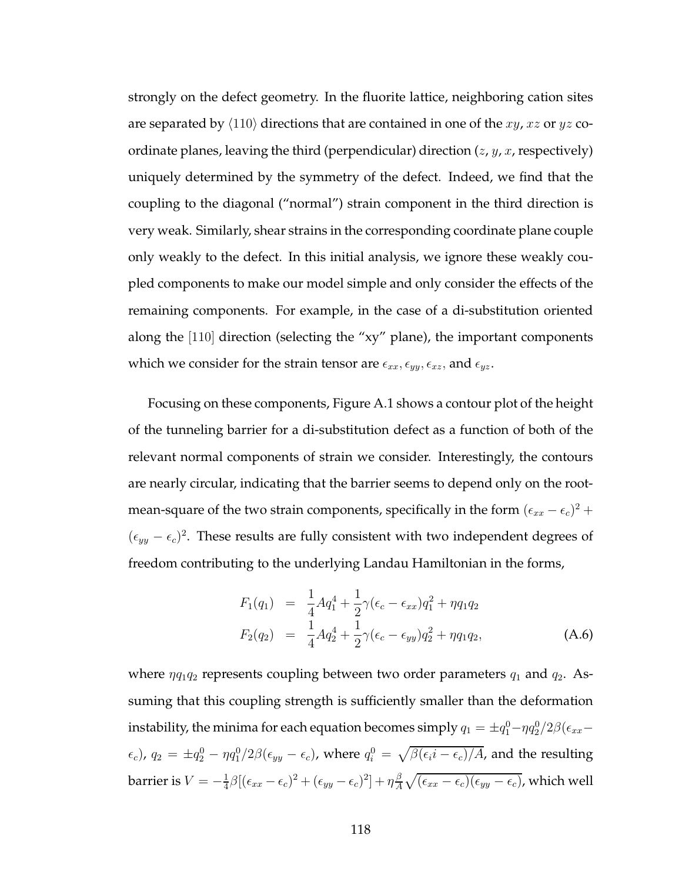strongly on the defect geometry. In the fluorite lattice, neighboring cation sites are separated by $\langle 110 \rangle$ directions that are contained in one of the $xy$, $xz$ or $yz$ coordinate planes, leaving the third (perpendicular) direction ($z$, $y$, $x$, respectively) uniquely determined by the symmetry of the defect. Indeed, we find that the coupling to the diagonal ("normal") strain component in the third direction is very weak. Similarly, shear strains in the corresponding coordinate plane couple only weakly to the defect. In this initial analysis, we ignore these weakly coupled components to make our model simple and only consider the effects of the remaining components. For example, in the case of a di-substitution oriented along the $[110]$ direction (selecting the "xy" plane), the important components which we consider for the strain tensor are $\epsilon_{xx}$, $\epsilon_{yy}$, $\epsilon_{xz}$, and $\epsilon_{yz}$.

Focusing on these components, Figure A.1 shows a contour plot of the height of the tunneling barrier for a di-substitution defect as a function of both of the relevant normal components of strain we consider. Interestingly, the contours are nearly circular, indicating that the barrier seems to depend only on the root-mean-square of the two strain components, specifically in the form $(\epsilon_{xx} - \epsilon_c)^2 + (\epsilon_{yy} - \epsilon_c)^2$. These results are fully consistent with two independent degrees of freedom contributing to the underlying Landau Hamiltonian in the forms,

$$
\begin{aligned}
F_1(q_1) &= \frac{1}{4}Aq_1^4 + \frac{1}{2}\gamma(\epsilon_c - \epsilon_{xx})q_1^2 + \eta q_1 q_2 \\
F_2(q_2) &= \frac{1}{4}Aq_2^4 + \frac{1}{2}\gamma(\epsilon_c - \epsilon_{yy})q_2^2 + \eta q_1 q_2,
\end{aligned}
\tag{A.6}
$$

where $\eta q_1 q_2$ represents coupling between two order parameters $q_1$ and $q_2$. Assuming that this coupling strength is sufficiently smaller than the deformation instability, the minima for each equation becomes simply $q_1 = \pm q_1^0 - \eta q_2^0 / 2\beta(\epsilon_{xx} - \epsilon_c)$, $q_2 = \pm q_2^0 - \eta q_1^0 / 2\beta(\epsilon_{yy} - \epsilon_c)$, where $q_i^0 = \sqrt{\beta(\epsilon_i i - \epsilon_c)/A}$, and the resulting barrier is $V = -\frac{1}{4}\beta[(\epsilon_{xx} - \epsilon_c)^2 + (\epsilon_{yy} - \epsilon_c)^2] + \eta\frac{\beta}{A}\sqrt{(\epsilon_{xx} - \epsilon_c)(\epsilon_{yy} - \epsilon_c)}$, which well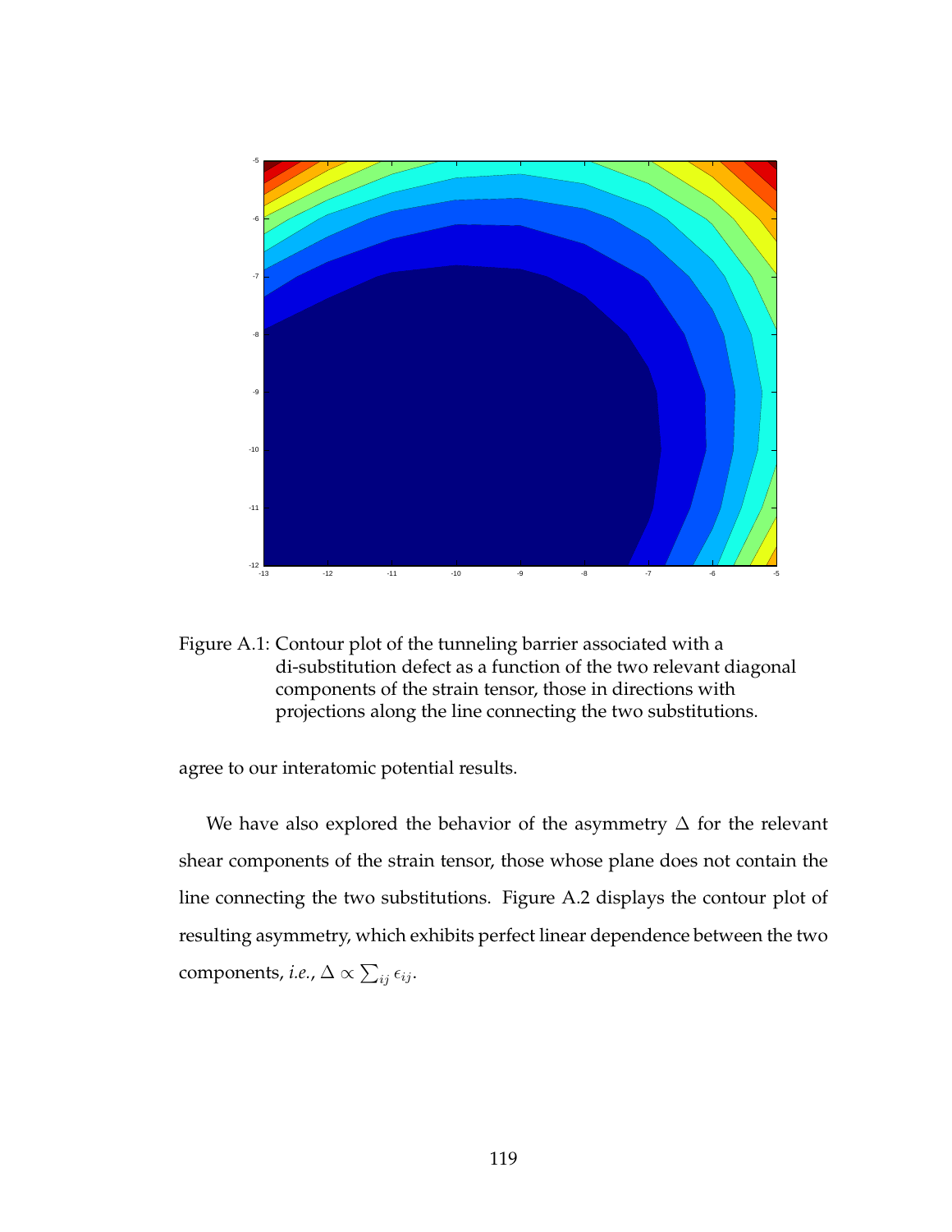Figure A.1: Contour plot of the tunneling barrier associated with a di-substitution defect as a function of the two relevant diagonal components of the strain tensor, those in directions with projections along the line connecting the two substitutions.

agree to our interatomic potential results.

We have also explored the behavior of the asymmetry $\Delta$ for the relevant shear components of the strain tensor, those whose plane does not contain the line connecting the two substitutions. Figure A.2 displays the contour plot of resulting asymmetry, which exhibits perfect linear dependence between the two components, *i.e.*, $\Delta \propto \sum_{ij} \epsilon_{ij}$.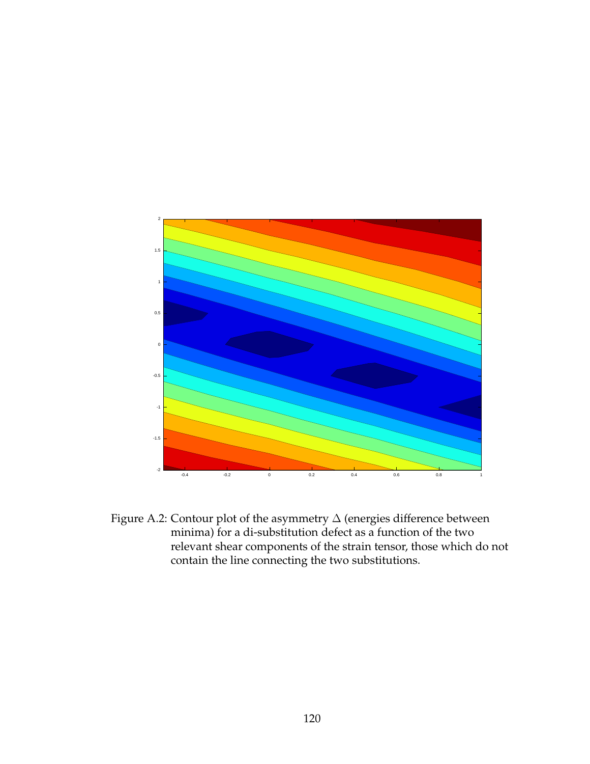Figure A.2: Contour plot of the asymmetry $\Delta$ (energies difference between minima) for a di-substitution defect as a function of the two relevant shear components of the strain tensor, those which do not contain the line connecting the two substitutions.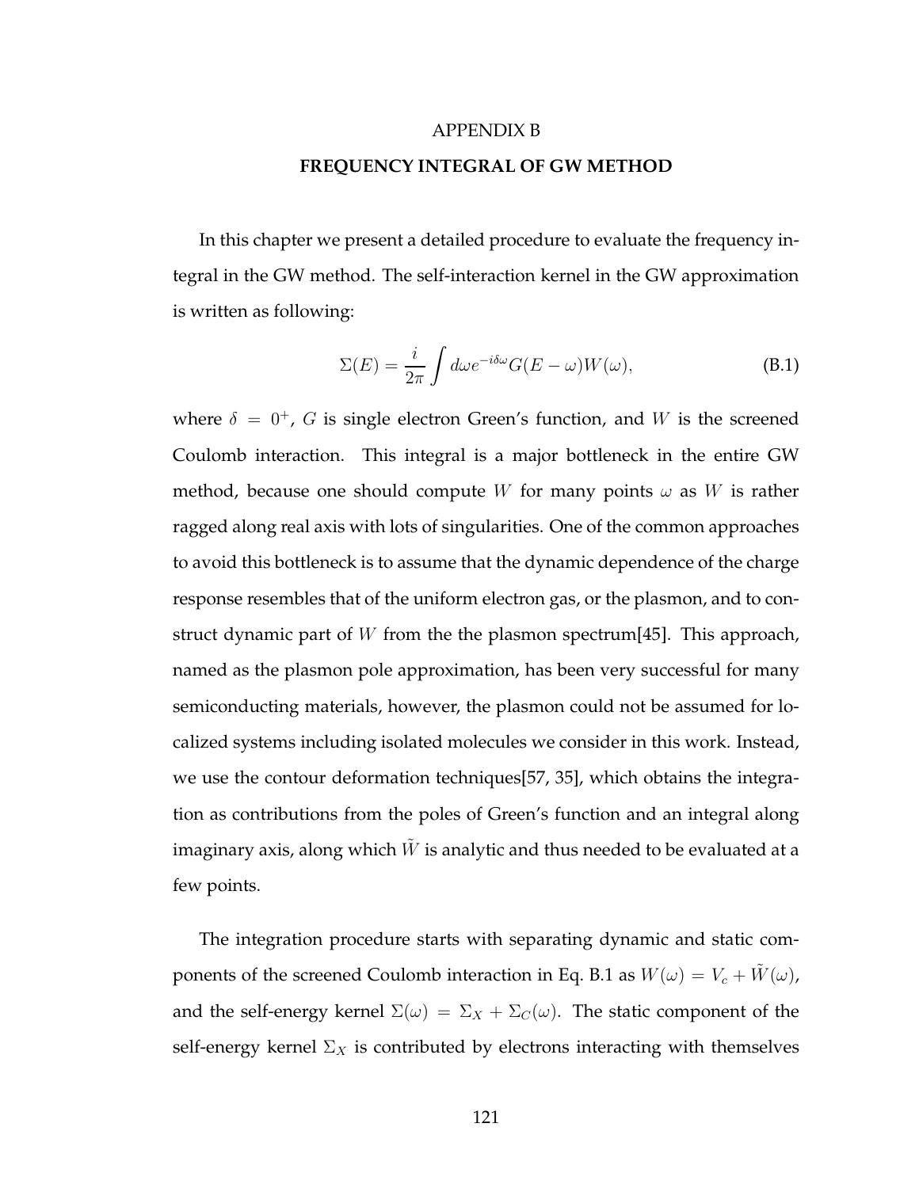# APPENDIX B

## FREQUENCY INTEGRAL OF GW METHOD

In this chapter we present a detailed procedure to evaluate the frequency integral in the GW method. The self-interaction kernel in the GW approximation is written as following:

$$\Sigma(E) = \frac{i}{2\pi} \int d\omega e^{-i\delta\omega} G(E-\omega) W(\omega), \tag{B.1}$$

where $\delta = 0^+$, $G$ is single electron Green's function, and $W$ is the screened Coulomb interaction. This integral is a major bottleneck in the entire GW method, because one should compute $W$ for many points $\omega$ as $W$ is rather ragged along real axis with lots of singularities. One of the common approaches to avoid this bottleneck is to assume that the dynamic dependence of the charge response resembles that of the uniform electron gas, or the plasmon, and to construct dynamic part of $W$ from the the plasmon spectrum[45]. This approach, named as the plasmon pole approximation, has been very successful for many semiconducting materials, however, the plasmon could not be assumed for localized systems including isolated molecules we consider in this work. Instead, we use the contour deformation techniques[57, 35], which obtains the integration as contributions from the poles of Green's function and an integral along imaginary axis, along which $\tilde{W}$ is analytic and thus needed to be evaluated at a few points.

The integration procedure starts with separating dynamic and static components of the screened Coulomb interaction in Eq. B.1 as $W(\omega) = V_c + \tilde{W}(\omega)$, and the self-energy kernel $\Sigma(\omega) = \Sigma_X + \Sigma_C(\omega)$. The static component of the self-energy kernel $\Sigma_X$ is contributed by electrons interacting with themselves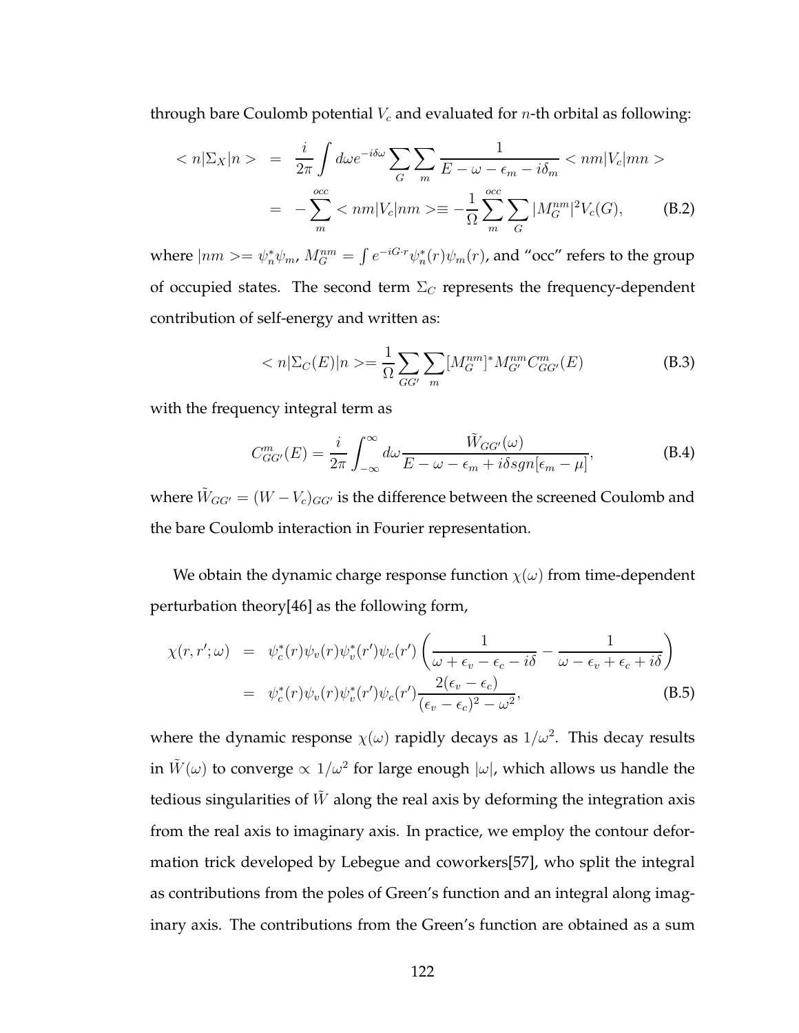through bare Coulomb potential $V_c$ and evaluated for $n$-th orbital as following:

$$
\begin{aligned}
< n|\Sigma_X|n > &= \frac{i}{2\pi}\int d\omega e^{-i\delta\omega}\sum_G\sum_m \frac{1}{E-\omega-\epsilon_m-i\delta_m} < nm|V_c|mn > \\
&= -\sum_m^{occ} < nm|V_c|nm > \equiv -\frac{1}{\Omega}\sum_m^{occ}\sum_G |M_G^{nm}|^2 V_c(G), \qquad \text{(B.2)}
\end{aligned}
$$

where $|nm> = \psi_n^*\psi_m$, $M_G^{nm} = \int e^{-iG\cdot r}\psi_n^*(r)\psi_m(r)$, and "occ" refers to the group of occupied states. The second term $\Sigma_C$ represents the frequency-dependent contribution of self-energy and written as:

$$
< n|\Sigma_C(E)|n > = \frac{1}{\Omega}\sum_{GG'}\sum_m [M_G^{nm}]^* M_{G'}^{nm} C_{GG'}^m(E) \qquad \text{(B.3)}
$$

with the frequency integral term as

$$
C_{GG'}^m(E) = \frac{i}{2\pi}\int_{-\infty}^{\infty} d\omega \frac{\tilde{W}_{GG'}(\omega)}{E-\omega-\epsilon_m+i\delta sgn[\epsilon_m-\mu]}, \qquad \text{(B.4)}
$$

where $\tilde{W}_{GG'} = (W-V_c)_{GG'}$ is the difference between the screened Coulomb and the bare Coulomb interaction in Fourier representation.

We obtain the dynamic charge response function $\chi(\omega)$ from time-dependent perturbation theory[46] as the following form,

$$
\begin{aligned}
\chi(r,r';\omega) &= \psi_c^*(r)\psi_v(r)\psi_v^*(r')\psi_c(r')\left(\frac{1}{\omega+\epsilon_v-\epsilon_c-i\delta} - \frac{1}{\omega-\epsilon_v+\epsilon_c+i\delta}\right) \\
&= \psi_c^*(r)\psi_v(r)\psi_v^*(r')\psi_c(r')\frac{2(\epsilon_v-\epsilon_c)}{(\epsilon_v-\epsilon_c)^2-\omega^2}, \qquad \text{(B.5)}
\end{aligned}
$$

where the dynamic response $\chi(\omega)$ rapidly decays as $1/\omega^2$. This decay results in $\tilde{W}(\omega)$ to converge $\propto 1/\omega^2$ for large enough $|\omega|$, which allows us handle the tedious singularities of $\tilde{W}$ along the real axis by deforming the integration axis from the real axis to imaginary axis. In practice, we employ the contour deformation trick developed by Lebegue and coworkers[57], who split the integral as contributions from the poles of Green's function and an integral along imaginary axis. The contributions from the Green's function are obtained as a sum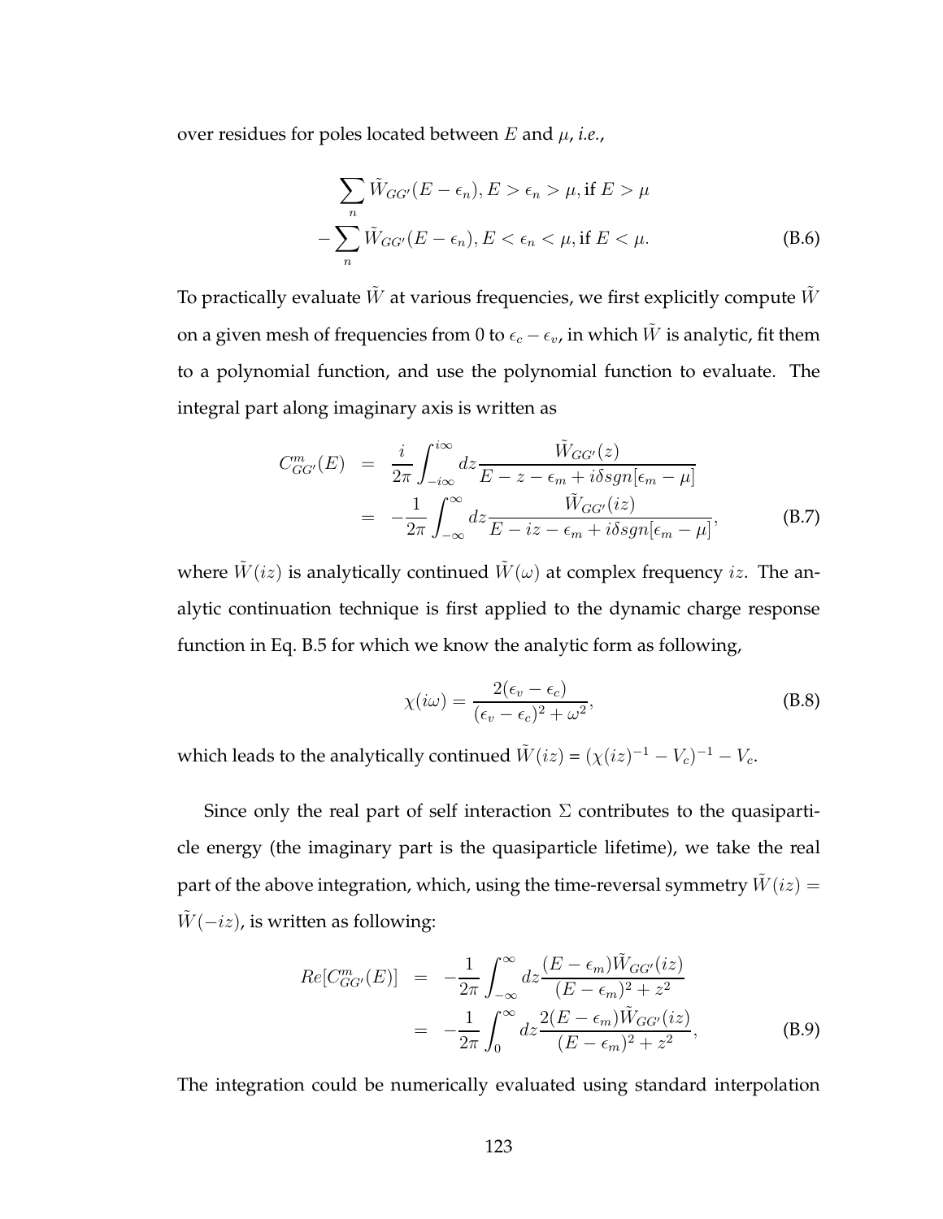over residues for poles located between $E$ and $\mu$, *i.e.*,

$$
\begin{aligned}
&\sum_n \tilde{W}_{GG'}(E-\epsilon_n), E > \epsilon_n > \mu, \text{if } E > \mu \\
&-\sum_n \tilde{W}_{GG'}(E-\epsilon_n), E < \epsilon_n < \mu, \text{if } E < \mu.
\end{aligned} \tag{B.6}
$$

To practically evaluate $\tilde{W}$ at various frequencies, we first explicitly compute $\tilde{W}$ on a given mesh of frequencies from 0 to $\epsilon_c - \epsilon_v$, in which $\tilde{W}$ is analytic, fit them to a polynomial function, and use the polynomial function to evaluate. The integral part along imaginary axis is written as

$$
\begin{aligned}
C^m_{GG'}(E) &= \frac{i}{2\pi}\int_{-i\infty}^{i\infty} dz \frac{\tilde{W}_{GG'}(z)}{E - z - \epsilon_m + i\delta sgn[\epsilon_m - \mu]} \\
&= -\frac{1}{2\pi}\int_{-\infty}^{\infty} dz \frac{\tilde{W}_{GG'}(iz)}{E - iz - \epsilon_m + i\delta sgn[\epsilon_m - \mu]},
\end{aligned} \tag{B.7}
$$

where $\tilde{W}(iz)$ is analytically continued $\tilde{W}(\omega)$ at complex frequency $iz$. The analytic continuation technique is first applied to the dynamic charge response function in Eq. B.5 for which we know the analytic form as following,

$$
\chi(i\omega) = \frac{2(\epsilon_v - \epsilon_c)}{(\epsilon_v - \epsilon_c)^2 + \omega^2}, \tag{B.8}
$$

which leads to the analytically continued $\tilde{W}(iz) = (\chi(iz)^{-1} - V_c)^{-1} - V_c$.

Since only the real part of self interaction $\Sigma$ contributes to the quasiparticle energy (the imaginary part is the quasiparticle lifetime), we take the real part of the above integration, which, using the time-reversal symmetry $\tilde{W}(iz) = \tilde{W}(-iz)$, is written as following:

$$
\begin{aligned}
Re[C^m_{GG'}(E)] &= -\frac{1}{2\pi}\int_{-\infty}^{\infty} dz \frac{(E-\epsilon_m)\tilde{W}_{GG'}(iz)}{(E-\epsilon_m)^2 + z^2} \\
&= -\frac{1}{2\pi}\int_{0}^{\infty} dz \frac{2(E-\epsilon_m)\tilde{W}_{GG'}(iz)}{(E-\epsilon_m)^2 + z^2},
\end{aligned} \tag{B.9}
$$

The integration could be numerically evaluated using standard interpolation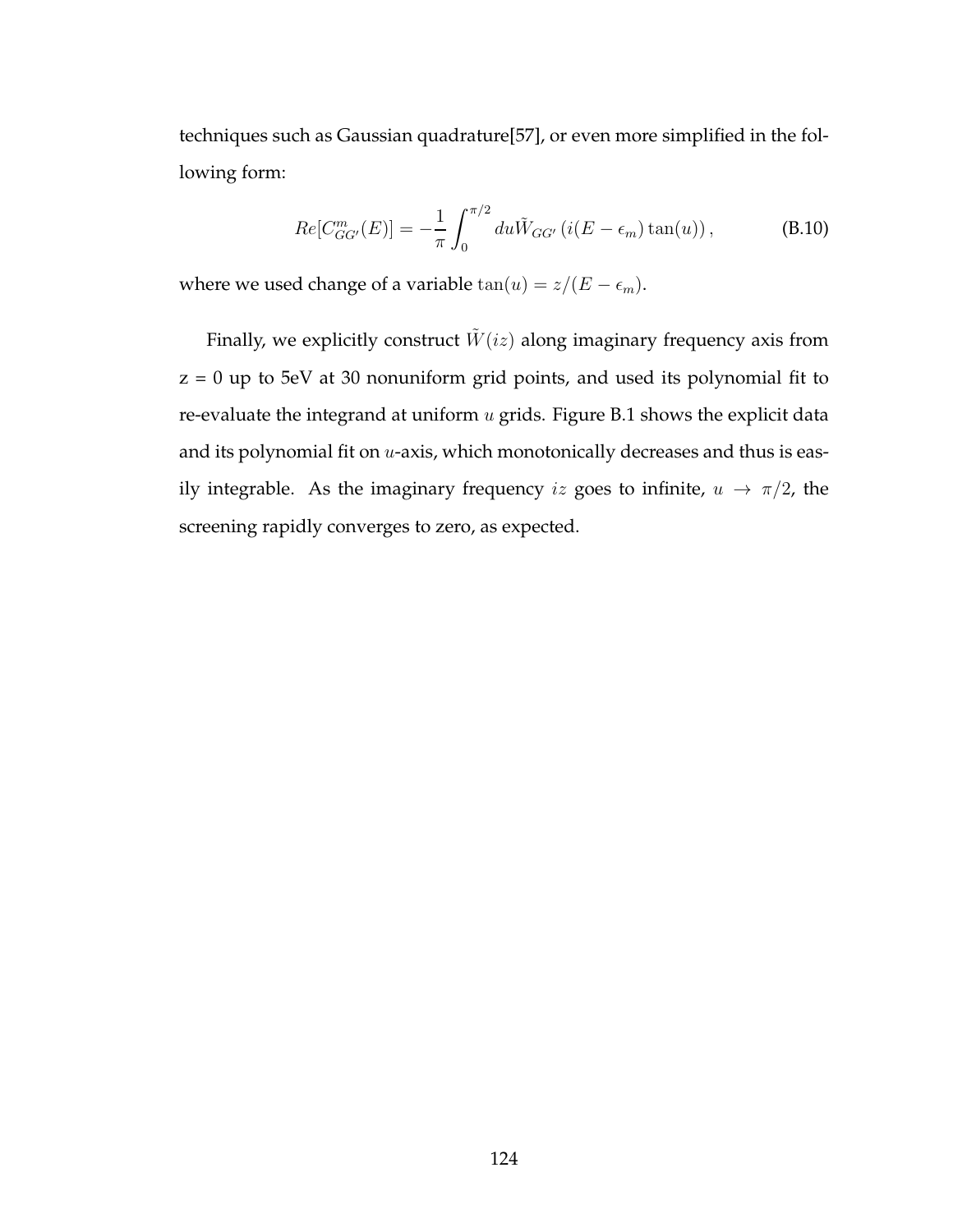techniques such as Gaussian quadrature[57], or even more simplified in the following form:

$$Re[C^m_{GG'}(E)] = -\frac{1}{\pi}\int_0^{\pi/2} du \tilde{W}_{GG'}\left(i(E-\epsilon_m)\tan(u)\right), \tag{B.10}$$

where we used change of a variable $\tan(u) = z/(E - \epsilon_m)$.

Finally, we explicitly construct $\tilde{W}(iz)$ along imaginary frequency axis from z = 0 up to 5eV at 30 nonuniform grid points, and used its polynomial fit to re-evaluate the integrand at uniform $u$ grids. Figure B.1 shows the explicit data and its polynomial fit on $u$-axis, which monotonically decreases and thus is easily integrable. As the imaginary frequency $iz$ goes to infinite, $u \to \pi/2$, the screening rapidly converges to zero, as expected.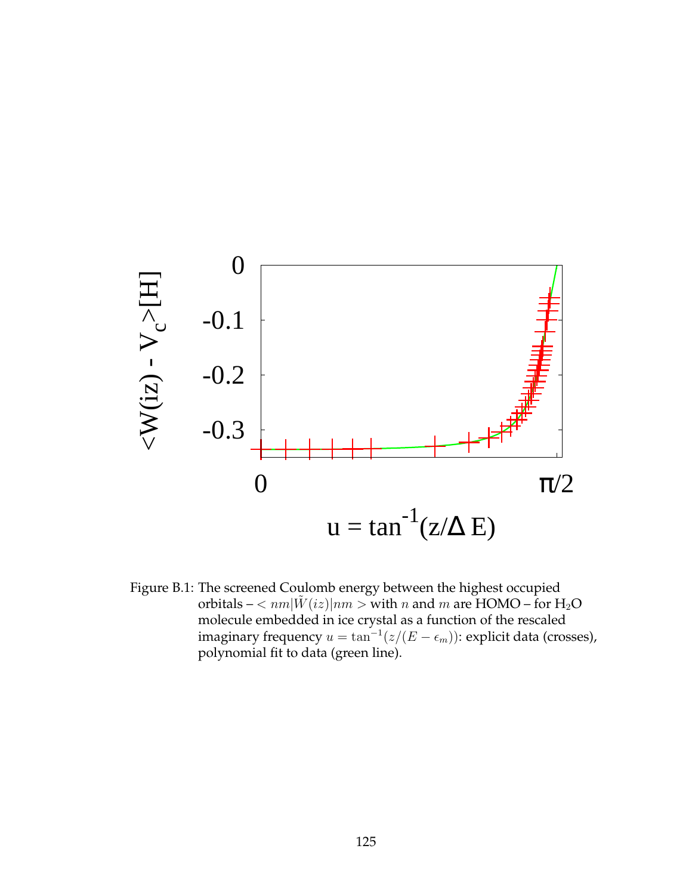0

-0.1

-0.2

-0.3

<W(iz) - V$_c$>[H]

0

π/2

u = tan$^{-1}$(z/Δ E)

Figure B.1: The screened Coulomb energy between the highest occupied orbitals – $< nm|\tilde{W}(iz)|nm >$ with $n$ and $m$ are HOMO – for $H_2O$ molecule embedded in ice crystal as a function of the rescaled imaginary frequency $u = \tan^{-1}(z/(E - \epsilon_m))$: explicit data (crosses), polynomial fit to data (green line).